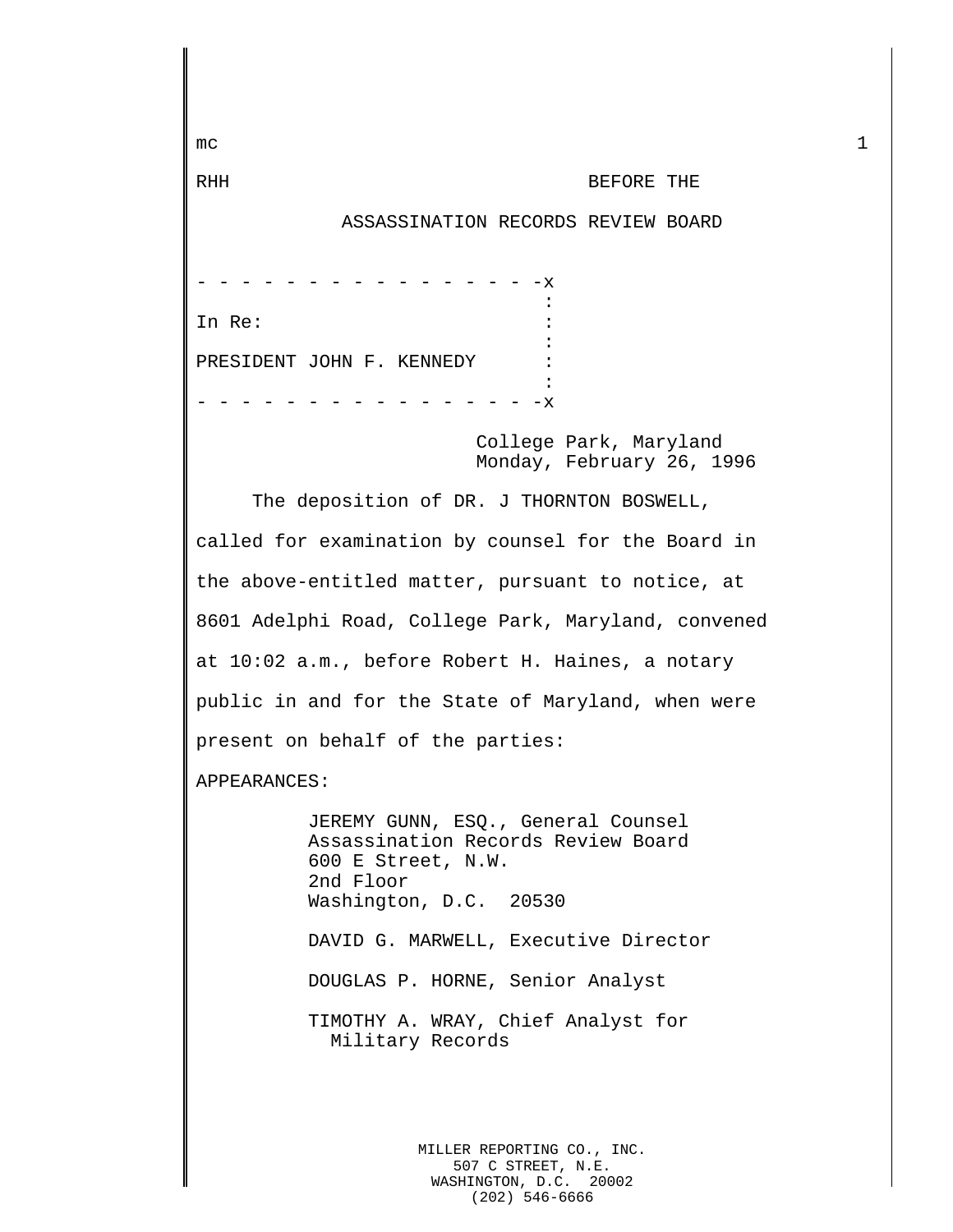mc

RHH BEFORE THE

ASSASSINATION RECORDS REVIEW BOARD

```
- - - - - - - - - - - - - - - - -x
                                 :
In Re:                           :
                                 :
PRESIDENT JOHN F. KENNEDY        :
                                 :
- - - - - - - - - - - - - - - - -x
```

College Park, Maryland
Monday, February 26, 1996

The deposition of DR. J THORNTON BOSWELL, called for examination by counsel for the Board in the above-entitled matter, pursuant to notice, at 8601 Adelphi Road, College Park, Maryland, convened at 10:02 a.m., before Robert H. Haines, a notary public in and for the State of Maryland, when were present on behalf of the parties:

APPEARANCES:

JEREMY GUNN, ESQ., General Counsel
Assassination Records Review Board
600 E Street, N.W.
2nd Floor
Washington, D.C. 20530

DAVID G. MARWELL, Executive Director

DOUGLAS P. HORNE, Senior Analyst

TIMOTHY A. WRAY, Chief Analyst for Military Records

MILLER REPORTING CO., INC.
507 C STREET, N.E.
WASHINGTON, D.C. 20002
(202) 546-6666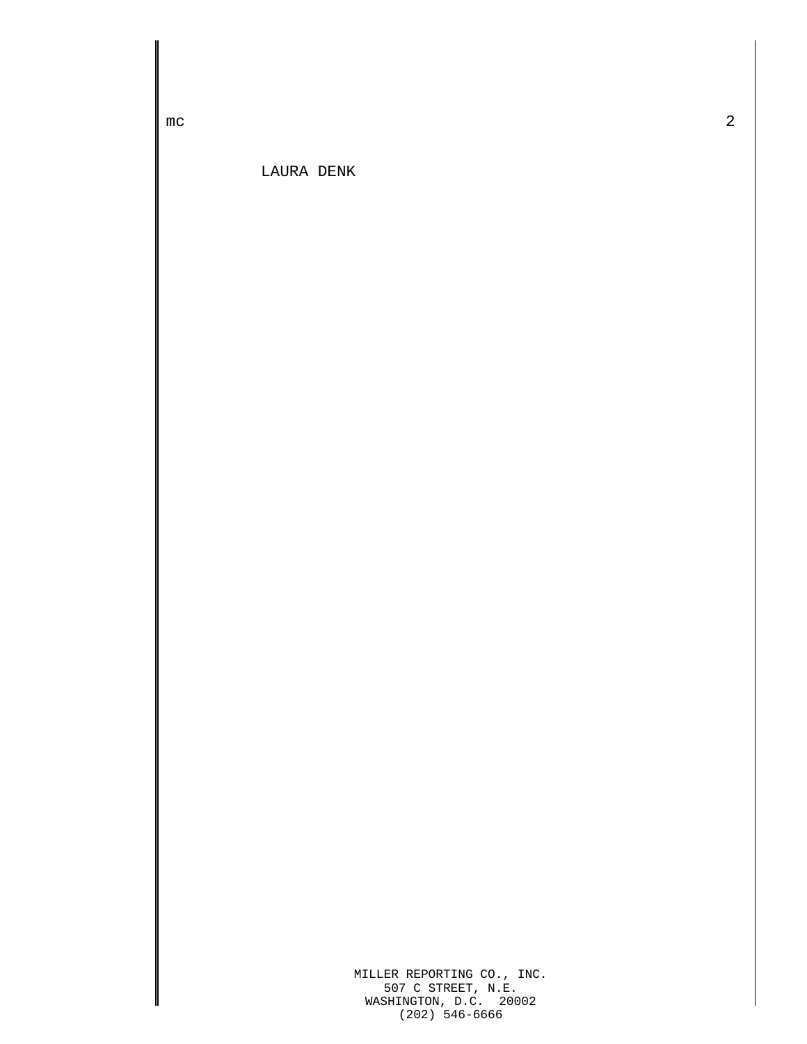LAURA DENK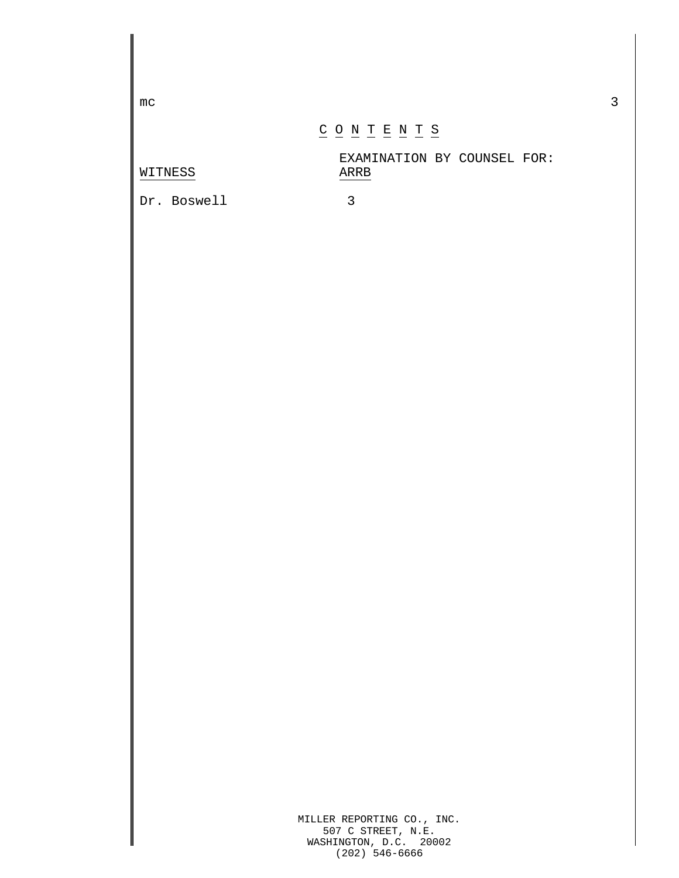# C O N T E N T S

| WITNESS | EXAMINATION BY COUNSEL FOR: ARRB |
|---|---|
| Dr. Boswell | 3 |

MILLER REPORTING CO., INC.
507 C STREET, N.E.
WASHINGTON, D.C. 20002
(202) 546-6666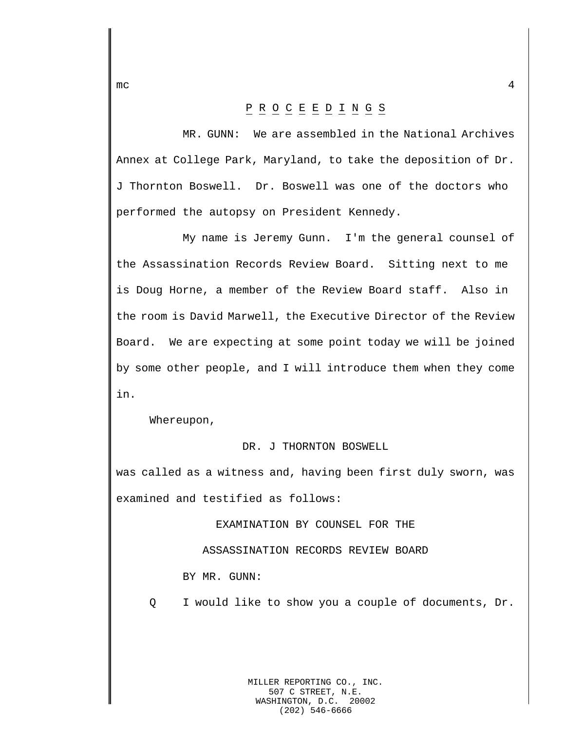## P R O C E E D I N G S

MR. GUNN: We are assembled in the National Archives Annex at College Park, Maryland, to take the deposition of Dr. J Thornton Boswell. Dr. Boswell was one of the doctors who performed the autopsy on President Kennedy.

My name is Jeremy Gunn. I'm the general counsel of the Assassination Records Review Board. Sitting next to me is Doug Horne, a member of the Review Board staff. Also in the room is David Marwell, the Executive Director of the Review Board. We are expecting at some point today we will be joined by some other people, and I will introduce them when they come in.

Whereupon,

DR. J THORNTON BOSWELL

was called as a witness and, having been first duly sworn, was examined and testified as follows:

EXAMINATION BY COUNSEL FOR THE

ASSASSINATION RECORDS REVIEW BOARD

BY MR. GUNN:

Q I would like to show you a couple of documents, Dr.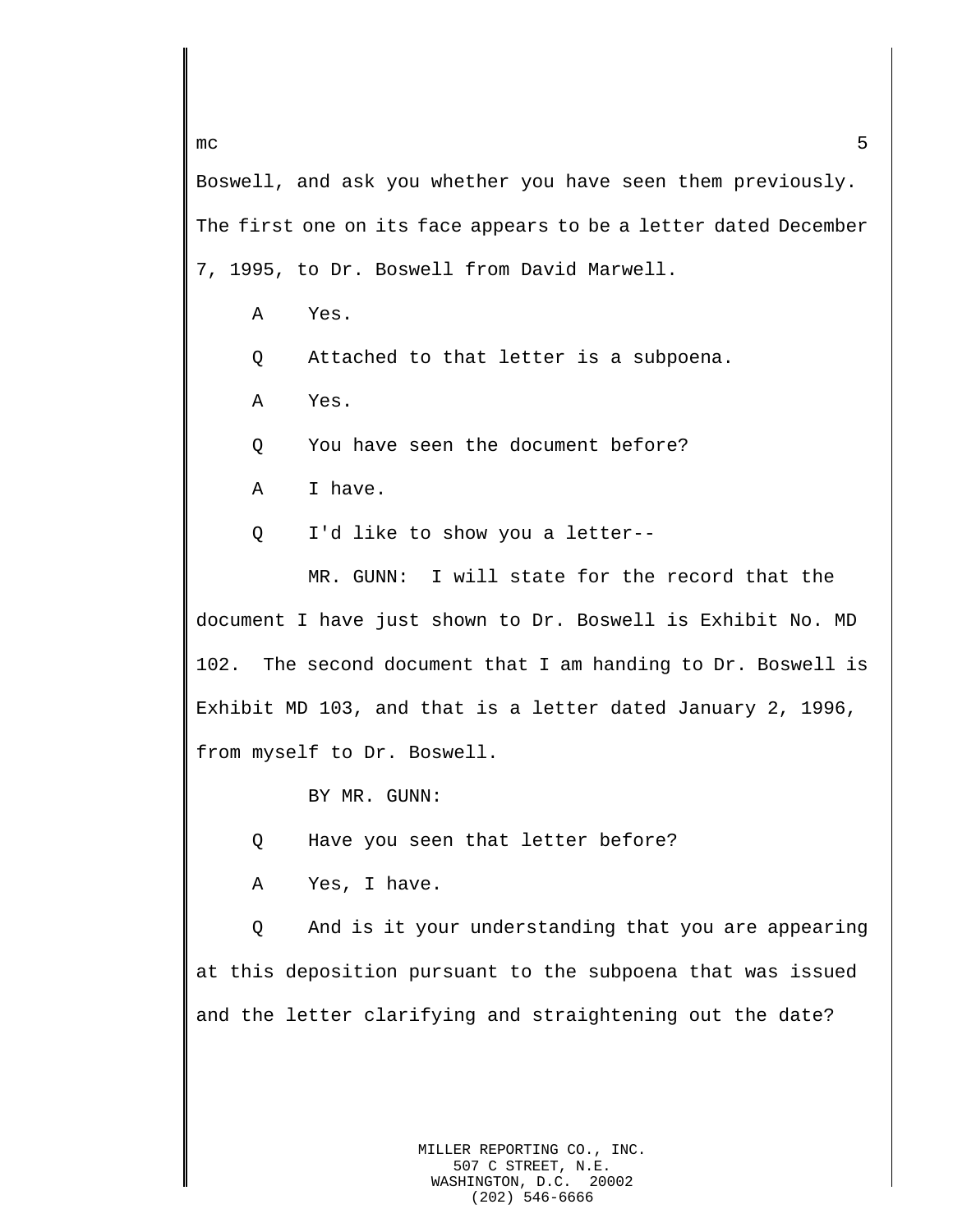Boswell, and ask you whether you have seen them previously. The first one on its face appears to be a letter dated December 7, 1995, to Dr. Boswell from David Marwell.

A Yes.

Q Attached to that letter is a subpoena.

A Yes.

Q You have seen the document before?

A I have.

Q I'd like to show you a letter--

MR. GUNN: I will state for the record that the document I have just shown to Dr. Boswell is Exhibit No. MD 102. The second document that I am handing to Dr. Boswell is Exhibit MD 103, and that is a letter dated January 2, 1996, from myself to Dr. Boswell.

BY MR. GUNN:

Q Have you seen that letter before?

A Yes, I have.

Q And is it your understanding that you are appearing at this deposition pursuant to the subpoena that was issued and the letter clarifying and straightening out the date?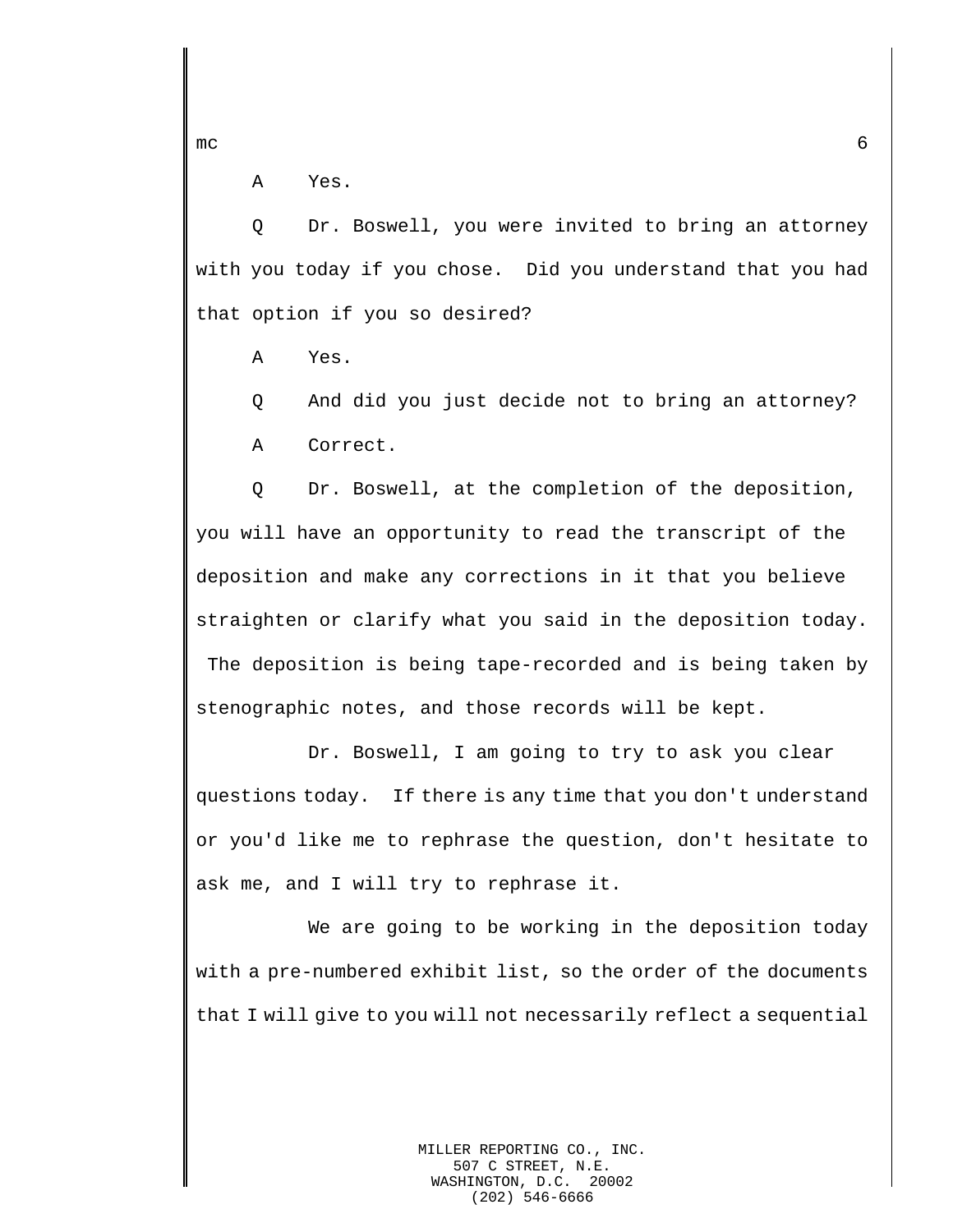A Yes.

Q Dr. Boswell, you were invited to bring an attorney with you today if you chose. Did you understand that you had that option if you so desired?

A Yes.

Q And did you just decide not to bring an attorney?

A Correct.

Q Dr. Boswell, at the completion of the deposition, you will have an opportunity to read the transcript of the deposition and make any corrections in it that you believe straighten or clarify what you said in the deposition today. The deposition is being tape-recorded and is being taken by stenographic notes, and those records will be kept.

Dr. Boswell, I am going to try to ask you clear questions today. If there is any time that you don't understand or you'd like me to rephrase the question, don't hesitate to ask me, and I will try to rephrase it.

We are going to be working in the deposition today with a pre-numbered exhibit list, so the order of the documents that I will give to you will not necessarily reflect a sequential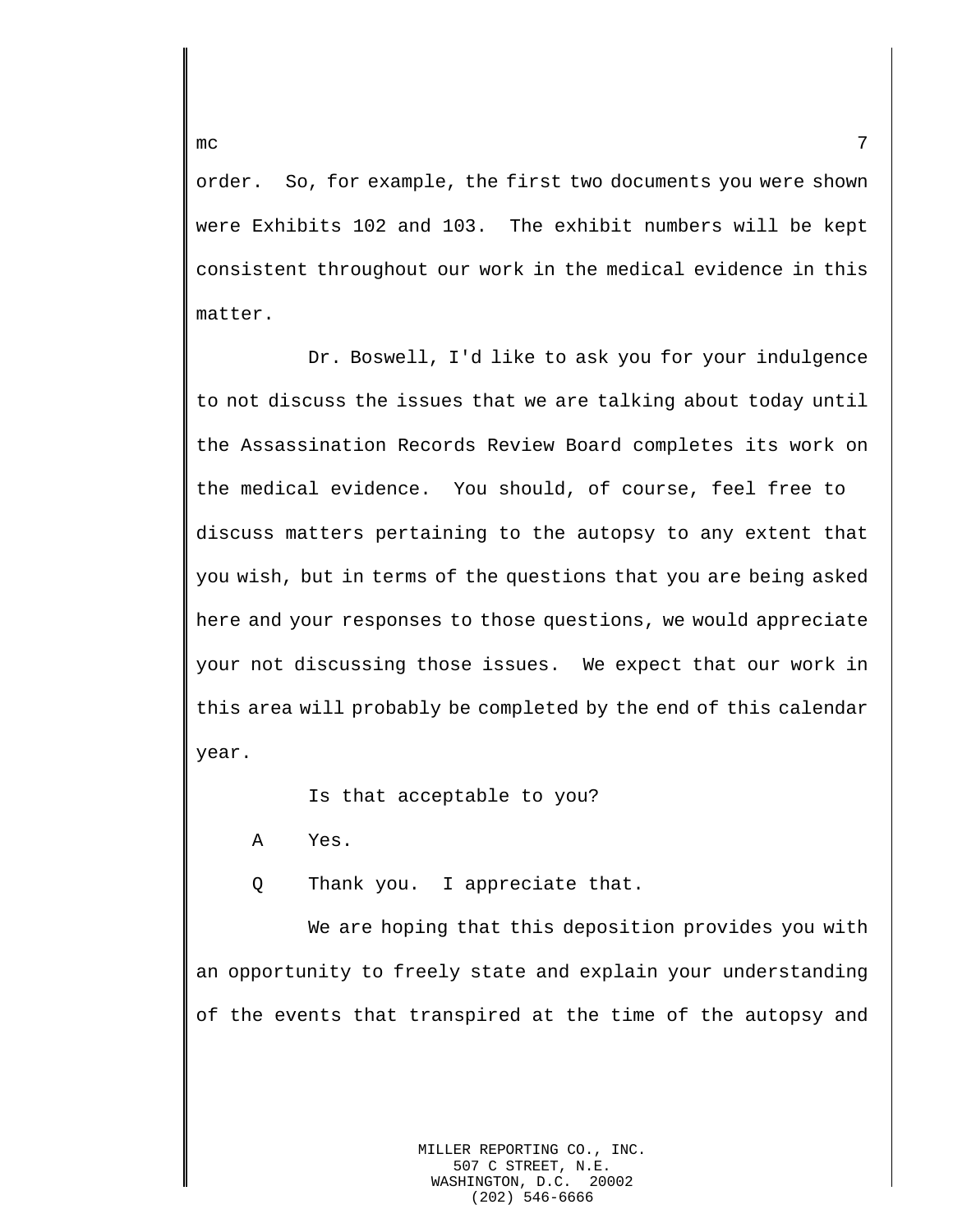order. So, for example, the first two documents you were shown were Exhibits 102 and 103. The exhibit numbers will be kept consistent throughout our work in the medical evidence in this matter.

Dr. Boswell, I'd like to ask you for your indulgence to not discuss the issues that we are talking about today until the Assassination Records Review Board completes its work on the medical evidence. You should, of course, feel free to discuss matters pertaining to the autopsy to any extent that you wish, but in terms of the questions that you are being asked here and your responses to those questions, we would appreciate your not discussing those issues. We expect that our work in this area will probably be completed by the end of this calendar year.

Is that acceptable to you?

A Yes.

Q Thank you. I appreciate that.

We are hoping that this deposition provides you with an opportunity to freely state and explain your understanding of the events that transpired at the time of the autopsy and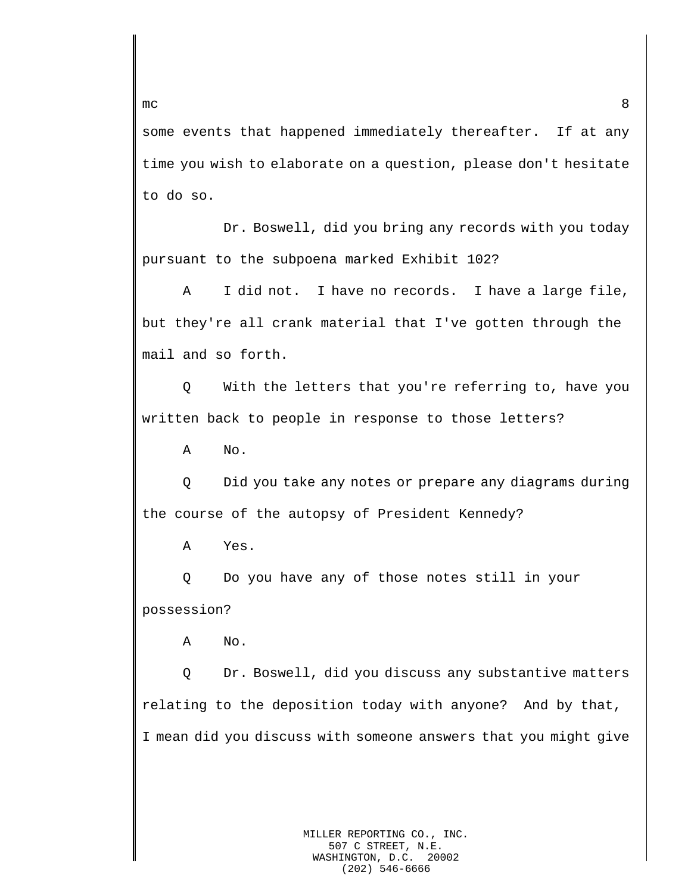some events that happened immediately thereafter. If at any time you wish to elaborate on a question, please don't hesitate to do so.

Dr. Boswell, did you bring any records with you today pursuant to the subpoena marked Exhibit 102?

A I did not. I have no records. I have a large file, but they're all crank material that I've gotten through the mail and so forth.

Q With the letters that you're referring to, have you written back to people in response to those letters?

A No.

Q Did you take any notes or prepare any diagrams during the course of the autopsy of President Kennedy?

A Yes.

Q Do you have any of those notes still in your possession?

A No.

Q Dr. Boswell, did you discuss any substantive matters relating to the deposition today with anyone? And by that, I mean did you discuss with someone answers that you might give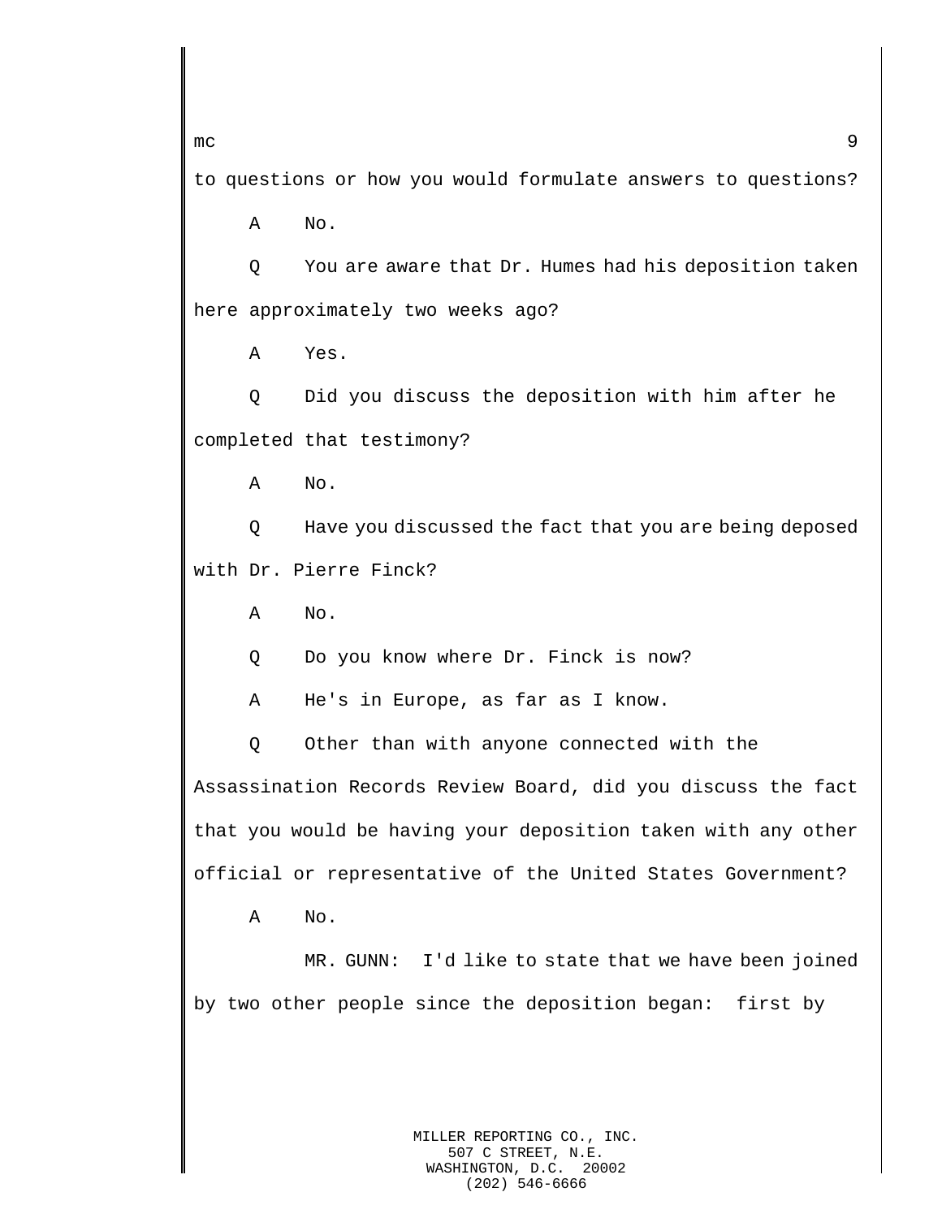to questions or how you would formulate answers to questions?

A No.

Q You are aware that Dr. Humes had his deposition taken here approximately two weeks ago?

A Yes.

Q Did you discuss the deposition with him after he completed that testimony?

A No.

Q Have you discussed the fact that you are being deposed with Dr. Pierre Finck?

A No.

Q Do you know where Dr. Finck is now?

A He's in Europe, as far as I know.

Q Other than with anyone connected with the Assassination Records Review Board, did you discuss the fact that you would be having your deposition taken with any other official or representative of the United States Government?

A No.

MR. GUNN: I'd like to state that we have been joined by two other people since the deposition began: first by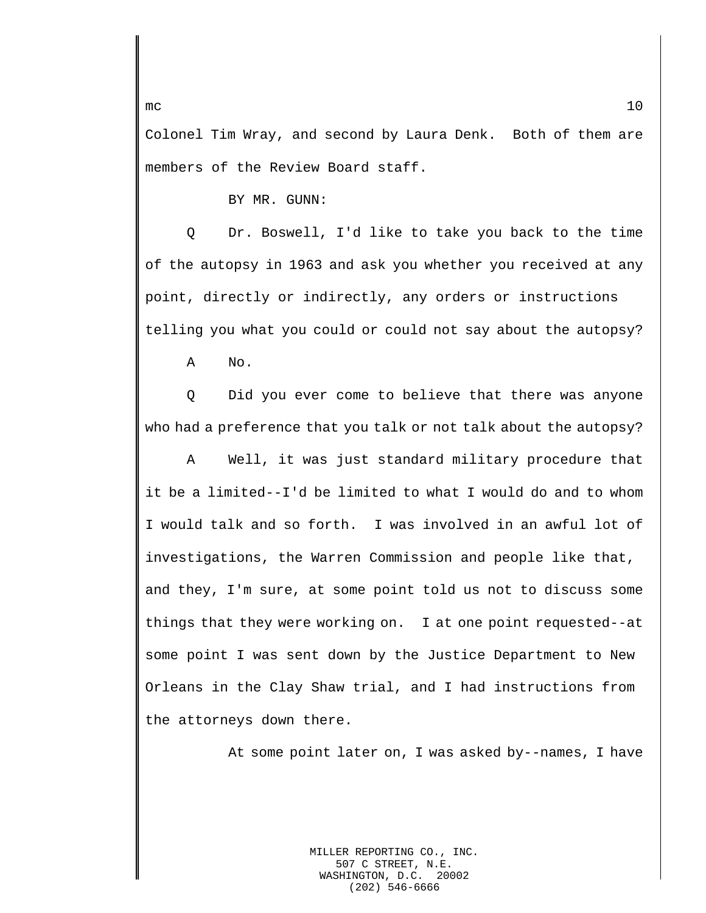Colonel Tim Wray, and second by Laura Denk. Both of them are members of the Review Board staff.

BY MR. GUNN:

Q Dr. Boswell, I'd like to take you back to the time of the autopsy in 1963 and ask you whether you received at any point, directly or indirectly, any orders or instructions telling you what you could or could not say about the autopsy?

A No.

Q Did you ever come to believe that there was anyone who had a preference that you talk or not talk about the autopsy?

A Well, it was just standard military procedure that it be a limited--I'd be limited to what I would do and to whom I would talk and so forth. I was involved in an awful lot of investigations, the Warren Commission and people like that, and they, I'm sure, at some point told us not to discuss some things that they were working on. I at one point requested--at some point I was sent down by the Justice Department to New Orleans in the Clay Shaw trial, and I had instructions from the attorneys down there.

At some point later on, I was asked by--names, I have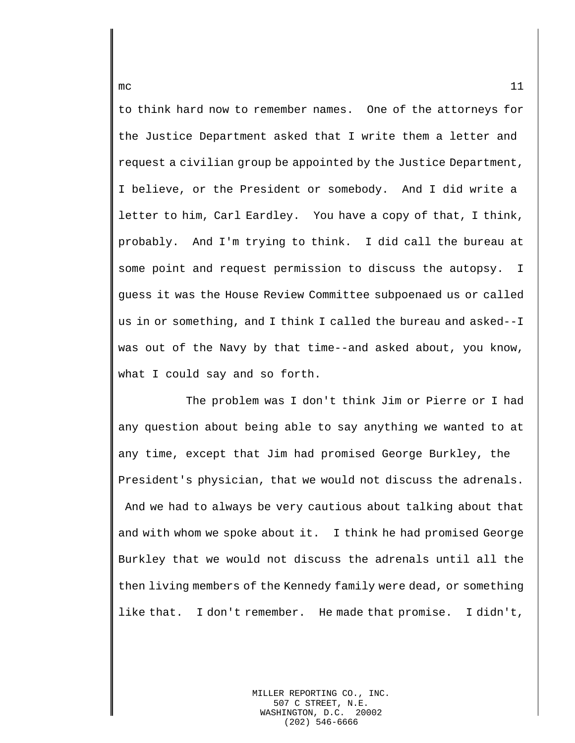to think hard now to remember names. One of the attorneys for the Justice Department asked that I write them a letter and request a civilian group be appointed by the Justice Department, I believe, or the President or somebody. And I did write a letter to him, Carl Eardley. You have a copy of that, I think, probably. And I'm trying to think. I did call the bureau at some point and request permission to discuss the autopsy. I guess it was the House Review Committee subpoenaed us or called us in or something, and I think I called the bureau and asked--I was out of the Navy by that time--and asked about, you know, what I could say and so forth.

The problem was I don't think Jim or Pierre or I had any question about being able to say anything we wanted to at any time, except that Jim had promised George Burkley, the President's physician, that we would not discuss the adrenals. And we had to always be very cautious about talking about that and with whom we spoke about it. I think he had promised George Burkley that we would not discuss the adrenals until all the then living members of the Kennedy family were dead, or something like that. I don't remember. He made that promise. I didn't,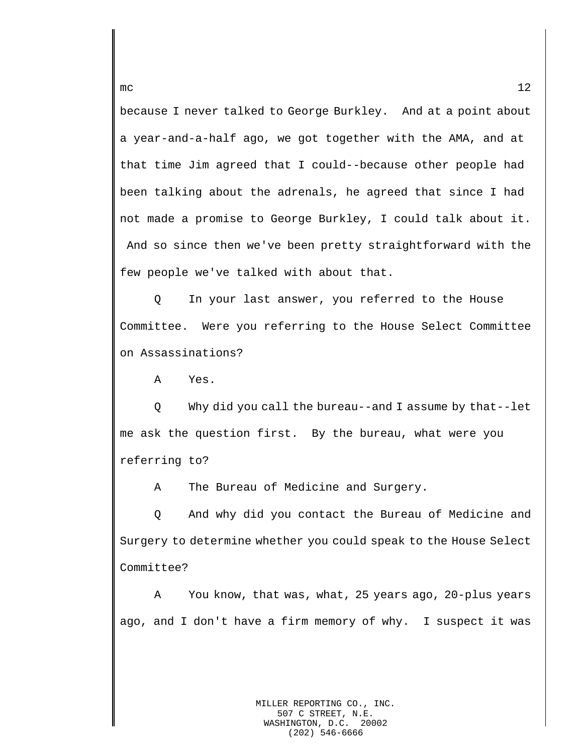because I never talked to George Burkley. And at a point about a year-and-a-half ago, we got together with the AMA, and at that time Jim agreed that I could--because other people had been talking about the adrenals, he agreed that since I had not made a promise to George Burkley, I could talk about it. And so since then we've been pretty straightforward with the few people we've talked with about that.

Q In your last answer, you referred to the House Committee. Were you referring to the House Select Committee on Assassinations?

A Yes.

Q Why did you call the bureau--and I assume by that--let me ask the question first. By the bureau, what were you referring to?

A The Bureau of Medicine and Surgery.

Q And why did you contact the Bureau of Medicine and Surgery to determine whether you could speak to the House Select Committee?

A You know, that was, what, 25 years ago, 20-plus years ago, and I don't have a firm memory of why. I suspect it was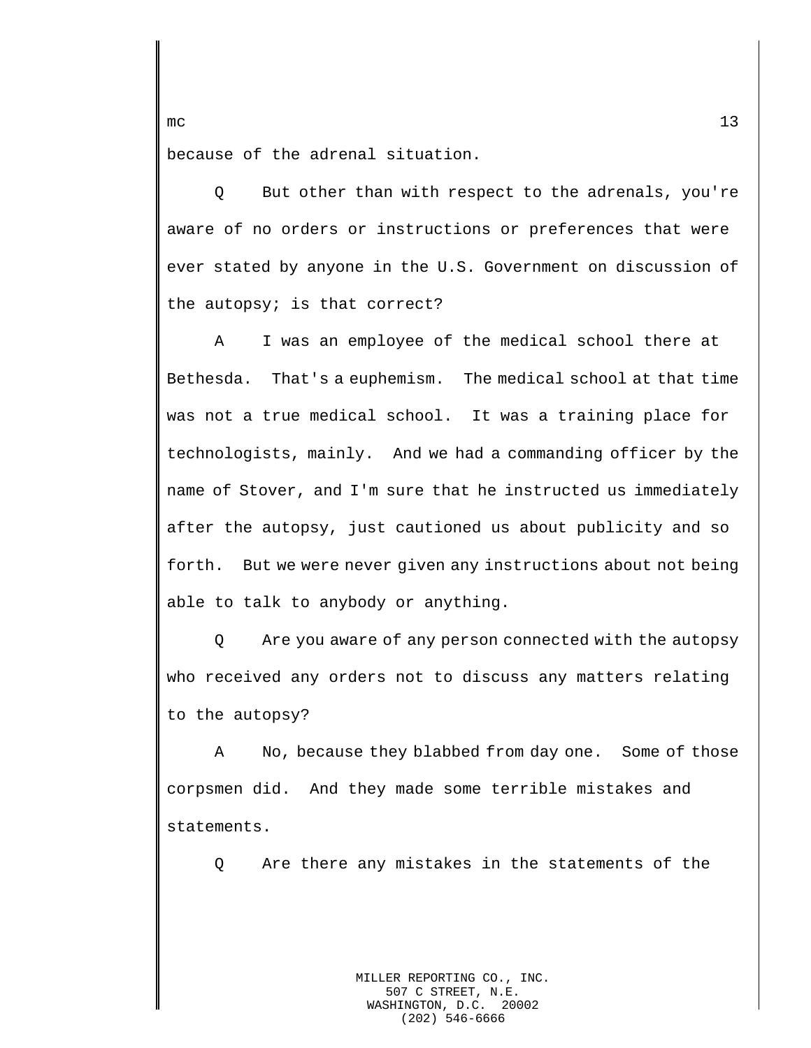because of the adrenal situation.

Q But other than with respect to the adrenals, you're aware of no orders or instructions or preferences that were ever stated by anyone in the U.S. Government on discussion of the autopsy; is that correct?

A I was an employee of the medical school there at Bethesda. That's a euphemism. The medical school at that time was not a true medical school. It was a training place for technologists, mainly. And we had a commanding officer by the name of Stover, and I'm sure that he instructed us immediately after the autopsy, just cautioned us about publicity and so forth. But we were never given any instructions about not being able to talk to anybody or anything.

Q Are you aware of any person connected with the autopsy who received any orders not to discuss any matters relating to the autopsy?

A No, because they blabbed from day one. Some of those corpsmen did. And they made some terrible mistakes and statements.

Q Are there any mistakes in the statements of the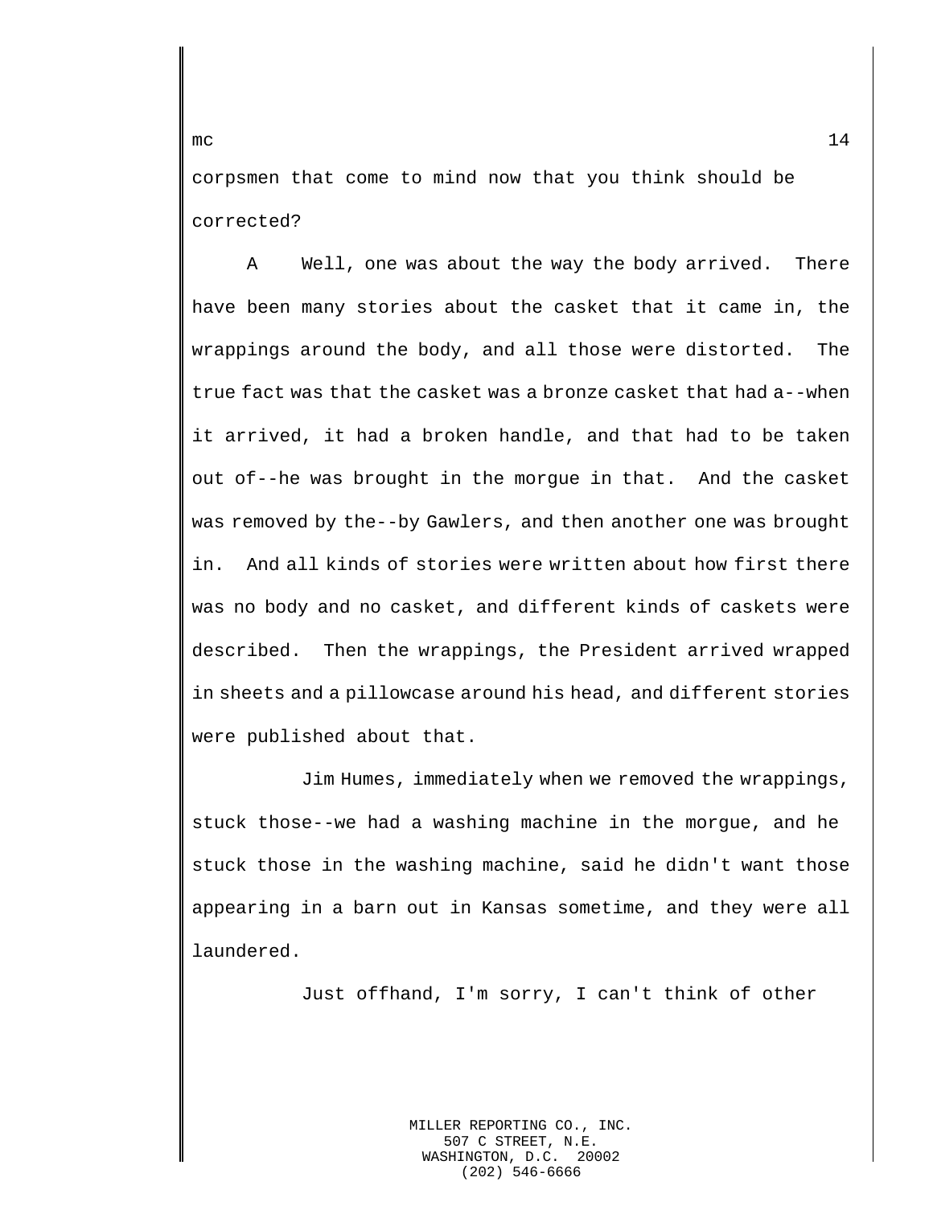corpsmen that come to mind now that you think should be corrected?

A     Well, one was about the way the body arrived.  There have been many stories about the casket that it came in, the wrappings around the body, and all those were distorted.  The true fact was that the casket was a bronze casket that had a--when it arrived, it had a broken handle, and that had to be taken out of--he was brought in the morgue in that.  And the casket was removed by the--by Gawlers, and then another one was brought in.  And all kinds of stories were written about how first there was no body and no casket, and different kinds of caskets were described.  Then the wrappings, the President arrived wrapped in sheets and a pillowcase around his head, and different stories were published about that.

Jim Humes, immediately when we removed the wrappings, stuck those--we had a washing machine in the morgue, and he stuck those in the washing machine, said he didn't want those appearing in a barn out in Kansas sometime, and they were all laundered.

Just offhand, I'm sorry, I can't think of other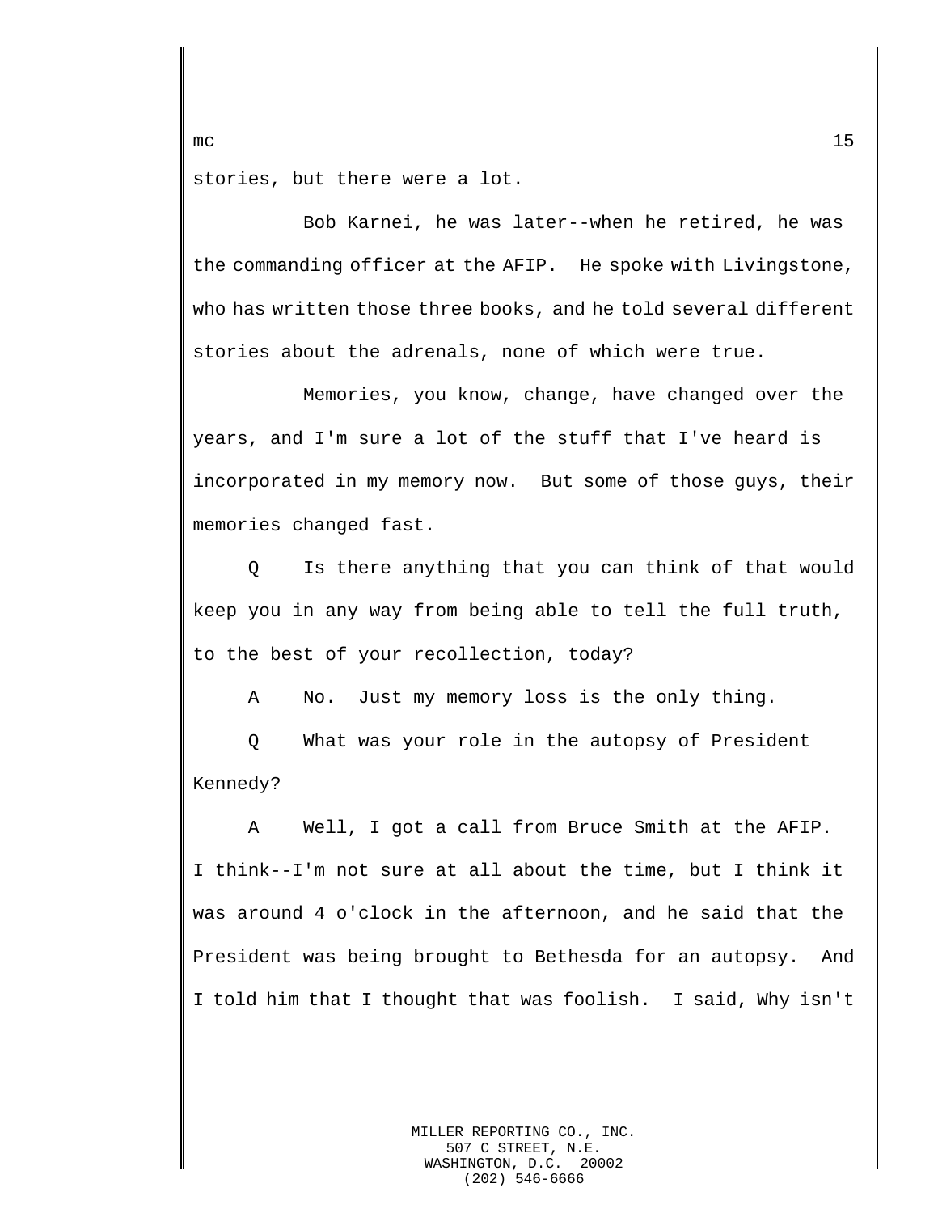stories, but there were a lot.

Bob Karnei, he was later--when he retired, he was the commanding officer at the AFIP. He spoke with Livingstone, who has written those three books, and he told several different stories about the adrenals, none of which were true.

Memories, you know, change, have changed over the years, and I'm sure a lot of the stuff that I've heard is incorporated in my memory now. But some of those guys, their memories changed fast.

Q Is there anything that you can think of that would keep you in any way from being able to tell the full truth, to the best of your recollection, today?

A No. Just my memory loss is the only thing.

Q What was your role in the autopsy of President Kennedy?

A Well, I got a call from Bruce Smith at the AFIP. I think--I'm not sure at all about the time, but I think it was around 4 o'clock in the afternoon, and he said that the President was being brought to Bethesda for an autopsy. And I told him that I thought that was foolish. I said, Why isn't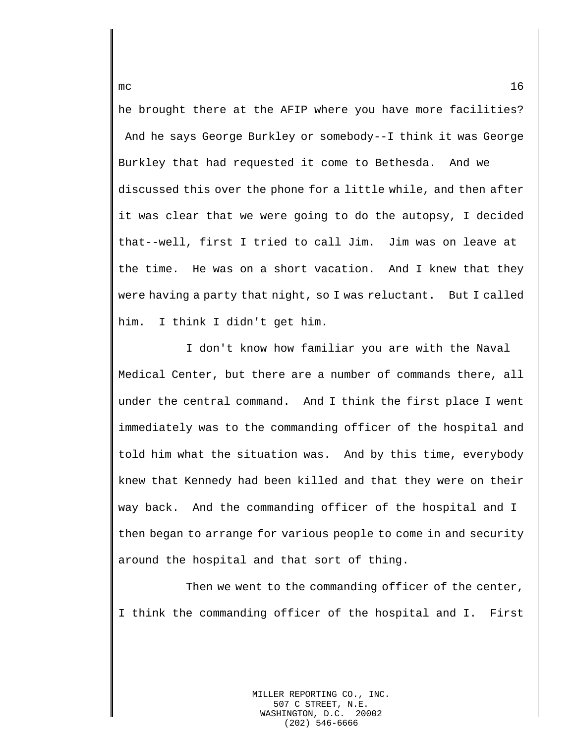he brought there at the AFIP where you have more facilities? And he says George Burkley or somebody--I think it was George Burkley that had requested it come to Bethesda. And we discussed this over the phone for a little while, and then after it was clear that we were going to do the autopsy, I decided that--well, first I tried to call Jim. Jim was on leave at the time. He was on a short vacation. And I knew that they were having a party that night, so I was reluctant. But I called him. I think I didn't get him.

I don't know how familiar you are with the Naval Medical Center, but there are a number of commands there, all under the central command. And I think the first place I went immediately was to the commanding officer of the hospital and told him what the situation was. And by this time, everybody knew that Kennedy had been killed and that they were on their way back. And the commanding officer of the hospital and I then began to arrange for various people to come in and security around the hospital and that sort of thing.

Then we went to the commanding officer of the center, I think the commanding officer of the hospital and I. First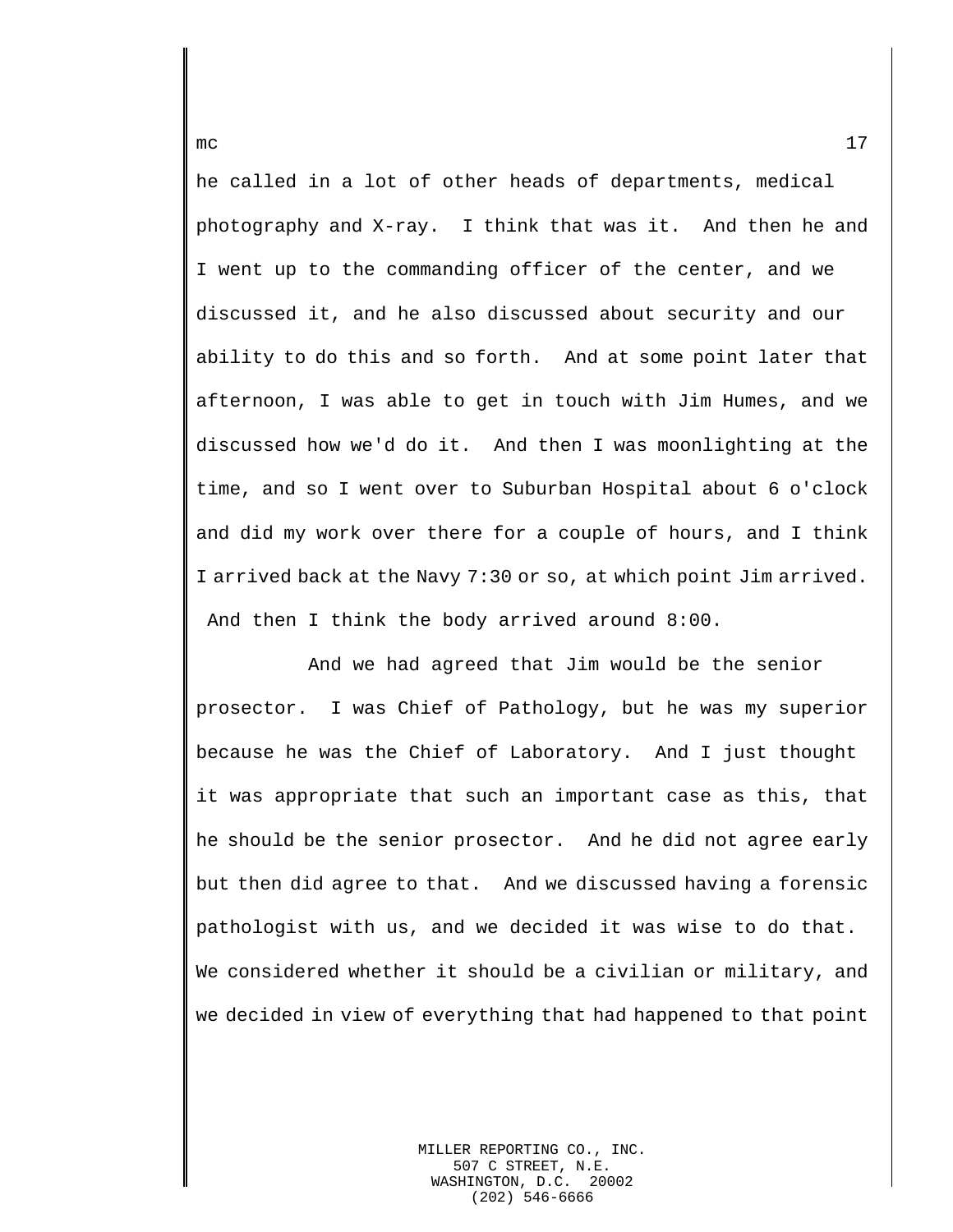he called in a lot of other heads of departments, medical photography and X-ray. I think that was it. And then he and I went up to the commanding officer of the center, and we discussed it, and he also discussed about security and our ability to do this and so forth. And at some point later that afternoon, I was able to get in touch with Jim Humes, and we discussed how we'd do it. And then I was moonlighting at the time, and so I went over to Suburban Hospital about 6 o'clock and did my work over there for a couple of hours, and I think I arrived back at the Navy 7:30 or so, at which point Jim arrived. And then I think the body arrived around 8:00.

And we had agreed that Jim would be the senior prosector. I was Chief of Pathology, but he was my superior because he was the Chief of Laboratory. And I just thought it was appropriate that such an important case as this, that he should be the senior prosector. And he did not agree early but then did agree to that. And we discussed having a forensic pathologist with us, and we decided it was wise to do that. We considered whether it should be a civilian or military, and we decided in view of everything that had happened to that point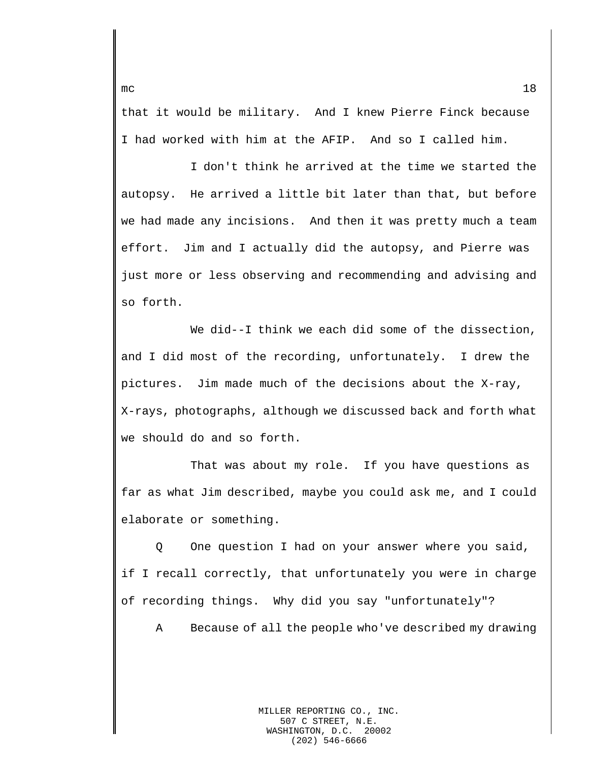that it would be military. And I knew Pierre Finck because I had worked with him at the AFIP. And so I called him.

I don't think he arrived at the time we started the autopsy. He arrived a little bit later than that, but before we had made any incisions. And then it was pretty much a team effort. Jim and I actually did the autopsy, and Pierre was just more or less observing and recommending and advising and so forth.

We did--I think we each did some of the dissection, and I did most of the recording, unfortunately. I drew the pictures. Jim made much of the decisions about the X-ray, X-rays, photographs, although we discussed back and forth what we should do and so forth.

That was about my role. If you have questions as far as what Jim described, maybe you could ask me, and I could elaborate or something.

Q One question I had on your answer where you said, if I recall correctly, that unfortunately you were in charge of recording things. Why did you say "unfortunately"?

A Because of all the people who've described my drawing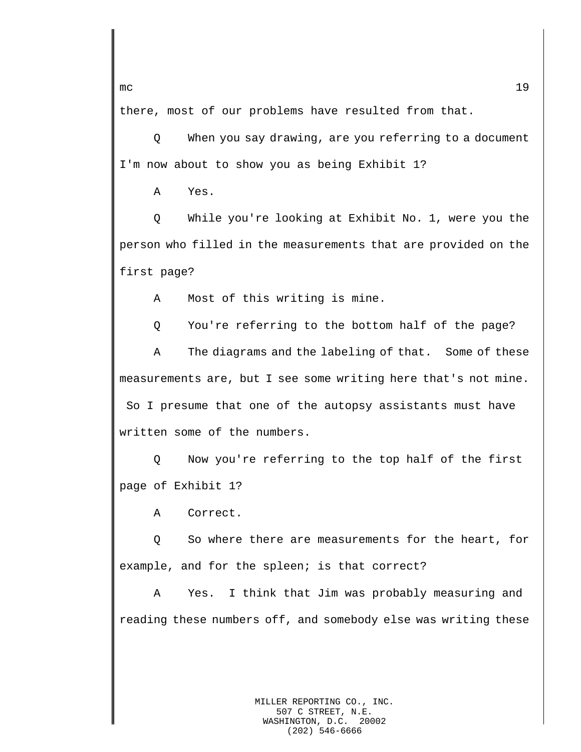there, most of our problems have resulted from that.

Q When you say drawing, are you referring to a document I'm now about to show you as being Exhibit 1?

A Yes.

Q While you're looking at Exhibit No. 1, were you the person who filled in the measurements that are provided on the first page?

A Most of this writing is mine.

Q You're referring to the bottom half of the page?

A The diagrams and the labeling of that. Some of these measurements are, but I see some writing here that's not mine. So I presume that one of the autopsy assistants must have written some of the numbers.

Q Now you're referring to the top half of the first page of Exhibit 1?

A Correct.

Q So where there are measurements for the heart, for example, and for the spleen; is that correct?

A Yes. I think that Jim was probably measuring and reading these numbers off, and somebody else was writing these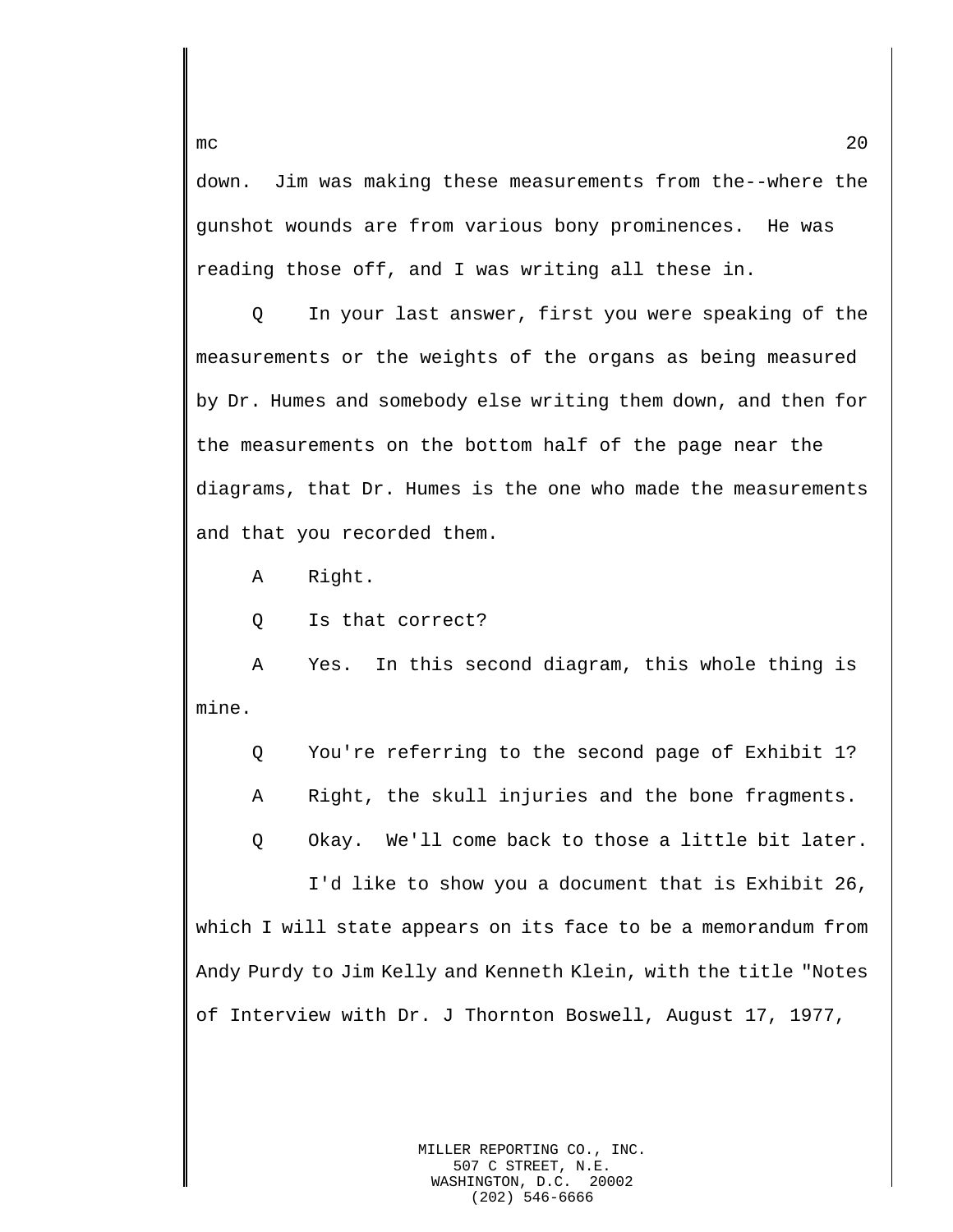down. Jim was making these measurements from the--where the gunshot wounds are from various bony prominences. He was reading those off, and I was writing all these in.

Q In your last answer, first you were speaking of the measurements or the weights of the organs as being measured by Dr. Humes and somebody else writing them down, and then for the measurements on the bottom half of the page near the diagrams, that Dr. Humes is the one who made the measurements and that you recorded them.

A Right.

Q Is that correct?

A Yes. In this second diagram, this whole thing is mine.

Q You're referring to the second page of Exhibit 1?

A Right, the skull injuries and the bone fragments.

Q Okay. We'll come back to those a little bit later.

I'd like to show you a document that is Exhibit 26, which I will state appears on its face to be a memorandum from Andy Purdy to Jim Kelly and Kenneth Klein, with the title "Notes of Interview with Dr. J Thornton Boswell, August 17, 1977,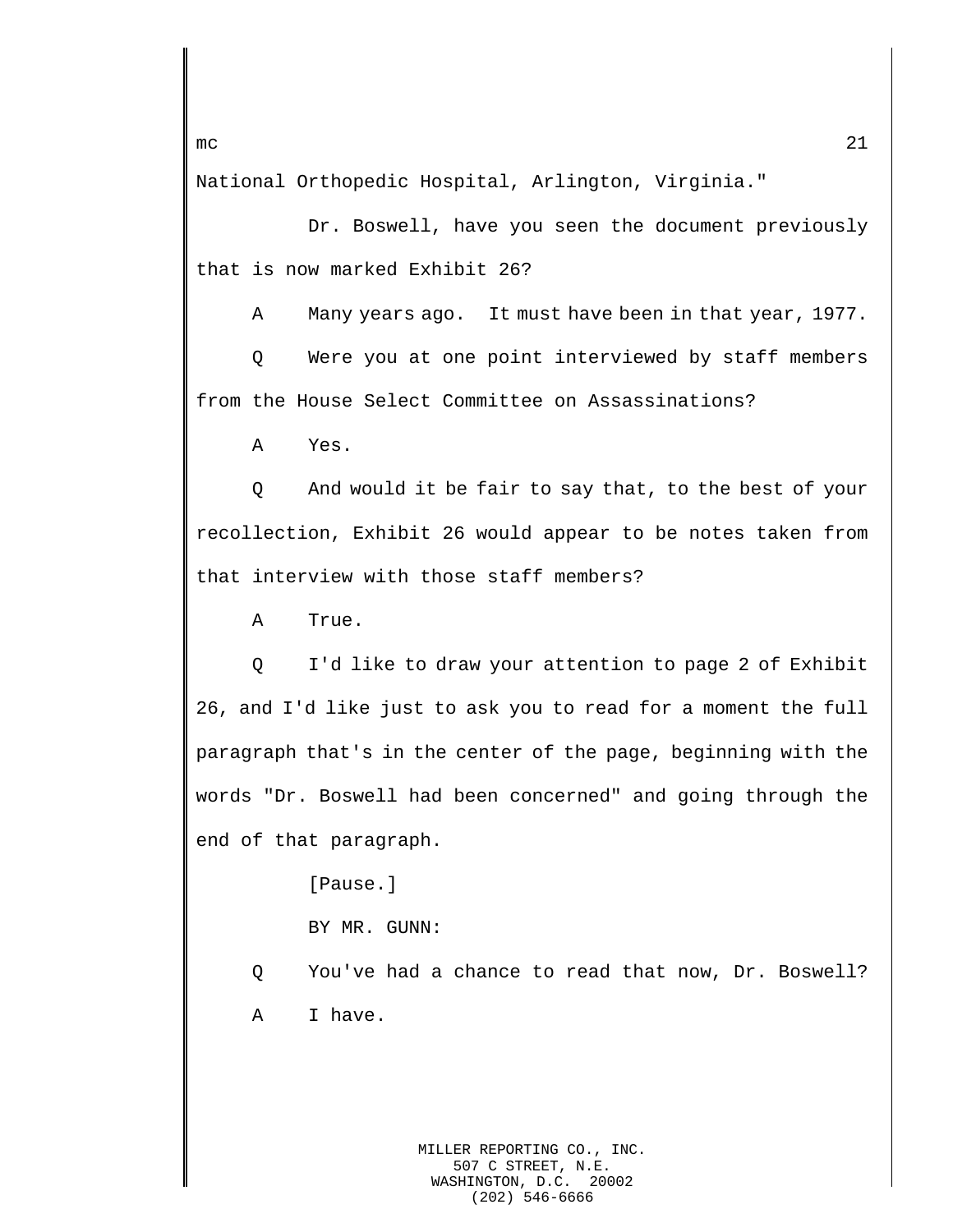National Orthopedic Hospital, Arlington, Virginia."

Dr. Boswell, have you seen the document previously that is now marked Exhibit 26?

A Many years ago. It must have been in that year, 1977.

Q Were you at one point interviewed by staff members from the House Select Committee on Assassinations?

A Yes.

Q And would it be fair to say that, to the best of your recollection, Exhibit 26 would appear to be notes taken from that interview with those staff members?

A True.

Q I'd like to draw your attention to page 2 of Exhibit 26, and I'd like just to ask you to read for a moment the full paragraph that's in the center of the page, beginning with the words "Dr. Boswell had been concerned" and going through the end of that paragraph.

[Pause.]

BY MR. GUNN:

Q You've had a chance to read that now, Dr. Boswell?

A I have.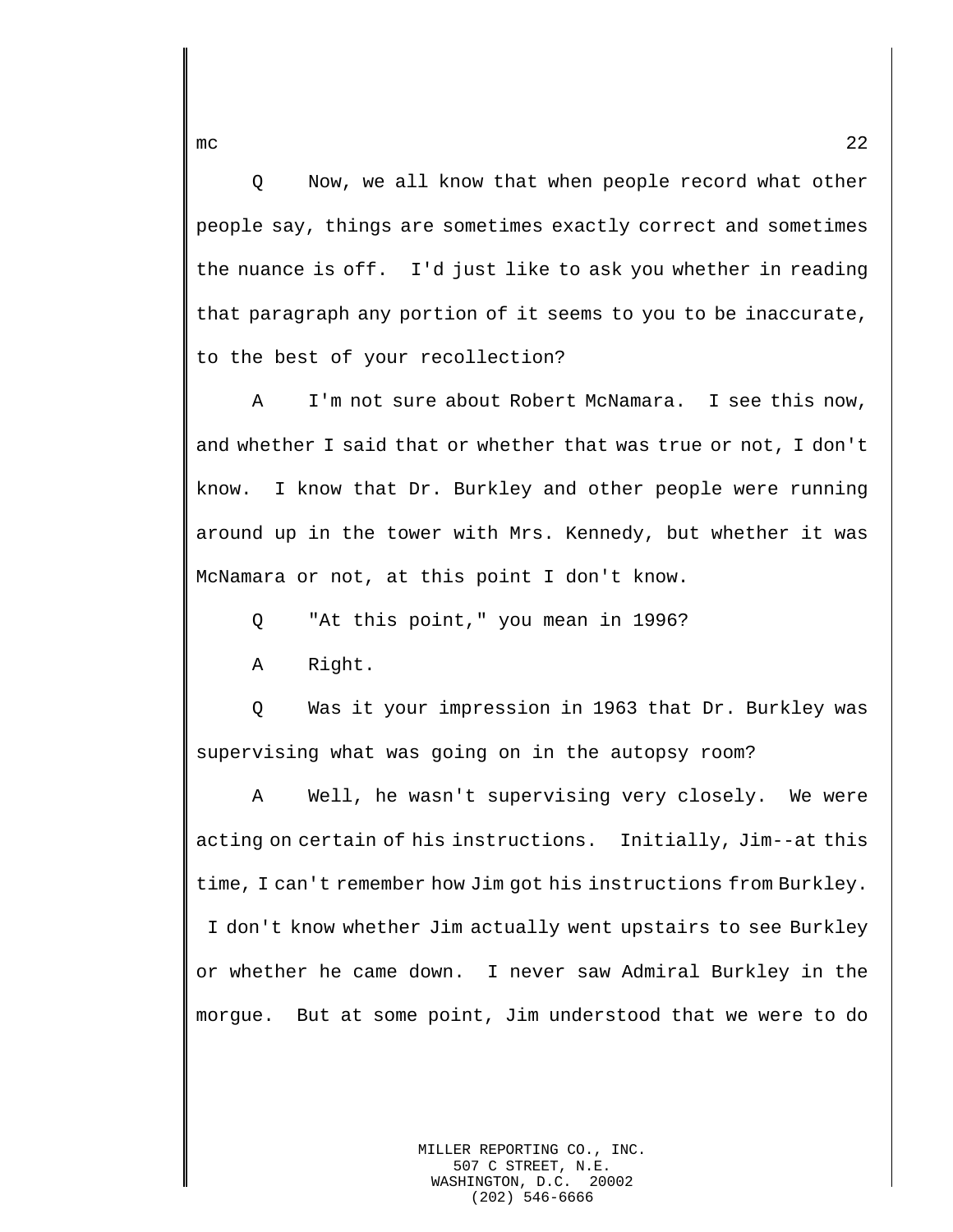Q Now, we all know that when people record what other people say, things are sometimes exactly correct and sometimes the nuance is off. I'd just like to ask you whether in reading that paragraph any portion of it seems to you to be inaccurate, to the best of your recollection?

A I'm not sure about Robert McNamara. I see this now, and whether I said that or whether that was true or not, I don't know. I know that Dr. Burkley and other people were running around up in the tower with Mrs. Kennedy, but whether it was McNamara or not, at this point I don't know.

Q "At this point," you mean in 1996?

A Right.

Q Was it your impression in 1963 that Dr. Burkley was supervising what was going on in the autopsy room?

A Well, he wasn't supervising very closely. We were acting on certain of his instructions. Initially, Jim--at this time, I can't remember how Jim got his instructions from Burkley. I don't know whether Jim actually went upstairs to see Burkley or whether he came down. I never saw Admiral Burkley in the morgue. But at some point, Jim understood that we were to do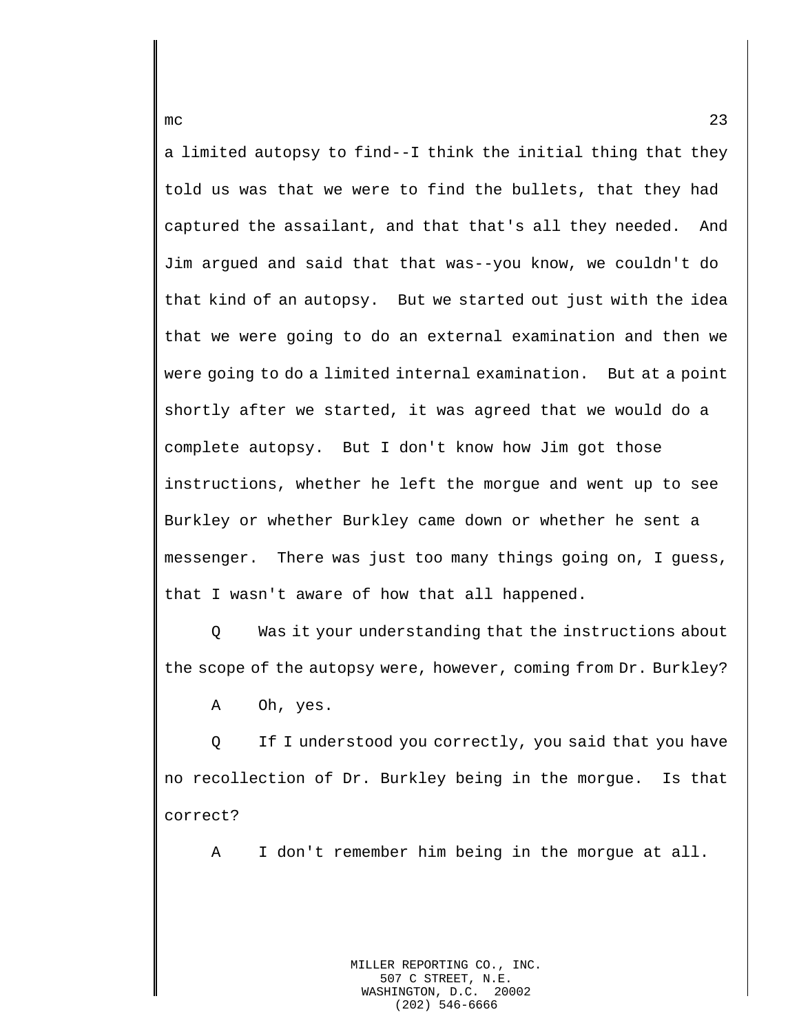a limited autopsy to find--I think the initial thing that they told us was that we were to find the bullets, that they had captured the assailant, and that that's all they needed. And Jim argued and said that that was--you know, we couldn't do that kind of an autopsy. But we started out just with the idea that we were going to do an external examination and then we were going to do a limited internal examination. But at a point shortly after we started, it was agreed that we would do a complete autopsy. But I don't know how Jim got those instructions, whether he left the morgue and went up to see Burkley or whether Burkley came down or whether he sent a messenger. There was just too many things going on, I guess, that I wasn't aware of how that all happened.

Q Was it your understanding that the instructions about the scope of the autopsy were, however, coming from Dr. Burkley?

A Oh, yes.

Q If I understood you correctly, you said that you have no recollection of Dr. Burkley being in the morgue. Is that correct?

A I don't remember him being in the morgue at all.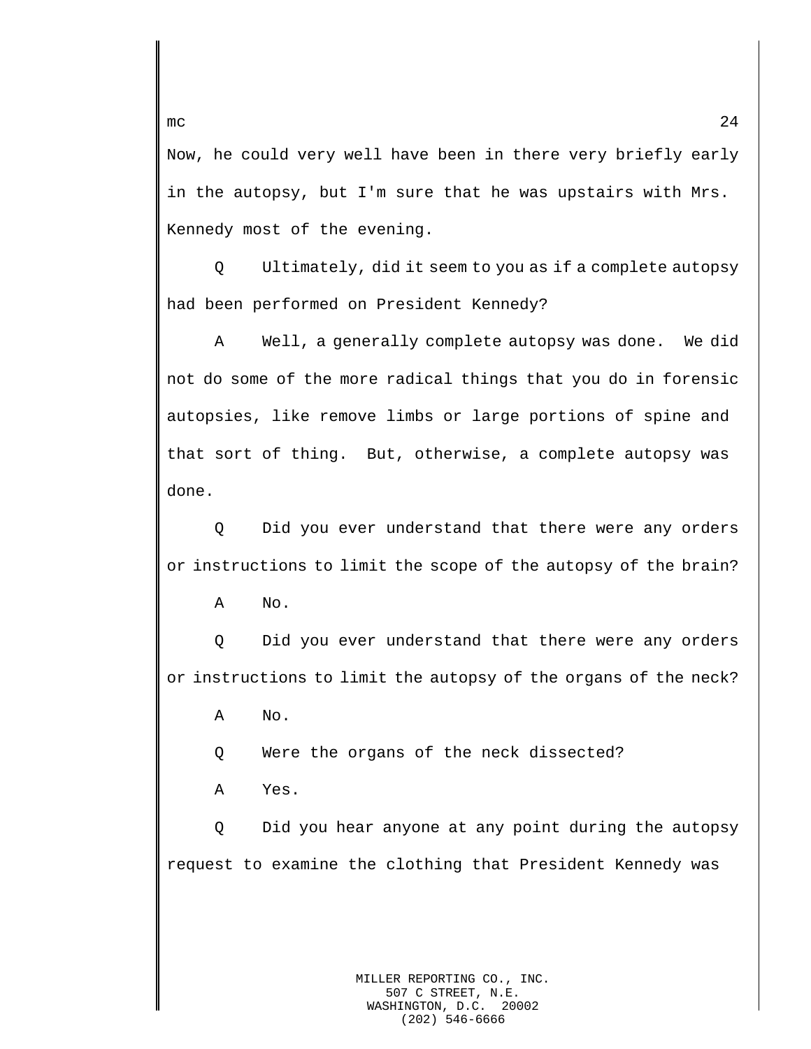Now, he could very well have been in there very briefly early in the autopsy, but I'm sure that he was upstairs with Mrs. Kennedy most of the evening.

Q Ultimately, did it seem to you as if a complete autopsy had been performed on President Kennedy?

A Well, a generally complete autopsy was done. We did not do some of the more radical things that you do in forensic autopsies, like remove limbs or large portions of spine and that sort of thing. But, otherwise, a complete autopsy was done.

Q Did you ever understand that there were any orders or instructions to limit the scope of the autopsy of the brain?

A No.

Q Did you ever understand that there were any orders or instructions to limit the autopsy of the organs of the neck?

A No.

Q Were the organs of the neck dissected?

A Yes.

Q Did you hear anyone at any point during the autopsy request to examine the clothing that President Kennedy was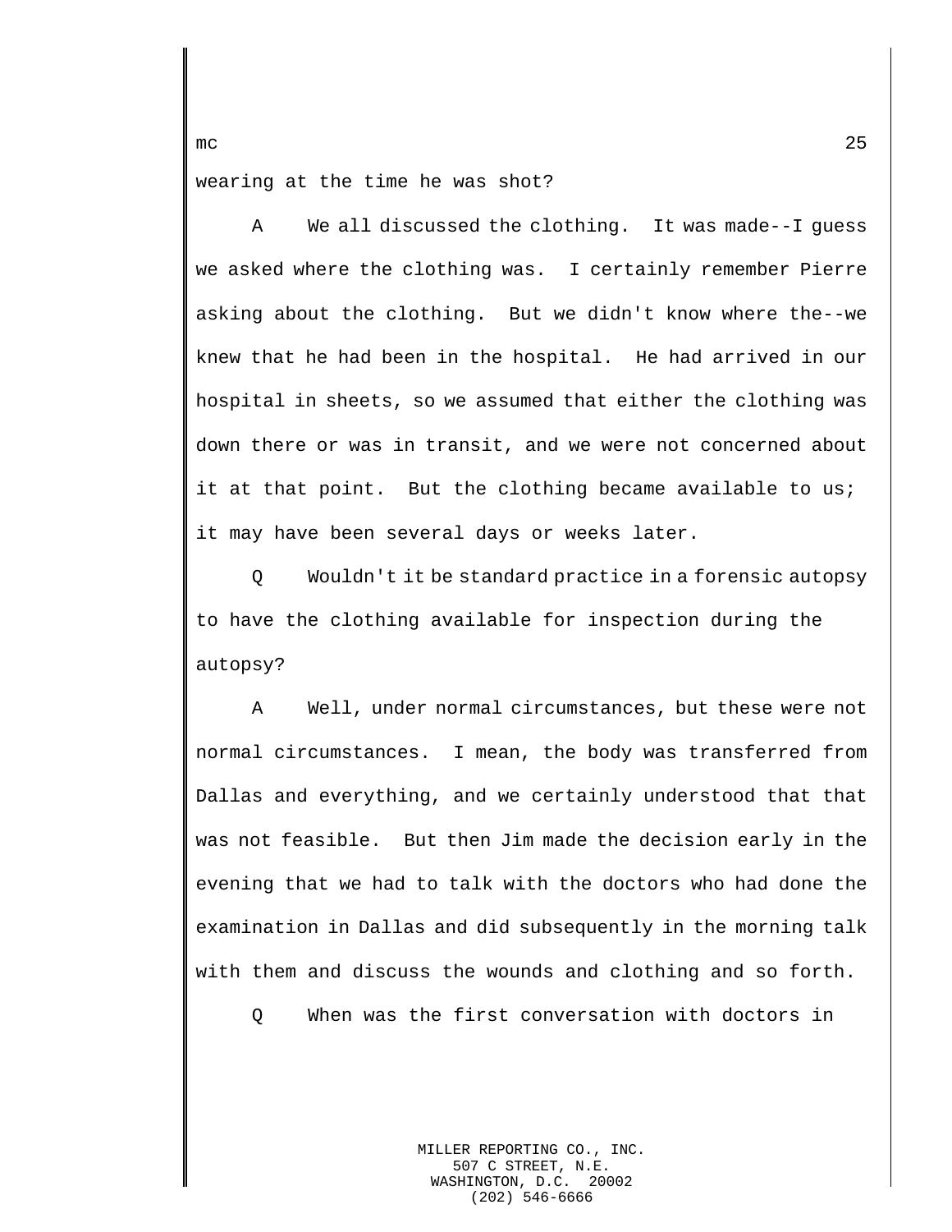wearing at the time he was shot?

A We all discussed the clothing. It was made--I guess we asked where the clothing was. I certainly remember Pierre asking about the clothing. But we didn't know where the--we knew that he had been in the hospital. He had arrived in our hospital in sheets, so we assumed that either the clothing was down there or was in transit, and we were not concerned about it at that point. But the clothing became available to us; it may have been several days or weeks later.

Q Wouldn't it be standard practice in a forensic autopsy to have the clothing available for inspection during the autopsy?

A Well, under normal circumstances, but these were not normal circumstances. I mean, the body was transferred from Dallas and everything, and we certainly understood that that was not feasible. But then Jim made the decision early in the evening that we had to talk with the doctors who had done the examination in Dallas and did subsequently in the morning talk with them and discuss the wounds and clothing and so forth.

Q When was the first conversation with doctors in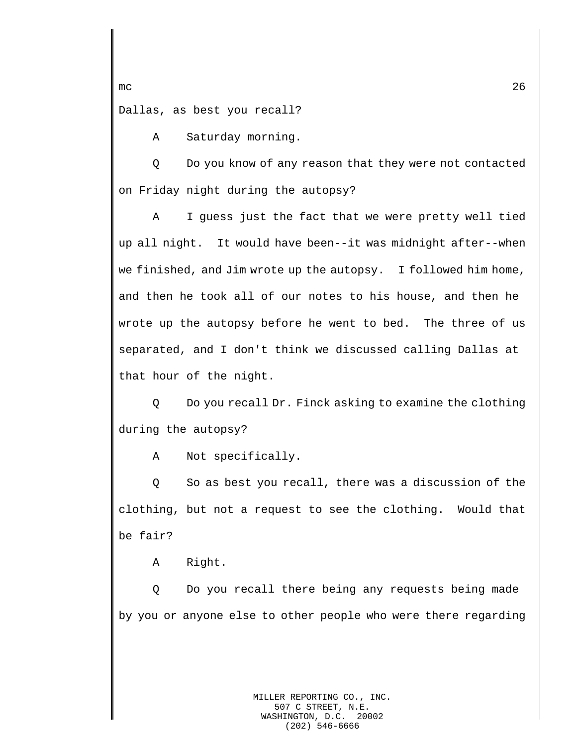Dallas, as best you recall?

A Saturday morning.

Q Do you know of any reason that they were not contacted on Friday night during the autopsy?

A I guess just the fact that we were pretty well tied up all night. It would have been--it was midnight after--when we finished, and Jim wrote up the autopsy. I followed him home, and then he took all of our notes to his house, and then he wrote up the autopsy before he went to bed. The three of us separated, and I don't think we discussed calling Dallas at that hour of the night.

Q Do you recall Dr. Finck asking to examine the clothing during the autopsy?

A Not specifically.

Q So as best you recall, there was a discussion of the clothing, but not a request to see the clothing. Would that be fair?

A Right.

Q Do you recall there being any requests being made by you or anyone else to other people who were there regarding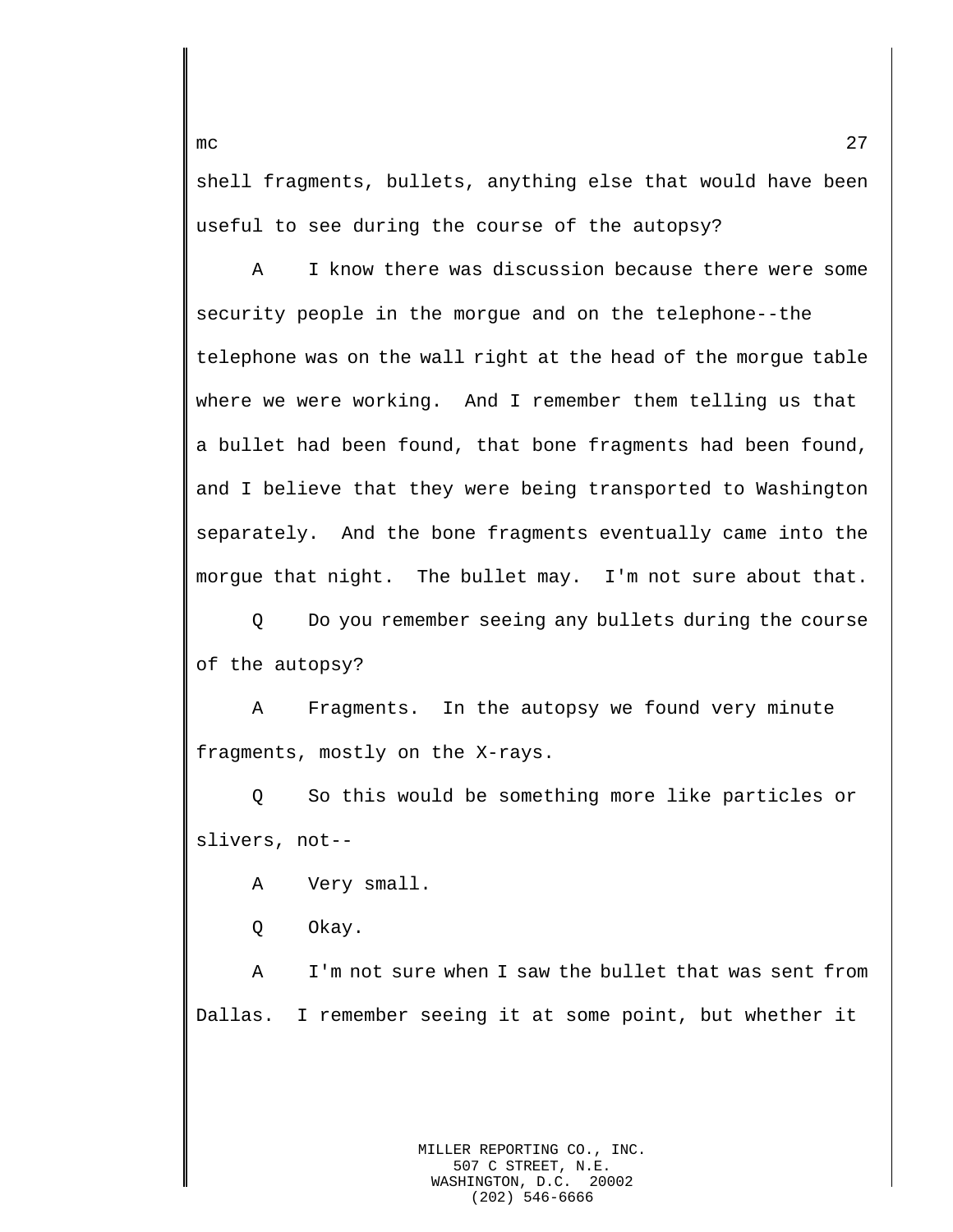shell fragments, bullets, anything else that would have been useful to see during the course of the autopsy?

A I know there was discussion because there were some security people in the morgue and on the telephone--the telephone was on the wall right at the head of the morgue table where we were working. And I remember them telling us that a bullet had been found, that bone fragments had been found, and I believe that they were being transported to Washington separately. And the bone fragments eventually came into the morgue that night. The bullet may. I'm not sure about that.

Q Do you remember seeing any bullets during the course of the autopsy?

A Fragments. In the autopsy we found very minute fragments, mostly on the X-rays.

Q So this would be something more like particles or slivers, not--

A Very small.

Q Okay.

A I'm not sure when I saw the bullet that was sent from Dallas. I remember seeing it at some point, but whether it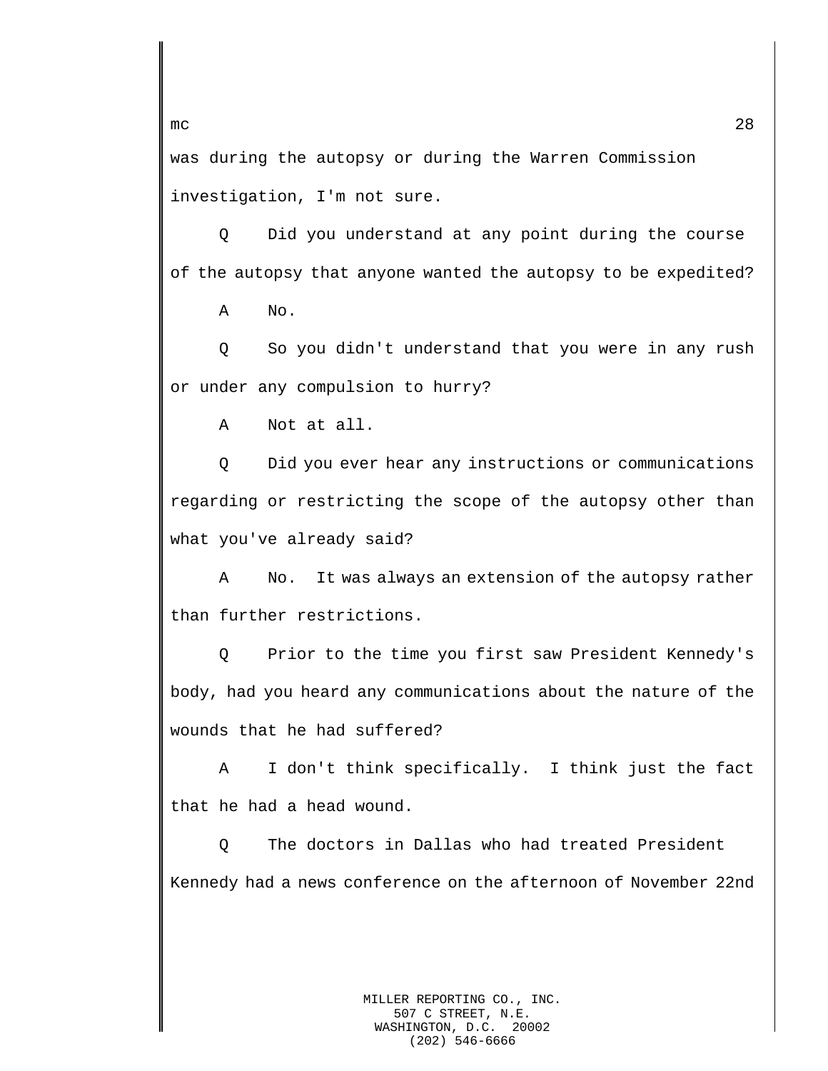was during the autopsy or during the Warren Commission investigation, I'm not sure.

Q Did you understand at any point during the course of the autopsy that anyone wanted the autopsy to be expedited?

A No.

Q So you didn't understand that you were in any rush or under any compulsion to hurry?

A Not at all.

Q Did you ever hear any instructions or communications regarding or restricting the scope of the autopsy other than what you've already said?

A No. It was always an extension of the autopsy rather than further restrictions.

Q Prior to the time you first saw President Kennedy's body, had you heard any communications about the nature of the wounds that he had suffered?

A I don't think specifically. I think just the fact that he had a head wound.

Q The doctors in Dallas who had treated President Kennedy had a news conference on the afternoon of November 22nd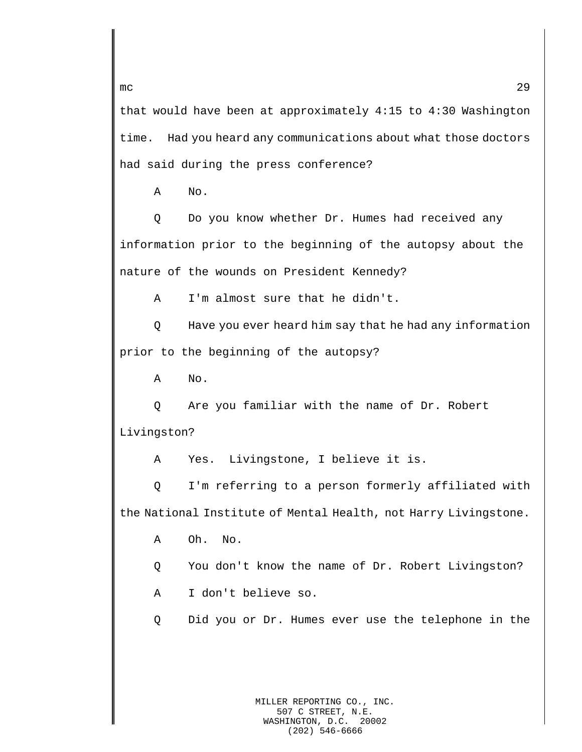that would have been at approximately 4:15 to 4:30 Washington time. Had you heard any communications about what those doctors had said during the press conference?

A No.

Q Do you know whether Dr. Humes had received any information prior to the beginning of the autopsy about the nature of the wounds on President Kennedy?

A I'm almost sure that he didn't.

Q Have you ever heard him say that he had any information prior to the beginning of the autopsy?

A No.

Q Are you familiar with the name of Dr. Robert Livingston?

A Yes. Livingstone, I believe it is.

Q I'm referring to a person formerly affiliated with the National Institute of Mental Health, not Harry Livingstone.

A Oh. No.

Q You don't know the name of Dr. Robert Livingston?

A I don't believe so.

Q Did you or Dr. Humes ever use the telephone in the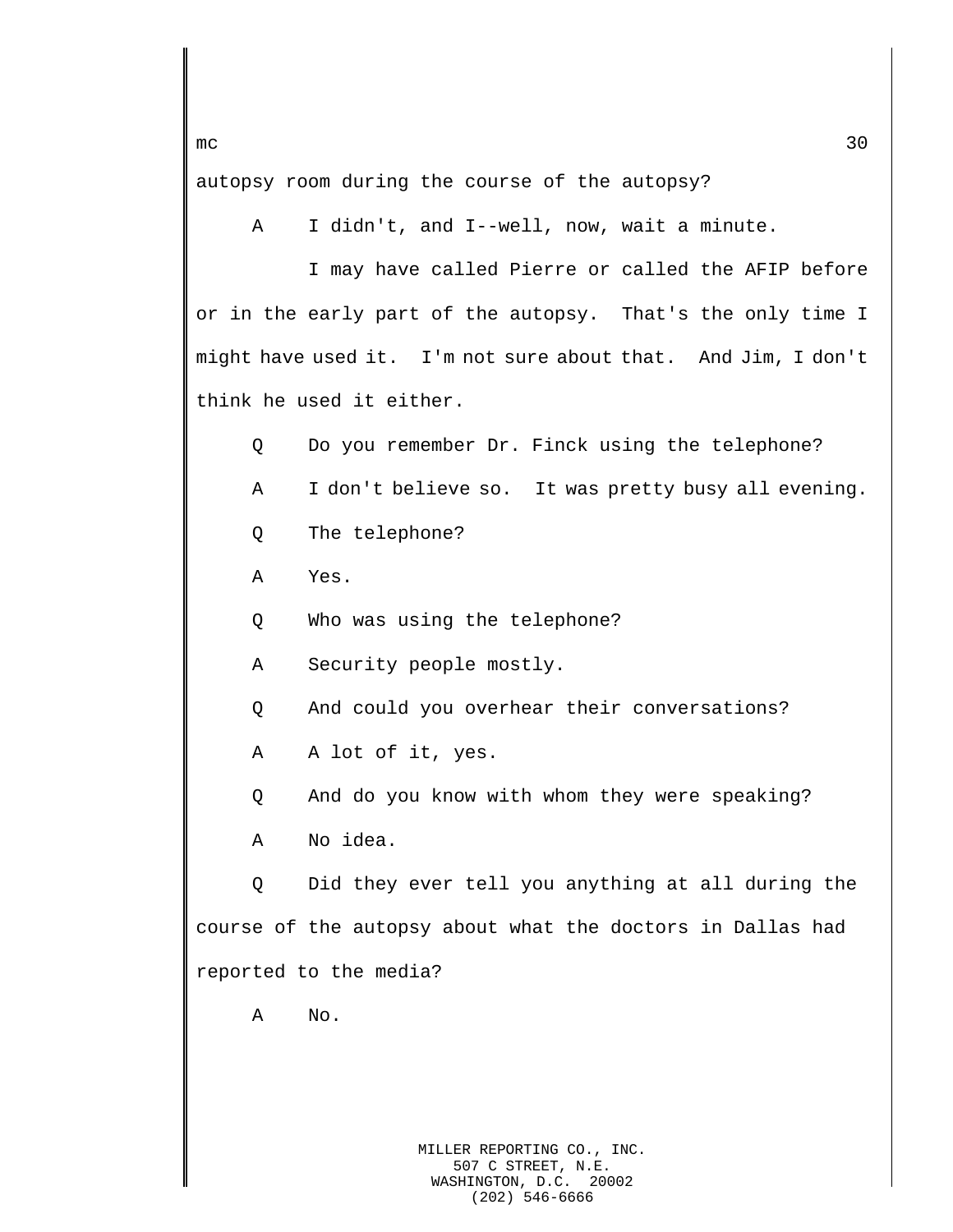autopsy room during the course of the autopsy?

A    I didn't, and I--well, now, wait a minute.

I may have called Pierre or called the AFIP before or in the early part of the autopsy.  That's the only time I might have used it.  I'm not sure about that.  And Jim, I don't think he used it either.

Q    Do you remember Dr. Finck using the telephone?

A    I don't believe so.  It was pretty busy all evening.

Q    The telephone?

A    Yes.

Q    Who was using the telephone?

A    Security people mostly.

Q    And could you overhear their conversations?

A    A lot of it, yes.

Q    And do you know with whom they were speaking?

A    No idea.

Q    Did they ever tell you anything at all during the course of the autopsy about what the doctors in Dallas had reported to the media?

A    No.

MILLER REPORTING CO., INC.
507 C STREET, N.E.
WASHINGTON, D.C.  20002
(202) 546-6666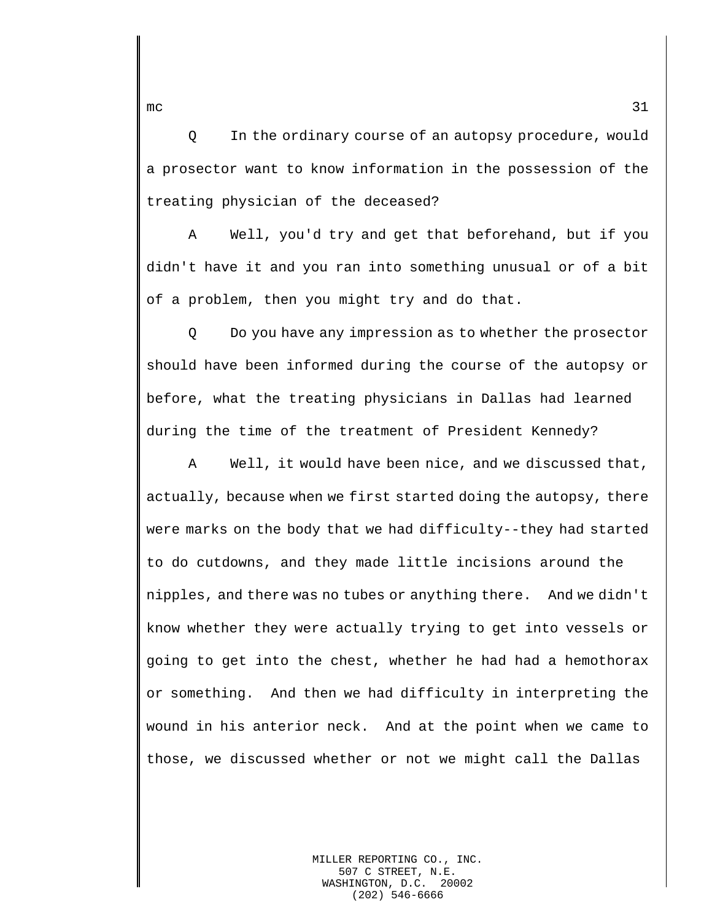Q In the ordinary course of an autopsy procedure, would a prosector want to know information in the possession of the treating physician of the deceased?

A Well, you'd try and get that beforehand, but if you didn't have it and you ran into something unusual or of a bit of a problem, then you might try and do that.

Q Do you have any impression as to whether the prosector should have been informed during the course of the autopsy or before, what the treating physicians in Dallas had learned during the time of the treatment of President Kennedy?

A Well, it would have been nice, and we discussed that, actually, because when we first started doing the autopsy, there were marks on the body that we had difficulty--they had started to do cutdowns, and they made little incisions around the nipples, and there was no tubes or anything there. And we didn't know whether they were actually trying to get into vessels or going to get into the chest, whether he had had a hemothorax or something. And then we had difficulty in interpreting the wound in his anterior neck. And at the point when we came to those, we discussed whether or not we might call the Dallas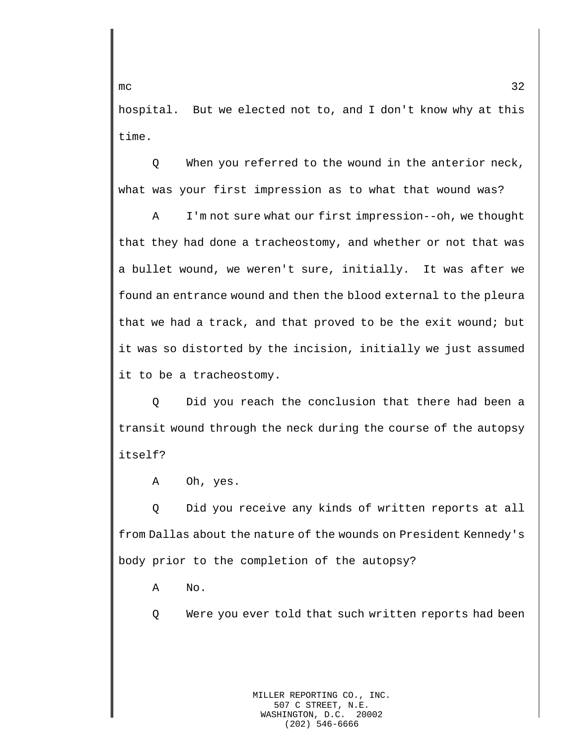hospital. But we elected not to, and I don't know why at this time.

Q When you referred to the wound in the anterior neck, what was your first impression as to what that wound was?

A I'm not sure what our first impression--oh, we thought that they had done a tracheostomy, and whether or not that was a bullet wound, we weren't sure, initially. It was after we found an entrance wound and then the blood external to the pleura that we had a track, and that proved to be the exit wound; but it was so distorted by the incision, initially we just assumed it to be a tracheostomy.

Q Did you reach the conclusion that there had been a transit wound through the neck during the course of the autopsy itself?

A Oh, yes.

Q Did you receive any kinds of written reports at all from Dallas about the nature of the wounds on President Kennedy's body prior to the completion of the autopsy?

A No.

Q Were you ever told that such written reports had been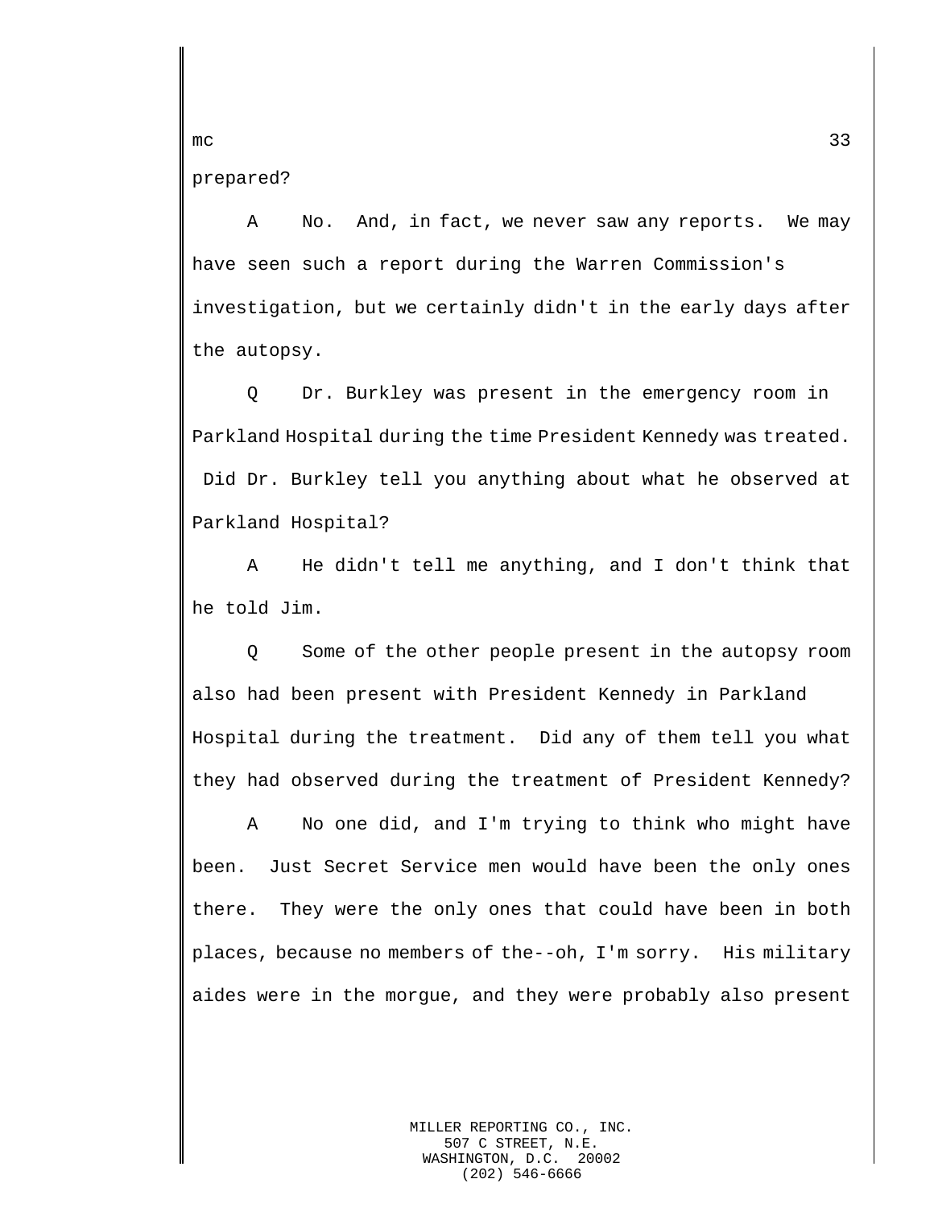prepared?

A No. And, in fact, we never saw any reports. We may have seen such a report during the Warren Commission's investigation, but we certainly didn't in the early days after the autopsy.

Q Dr. Burkley was present in the emergency room in Parkland Hospital during the time President Kennedy was treated. Did Dr. Burkley tell you anything about what he observed at Parkland Hospital?

A He didn't tell me anything, and I don't think that he told Jim.

Q Some of the other people present in the autopsy room also had been present with President Kennedy in Parkland Hospital during the treatment. Did any of them tell you what they had observed during the treatment of President Kennedy?

A No one did, and I'm trying to think who might have been. Just Secret Service men would have been the only ones there. They were the only ones that could have been in both places, because no members of the--oh, I'm sorry. His military aides were in the morgue, and they were probably also present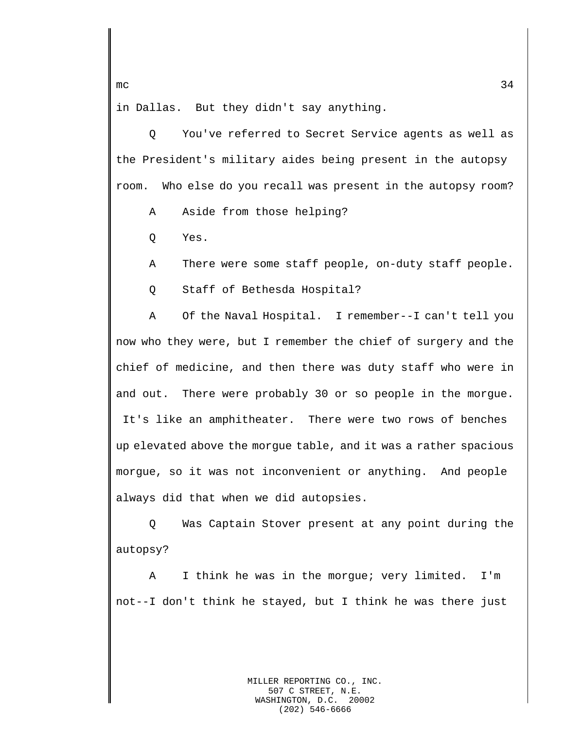in Dallas. But they didn't say anything.

Q You've referred to Secret Service agents as well as the President's military aides being present in the autopsy room. Who else do you recall was present in the autopsy room?

A Aside from those helping?

Q Yes.

A There were some staff people, on-duty staff people.

Q Staff of Bethesda Hospital?

A Of the Naval Hospital. I remember--I can't tell you now who they were, but I remember the chief of surgery and the chief of medicine, and then there was duty staff who were in and out. There were probably 30 or so people in the morgue. It's like an amphitheater. There were two rows of benches up elevated above the morgue table, and it was a rather spacious morgue, so it was not inconvenient or anything. And people always did that when we did autopsies.

Q Was Captain Stover present at any point during the autopsy?

A I think he was in the morgue; very limited. I'm not--I don't think he stayed, but I think he was there just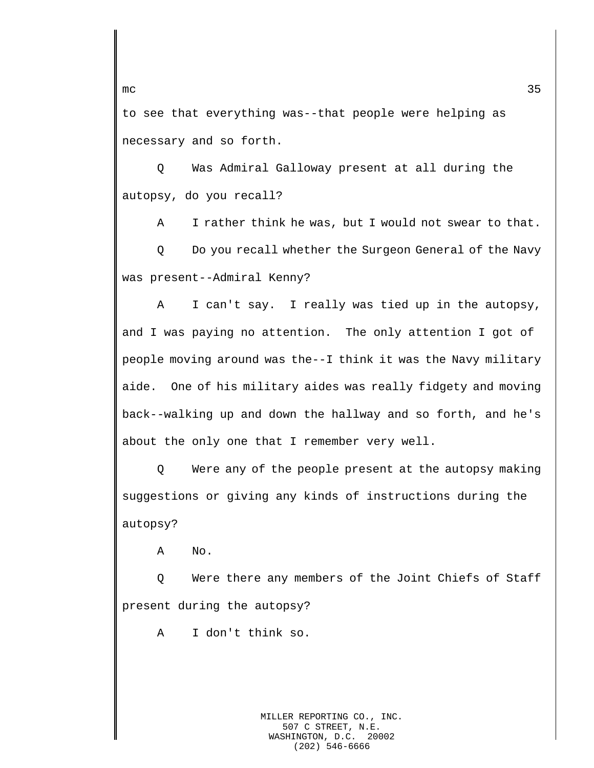to see that everything was--that people were helping as necessary and so forth.

Q Was Admiral Galloway present at all during the autopsy, do you recall?

A I rather think he was, but I would not swear to that.

Q Do you recall whether the Surgeon General of the Navy was present--Admiral Kenny?

A I can't say. I really was tied up in the autopsy, and I was paying no attention. The only attention I got of people moving around was the--I think it was the Navy military aide. One of his military aides was really fidgety and moving back--walking up and down the hallway and so forth, and he's about the only one that I remember very well.

Q Were any of the people present at the autopsy making suggestions or giving any kinds of instructions during the autopsy?

A No.

Q Were there any members of the Joint Chiefs of Staff present during the autopsy?

A I don't think so.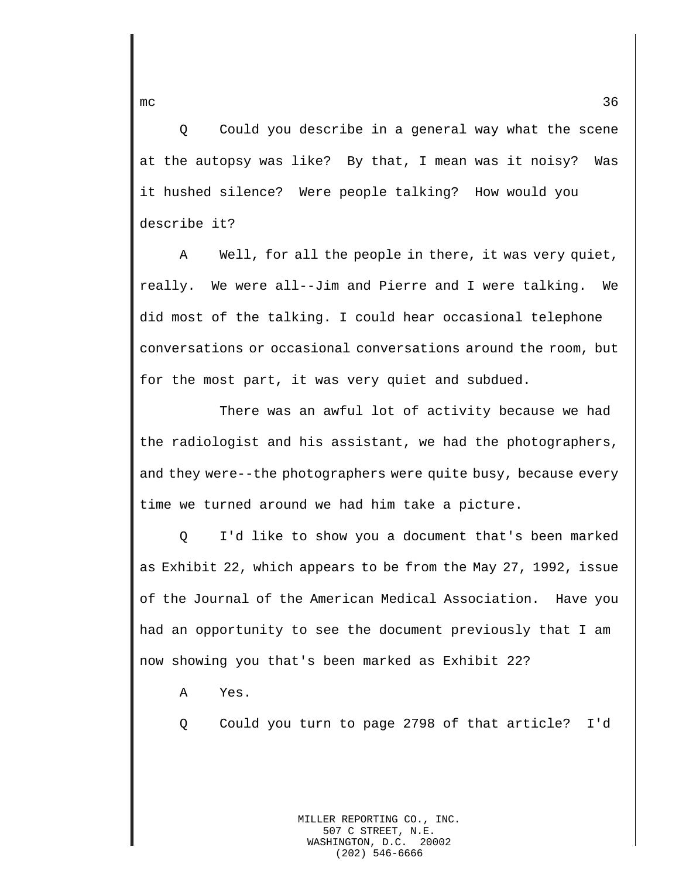Q Could you describe in a general way what the scene at the autopsy was like? By that, I mean was it noisy? Was it hushed silence? Were people talking? How would you describe it?

A Well, for all the people in there, it was very quiet, really. We were all--Jim and Pierre and I were talking. We did most of the talking. I could hear occasional telephone conversations or occasional conversations around the room, but for the most part, it was very quiet and subdued.

There was an awful lot of activity because we had the radiologist and his assistant, we had the photographers, and they were--the photographers were quite busy, because every time we turned around we had him take a picture.

Q I'd like to show you a document that's been marked as Exhibit 22, which appears to be from the May 27, 1992, issue of the Journal of the American Medical Association. Have you had an opportunity to see the document previously that I am now showing you that's been marked as Exhibit 22?

A Yes.

Q Could you turn to page 2798 of that article? I'd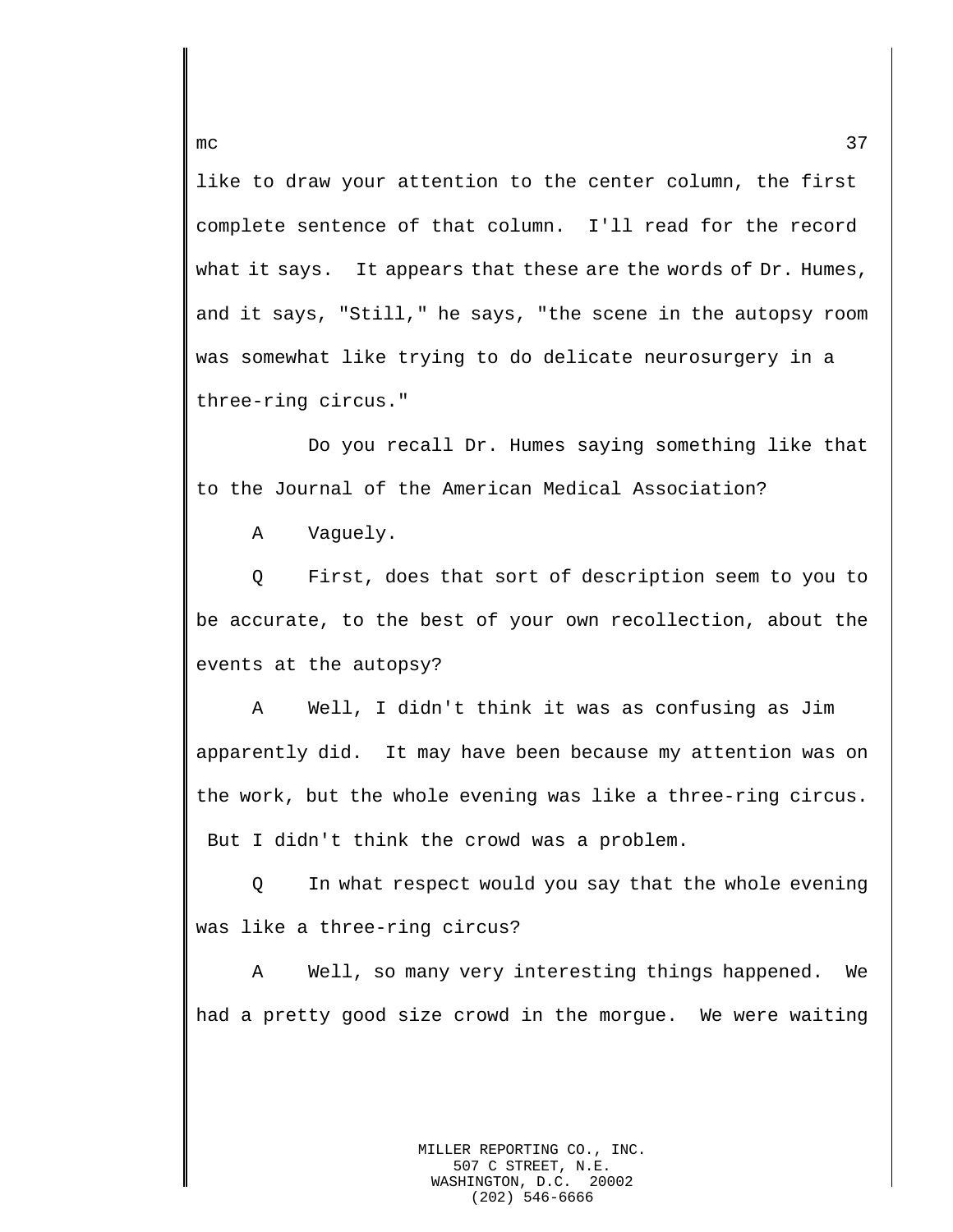like to draw your attention to the center column, the first complete sentence of that column. I'll read for the record what it says. It appears that these are the words of Dr. Humes, and it says, "Still," he says, "the scene in the autopsy room was somewhat like trying to do delicate neurosurgery in a three-ring circus."

Do you recall Dr. Humes saying something like that to the Journal of the American Medical Association?

A Vaguely.

Q First, does that sort of description seem to you to be accurate, to the best of your own recollection, about the events at the autopsy?

A Well, I didn't think it was as confusing as Jim apparently did. It may have been because my attention was on the work, but the whole evening was like a three-ring circus. But I didn't think the crowd was a problem.

Q In what respect would you say that the whole evening was like a three-ring circus?

A Well, so many very interesting things happened. We had a pretty good size crowd in the morgue. We were waiting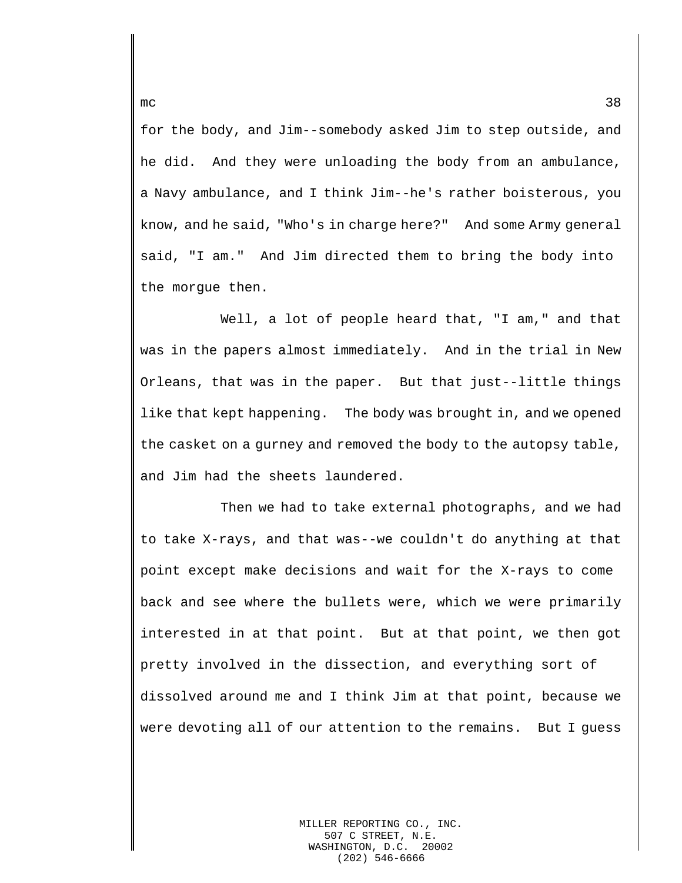for the body, and Jim--somebody asked Jim to step outside, and he did. And they were unloading the body from an ambulance, a Navy ambulance, and I think Jim--he's rather boisterous, you know, and he said, "Who's in charge here?" And some Army general said, "I am." And Jim directed them to bring the body into the morgue then.

Well, a lot of people heard that, "I am," and that was in the papers almost immediately. And in the trial in New Orleans, that was in the paper. But that just--little things like that kept happening. The body was brought in, and we opened the casket on a gurney and removed the body to the autopsy table, and Jim had the sheets laundered.

Then we had to take external photographs, and we had to take X-rays, and that was--we couldn't do anything at that point except make decisions and wait for the X-rays to come back and see where the bullets were, which we were primarily interested in at that point. But at that point, we then got pretty involved in the dissection, and everything sort of dissolved around me and I think Jim at that point, because we were devoting all of our attention to the remains. But I guess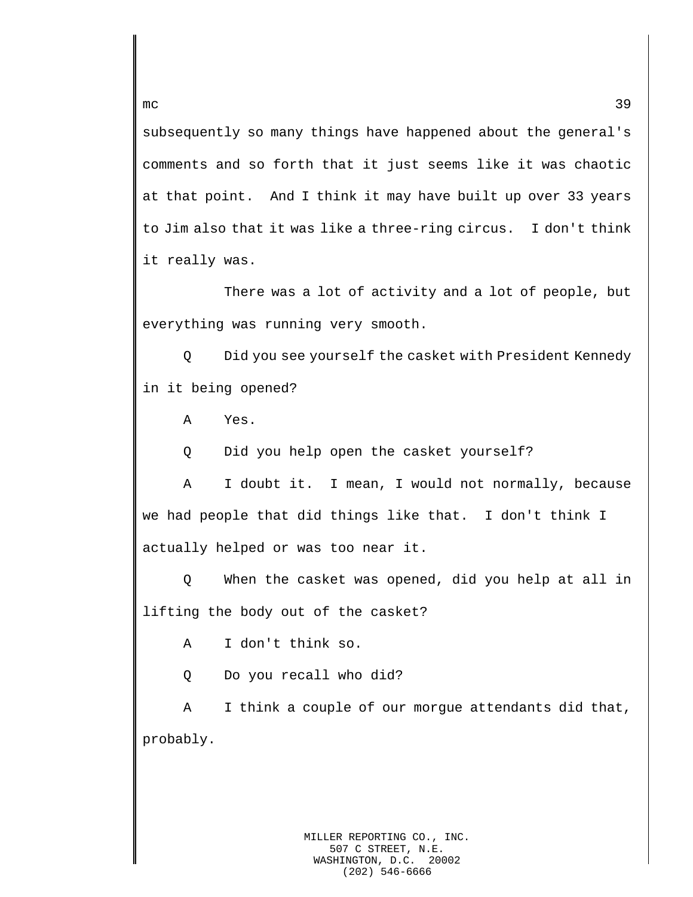subsequently so many things have happened about the general's comments and so forth that it just seems like it was chaotic at that point. And I think it may have built up over 33 years to Jim also that it was like a three-ring circus. I don't think it really was.

There was a lot of activity and a lot of people, but everything was running very smooth.

Q Did you see yourself the casket with President Kennedy in it being opened?

A Yes.

Q Did you help open the casket yourself?

A I doubt it. I mean, I would not normally, because we had people that did things like that. I don't think I actually helped or was too near it.

Q When the casket was opened, did you help at all in lifting the body out of the casket?

A I don't think so.

Q Do you recall who did?

A I think a couple of our morgue attendants did that, probably.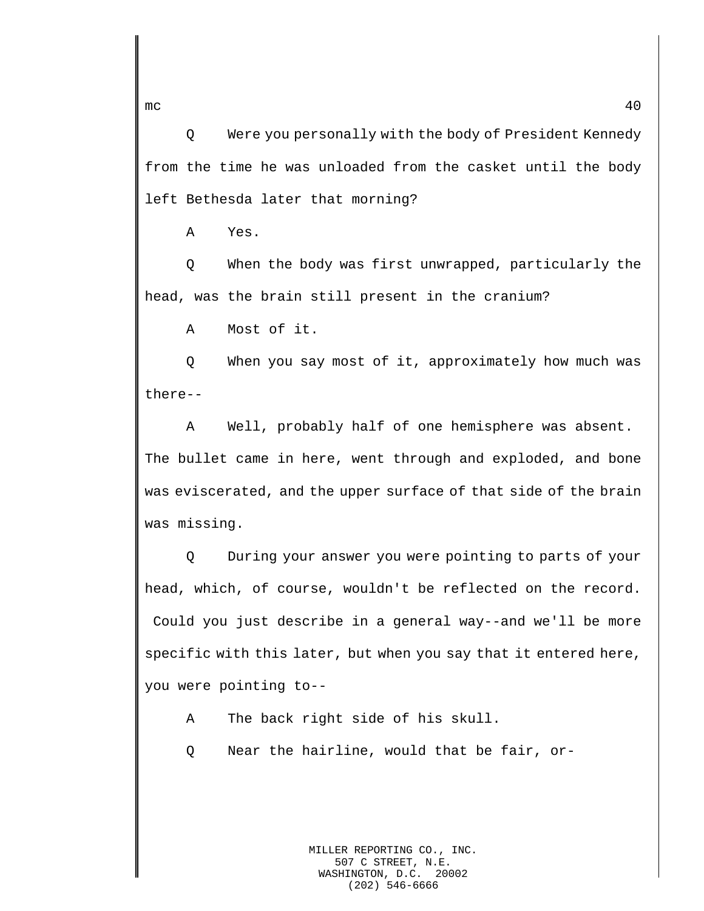Q Were you personally with the body of President Kennedy from the time he was unloaded from the casket until the body left Bethesda later that morning?

A Yes.

Q When the body was first unwrapped, particularly the head, was the brain still present in the cranium?

A Most of it.

Q When you say most of it, approximately how much was there--

A Well, probably half of one hemisphere was absent. The bullet came in here, went through and exploded, and bone was eviscerated, and the upper surface of that side of the brain was missing.

Q During your answer you were pointing to parts of your head, which, of course, wouldn't be reflected on the record. Could you just describe in a general way--and we'll be more specific with this later, but when you say that it entered here, you were pointing to--

A The back right side of his skull.

Q Near the hairline, would that be fair, or-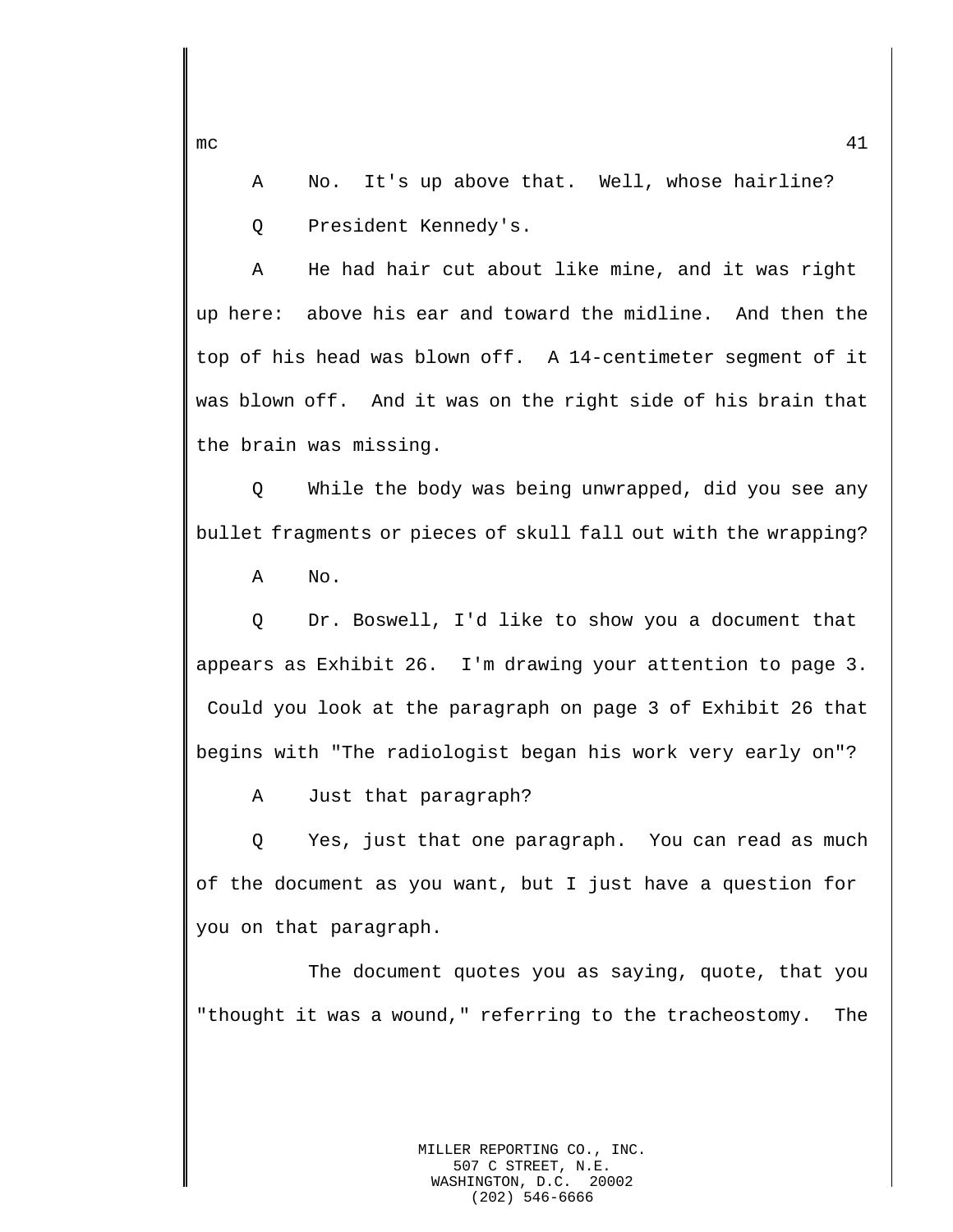A No. It's up above that. Well, whose hairline?

Q President Kennedy's.

A He had hair cut about like mine, and it was right up here: above his ear and toward the midline. And then the top of his head was blown off. A 14-centimeter segment of it was blown off. And it was on the right side of his brain that the brain was missing.

Q While the body was being unwrapped, did you see any bullet fragments or pieces of skull fall out with the wrapping?

A No.

Q Dr. Boswell, I'd like to show you a document that appears as Exhibit 26. I'm drawing your attention to page 3. Could you look at the paragraph on page 3 of Exhibit 26 that begins with "The radiologist began his work very early on"?

A Just that paragraph?

Q Yes, just that one paragraph. You can read as much of the document as you want, but I just have a question for you on that paragraph.

The document quotes you as saying, quote, that you "thought it was a wound," referring to the tracheostomy. The

MILLER REPORTING CO., INC.
507 C STREET, N.E.
WASHINGTON, D.C. 20002
(202) 546-6666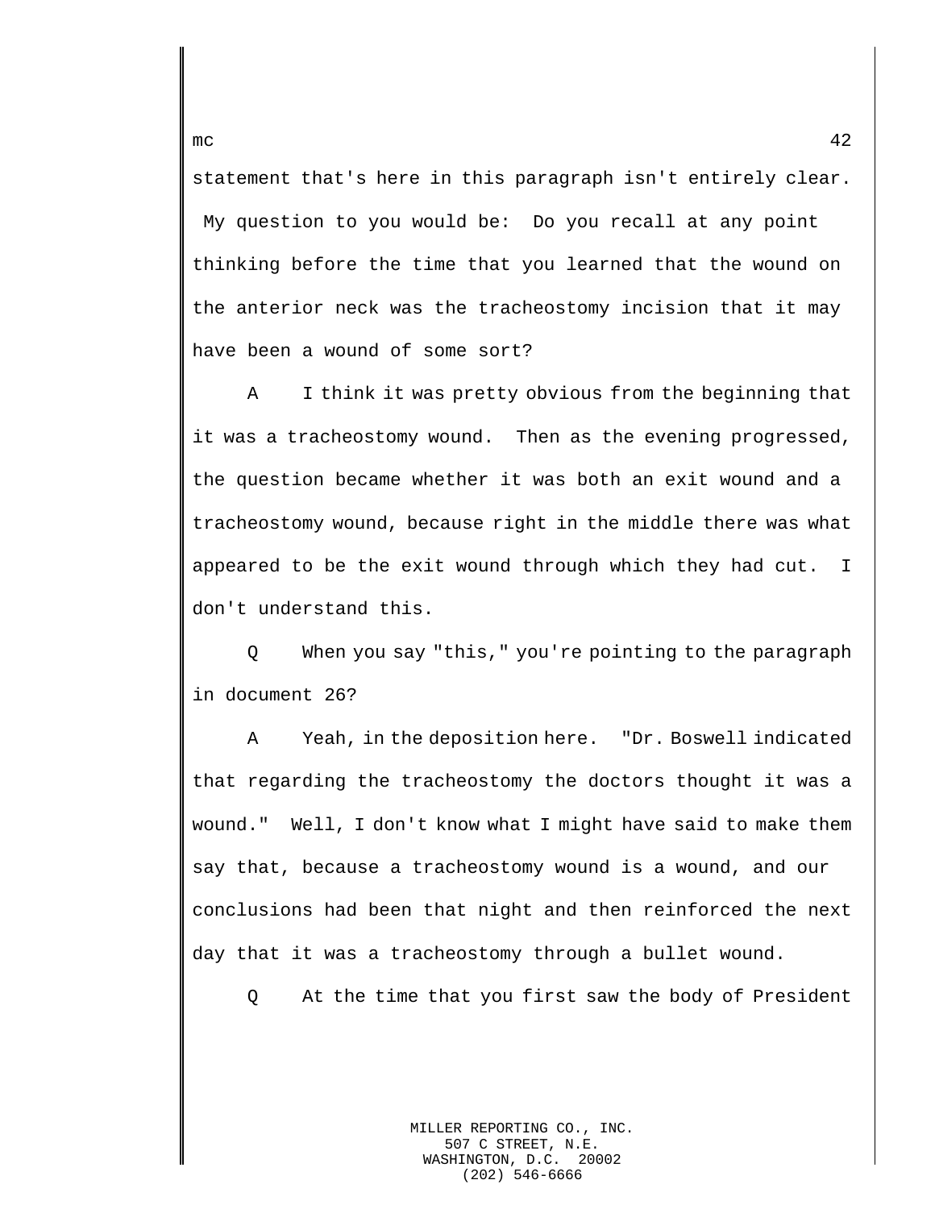statement that's here in this paragraph isn't entirely clear. My question to you would be: Do you recall at any point thinking before the time that you learned that the wound on the anterior neck was the tracheostomy incision that it may have been a wound of some sort?

A I think it was pretty obvious from the beginning that it was a tracheostomy wound. Then as the evening progressed, the question became whether it was both an exit wound and a tracheostomy wound, because right in the middle there was what appeared to be the exit wound through which they had cut. I don't understand this.

Q When you say "this," you're pointing to the paragraph in document 26?

A Yeah, in the deposition here. "Dr. Boswell indicated that regarding the tracheostomy the doctors thought it was a wound." Well, I don't know what I might have said to make them say that, because a tracheostomy wound is a wound, and our conclusions had been that night and then reinforced the next day that it was a tracheostomy through a bullet wound.

Q At the time that you first saw the body of President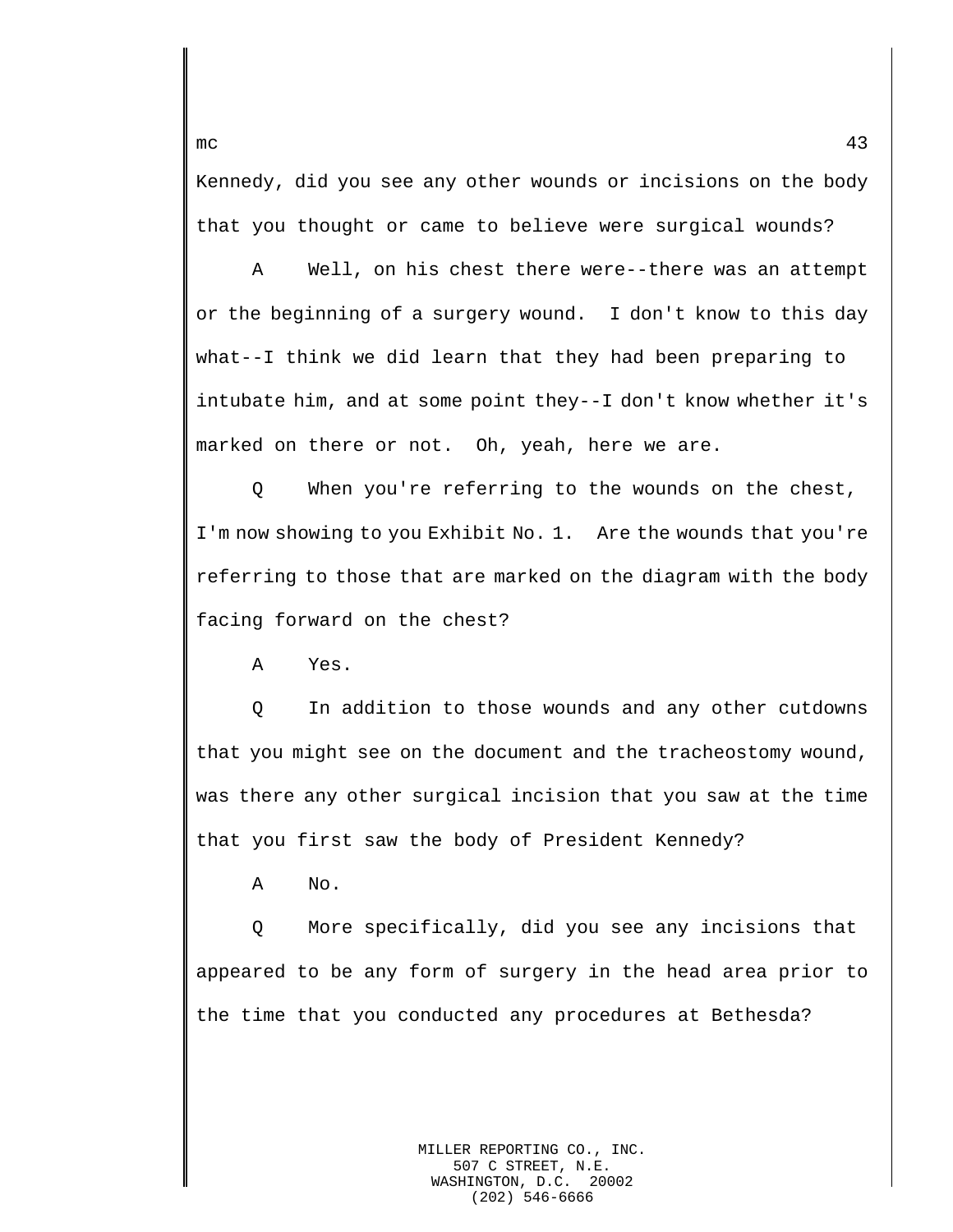Kennedy, did you see any other wounds or incisions on the body that you thought or came to believe were surgical wounds?

A Well, on his chest there were--there was an attempt or the beginning of a surgery wound. I don't know to this day what--I think we did learn that they had been preparing to intubate him, and at some point they--I don't know whether it's marked on there or not. Oh, yeah, here we are.

Q When you're referring to the wounds on the chest, I'm now showing to you Exhibit No. 1. Are the wounds that you're referring to those that are marked on the diagram with the body facing forward on the chest?

A Yes.

Q In addition to those wounds and any other cutdowns that you might see on the document and the tracheostomy wound, was there any other surgical incision that you saw at the time that you first saw the body of President Kennedy?

A No.

Q More specifically, did you see any incisions that appeared to be any form of surgery in the head area prior to the time that you conducted any procedures at Bethesda?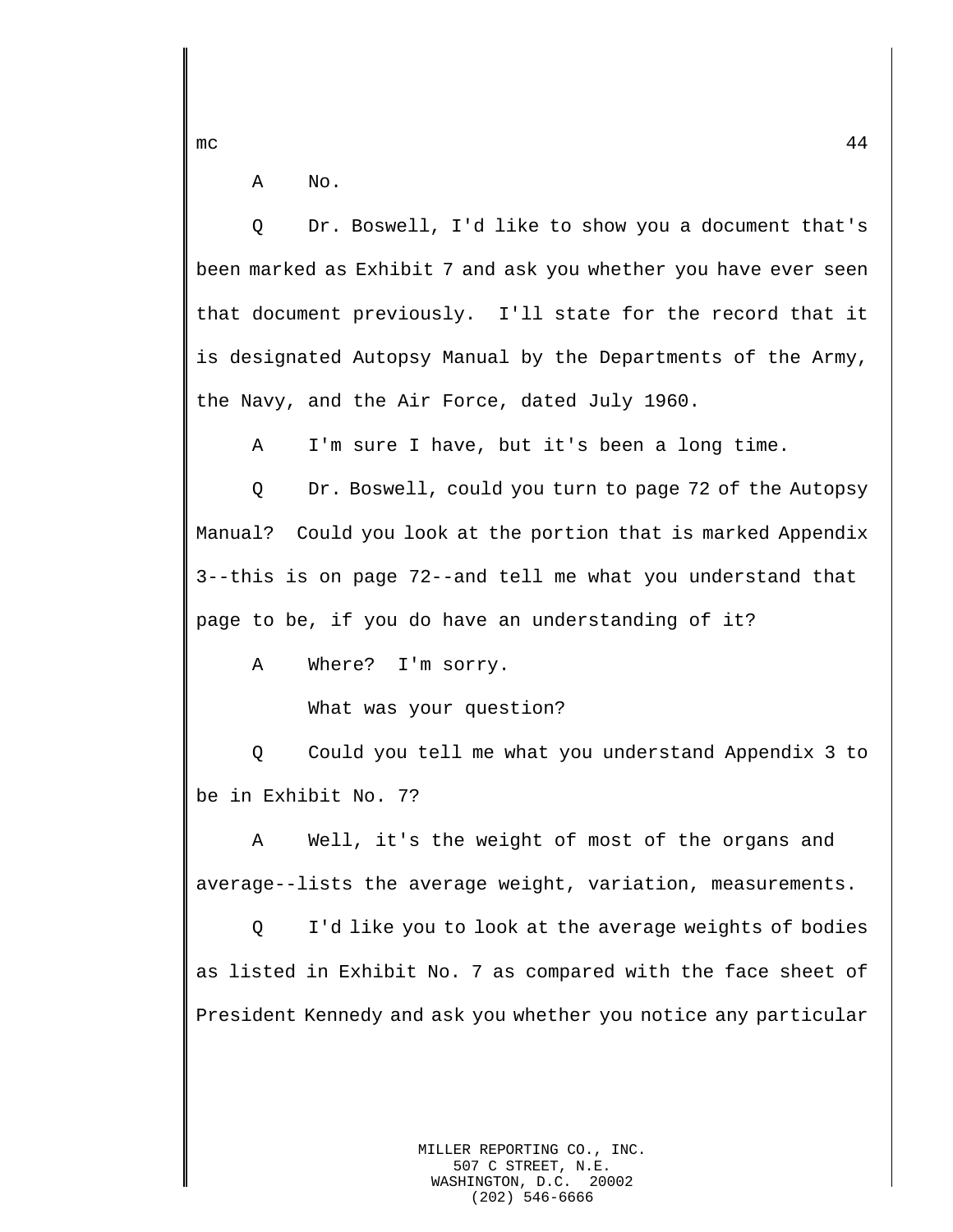A No.

Q Dr. Boswell, I'd like to show you a document that's been marked as Exhibit 7 and ask you whether you have ever seen that document previously. I'll state for the record that it is designated Autopsy Manual by the Departments of the Army, the Navy, and the Air Force, dated July 1960.

A I'm sure I have, but it's been a long time.

Q Dr. Boswell, could you turn to page 72 of the Autopsy Manual? Could you look at the portion that is marked Appendix 3--this is on page 72--and tell me what you understand that page to be, if you do have an understanding of it?

A Where? I'm sorry.

What was your question?

Q Could you tell me what you understand Appendix 3 to be in Exhibit No. 7?

A Well, it's the weight of most of the organs and average--lists the average weight, variation, measurements.

Q I'd like you to look at the average weights of bodies as listed in Exhibit No. 7 as compared with the face sheet of President Kennedy and ask you whether you notice any particular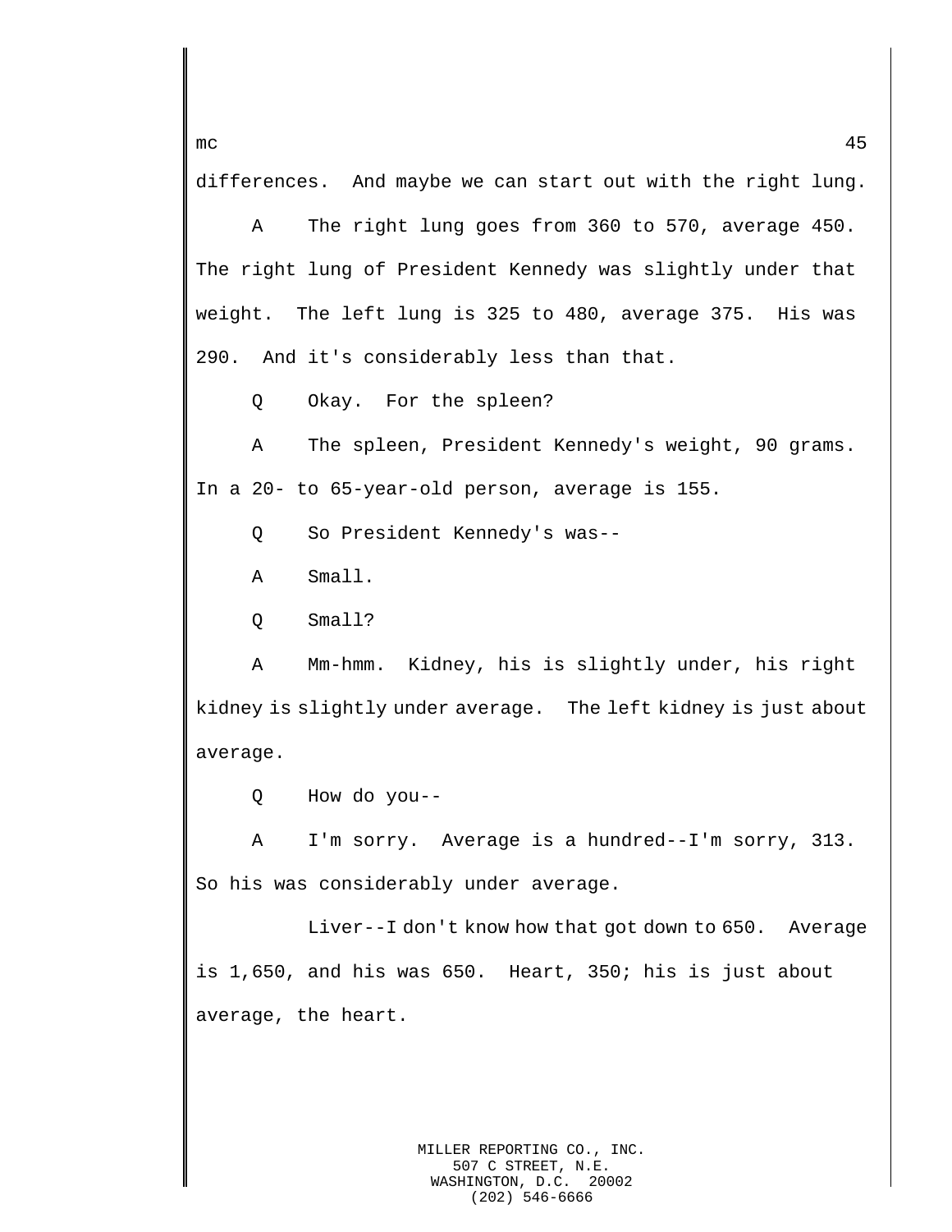differences. And maybe we can start out with the right lung.

A The right lung goes from 360 to 570, average 450. The right lung of President Kennedy was slightly under that weight. The left lung is 325 to 480, average 375. His was 290. And it's considerably less than that.

Q Okay. For the spleen?

A The spleen, President Kennedy's weight, 90 grams. In a 20- to 65-year-old person, average is 155.

Q So President Kennedy's was--

A Small.

Q Small?

A Mm-hmm. Kidney, his is slightly under, his right kidney is slightly under average. The left kidney is just about average.

Q How do you--

A I'm sorry. Average is a hundred--I'm sorry, 313. So his was considerably under average.

Liver--I don't know how that got down to 650. Average is 1,650, and his was 650. Heart, 350; his is just about average, the heart.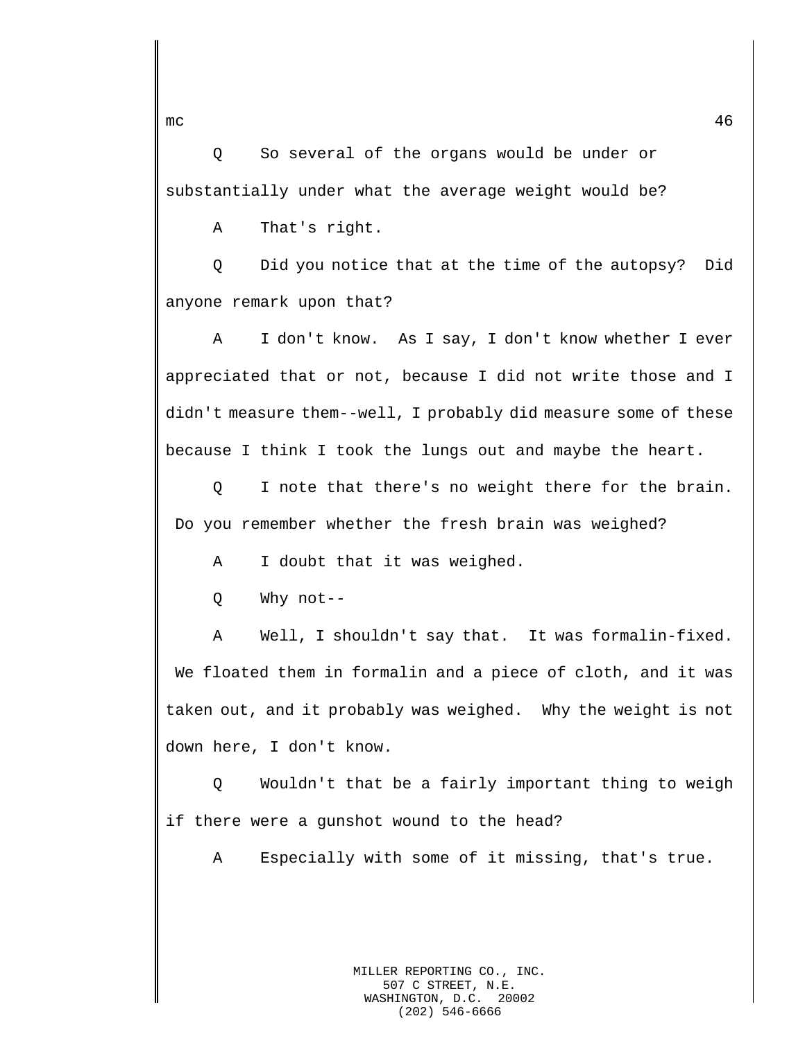Q So several of the organs would be under or substantially under what the average weight would be?

A That's right.

Q Did you notice that at the time of the autopsy? Did anyone remark upon that?

A I don't know. As I say, I don't know whether I ever appreciated that or not, because I did not write those and I didn't measure them--well, I probably did measure some of these because I think I took the lungs out and maybe the heart.

Q I note that there's no weight there for the brain. Do you remember whether the fresh brain was weighed?

A I doubt that it was weighed.

Q Why not--

A Well, I shouldn't say that. It was formalin-fixed. We floated them in formalin and a piece of cloth, and it was taken out, and it probably was weighed. Why the weight is not down here, I don't know.

Q Wouldn't that be a fairly important thing to weigh if there were a gunshot wound to the head?

A Especially with some of it missing, that's true.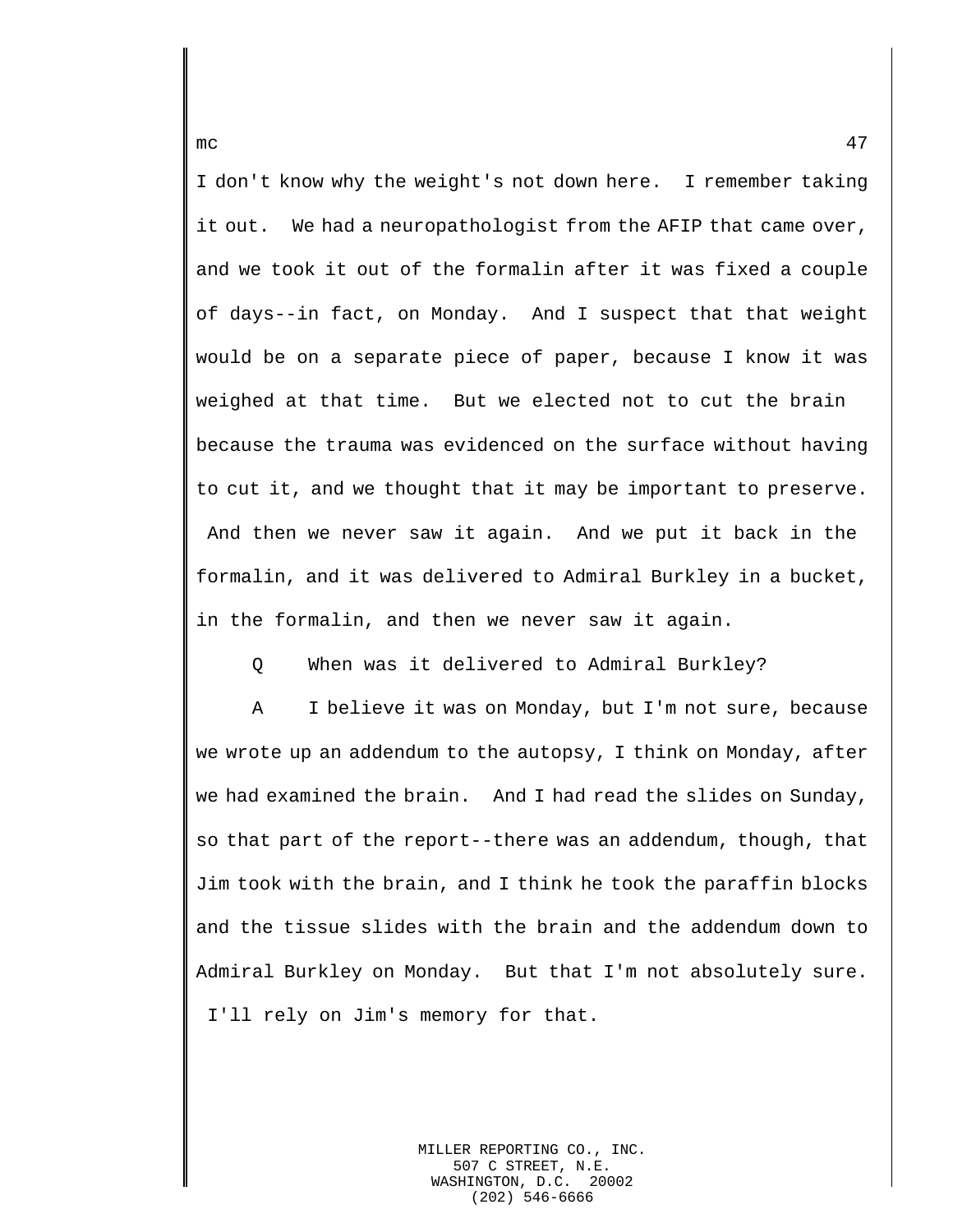I don't know why the weight's not down here. I remember taking it out. We had a neuropathologist from the AFIP that came over, and we took it out of the formalin after it was fixed a couple of days--in fact, on Monday. And I suspect that that weight would be on a separate piece of paper, because I know it was weighed at that time. But we elected not to cut the brain because the trauma was evidenced on the surface without having to cut it, and we thought that it may be important to preserve. And then we never saw it again. And we put it back in the formalin, and it was delivered to Admiral Burkley in a bucket, in the formalin, and then we never saw it again.

Q When was it delivered to Admiral Burkley?

A I believe it was on Monday, but I'm not sure, because we wrote up an addendum to the autopsy, I think on Monday, after we had examined the brain. And I had read the slides on Sunday, so that part of the report--there was an addendum, though, that Jim took with the brain, and I think he took the paraffin blocks and the tissue slides with the brain and the addendum down to Admiral Burkley on Monday. But that I'm not absolutely sure. I'll rely on Jim's memory for that.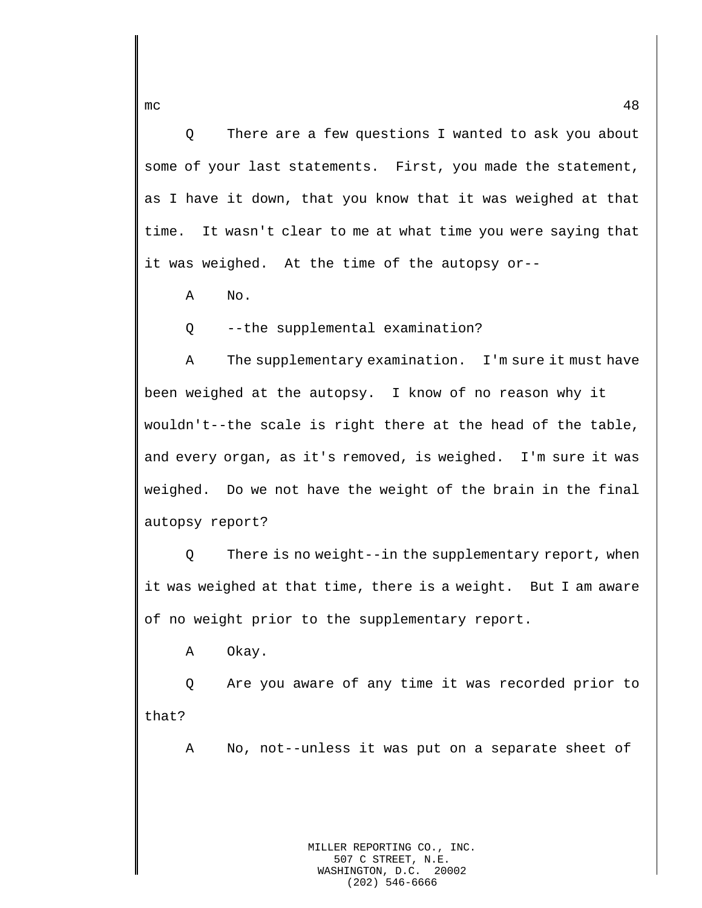Q There are a few questions I wanted to ask you about some of your last statements. First, you made the statement, as I have it down, that you know that it was weighed at that time. It wasn't clear to me at what time you were saying that it was weighed. At the time of the autopsy or--

A No.

Q --the supplemental examination?

A The supplementary examination. I'm sure it must have been weighed at the autopsy. I know of no reason why it wouldn't--the scale is right there at the head of the table, and every organ, as it's removed, is weighed. I'm sure it was weighed. Do we not have the weight of the brain in the final autopsy report?

Q There is no weight--in the supplementary report, when it was weighed at that time, there is a weight. But I am aware of no weight prior to the supplementary report.

A Okay.

Q Are you aware of any time it was recorded prior to that?

A No, not--unless it was put on a separate sheet of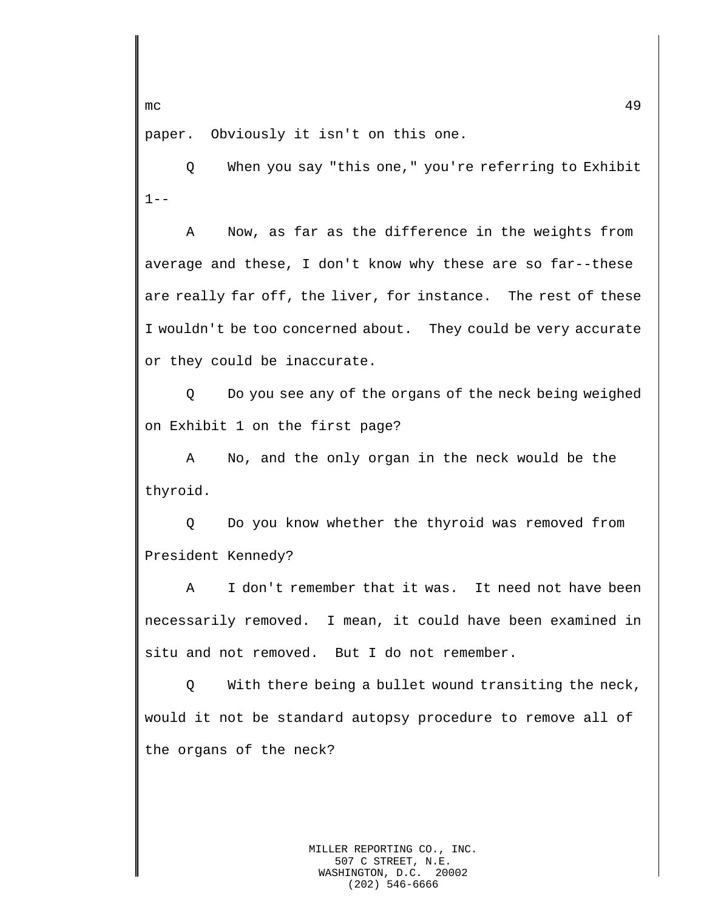paper. Obviously it isn't on this one.

Q When you say "this one," you're referring to Exhibit 1--

A Now, as far as the difference in the weights from average and these, I don't know why these are so far--these are really far off, the liver, for instance. The rest of these I wouldn't be too concerned about. They could be very accurate or they could be inaccurate.

Q Do you see any of the organs of the neck being weighed on Exhibit 1 on the first page?

A No, and the only organ in the neck would be the thyroid.

Q Do you know whether the thyroid was removed from President Kennedy?

A I don't remember that it was. It need not have been necessarily removed. I mean, it could have been examined in situ and not removed. But I do not remember.

Q With there being a bullet wound transiting the neck, would it not be standard autopsy procedure to remove all of the organs of the neck?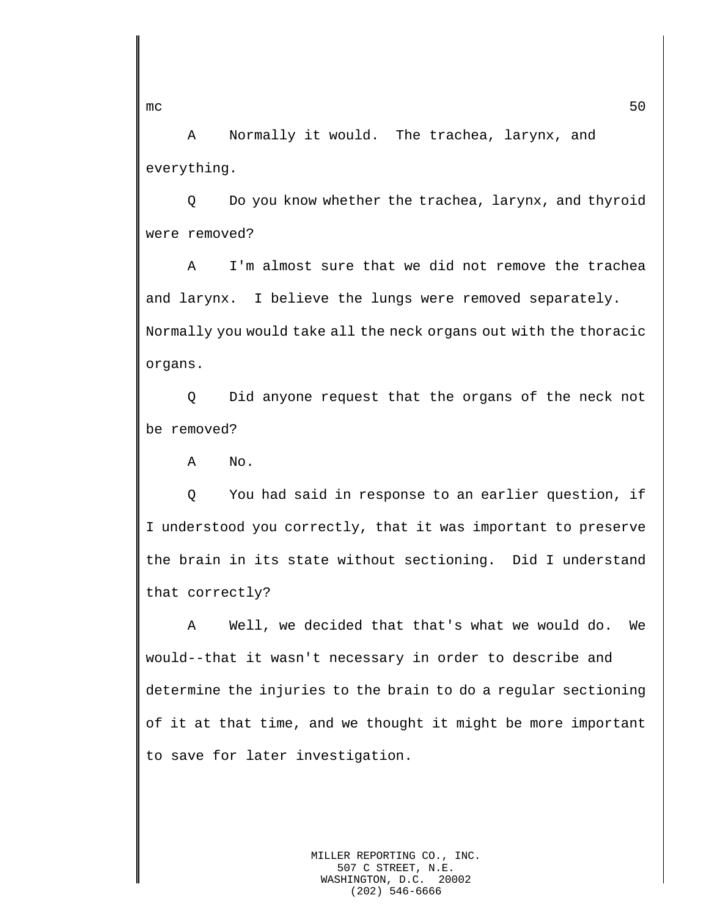A Normally it would. The trachea, larynx, and everything.

Q Do you know whether the trachea, larynx, and thyroid were removed?

A I'm almost sure that we did not remove the trachea and larynx. I believe the lungs were removed separately. Normally you would take all the neck organs out with the thoracic organs.

Q Did anyone request that the organs of the neck not be removed?

A No.

Q You had said in response to an earlier question, if I understood you correctly, that it was important to preserve the brain in its state without sectioning. Did I understand that correctly?

A Well, we decided that that's what we would do. We would--that it wasn't necessary in order to describe and determine the injuries to the brain to do a regular sectioning of it at that time, and we thought it might be more important to save for later investigation.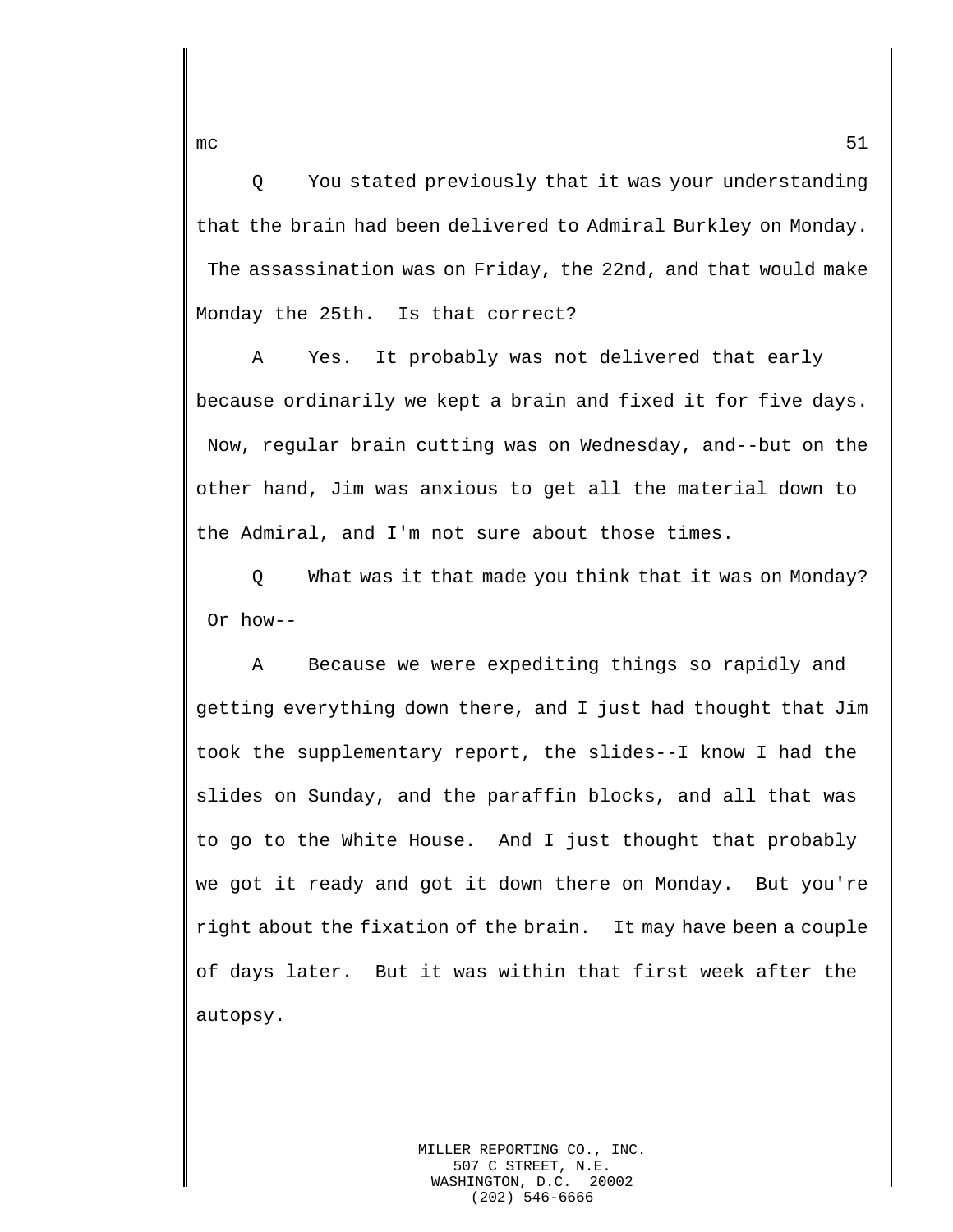Q You stated previously that it was your understanding that the brain had been delivered to Admiral Burkley on Monday. The assassination was on Friday, the 22nd, and that would make Monday the 25th. Is that correct?

A Yes. It probably was not delivered that early because ordinarily we kept a brain and fixed it for five days. Now, regular brain cutting was on Wednesday, and--but on the other hand, Jim was anxious to get all the material down to the Admiral, and I'm not sure about those times.

Q What was it that made you think that it was on Monday? Or how--

A Because we were expediting things so rapidly and getting everything down there, and I just had thought that Jim took the supplementary report, the slides--I know I had the slides on Sunday, and the paraffin blocks, and all that was to go to the White House. And I just thought that probably we got it ready and got it down there on Monday. But you're right about the fixation of the brain. It may have been a couple of days later. But it was within that first week after the autopsy.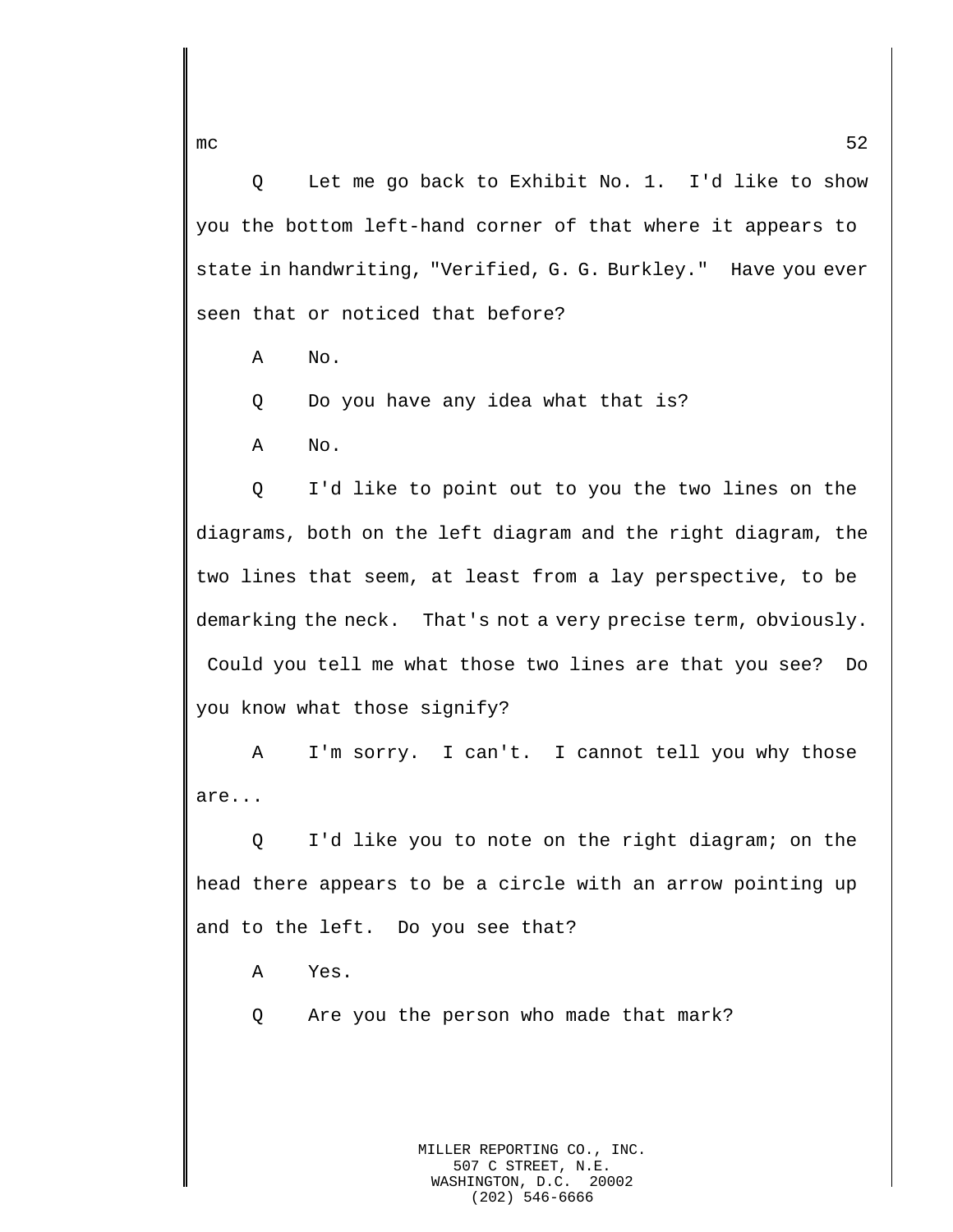Q Let me go back to Exhibit No. 1. I'd like to show you the bottom left-hand corner of that where it appears to state in handwriting, "Verified, G. G. Burkley." Have you ever seen that or noticed that before?

A No.

Q Do you have any idea what that is?

A No.

Q I'd like to point out to you the two lines on the diagrams, both on the left diagram and the right diagram, the two lines that seem, at least from a lay perspective, to be demarking the neck. That's not a very precise term, obviously. Could you tell me what those two lines are that you see? Do you know what those signify?

A I'm sorry. I can't. I cannot tell you why those are...

Q I'd like you to note on the right diagram; on the head there appears to be a circle with an arrow pointing up and to the left. Do you see that?

A Yes.

Q Are you the person who made that mark?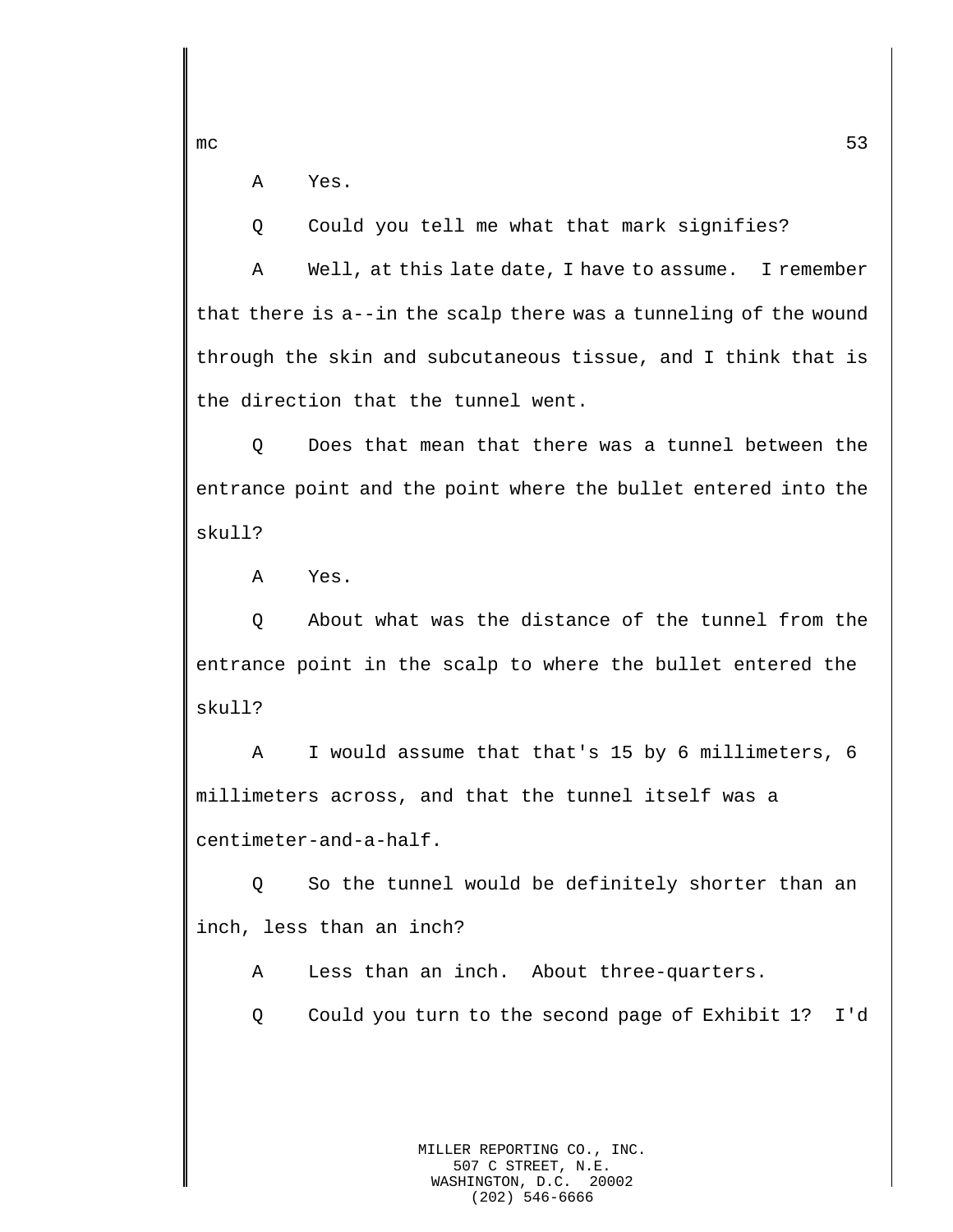A Yes.

Q Could you tell me what that mark signifies?

A Well, at this late date, I have to assume. I remember that there is a--in the scalp there was a tunneling of the wound through the skin and subcutaneous tissue, and I think that is the direction that the tunnel went.

Q Does that mean that there was a tunnel between the entrance point and the point where the bullet entered into the skull?

A Yes.

Q About what was the distance of the tunnel from the entrance point in the scalp to where the bullet entered the skull?

A I would assume that that's 15 by 6 millimeters, 6 millimeters across, and that the tunnel itself was a centimeter-and-a-half.

Q So the tunnel would be definitely shorter than an inch, less than an inch?

A Less than an inch. About three-quarters.

Q Could you turn to the second page of Exhibit 1? I'd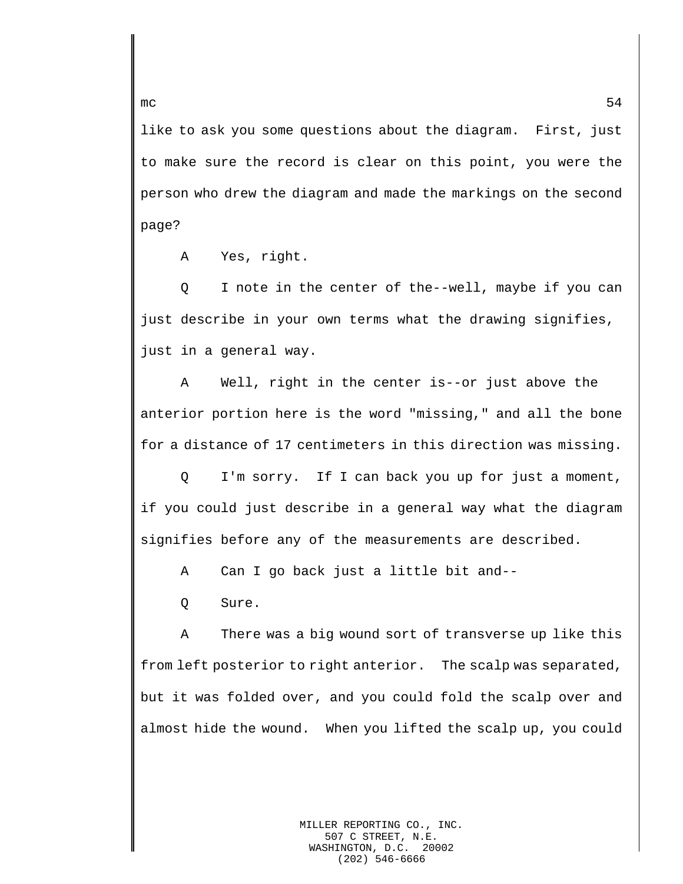like to ask you some questions about the diagram. First, just to make sure the record is clear on this point, you were the person who drew the diagram and made the markings on the second page?

A Yes, right.

Q I note in the center of the--well, maybe if you can just describe in your own terms what the drawing signifies, just in a general way.

A Well, right in the center is--or just above the anterior portion here is the word "missing," and all the bone for a distance of 17 centimeters in this direction was missing.

Q I'm sorry. If I can back you up for just a moment, if you could just describe in a general way what the diagram signifies before any of the measurements are described.

A Can I go back just a little bit and--

Q Sure.

A There was a big wound sort of transverse up like this from left posterior to right anterior. The scalp was separated, but it was folded over, and you could fold the scalp over and almost hide the wound. When you lifted the scalp up, you could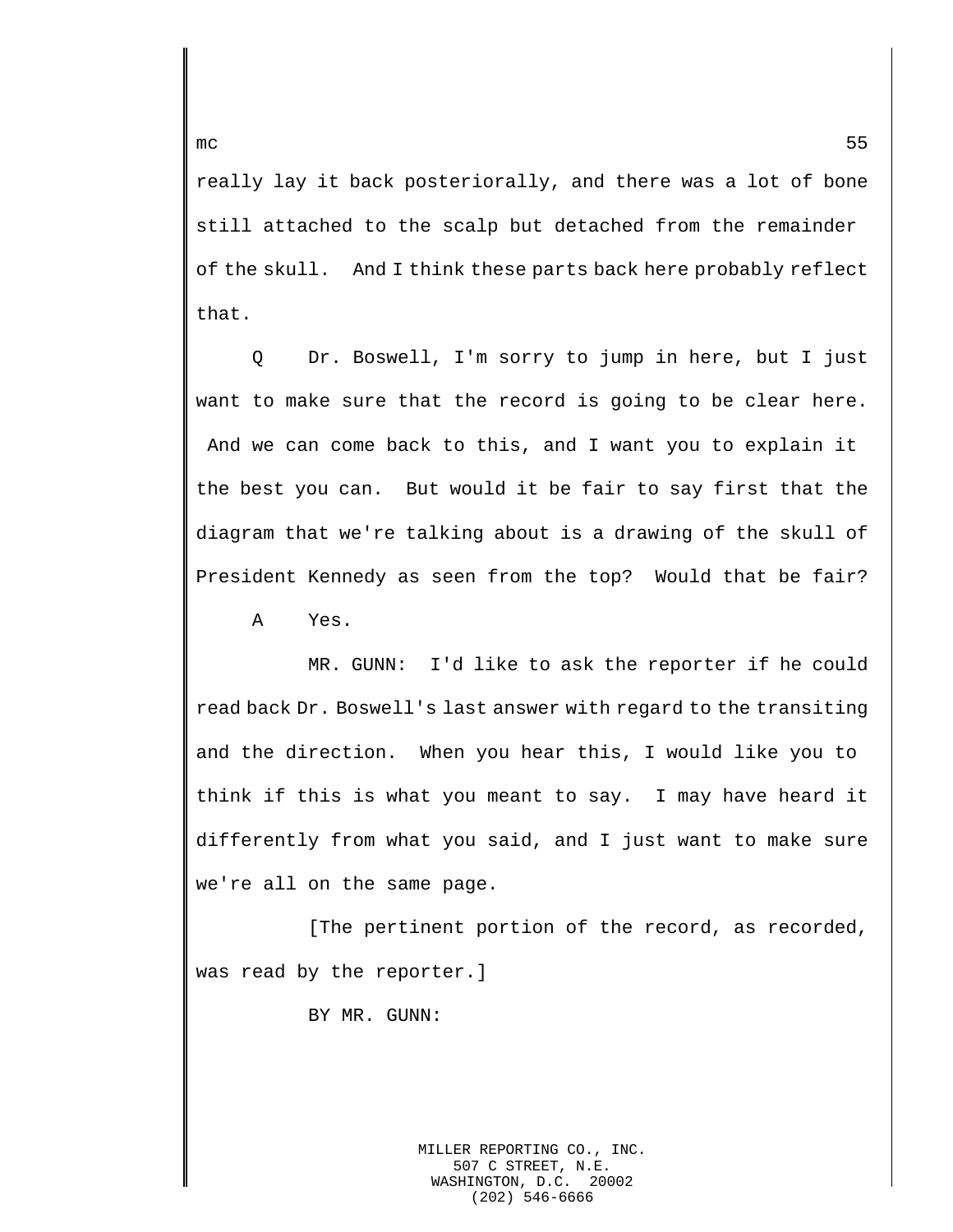really lay it back posteriorally, and there was a lot of bone still attached to the scalp but detached from the remainder of the skull. And I think these parts back here probably reflect that.

Q Dr. Boswell, I'm sorry to jump in here, but I just want to make sure that the record is going to be clear here. And we can come back to this, and I want you to explain it the best you can. But would it be fair to say first that the diagram that we're talking about is a drawing of the skull of President Kennedy as seen from the top? Would that be fair?

A Yes.

MR. GUNN: I'd like to ask the reporter if he could read back Dr. Boswell's last answer with regard to the transiting and the direction. When you hear this, I would like you to think if this is what you meant to say. I may have heard it differently from what you said, and I just want to make sure we're all on the same page.

[The pertinent portion of the record, as recorded, was read by the reporter.]

BY MR. GUNN: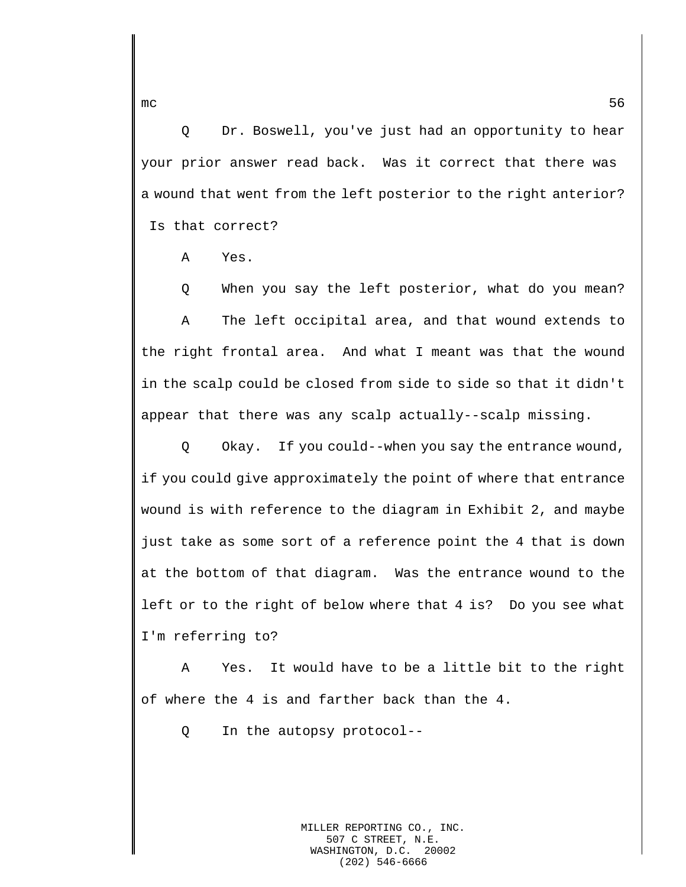Q Dr. Boswell, you've just had an opportunity to hear your prior answer read back. Was it correct that there was a wound that went from the left posterior to the right anterior? Is that correct?

A Yes.

Q When you say the left posterior, what do you mean?

A The left occipital area, and that wound extends to the right frontal area. And what I meant was that the wound in the scalp could be closed from side to side so that it didn't appear that there was any scalp actually--scalp missing.

Q Okay. If you could--when you say the entrance wound, if you could give approximately the point of where that entrance wound is with reference to the diagram in Exhibit 2, and maybe just take as some sort of a reference point the 4 that is down at the bottom of that diagram. Was the entrance wound to the left or to the right of below where that 4 is? Do you see what I'm referring to?

A Yes. It would have to be a little bit to the right of where the 4 is and farther back than the 4.

Q In the autopsy protocol--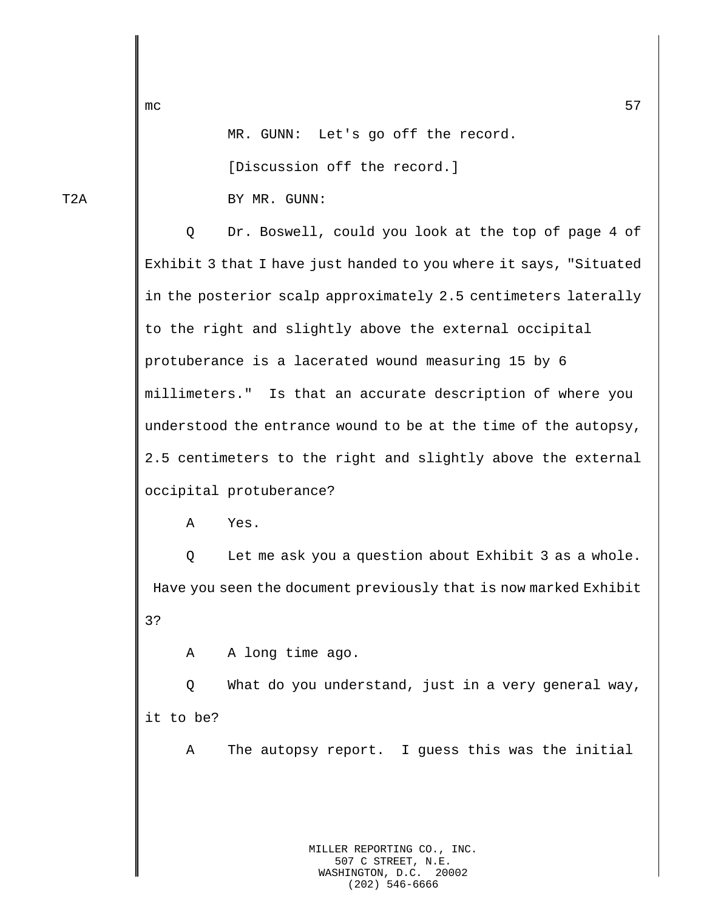mc

MR. GUNN: Let's go off the record.

[Discussion off the record.]

T2A

BY MR. GUNN:

Q Dr. Boswell, could you look at the top of page 4 of Exhibit 3 that I have just handed to you where it says, "Situated in the posterior scalp approximately 2.5 centimeters laterally to the right and slightly above the external occipital protuberance is a lacerated wound measuring 15 by 6 millimeters." Is that an accurate description of where you understood the entrance wound to be at the time of the autopsy, 2.5 centimeters to the right and slightly above the external occipital protuberance?

A Yes.

Q Let me ask you a question about Exhibit 3 as a whole. Have you seen the document previously that is now marked Exhibit 3?

A A long time ago.

Q What do you understand, just in a very general way, it to be?

A The autopsy report. I guess this was the initial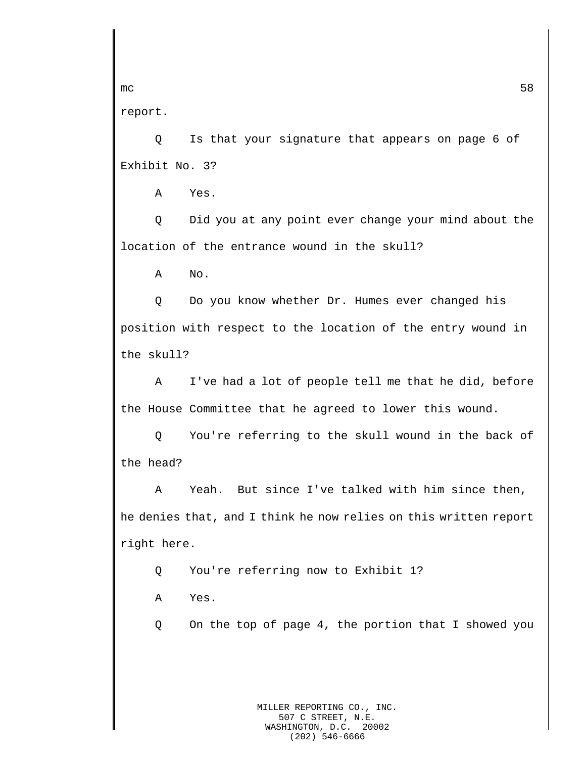report.

Q Is that your signature that appears on page 6 of Exhibit No. 3?

A Yes.

Q Did you at any point ever change your mind about the location of the entrance wound in the skull?

A No.

Q Do you know whether Dr. Humes ever changed his position with respect to the location of the entry wound in the skull?

A I've had a lot of people tell me that he did, before the House Committee that he agreed to lower this wound.

Q You're referring to the skull wound in the back of the head?

A Yeah. But since I've talked with him since then, he denies that, and I think he now relies on this written report right here.

Q You're referring now to Exhibit 1?

A Yes.

Q On the top of page 4, the portion that I showed you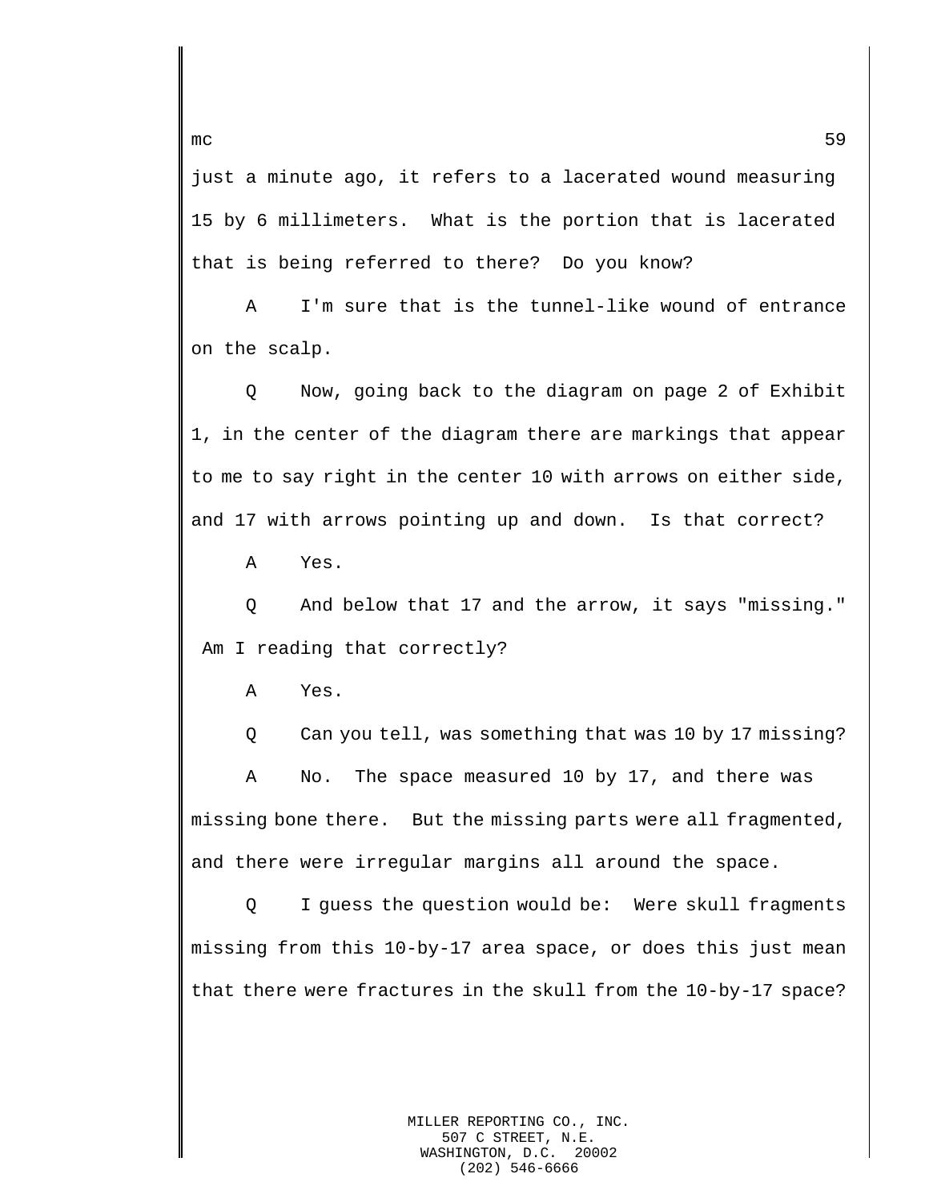just a minute ago, it refers to a lacerated wound measuring 15 by 6 millimeters. What is the portion that is lacerated that is being referred to there? Do you know?

A I'm sure that is the tunnel-like wound of entrance on the scalp.

Q Now, going back to the diagram on page 2 of Exhibit 1, in the center of the diagram there are markings that appear to me to say right in the center 10 with arrows on either side, and 17 with arrows pointing up and down. Is that correct?

A Yes.

Q And below that 17 and the arrow, it says "missing." Am I reading that correctly?

A Yes.

Q Can you tell, was something that was 10 by 17 missing?

A No. The space measured 10 by 17, and there was missing bone there. But the missing parts were all fragmented, and there were irregular margins all around the space.

Q I guess the question would be: Were skull fragments missing from this 10-by-17 area space, or does this just mean that there were fractures in the skull from the 10-by-17 space?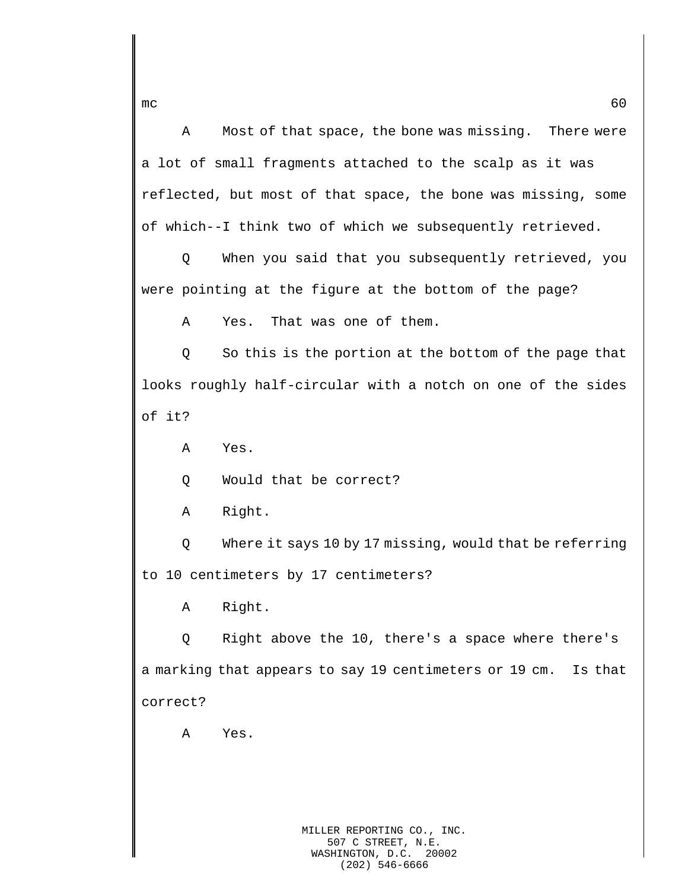A Most of that space, the bone was missing. There were a lot of small fragments attached to the scalp as it was reflected, but most of that space, the bone was missing, some of which--I think two of which we subsequently retrieved.

Q When you said that you subsequently retrieved, you were pointing at the figure at the bottom of the page?

A Yes. That was one of them.

Q So this is the portion at the bottom of the page that looks roughly half-circular with a notch on one of the sides of it?

A Yes.

Q Would that be correct?

A Right.

Q Where it says 10 by 17 missing, would that be referring to 10 centimeters by 17 centimeters?

A Right.

Q Right above the 10, there's a space where there's a marking that appears to say 19 centimeters or 19 cm. Is that correct?

A Yes.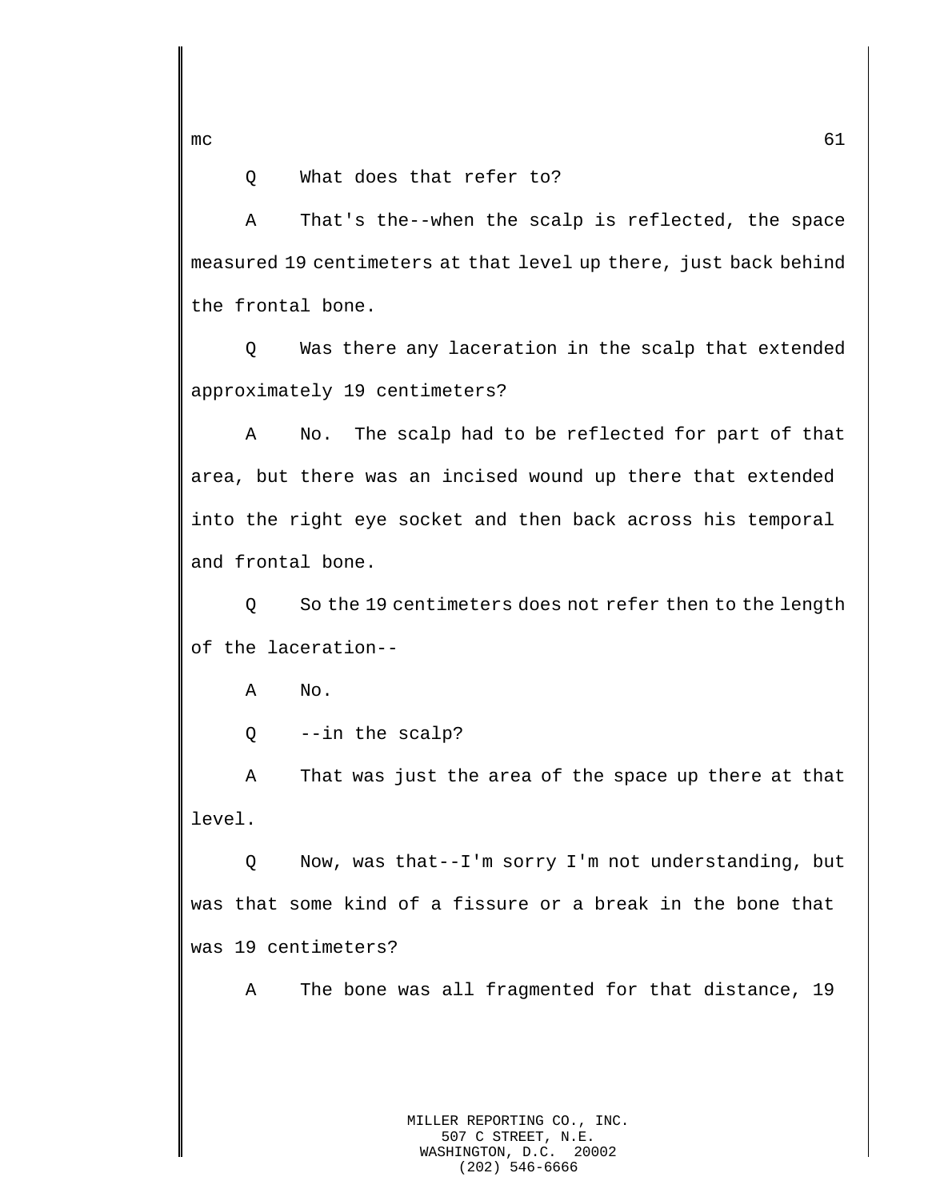Q What does that refer to?

A That's the--when the scalp is reflected, the space measured 19 centimeters at that level up there, just back behind the frontal bone.

Q Was there any laceration in the scalp that extended approximately 19 centimeters?

A No. The scalp had to be reflected for part of that area, but there was an incised wound up there that extended into the right eye socket and then back across his temporal and frontal bone.

Q So the 19 centimeters does not refer then to the length of the laceration--

A No.

Q --in the scalp?

A That was just the area of the space up there at that level.

Q Now, was that--I'm sorry I'm not understanding, but was that some kind of a fissure or a break in the bone that was 19 centimeters?

A The bone was all fragmented for that distance, 19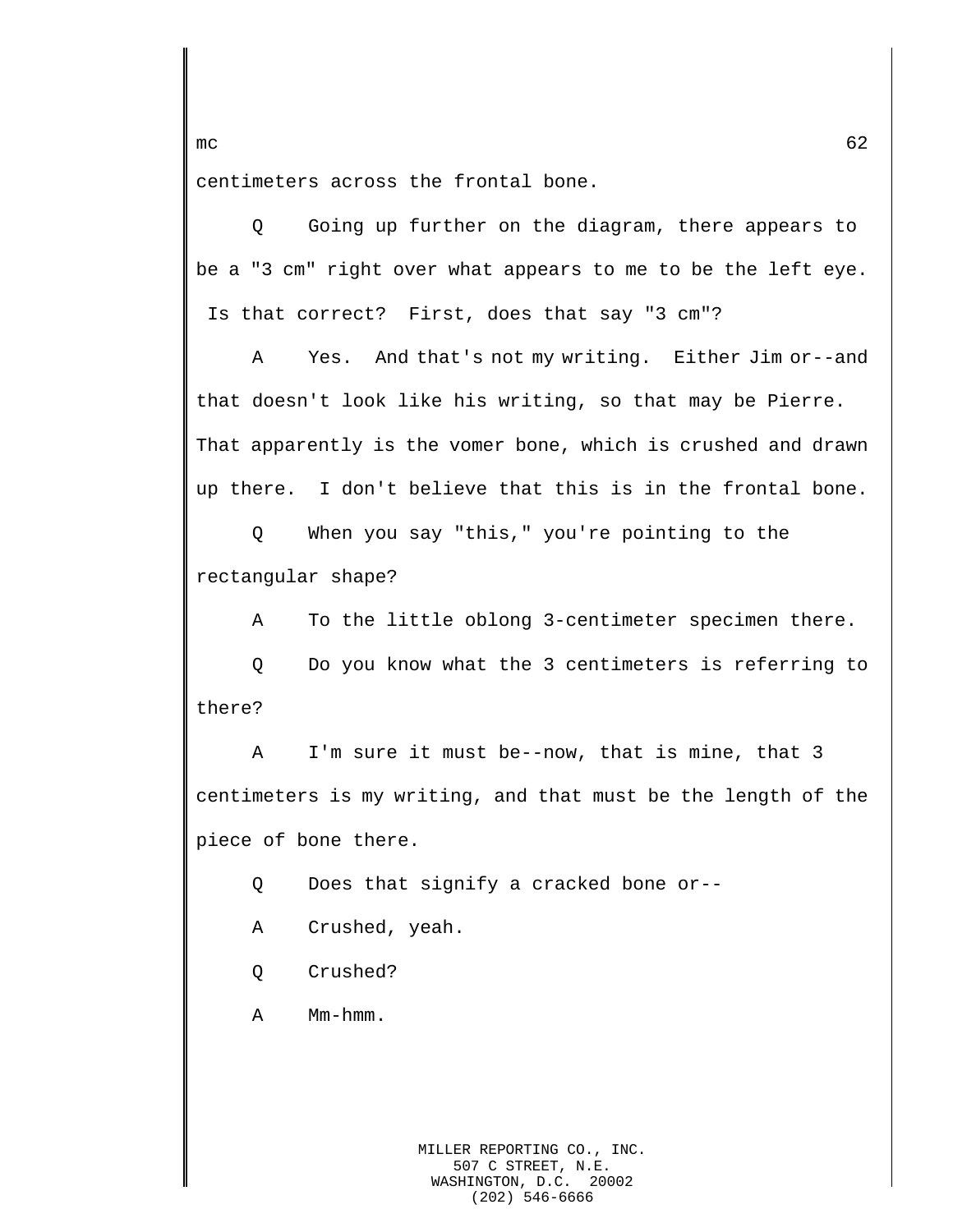centimeters across the frontal bone.

Q Going up further on the diagram, there appears to be a "3 cm" right over what appears to me to be the left eye. Is that correct? First, does that say "3 cm"?

A Yes. And that's not my writing. Either Jim or--and that doesn't look like his writing, so that may be Pierre. That apparently is the vomer bone, which is crushed and drawn up there. I don't believe that this is in the frontal bone.

Q When you say "this," you're pointing to the rectangular shape?

A To the little oblong 3-centimeter specimen there.

Q Do you know what the 3 centimeters is referring to there?

A I'm sure it must be--now, that is mine, that 3 centimeters is my writing, and that must be the length of the piece of bone there.

Q Does that signify a cracked bone or--

A Crushed, yeah.

Q Crushed?

A Mm-hmm.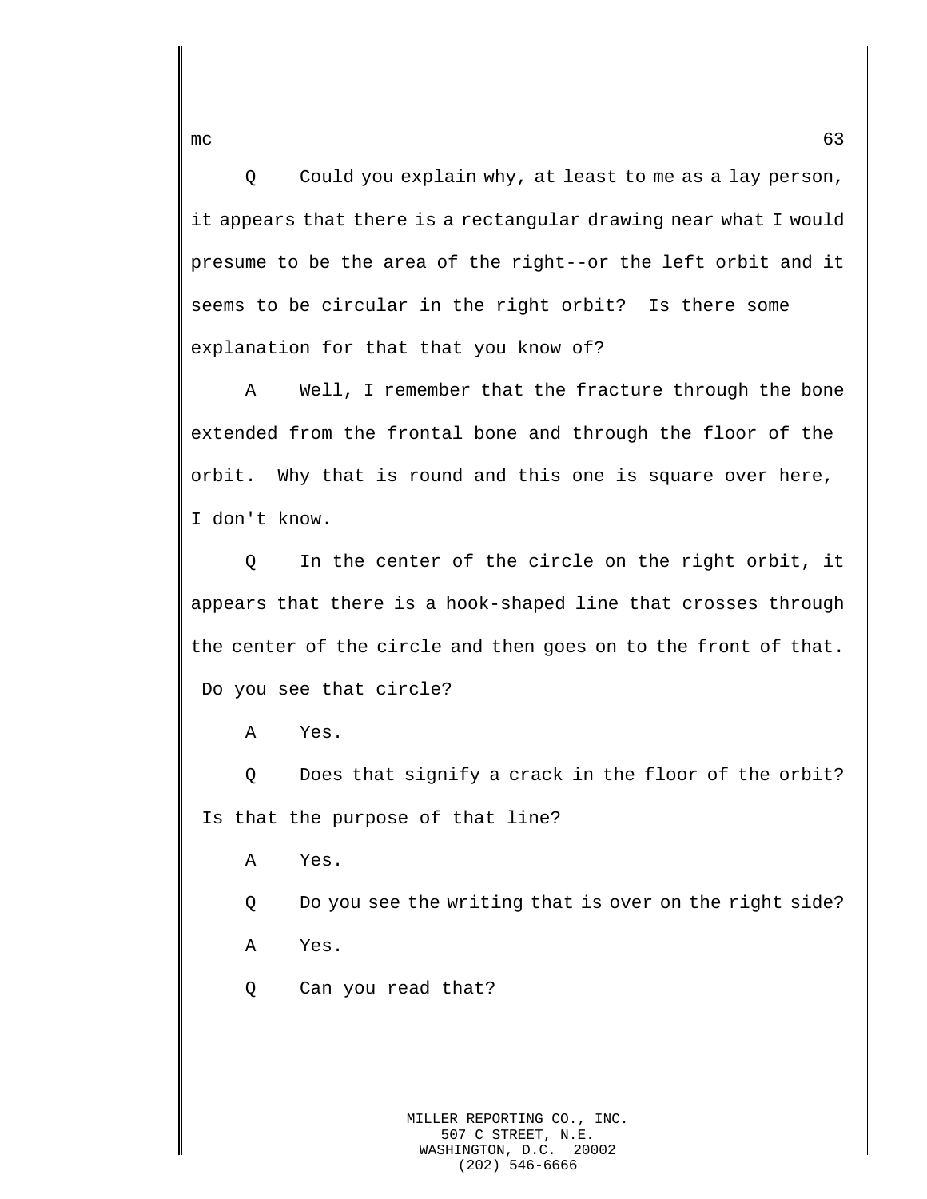Q     Could you explain why, at least to me as a lay person, it appears that there is a rectangular drawing near what I would presume to be the area of the right--or the left orbit and it seems to be circular in the right orbit?  Is there some explanation for that that you know of?

A     Well, I remember that the fracture through the bone extended from the frontal bone and through the floor of the orbit.  Why that is round and this one is square over here, I don't know.

Q     In the center of the circle on the right orbit, it appears that there is a hook-shaped line that crosses through the center of the circle and then goes on to the front of that.  Do you see that circle?

A     Yes.

Q     Does that signify a crack in the floor of the orbit?  Is that the purpose of that line?

A     Yes.

Q     Do you see the writing that is over on the right side?

A     Yes.

Q     Can you read that?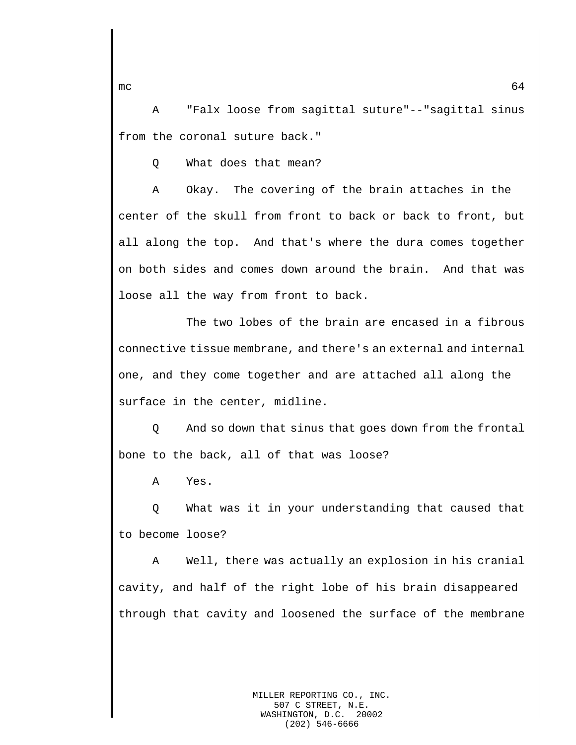A "Falx loose from sagittal suture"--"sagittal sinus from the coronal suture back."

Q What does that mean?

A Okay. The covering of the brain attaches in the center of the skull from front to back or back to front, but all along the top. And that's where the dura comes together on both sides and comes down around the brain. And that was loose all the way from front to back.

The two lobes of the brain are encased in a fibrous connective tissue membrane, and there's an external and internal one, and they come together and are attached all along the surface in the center, midline.

Q And so down that sinus that goes down from the frontal bone to the back, all of that was loose?

A Yes.

Q What was it in your understanding that caused that to become loose?

A Well, there was actually an explosion in his cranial cavity, and half of the right lobe of his brain disappeared through that cavity and loosened the surface of the membrane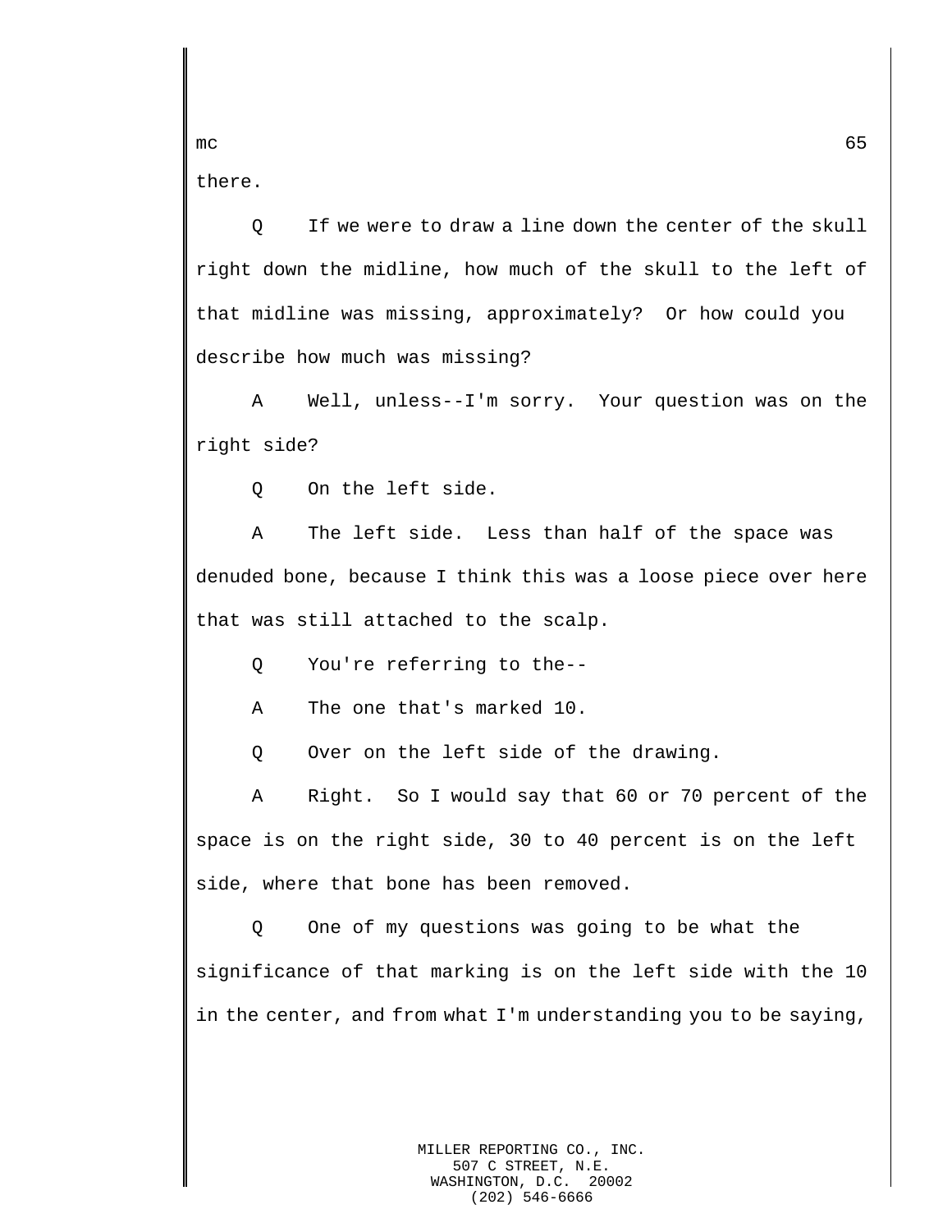there.

Q If we were to draw a line down the center of the skull right down the midline, how much of the skull to the left of that midline was missing, approximately? Or how could you describe how much was missing?

A Well, unless--I'm sorry. Your question was on the right side?

Q On the left side.

A The left side. Less than half of the space was denuded bone, because I think this was a loose piece over here that was still attached to the scalp.

Q You're referring to the--

A The one that's marked 10.

Q Over on the left side of the drawing.

A Right. So I would say that 60 or 70 percent of the space is on the right side, 30 to 40 percent is on the left side, where that bone has been removed.

Q One of my questions was going to be what the significance of that marking is on the left side with the 10 in the center, and from what I'm understanding you to be saying,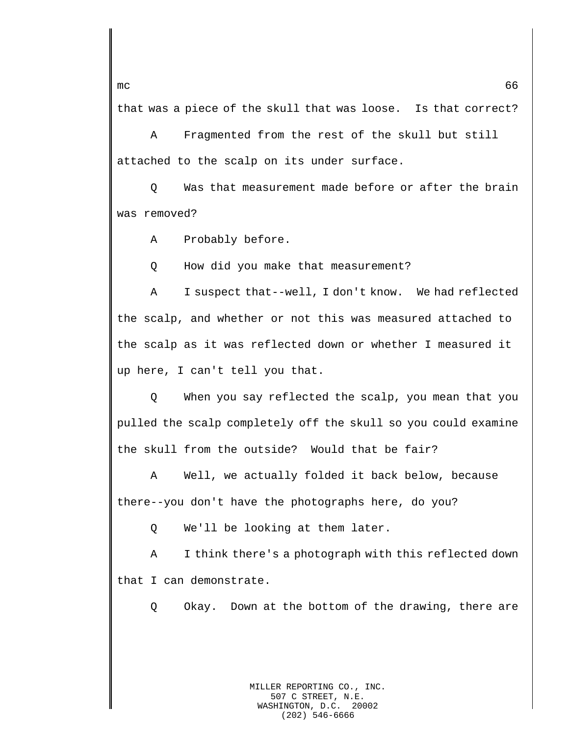that was a piece of the skull that was loose. Is that correct?

A Fragmented from the rest of the skull but still attached to the scalp on its under surface.

Q Was that measurement made before or after the brain was removed?

A Probably before.

Q How did you make that measurement?

A I suspect that--well, I don't know. We had reflected the scalp, and whether or not this was measured attached to the scalp as it was reflected down or whether I measured it up here, I can't tell you that.

Q When you say reflected the scalp, you mean that you pulled the scalp completely off the skull so you could examine the skull from the outside? Would that be fair?

A Well, we actually folded it back below, because there--you don't have the photographs here, do you?

Q We'll be looking at them later.

A I think there's a photograph with this reflected down that I can demonstrate.

Q Okay. Down at the bottom of the drawing, there are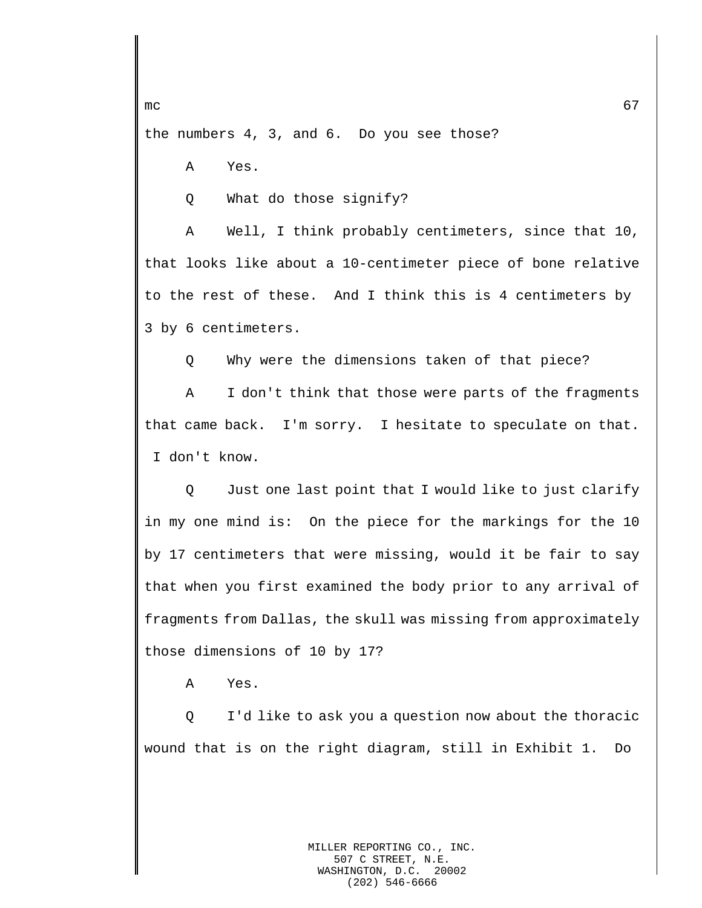the numbers 4, 3, and 6. Do you see those?

A Yes.

Q What do those signify?

A Well, I think probably centimeters, since that 10, that looks like about a 10-centimeter piece of bone relative to the rest of these. And I think this is 4 centimeters by 3 by 6 centimeters.

Q Why were the dimensions taken of that piece?

A I don't think that those were parts of the fragments that came back. I'm sorry. I hesitate to speculate on that. I don't know.

Q Just one last point that I would like to just clarify in my one mind is: On the piece for the markings for the 10 by 17 centimeters that were missing, would it be fair to say that when you first examined the body prior to any arrival of fragments from Dallas, the skull was missing from approximately those dimensions of 10 by 17?

A Yes.

Q I'd like to ask you a question now about the thoracic wound that is on the right diagram, still in Exhibit 1. Do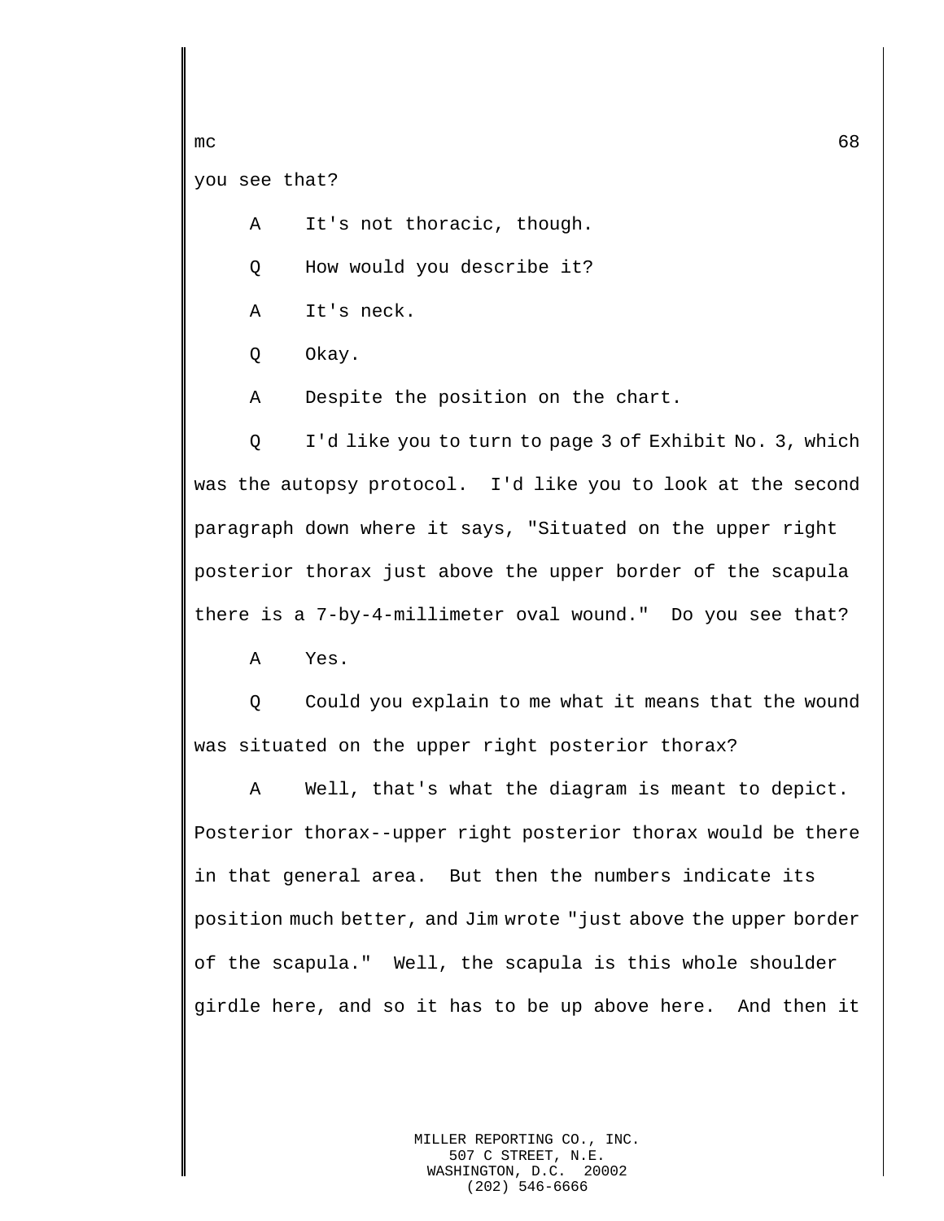you see that?

A It's not thoracic, though.

Q How would you describe it?

A It's neck.

Q Okay.

A Despite the position on the chart.

Q I'd like you to turn to page 3 of Exhibit No. 3, which was the autopsy protocol. I'd like you to look at the second paragraph down where it says, "Situated on the upper right posterior thorax just above the upper border of the scapula there is a 7-by-4-millimeter oval wound." Do you see that?

A Yes.

Q Could you explain to me what it means that the wound was situated on the upper right posterior thorax?

A Well, that's what the diagram is meant to depict. Posterior thorax--upper right posterior thorax would be there in that general area. But then the numbers indicate its position much better, and Jim wrote "just above the upper border of the scapula." Well, the scapula is this whole shoulder girdle here, and so it has to be up above here. And then it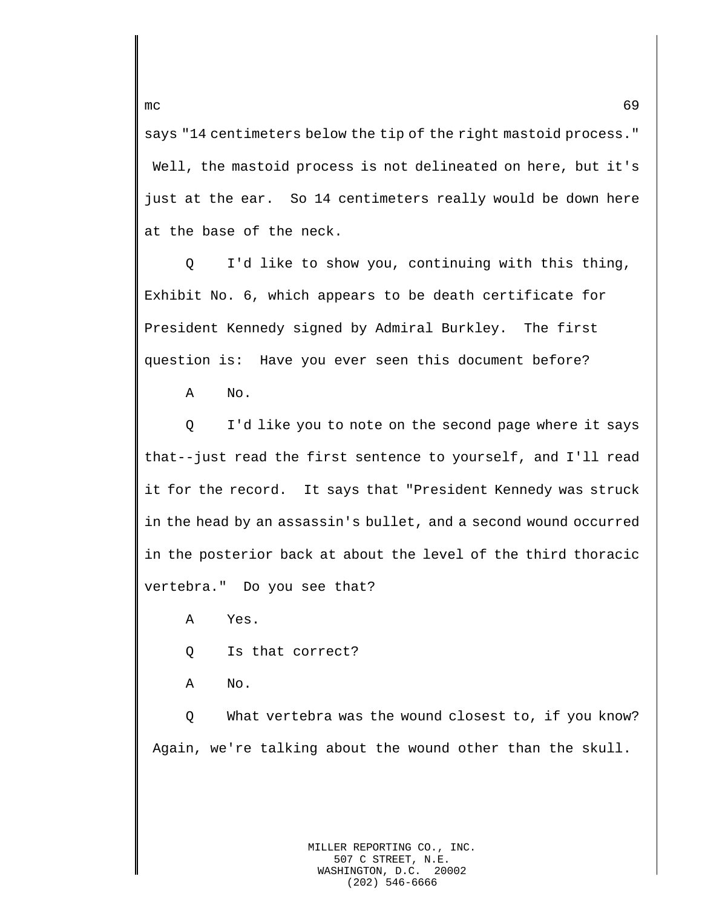says "14 centimeters below the tip of the right mastoid process." Well, the mastoid process is not delineated on here, but it's just at the ear. So 14 centimeters really would be down here at the base of the neck.

Q I'd like to show you, continuing with this thing, Exhibit No. 6, which appears to be death certificate for President Kennedy signed by Admiral Burkley. The first question is: Have you ever seen this document before?

A No.

Q I'd like you to note on the second page where it says that--just read the first sentence to yourself, and I'll read it for the record. It says that "President Kennedy was struck in the head by an assassin's bullet, and a second wound occurred in the posterior back at about the level of the third thoracic vertebra." Do you see that?

A Yes.

Q Is that correct?

A No.

Q What vertebra was the wound closest to, if you know? Again, we're talking about the wound other than the skull.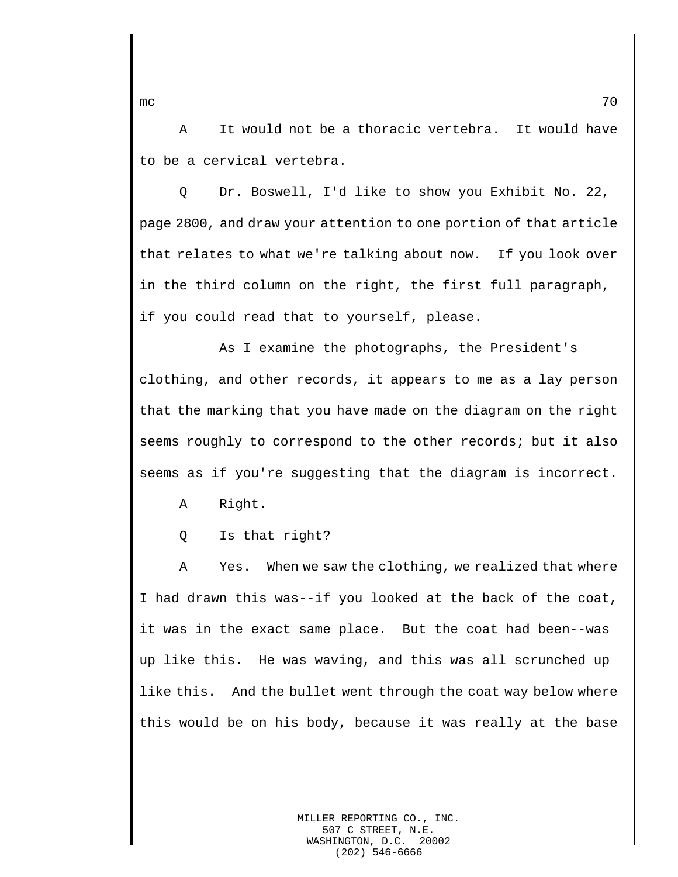A It would not be a thoracic vertebra. It would have to be a cervical vertebra.

Q Dr. Boswell, I'd like to show you Exhibit No. 22, page 2800, and draw your attention to one portion of that article that relates to what we're talking about now. If you look over in the third column on the right, the first full paragraph, if you could read that to yourself, please.

As I examine the photographs, the President's clothing, and other records, it appears to me as a lay person that the marking that you have made on the diagram on the right seems roughly to correspond to the other records; but it also seems as if you're suggesting that the diagram is incorrect.

A Right.

Q Is that right?

A Yes. When we saw the clothing, we realized that where I had drawn this was--if you looked at the back of the coat, it was in the exact same place. But the coat had been--was up like this. He was waving, and this was all scrunched up like this. And the bullet went through the coat way below where this would be on his body, because it was really at the base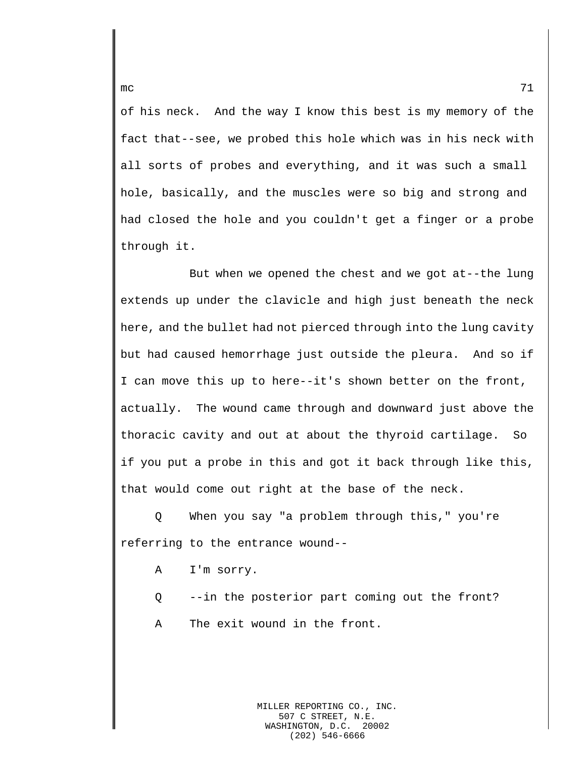of his neck. And the way I know this best is my memory of the fact that--see, we probed this hole which was in his neck with all sorts of probes and everything, and it was such a small hole, basically, and the muscles were so big and strong and had closed the hole and you couldn't get a finger or a probe through it.

But when we opened the chest and we got at--the lung extends up under the clavicle and high just beneath the neck here, and the bullet had not pierced through into the lung cavity but had caused hemorrhage just outside the pleura. And so if I can move this up to here--it's shown better on the front, actually. The wound came through and downward just above the thoracic cavity and out at about the thyroid cartilage. So if you put a probe in this and got it back through like this, that would come out right at the base of the neck.

Q When you say "a problem through this," you're referring to the entrance wound--

A I'm sorry.

Q --in the posterior part coming out the front?

A The exit wound in the front.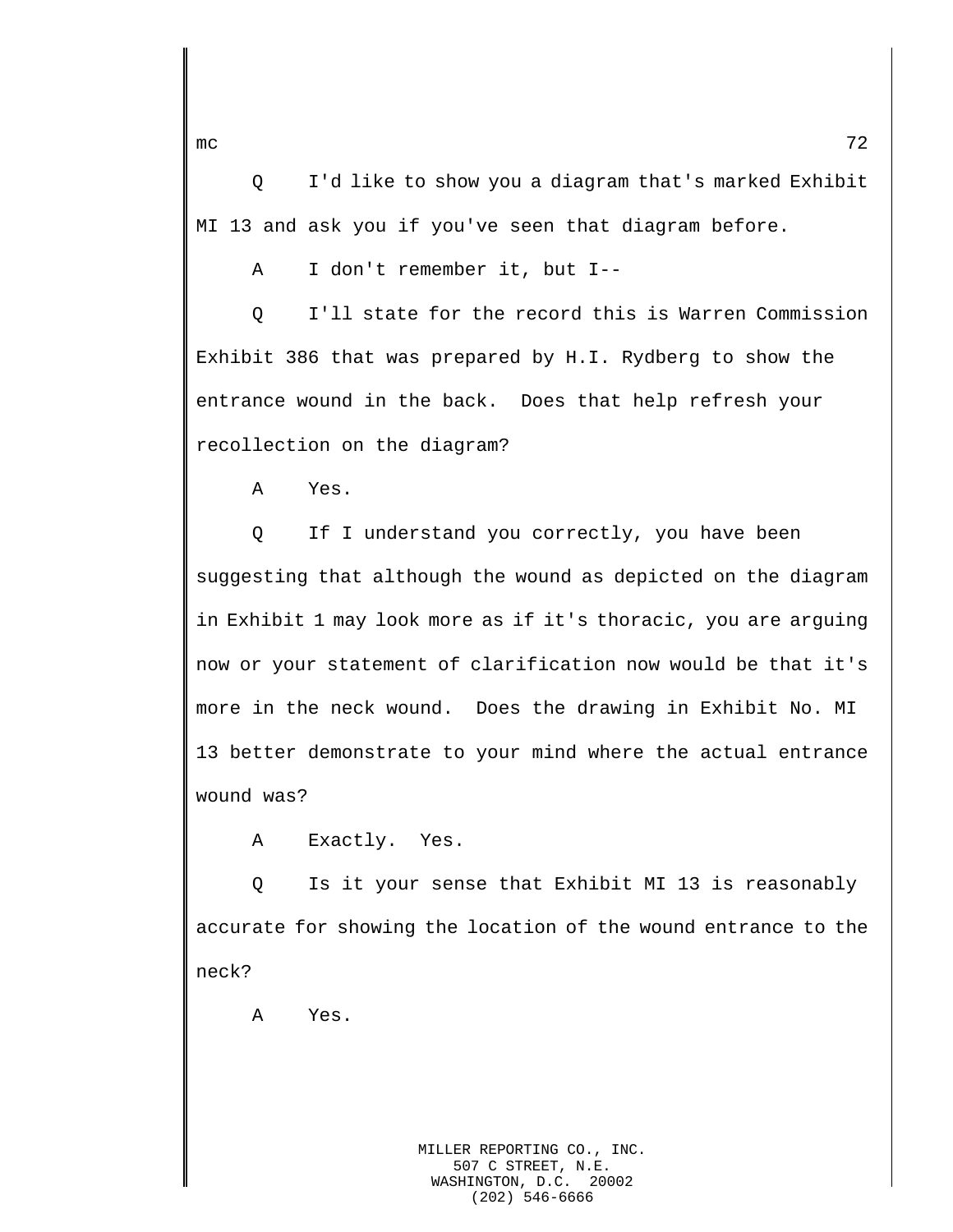Q I'd like to show you a diagram that's marked Exhibit MI 13 and ask you if you've seen that diagram before.

A I don't remember it, but I--

Q I'll state for the record this is Warren Commission Exhibit 386 that was prepared by H.I. Rydberg to show the entrance wound in the back. Does that help refresh your recollection on the diagram?

A Yes.

Q If I understand you correctly, you have been suggesting that although the wound as depicted on the diagram in Exhibit 1 may look more as if it's thoracic, you are arguing now or your statement of clarification now would be that it's more in the neck wound. Does the drawing in Exhibit No. MI 13 better demonstrate to your mind where the actual entrance wound was?

A Exactly. Yes.

Q Is it your sense that Exhibit MI 13 is reasonably accurate for showing the location of the wound entrance to the neck?

A Yes.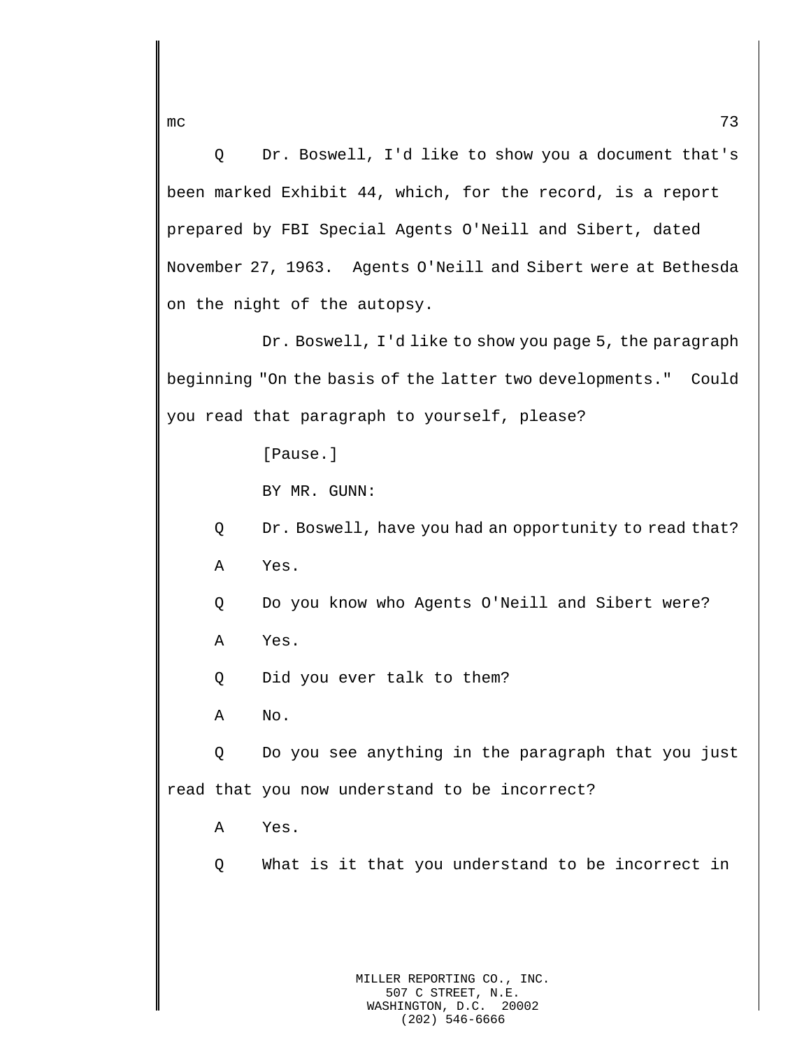Q Dr. Boswell, I'd like to show you a document that's been marked Exhibit 44, which, for the record, is a report prepared by FBI Special Agents O'Neill and Sibert, dated November 27, 1963. Agents O'Neill and Sibert were at Bethesda on the night of the autopsy.

Dr. Boswell, I'd like to show you page 5, the paragraph beginning "On the basis of the latter two developments." Could you read that paragraph to yourself, please?

[Pause.]

BY MR. GUNN:

Q Dr. Boswell, have you had an opportunity to read that?

A Yes.

Q Do you know who Agents O'Neill and Sibert were?

A Yes.

Q Did you ever talk to them?

A No.

Q Do you see anything in the paragraph that you just read that you now understand to be incorrect?

A Yes.

Q What is it that you understand to be incorrect in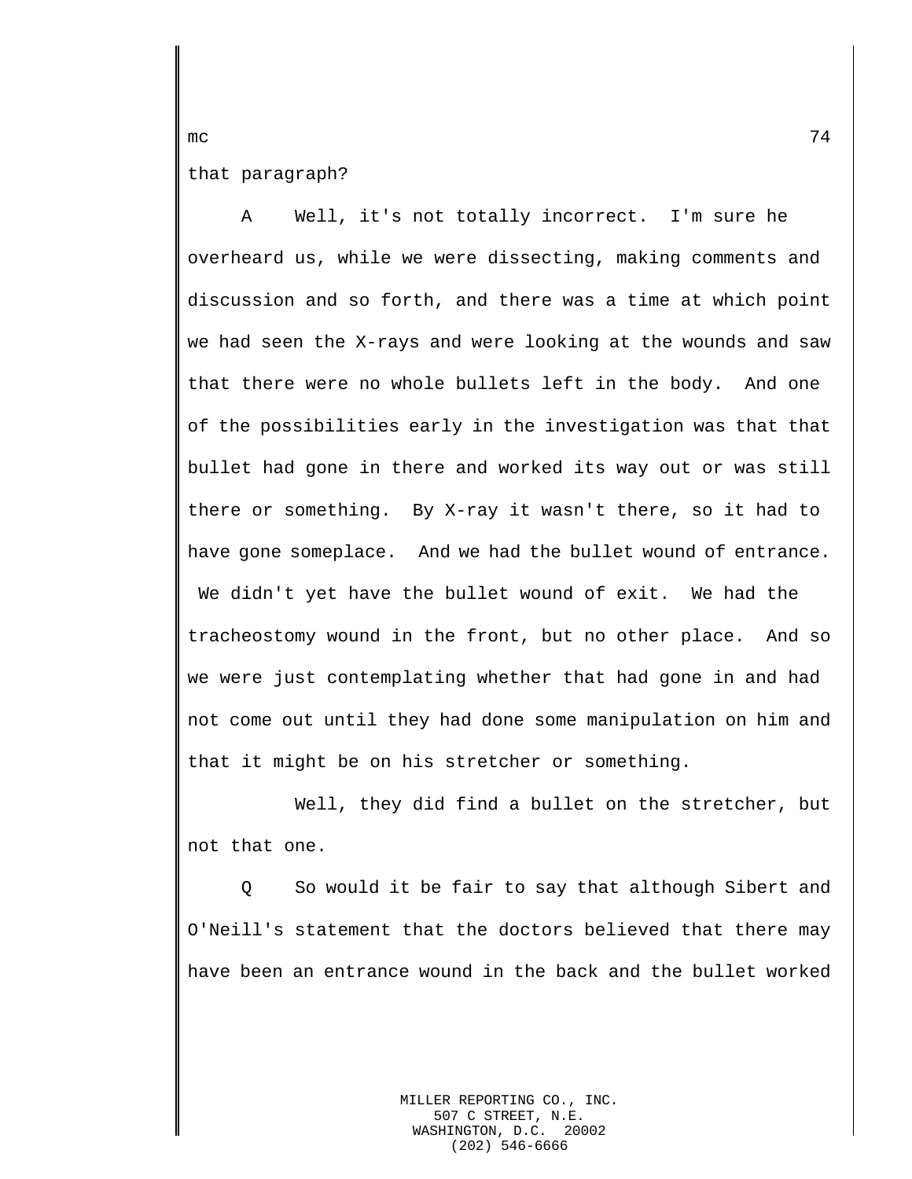that paragraph?

A Well, it's not totally incorrect. I'm sure he overheard us, while we were dissecting, making comments and discussion and so forth, and there was a time at which point we had seen the X-rays and were looking at the wounds and saw that there were no whole bullets left in the body. And one of the possibilities early in the investigation was that that bullet had gone in there and worked its way out or was still there or something. By X-ray it wasn't there, so it had to have gone someplace. And we had the bullet wound of entrance. We didn't yet have the bullet wound of exit. We had the tracheostomy wound in the front, but no other place. And so we were just contemplating whether that had gone in and had not come out until they had done some manipulation on him and that it might be on his stretcher or something.

Well, they did find a bullet on the stretcher, but not that one.

Q So would it be fair to say that although Sibert and O'Neill's statement that the doctors believed that there may have been an entrance wound in the back and the bullet worked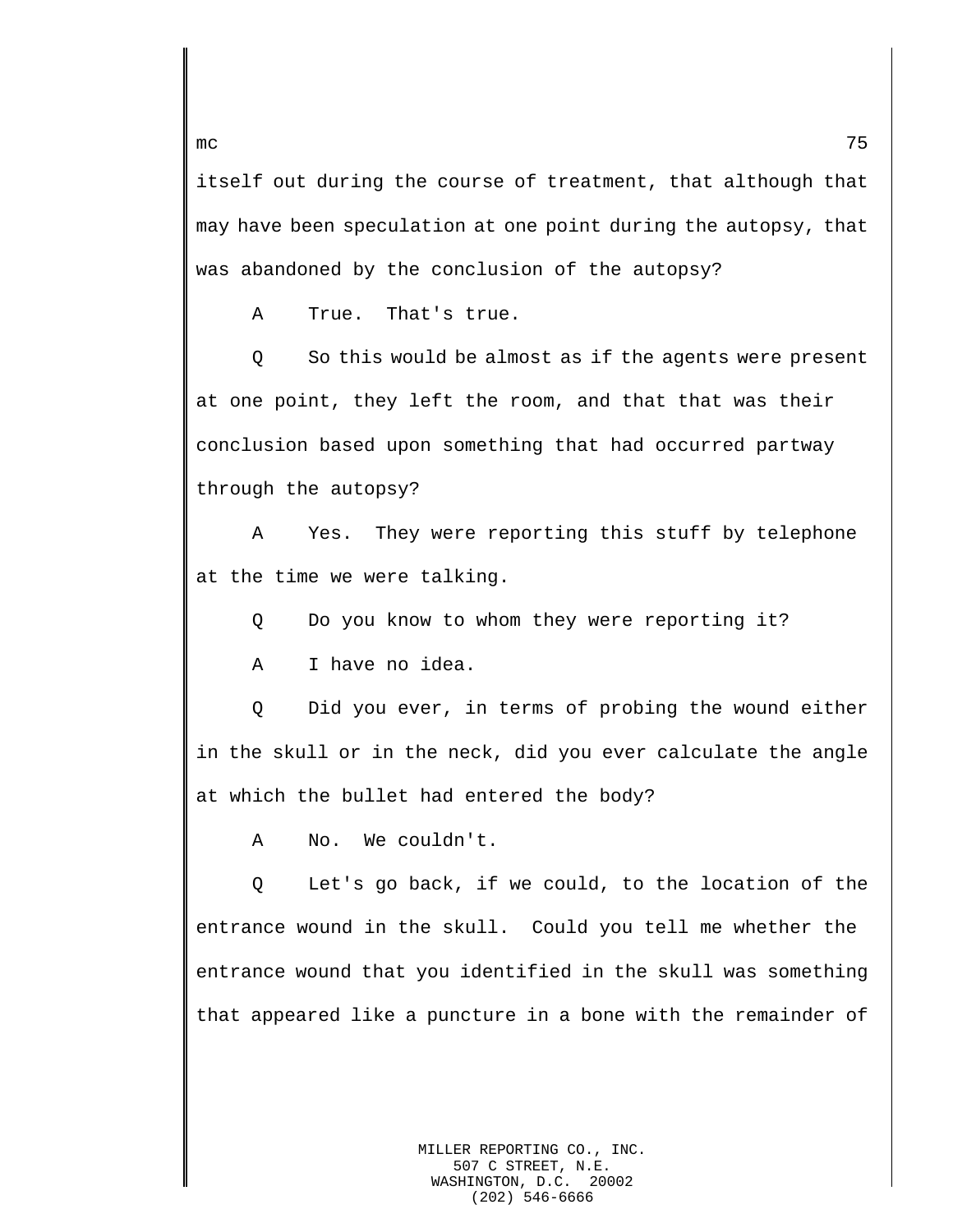itself out during the course of treatment, that although that may have been speculation at one point during the autopsy, that was abandoned by the conclusion of the autopsy?

A True. That's true.

Q So this would be almost as if the agents were present at one point, they left the room, and that that was their conclusion based upon something that had occurred partway through the autopsy?

A Yes. They were reporting this stuff by telephone at the time we were talking.

Q Do you know to whom they were reporting it?

A I have no idea.

Q Did you ever, in terms of probing the wound either in the skull or in the neck, did you ever calculate the angle at which the bullet had entered the body?

A No. We couldn't.

Q Let's go back, if we could, to the location of the entrance wound in the skull. Could you tell me whether the entrance wound that you identified in the skull was something that appeared like a puncture in a bone with the remainder of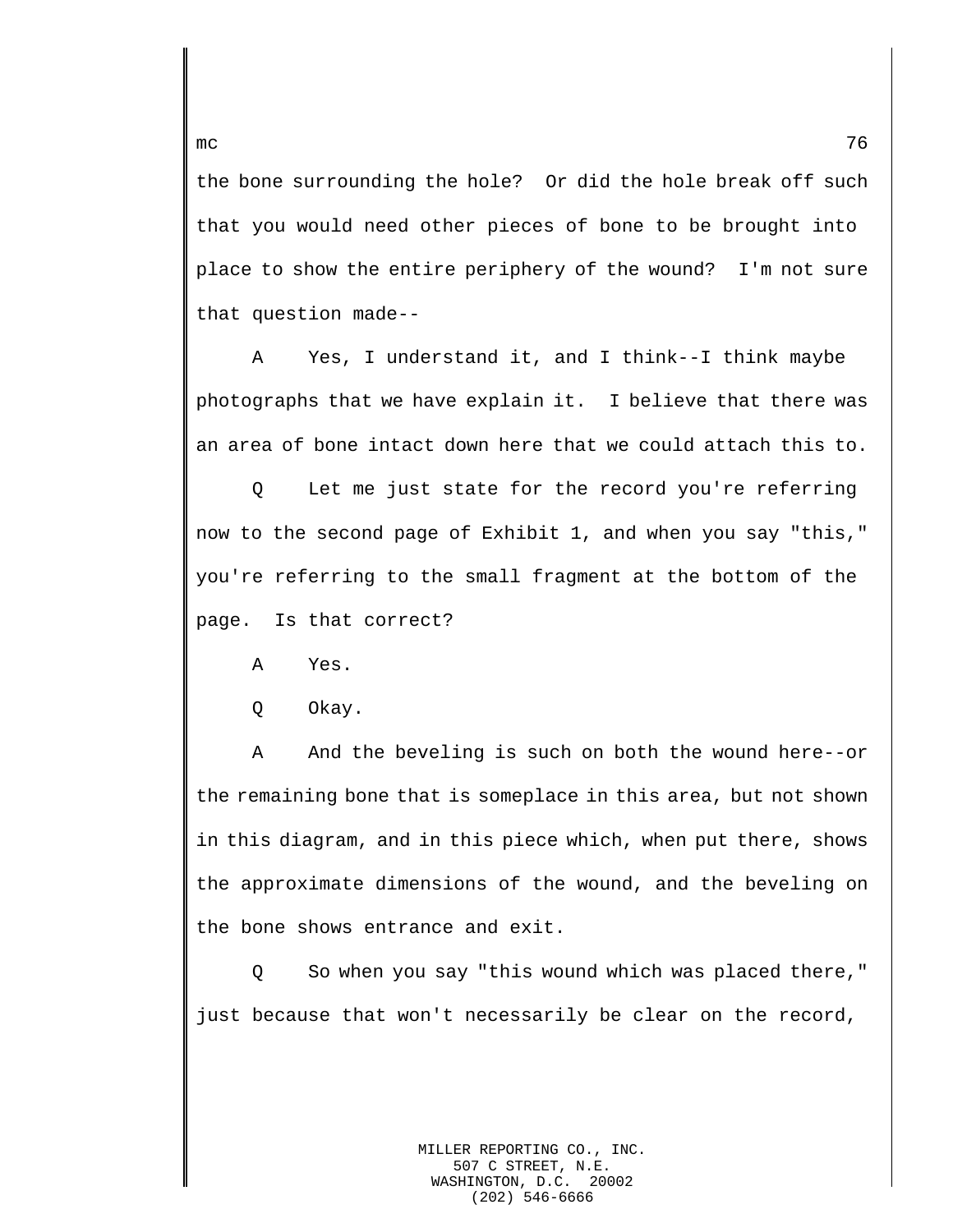the bone surrounding the hole? Or did the hole break off such that you would need other pieces of bone to be brought into place to show the entire periphery of the wound? I'm not sure that question made--

A Yes, I understand it, and I think--I think maybe photographs that we have explain it. I believe that there was an area of bone intact down here that we could attach this to.

Q Let me just state for the record you're referring now to the second page of Exhibit 1, and when you say "this," you're referring to the small fragment at the bottom of the page. Is that correct?

A Yes.

Q Okay.

A And the beveling is such on both the wound here--or the remaining bone that is someplace in this area, but not shown in this diagram, and in this piece which, when put there, shows the approximate dimensions of the wound, and the beveling on the bone shows entrance and exit.

Q So when you say "this wound which was placed there," just because that won't necessarily be clear on the record,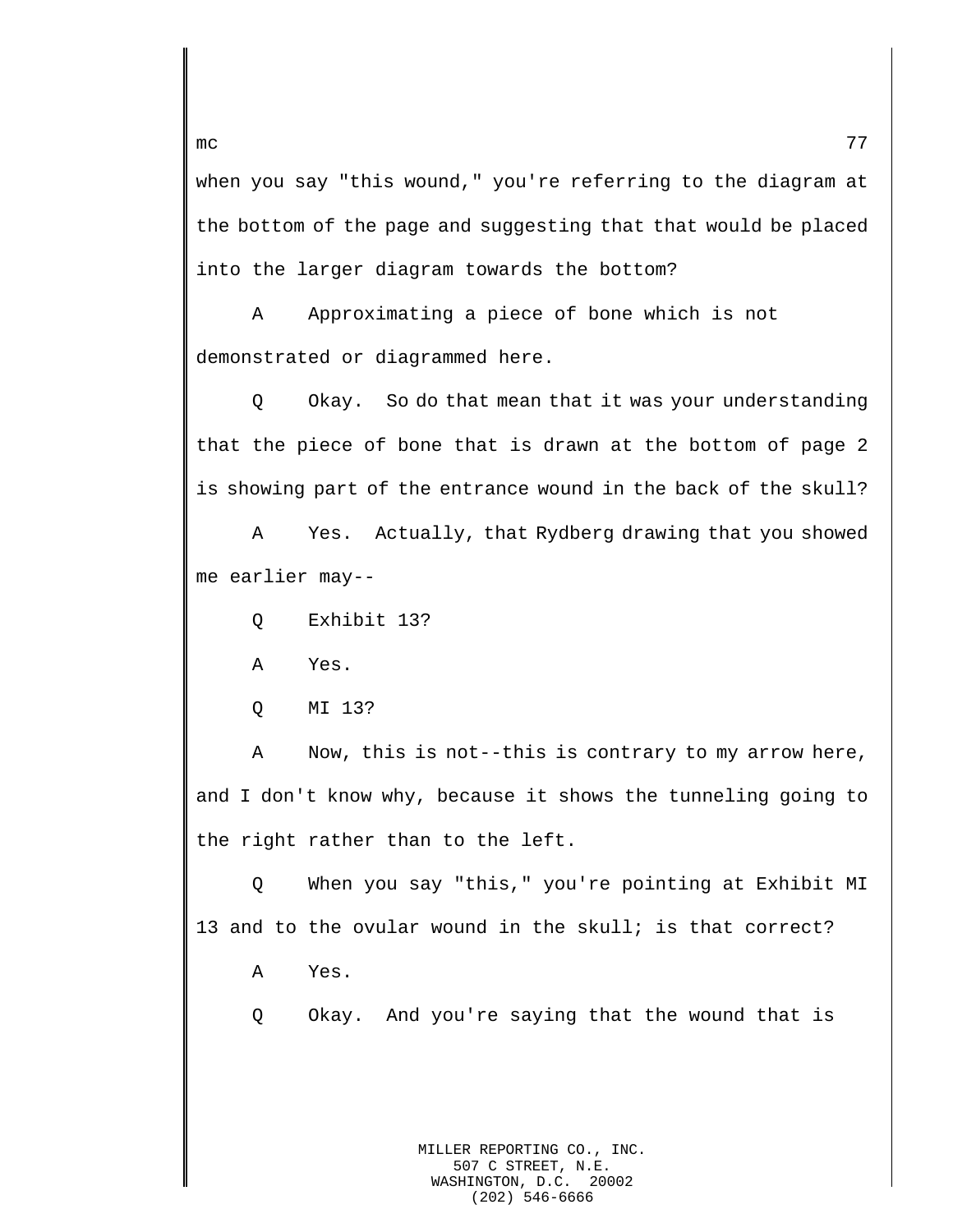when you say "this wound," you're referring to the diagram at the bottom of the page and suggesting that that would be placed into the larger diagram towards the bottom?

A Approximating a piece of bone which is not demonstrated or diagrammed here.

Q Okay. So do that mean that it was your understanding that the piece of bone that is drawn at the bottom of page 2 is showing part of the entrance wound in the back of the skull?

A Yes. Actually, that Rydberg drawing that you showed me earlier may--

Q Exhibit 13?

A Yes.

Q MI 13?

A Now, this is not--this is contrary to my arrow here, and I don't know why, because it shows the tunneling going to the right rather than to the left.

Q When you say "this," you're pointing at Exhibit MI 13 and to the ovular wound in the skull; is that correct?

A Yes.

Q Okay. And you're saying that the wound that is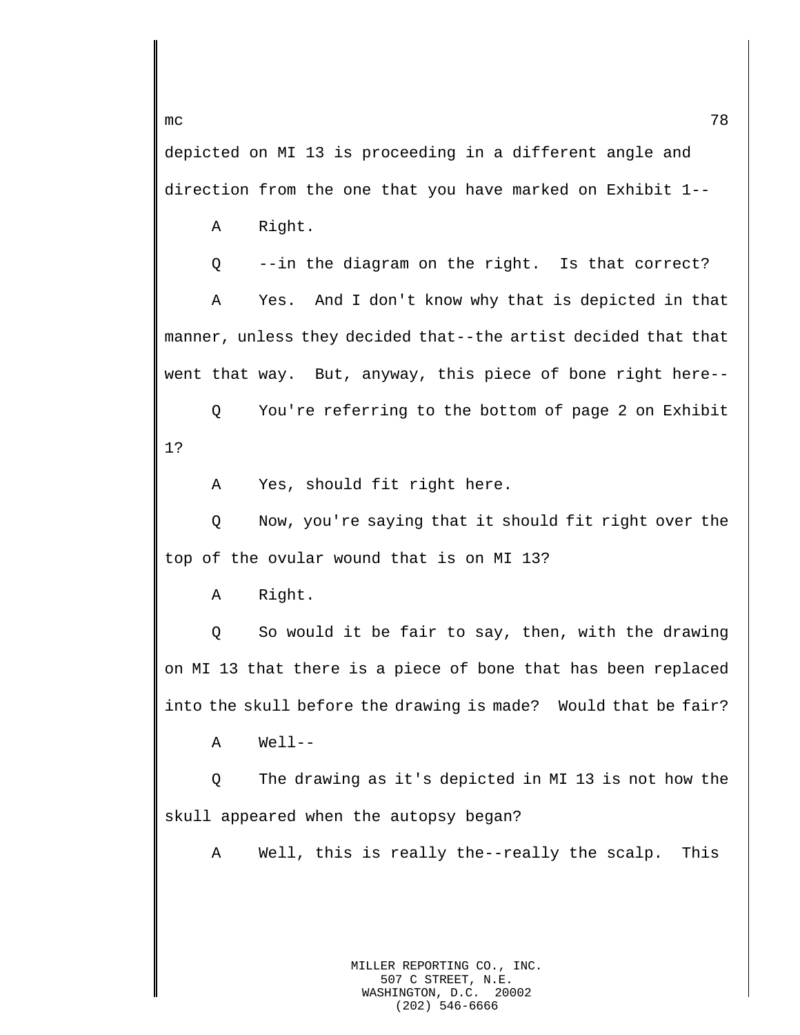depicted on MI 13 is proceeding in a different angle and direction from the one that you have marked on Exhibit 1--

A Right.

Q --in the diagram on the right. Is that correct?

A Yes. And I don't know why that is depicted in that manner, unless they decided that--the artist decided that that went that way. But, anyway, this piece of bone right here--

Q You're referring to the bottom of page 2 on Exhibit 1?

A Yes, should fit right here.

Q Now, you're saying that it should fit right over the top of the ovular wound that is on MI 13?

A Right.

Q So would it be fair to say, then, with the drawing on MI 13 that there is a piece of bone that has been replaced into the skull before the drawing is made? Would that be fair?

A Well--

Q The drawing as it's depicted in MI 13 is not how the skull appeared when the autopsy began?

A Well, this is really the--really the scalp. This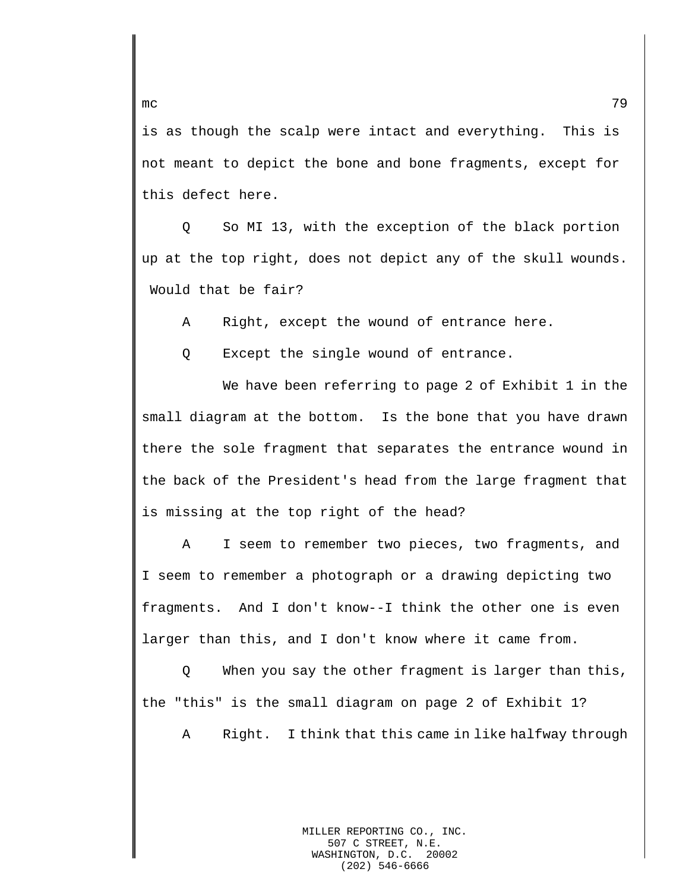is as though the scalp were intact and everything. This is not meant to depict the bone and bone fragments, except for this defect here.

Q So MI 13, with the exception of the black portion up at the top right, does not depict any of the skull wounds. Would that be fair?

A Right, except the wound of entrance here.

Q Except the single wound of entrance.

We have been referring to page 2 of Exhibit 1 in the small diagram at the bottom. Is the bone that you have drawn there the sole fragment that separates the entrance wound in the back of the President's head from the large fragment that is missing at the top right of the head?

A I seem to remember two pieces, two fragments, and I seem to remember a photograph or a drawing depicting two fragments. And I don't know--I think the other one is even larger than this, and I don't know where it came from.

Q When you say the other fragment is larger than this, the "this" is the small diagram on page 2 of Exhibit 1?

A Right. I think that this came in like halfway through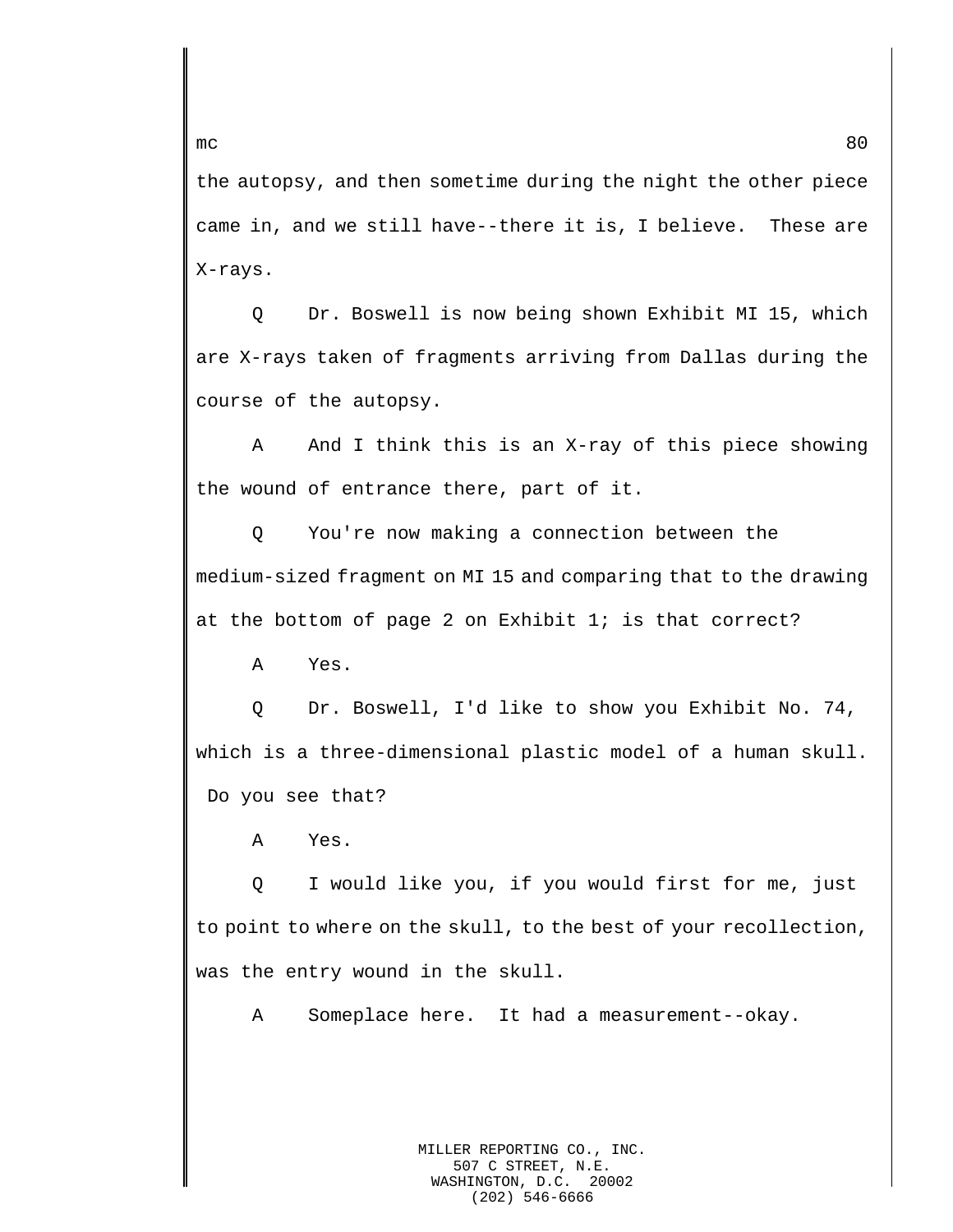the autopsy, and then sometime during the night the other piece came in, and we still have--there it is, I believe. These are X-rays.

Q Dr. Boswell is now being shown Exhibit MI 15, which are X-rays taken of fragments arriving from Dallas during the course of the autopsy.

A And I think this is an X-ray of this piece showing the wound of entrance there, part of it.

Q You're now making a connection between the medium-sized fragment on MI 15 and comparing that to the drawing at the bottom of page 2 on Exhibit 1; is that correct?

A Yes.

Q Dr. Boswell, I'd like to show you Exhibit No. 74, which is a three-dimensional plastic model of a human skull. Do you see that?

A Yes.

Q I would like you, if you would first for me, just to point to where on the skull, to the best of your recollection, was the entry wound in the skull.

A Someplace here. It had a measurement--okay.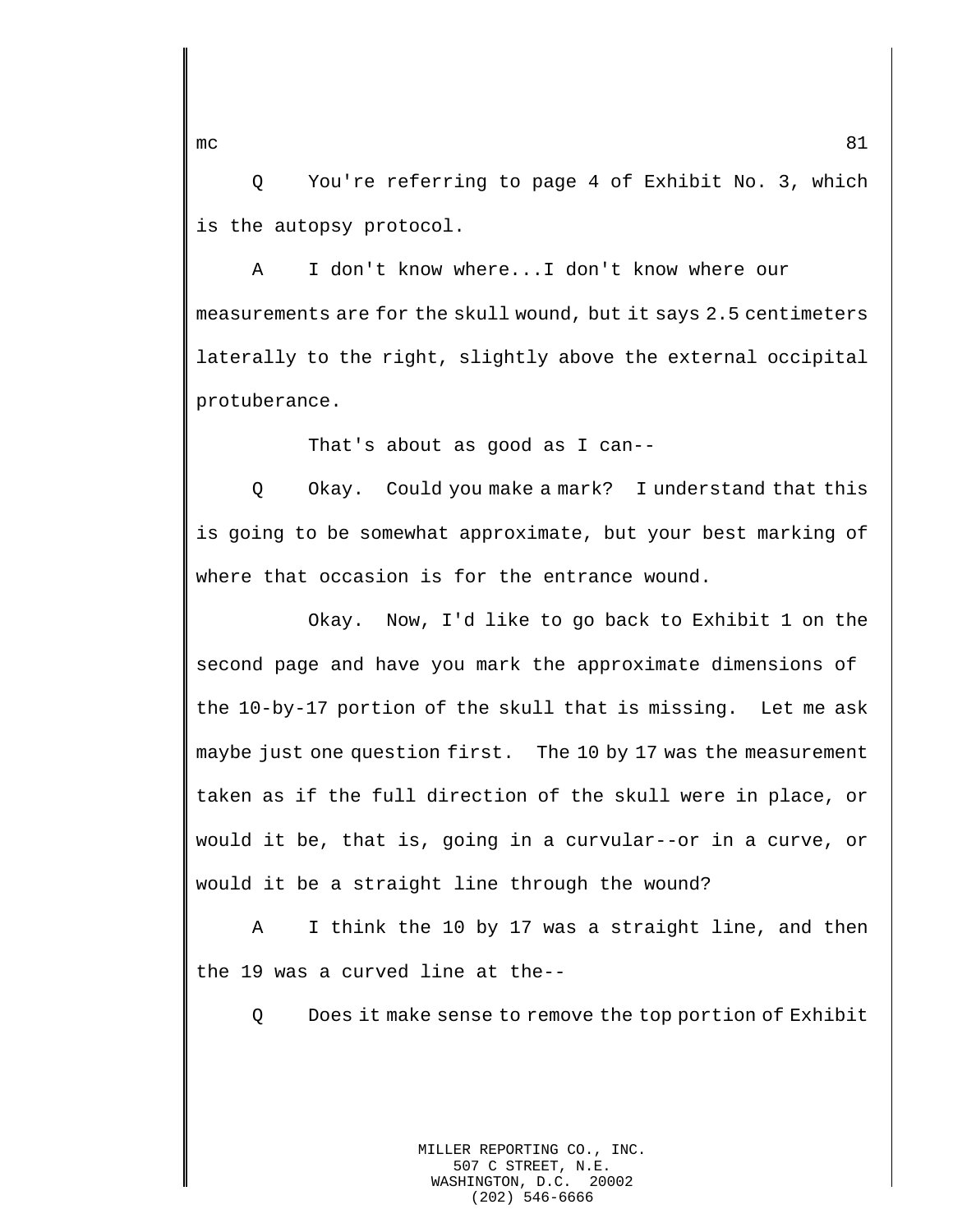Q You're referring to page 4 of Exhibit No. 3, which is the autopsy protocol.

A I don't know where...I don't know where our measurements are for the skull wound, but it says 2.5 centimeters laterally to the right, slightly above the external occipital protuberance.

That's about as good as I can--

Q Okay. Could you make a mark? I understand that this is going to be somewhat approximate, but your best marking of where that occasion is for the entrance wound.

Okay. Now, I'd like to go back to Exhibit 1 on the second page and have you mark the approximate dimensions of the 10-by-17 portion of the skull that is missing. Let me ask maybe just one question first. The 10 by 17 was the measurement taken as if the full direction of the skull were in place, or would it be, that is, going in a curvular--or in a curve, or would it be a straight line through the wound?

A I think the 10 by 17 was a straight line, and then the 19 was a curved line at the--

Q Does it make sense to remove the top portion of Exhibit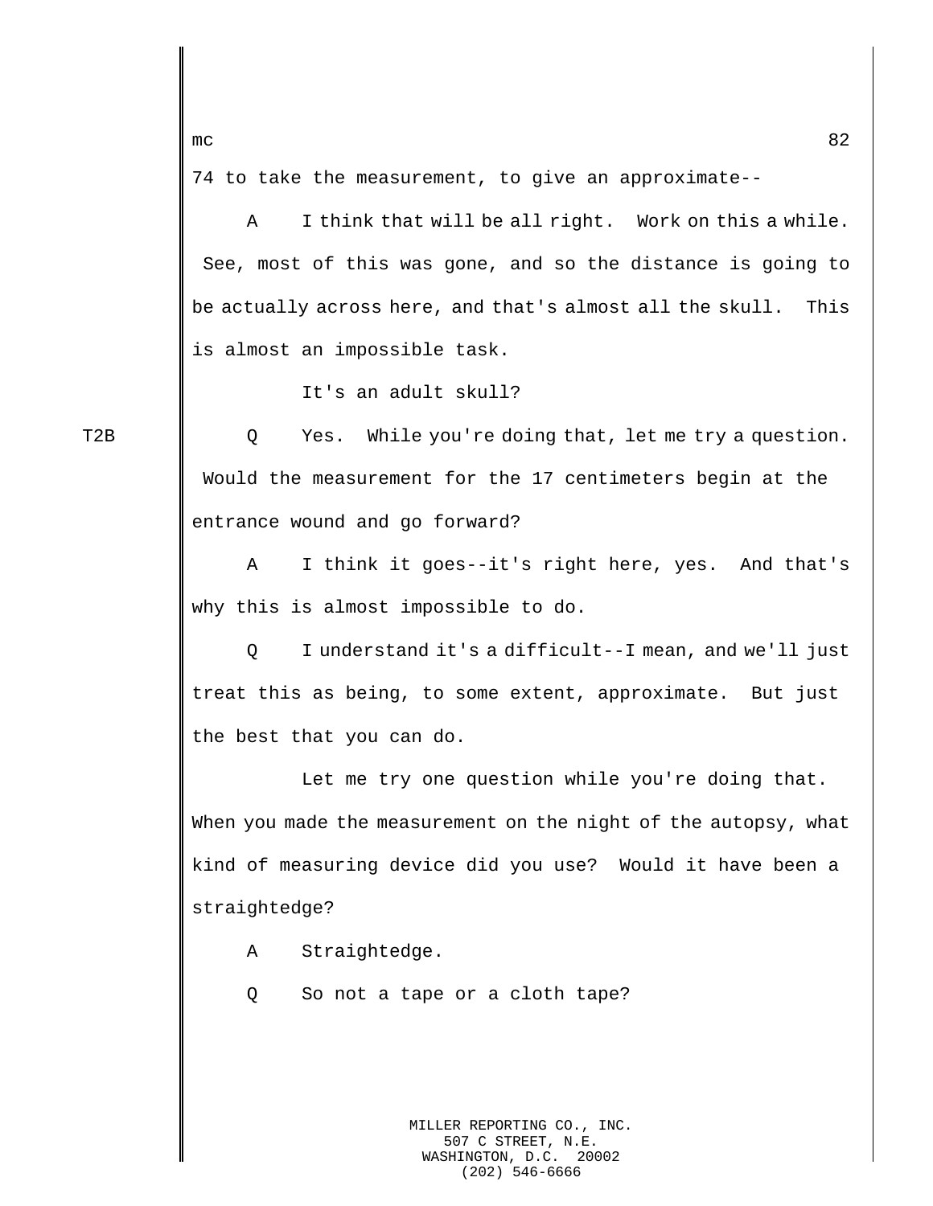74 to take the measurement, to give an approximate--

A I think that will be all right. Work on this a while. See, most of this was gone, and so the distance is going to be actually across here, and that's almost all the skull. This is almost an impossible task.

It's an adult skull?

T2B

Q Yes. While you're doing that, let me try a question. Would the measurement for the 17 centimeters begin at the entrance wound and go forward?

A I think it goes--it's right here, yes. And that's why this is almost impossible to do.

Q I understand it's a difficult--I mean, and we'll just treat this as being, to some extent, approximate. But just the best that you can do.

Let me try one question while you're doing that. When you made the measurement on the night of the autopsy, what kind of measuring device did you use? Would it have been a straightedge?

A Straightedge.

Q So not a tape or a cloth tape?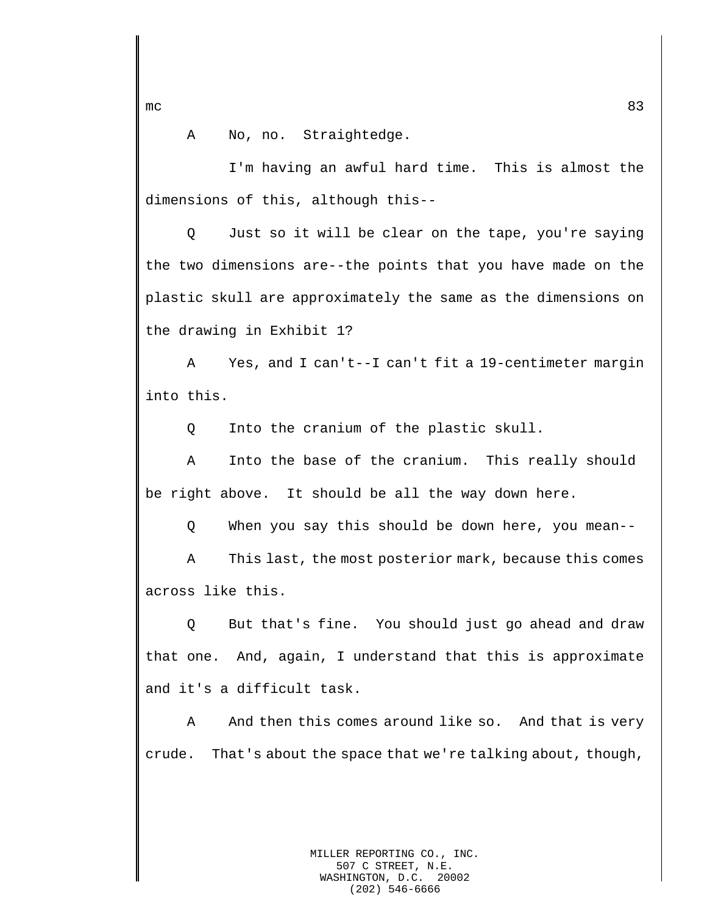A No, no. Straightedge.

I'm having an awful hard time. This is almost the dimensions of this, although this--

Q Just so it will be clear on the tape, you're saying the two dimensions are--the points that you have made on the plastic skull are approximately the same as the dimensions on the drawing in Exhibit 1?

A Yes, and I can't--I can't fit a 19-centimeter margin into this.

Q Into the cranium of the plastic skull.

A Into the base of the cranium. This really should be right above. It should be all the way down here.

Q When you say this should be down here, you mean--

A This last, the most posterior mark, because this comes across like this.

Q But that's fine. You should just go ahead and draw that one. And, again, I understand that this is approximate and it's a difficult task.

A And then this comes around like so. And that is very crude. That's about the space that we're talking about, though,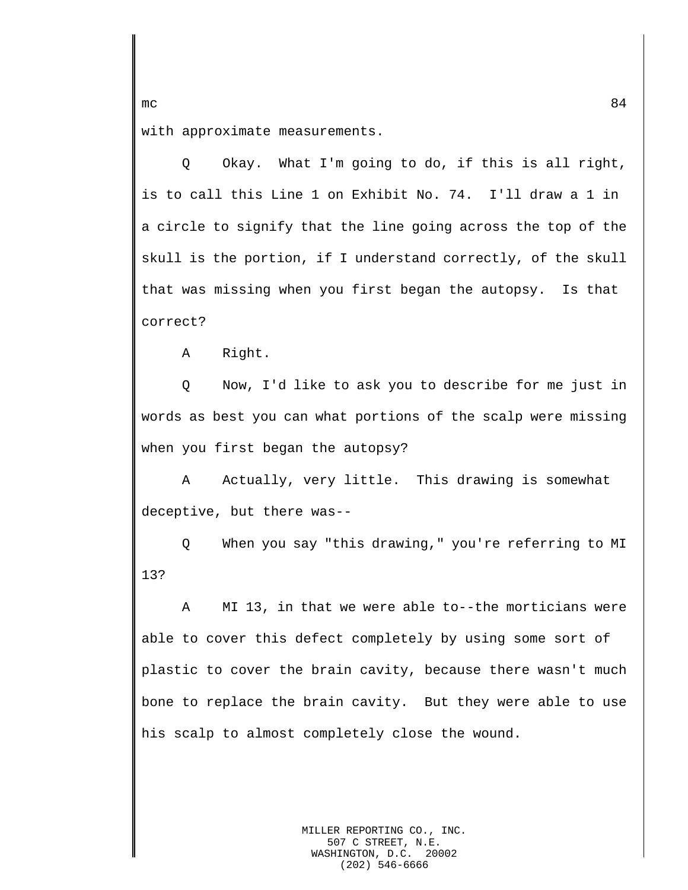with approximate measurements.

Q Okay. What I'm going to do, if this is all right, is to call this Line 1 on Exhibit No. 74. I'll draw a 1 in a circle to signify that the line going across the top of the skull is the portion, if I understand correctly, of the skull that was missing when you first began the autopsy. Is that correct?

A Right.

Q Now, I'd like to ask you to describe for me just in words as best you can what portions of the scalp were missing when you first began the autopsy?

A Actually, very little. This drawing is somewhat deceptive, but there was--

Q When you say "this drawing," you're referring to MI 13?

A MI 13, in that we were able to--the morticians were able to cover this defect completely by using some sort of plastic to cover the brain cavity, because there wasn't much bone to replace the brain cavity. But they were able to use his scalp to almost completely close the wound.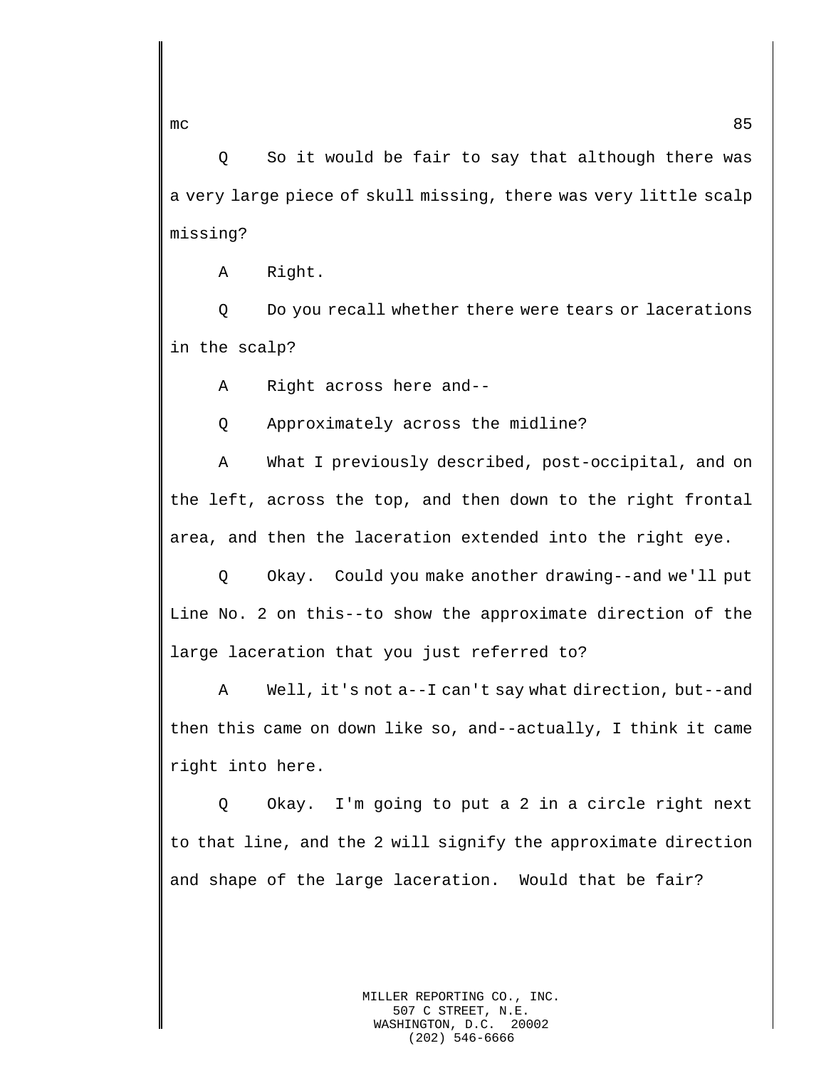Q So it would be fair to say that although there was a very large piece of skull missing, there was very little scalp missing?

A Right.

Q Do you recall whether there were tears or lacerations in the scalp?

A Right across here and--

Q Approximately across the midline?

A What I previously described, post-occipital, and on the left, across the top, and then down to the right frontal area, and then the laceration extended into the right eye.

Q Okay. Could you make another drawing--and we'll put Line No. 2 on this--to show the approximate direction of the large laceration that you just referred to?

A Well, it's not a--I can't say what direction, but--and then this came on down like so, and--actually, I think it came right into here.

Q Okay. I'm going to put a 2 in a circle right next to that line, and the 2 will signify the approximate direction and shape of the large laceration. Would that be fair?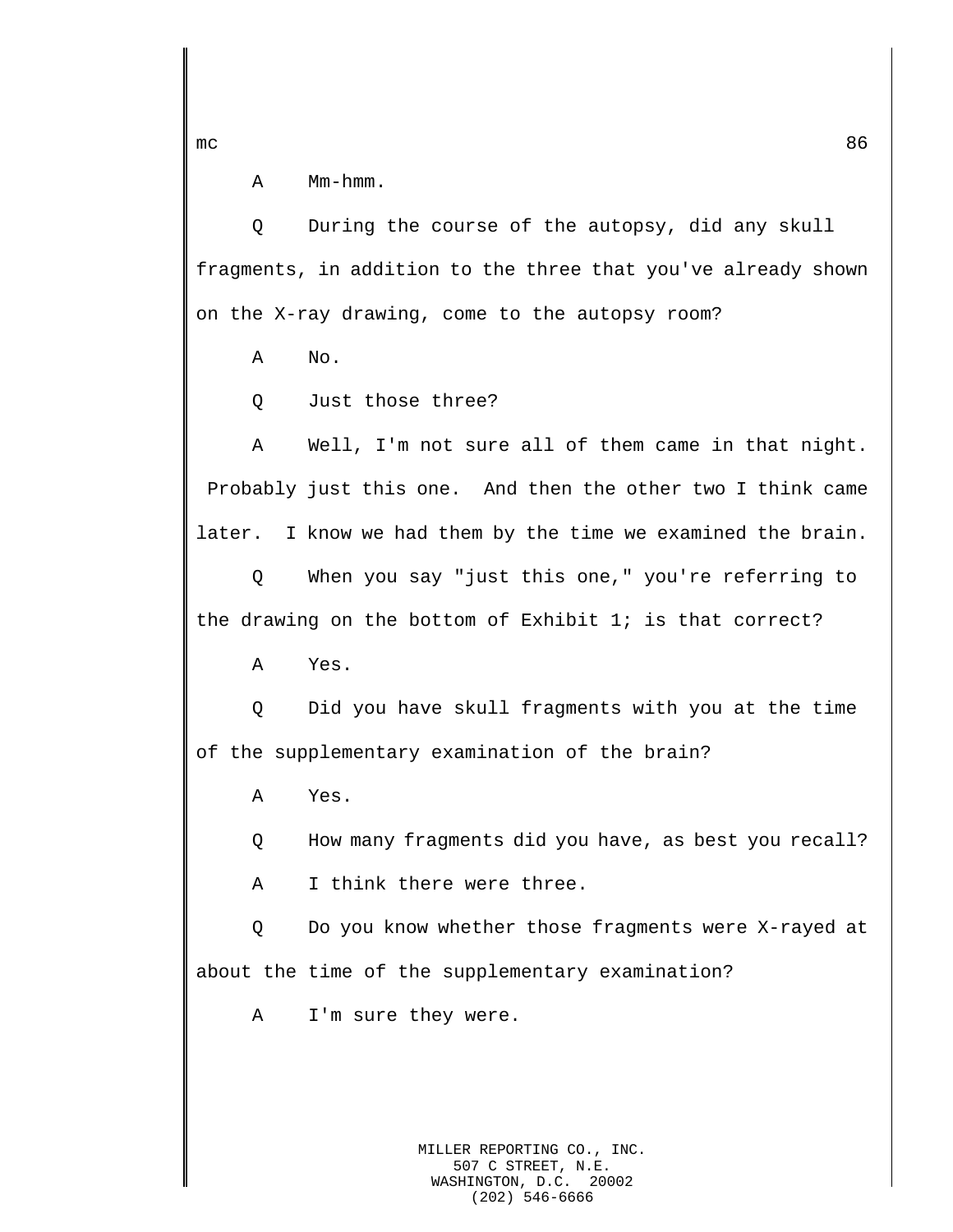A Mm-hmm.

Q During the course of the autopsy, did any skull fragments, in addition to the three that you've already shown on the X-ray drawing, come to the autopsy room?

A No.

Q Just those three?

A Well, I'm not sure all of them came in that night. Probably just this one. And then the other two I think came later. I know we had them by the time we examined the brain.

Q When you say "just this one," you're referring to the drawing on the bottom of Exhibit 1; is that correct?

A Yes.

Q Did you have skull fragments with you at the time of the supplementary examination of the brain?

A Yes.

Q How many fragments did you have, as best you recall?

A I think there were three.

Q Do you know whether those fragments were X-rayed at about the time of the supplementary examination?

A I'm sure they were.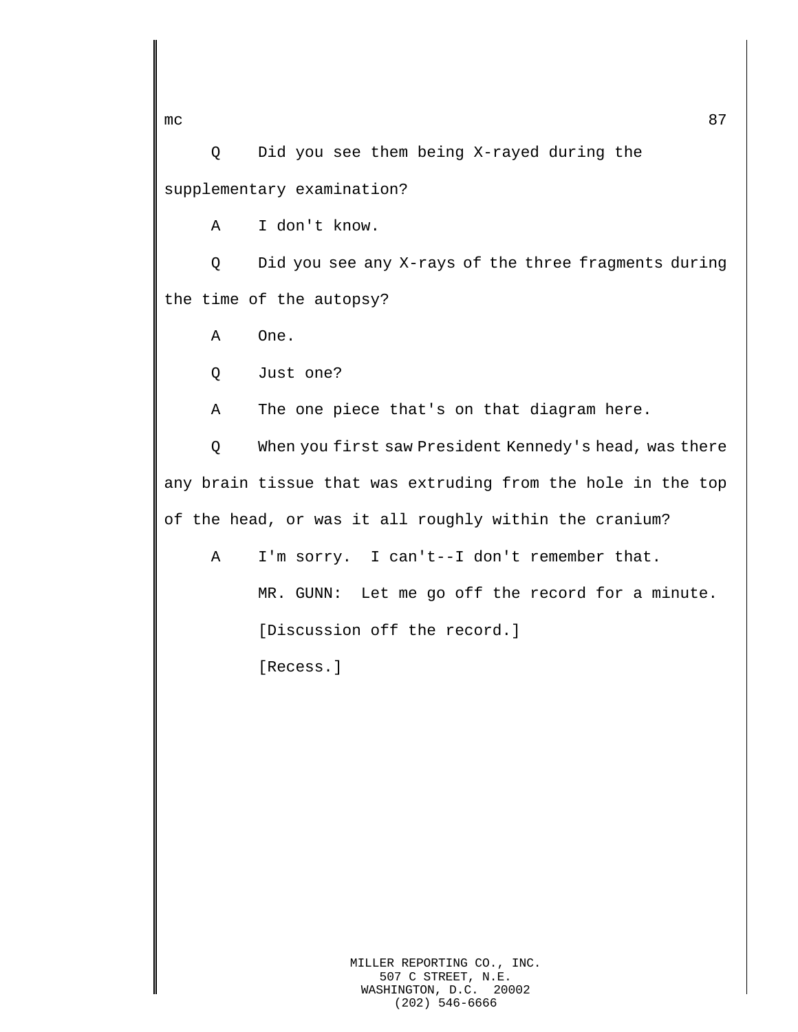Q Did you see them being X-rayed during the supplementary examination?

A I don't know.

Q Did you see any X-rays of the three fragments during the time of the autopsy?

A One.

Q Just one?

A The one piece that's on that diagram here.

Q When you first saw President Kennedy's head, was there any brain tissue that was extruding from the hole in the top of the head, or was it all roughly within the cranium?

A I'm sorry. I can't--I don't remember that.

MR. GUNN: Let me go off the record for a minute.

[Discussion off the record.]

[Recess.]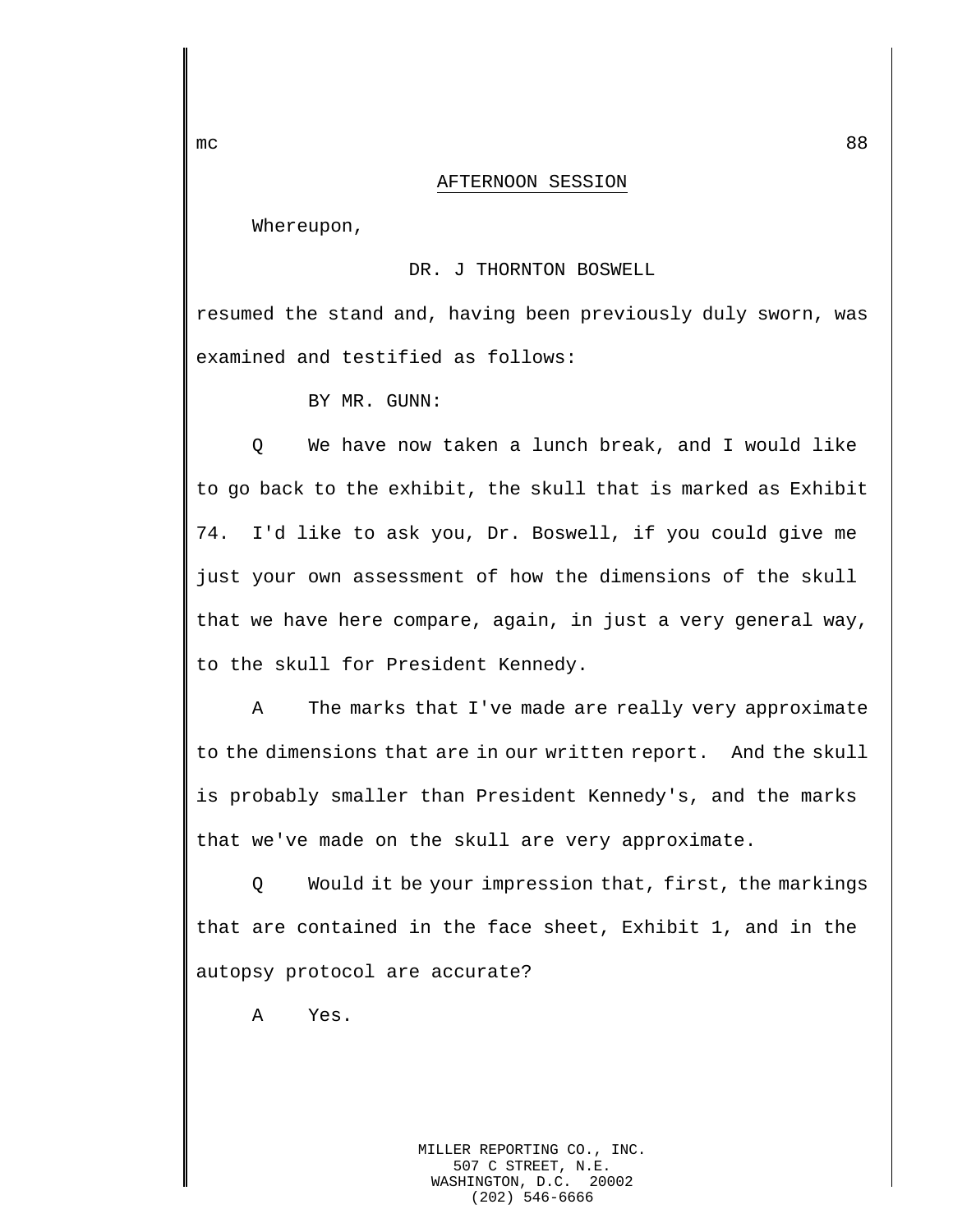AFTERNOON SESSION

Whereupon,

DR. J THORNTON BOSWELL

resumed the stand and, having been previously duly sworn, was examined and testified as follows:

BY MR. GUNN:

Q We have now taken a lunch break, and I would like to go back to the exhibit, the skull that is marked as Exhibit 74. I'd like to ask you, Dr. Boswell, if you could give me just your own assessment of how the dimensions of the skull that we have here compare, again, in just a very general way, to the skull for President Kennedy.

A The marks that I've made are really very approximate to the dimensions that are in our written report. And the skull is probably smaller than President Kennedy's, and the marks that we've made on the skull are very approximate.

Q Would it be your impression that, first, the markings that are contained in the face sheet, Exhibit 1, and in the autopsy protocol are accurate?

A Yes.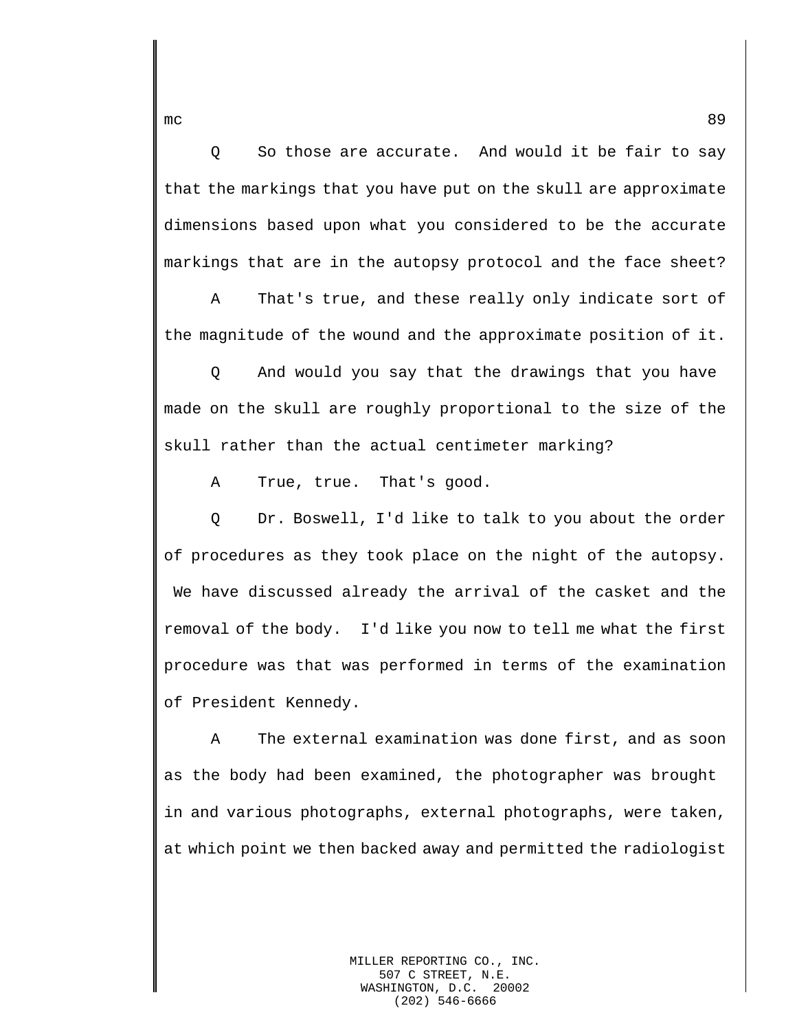Q So those are accurate. And would it be fair to say that the markings that you have put on the skull are approximate dimensions based upon what you considered to be the accurate markings that are in the autopsy protocol and the face sheet?

A That's true, and these really only indicate sort of the magnitude of the wound and the approximate position of it.

Q And would you say that the drawings that you have made on the skull are roughly proportional to the size of the skull rather than the actual centimeter marking?

A True, true. That's good.

Q Dr. Boswell, I'd like to talk to you about the order of procedures as they took place on the night of the autopsy. We have discussed already the arrival of the casket and the removal of the body. I'd like you now to tell me what the first procedure was that was performed in terms of the examination of President Kennedy.

A The external examination was done first, and as soon as the body had been examined, the photographer was brought in and various photographs, external photographs, were taken, at which point we then backed away and permitted the radiologist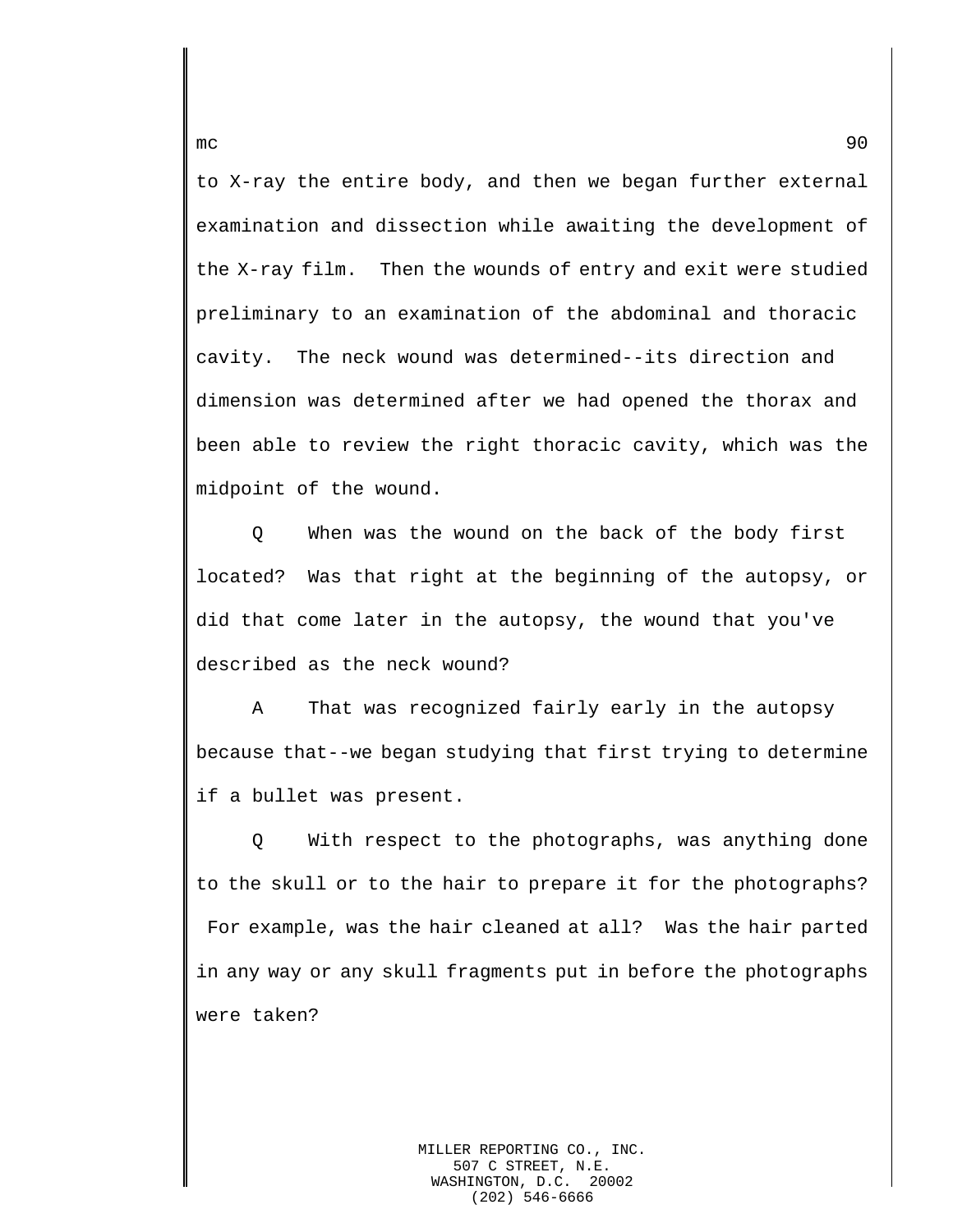to X-ray the entire body, and then we began further external examination and dissection while awaiting the development of the X-ray film. Then the wounds of entry and exit were studied preliminary to an examination of the abdominal and thoracic cavity. The neck wound was determined--its direction and dimension was determined after we had opened the thorax and been able to review the right thoracic cavity, which was the midpoint of the wound.

Q When was the wound on the back of the body first located? Was that right at the beginning of the autopsy, or did that come later in the autopsy, the wound that you've described as the neck wound?

A That was recognized fairly early in the autopsy because that--we began studying that first trying to determine if a bullet was present.

Q With respect to the photographs, was anything done to the skull or to the hair to prepare it for the photographs? For example, was the hair cleaned at all? Was the hair parted in any way or any skull fragments put in before the photographs were taken?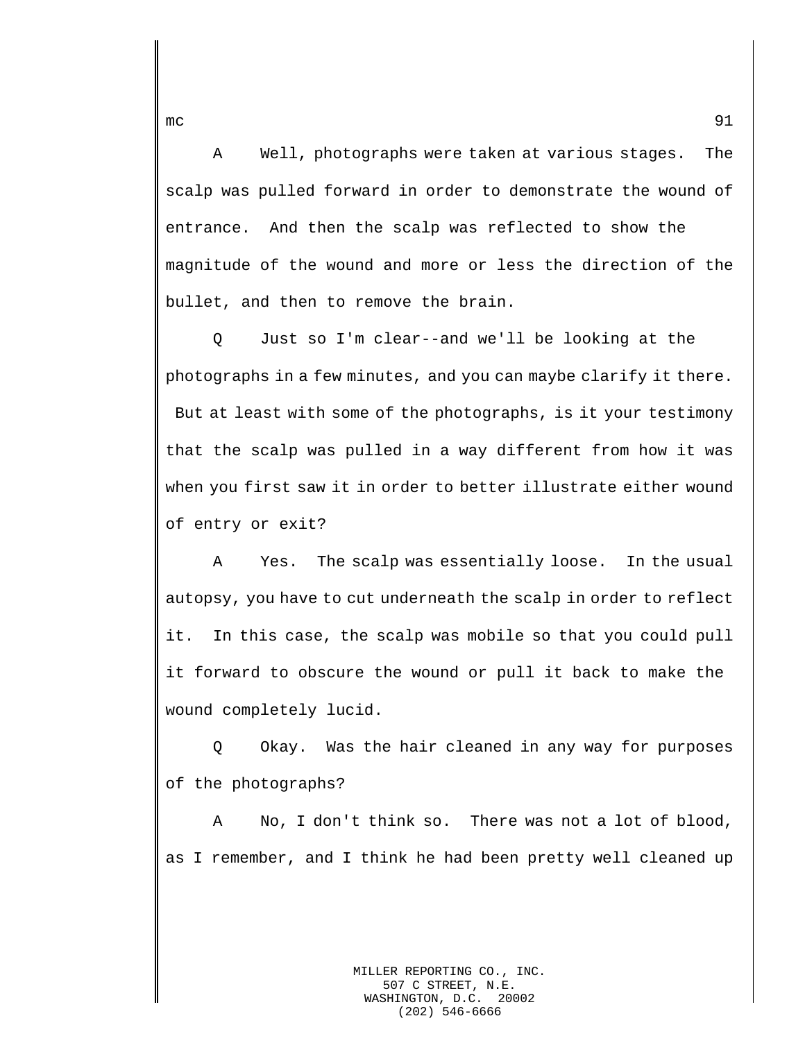A     Well, photographs were taken at various stages.  The scalp was pulled forward in order to demonstrate the wound of entrance.  And then the scalp was reflected to show the magnitude of the wound and more or less the direction of the bullet, and then to remove the brain.

Q     Just so I'm clear--and we'll be looking at the photographs in a few minutes, and you can maybe clarify it there.  But at least with some of the photographs, is it your testimony that the scalp was pulled in a way different from how it was when you first saw it in order to better illustrate either wound of entry or exit?

A     Yes.  The scalp was essentially loose.  In the usual autopsy, you have to cut underneath the scalp in order to reflect it.  In this case, the scalp was mobile so that you could pull it forward to obscure the wound or pull it back to make the wound completely lucid.

Q     Okay.  Was the hair cleaned in any way for purposes of the photographs?

A     No, I don't think so.  There was not a lot of blood, as I remember, and I think he had been pretty well cleaned up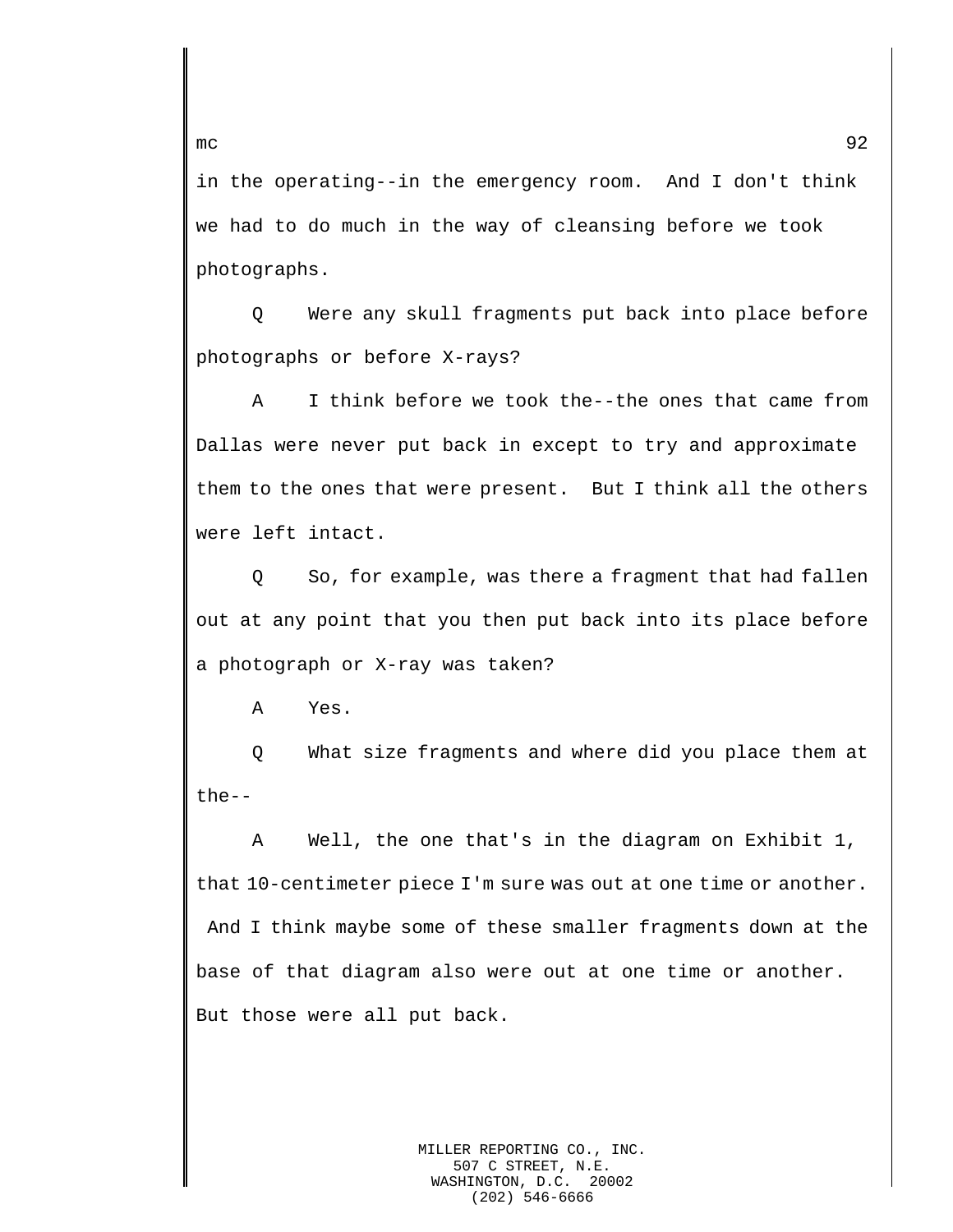in the operating--in the emergency room. And I don't think we had to do much in the way of cleansing before we took photographs.

Q Were any skull fragments put back into place before photographs or before X-rays?

A I think before we took the--the ones that came from Dallas were never put back in except to try and approximate them to the ones that were present. But I think all the others were left intact.

Q So, for example, was there a fragment that had fallen out at any point that you then put back into its place before a photograph or X-ray was taken?

A Yes.

Q What size fragments and where did you place them at the--

A Well, the one that's in the diagram on Exhibit 1, that 10-centimeter piece I'm sure was out at one time or another. And I think maybe some of these smaller fragments down at the base of that diagram also were out at one time or another. But those were all put back.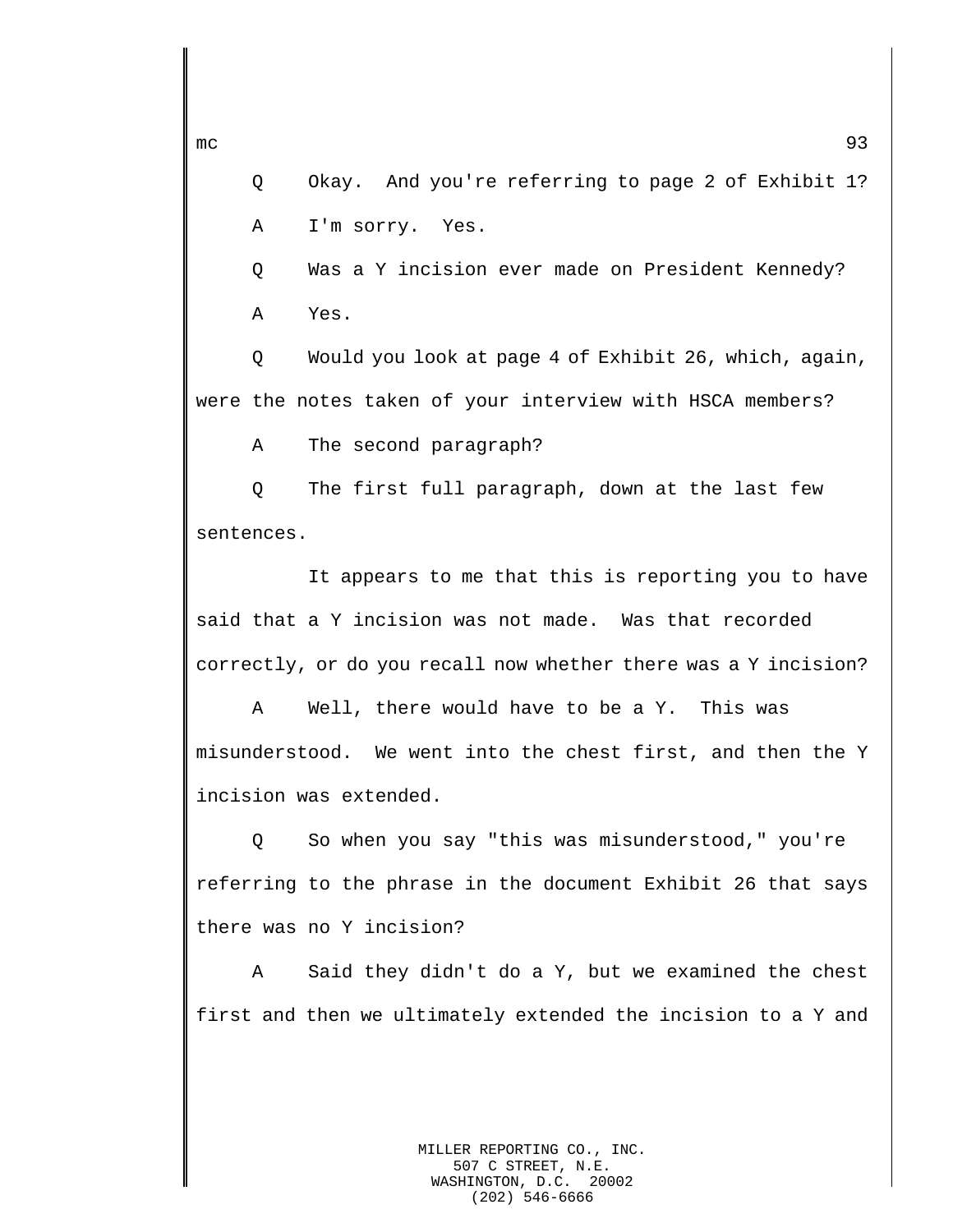Q Okay. And you're referring to page 2 of Exhibit 1?

A I'm sorry. Yes.

Q Was a Y incision ever made on President Kennedy?

A Yes.

Q Would you look at page 4 of Exhibit 26, which, again, were the notes taken of your interview with HSCA members?

A The second paragraph?

Q The first full paragraph, down at the last few sentences.

It appears to me that this is reporting you to have said that a Y incision was not made. Was that recorded correctly, or do you recall now whether there was a Y incision?

A Well, there would have to be a Y. This was misunderstood. We went into the chest first, and then the Y incision was extended.

Q So when you say "this was misunderstood," you're referring to the phrase in the document Exhibit 26 that says there was no Y incision?

A Said they didn't do a Y, but we examined the chest first and then we ultimately extended the incision to a Y and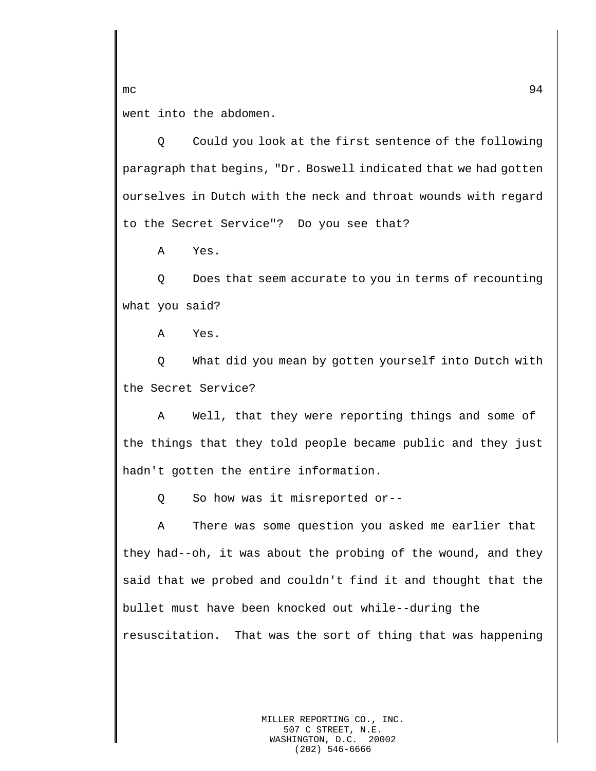went into the abdomen.

Q Could you look at the first sentence of the following paragraph that begins, "Dr. Boswell indicated that we had gotten ourselves in Dutch with the neck and throat wounds with regard to the Secret Service"? Do you see that?

A Yes.

Q Does that seem accurate to you in terms of recounting what you said?

A Yes.

Q What did you mean by gotten yourself into Dutch with the Secret Service?

A Well, that they were reporting things and some of the things that they told people became public and they just hadn't gotten the entire information.

Q So how was it misreported or--

A There was some question you asked me earlier that they had--oh, it was about the probing of the wound, and they said that we probed and couldn't find it and thought that the bullet must have been knocked out while--during the resuscitation. That was the sort of thing that was happening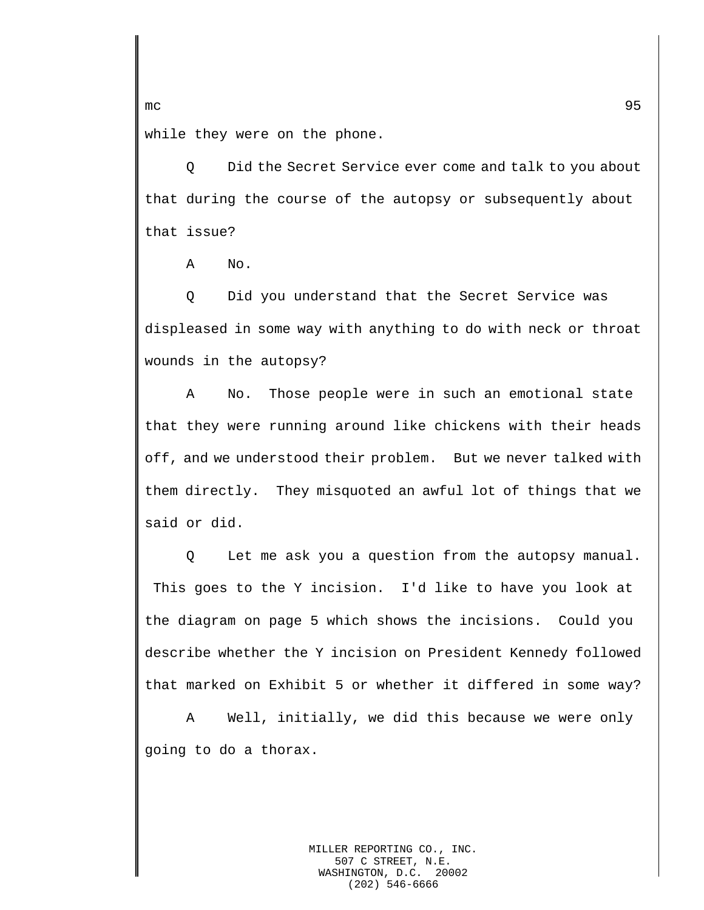while they were on the phone.

Q Did the Secret Service ever come and talk to you about that during the course of the autopsy or subsequently about that issue?

A No.

Q Did you understand that the Secret Service was displeased in some way with anything to do with neck or throat wounds in the autopsy?

A No. Those people were in such an emotional state that they were running around like chickens with their heads off, and we understood their problem. But we never talked with them directly. They misquoted an awful lot of things that we said or did.

Q Let me ask you a question from the autopsy manual. This goes to the Y incision. I'd like to have you look at the diagram on page 5 which shows the incisions. Could you describe whether the Y incision on President Kennedy followed that marked on Exhibit 5 or whether it differed in some way?

A Well, initially, we did this because we were only going to do a thorax.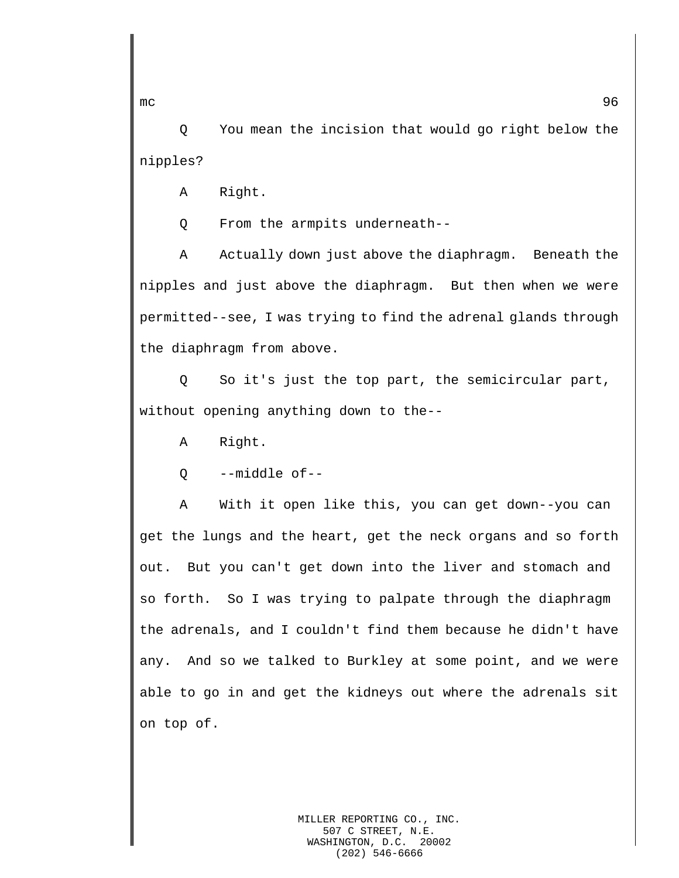Q You mean the incision that would go right below the nipples?

A Right.

Q From the armpits underneath--

A Actually down just above the diaphragm. Beneath the nipples and just above the diaphragm. But then when we were permitted--see, I was trying to find the adrenal glands through the diaphragm from above.

Q So it's just the top part, the semicircular part, without opening anything down to the--

A Right.

Q --middle of--

A With it open like this, you can get down--you can get the lungs and the heart, get the neck organs and so forth out. But you can't get down into the liver and stomach and so forth. So I was trying to palpate through the diaphragm the adrenals, and I couldn't find them because he didn't have any. And so we talked to Burkley at some point, and we were able to go in and get the kidneys out where the adrenals sit on top of.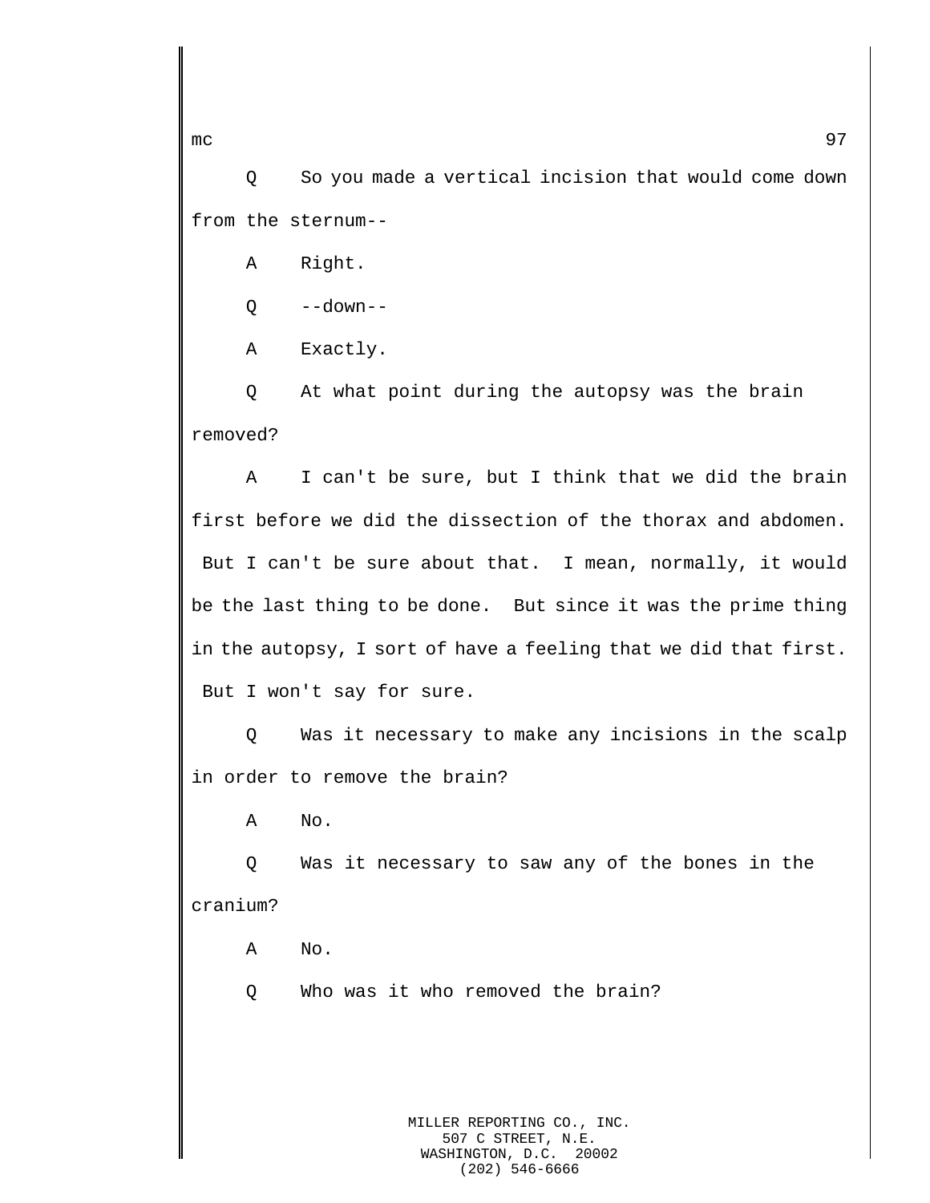Q So you made a vertical incision that would come down from the sternum--

A Right.

Q --down--

A Exactly.

Q At what point during the autopsy was the brain removed?

A I can't be sure, but I think that we did the brain first before we did the dissection of the thorax and abdomen. But I can't be sure about that. I mean, normally, it would be the last thing to be done. But since it was the prime thing in the autopsy, I sort of have a feeling that we did that first. But I won't say for sure.

Q Was it necessary to make any incisions in the scalp in order to remove the brain?

A No.

Q Was it necessary to saw any of the bones in the cranium?

A No.

Q Who was it who removed the brain?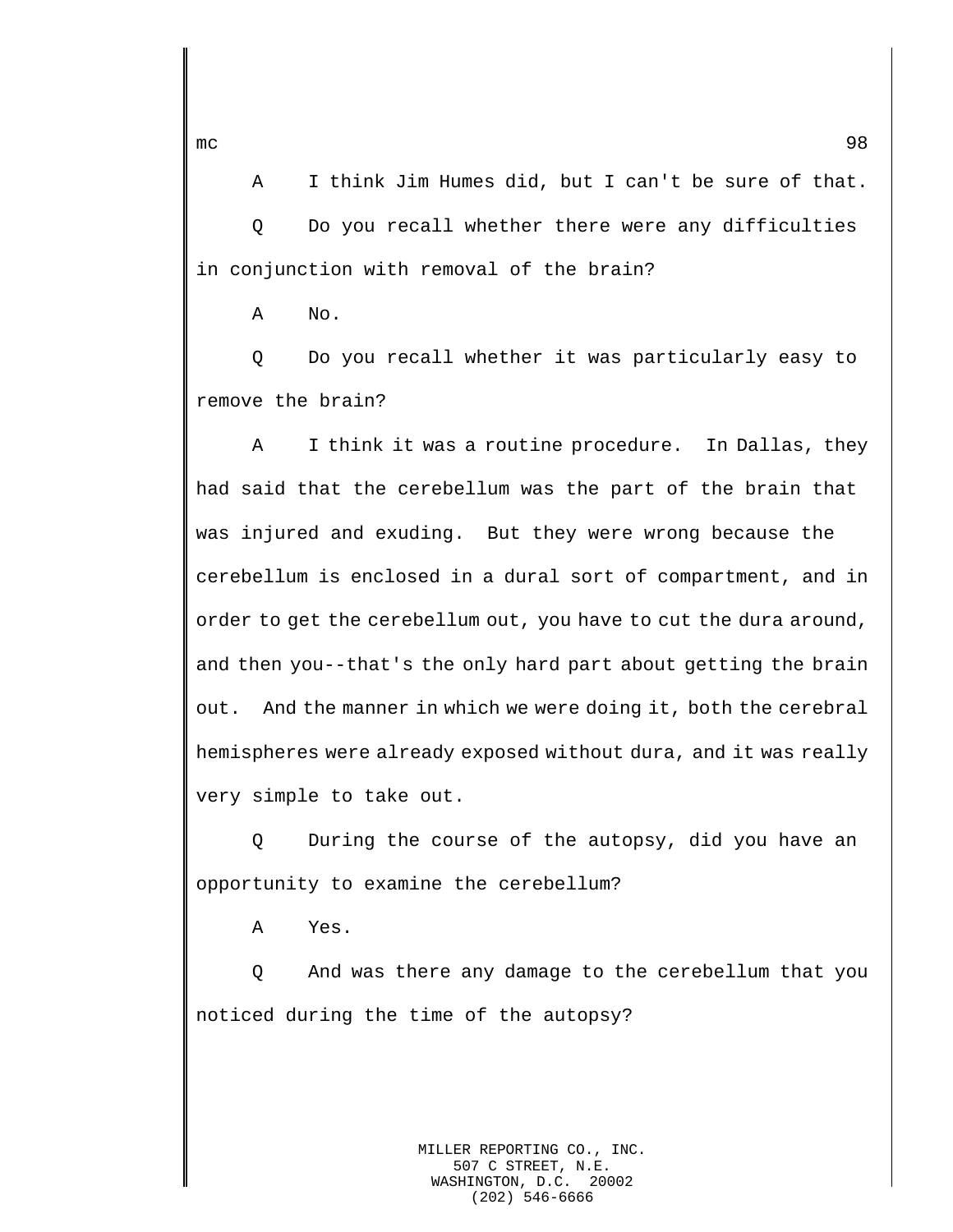A    I think Jim Humes did, but I can't be sure of that.

Q    Do you recall whether there were any difficulties in conjunction with removal of the brain?

A    No.

Q    Do you recall whether it was particularly easy to remove the brain?

A    I think it was a routine procedure.  In Dallas, they had said that the cerebellum was the part of the brain that was injured and exuding.  But they were wrong because the cerebellum is enclosed in a dural sort of compartment, and in order to get the cerebellum out, you have to cut the dura around, and then you--that's the only hard part about getting the brain out.  And the manner in which we were doing it, both the cerebral hemispheres were already exposed without dura, and it was really very simple to take out.

Q    During the course of the autopsy, did you have an opportunity to examine the cerebellum?

A    Yes.

Q    And was there any damage to the cerebellum that you noticed during the time of the autopsy?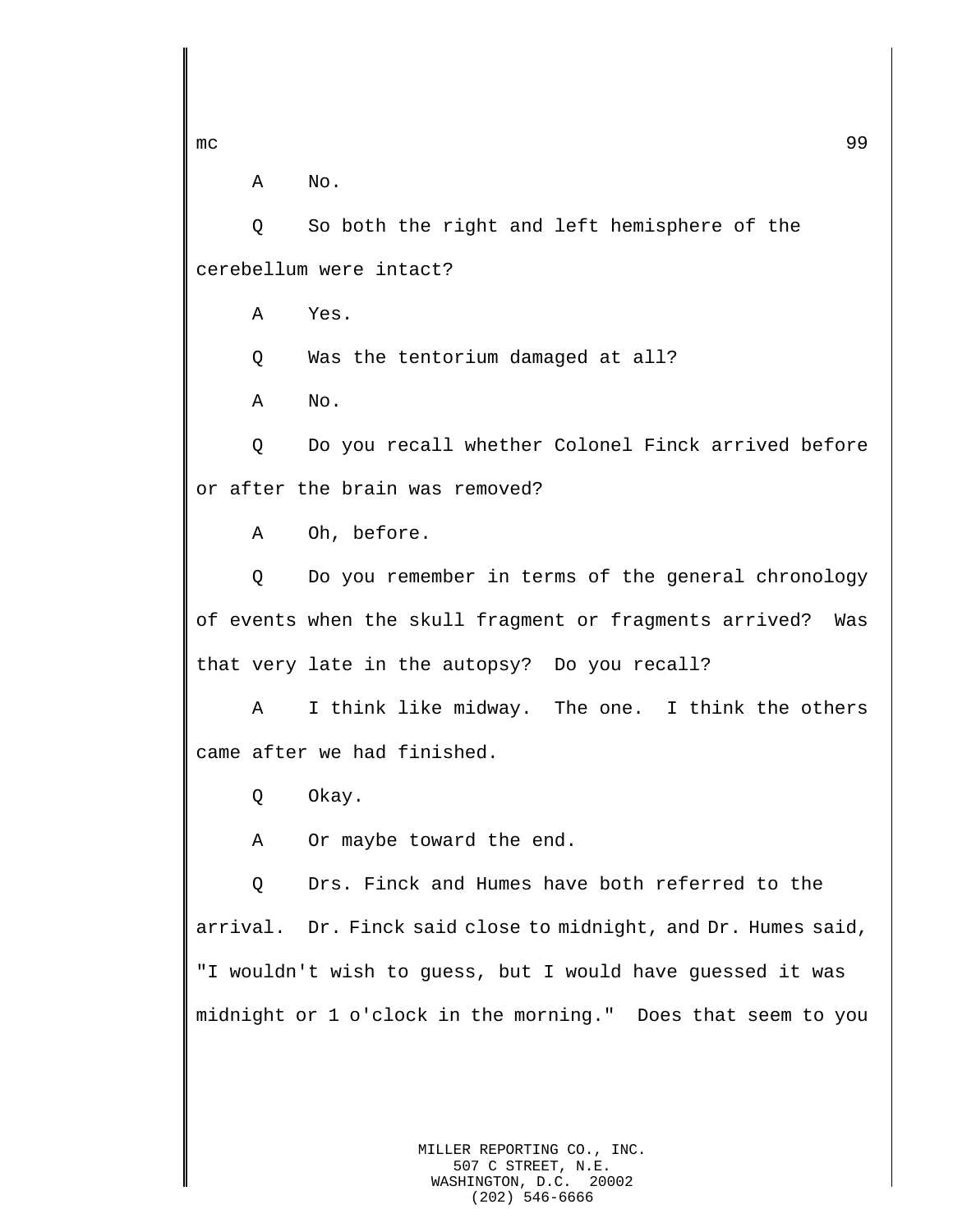A No.

Q So both the right and left hemisphere of the cerebellum were intact?

A Yes.

Q Was the tentorium damaged at all?

A No.

Q Do you recall whether Colonel Finck arrived before or after the brain was removed?

A Oh, before.

Q Do you remember in terms of the general chronology of events when the skull fragment or fragments arrived? Was that very late in the autopsy? Do you recall?

A I think like midway. The one. I think the others came after we had finished.

Q Okay.

A Or maybe toward the end.

Q Drs. Finck and Humes have both referred to the arrival. Dr. Finck said close to midnight, and Dr. Humes said, "I wouldn't wish to guess, but I would have guessed it was midnight or 1 o'clock in the morning." Does that seem to you

MILLER REPORTING CO., INC.
507 C STREET, N.E.
WASHINGTON, D.C. 20002
(202) 546-6666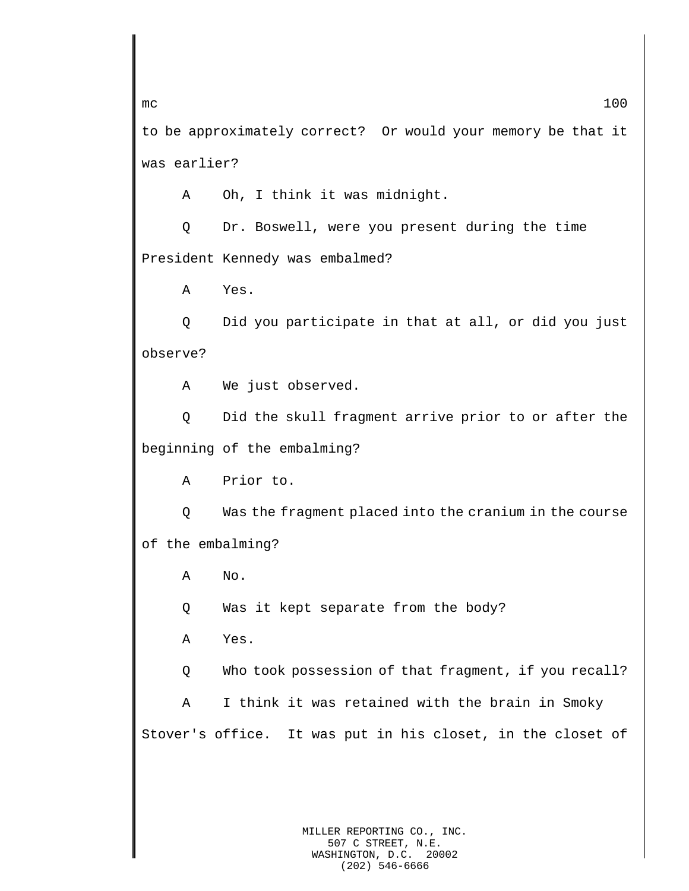to be approximately correct? Or would your memory be that it was earlier?

A Oh, I think it was midnight.

Q Dr. Boswell, were you present during the time President Kennedy was embalmed?

A Yes.

Q Did you participate in that at all, or did you just observe?

A We just observed.

Q Did the skull fragment arrive prior to or after the beginning of the embalming?

A Prior to.

Q Was the fragment placed into the cranium in the course of the embalming?

A No.

Q Was it kept separate from the body?

A Yes.

Q Who took possession of that fragment, if you recall?

A I think it was retained with the brain in Smoky Stover's office. It was put in his closet, in the closet of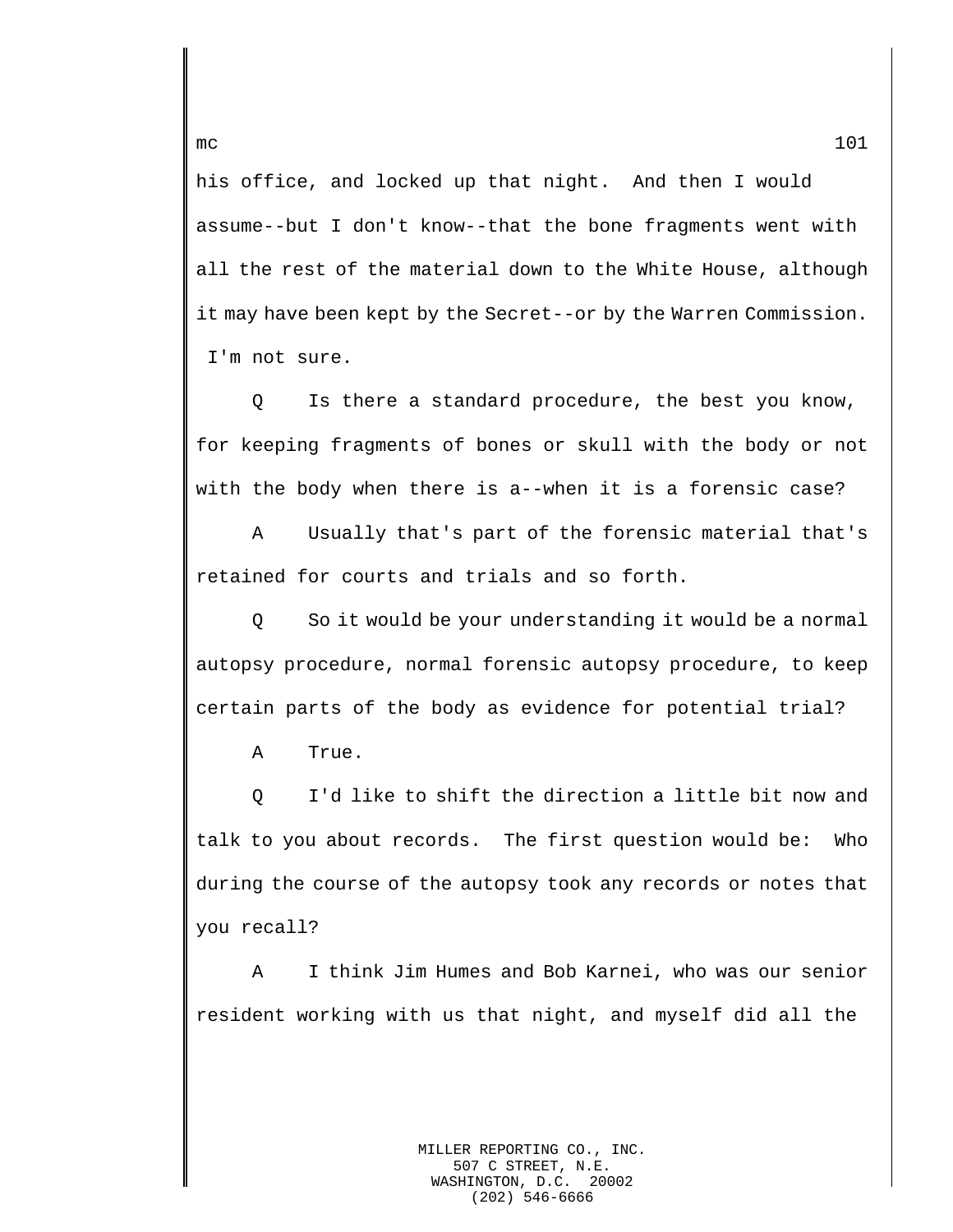his office, and locked up that night.  And then I would assume--but I don't know--that the bone fragments went with all the rest of the material down to the White House, although it may have been kept by the Secret--or by the Warren Commission.  I'm not sure.

Q     Is there a standard procedure, the best you know, for keeping fragments of bones or skull with the body or not with the body when there is a--when it is a forensic case?

A     Usually that's part of the forensic material that's retained for courts and trials and so forth.

Q     So it would be your understanding it would be a normal autopsy procedure, normal forensic autopsy procedure, to keep certain parts of the body as evidence for potential trial?

A     True.

Q     I'd like to shift the direction a little bit now and talk to you about records.  The first question would be:  Who during the course of the autopsy took any records or notes that you recall?

A     I think Jim Humes and Bob Karnei, who was our senior resident working with us that night, and myself did all the

MILLER REPORTING CO., INC.
507 C STREET, N.E.
WASHINGTON, D.C.  20002
(202) 546-6666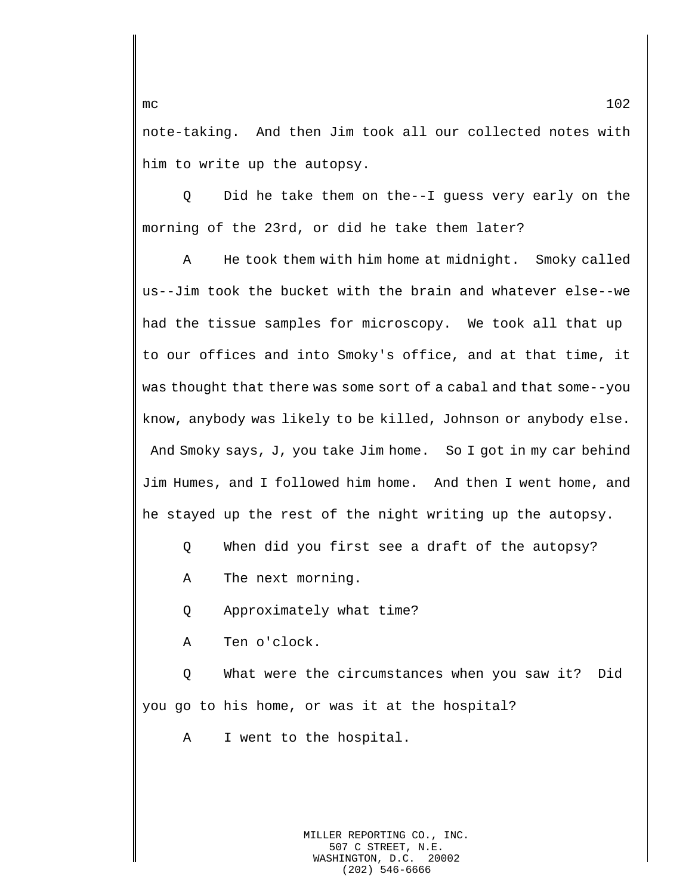note-taking. And then Jim took all our collected notes with him to write up the autopsy.

Q Did he take them on the--I guess very early on the morning of the 23rd, or did he take them later?

A He took them with him home at midnight. Smoky called us--Jim took the bucket with the brain and whatever else--we had the tissue samples for microscopy. We took all that up to our offices and into Smoky's office, and at that time, it was thought that there was some sort of a cabal and that some--you know, anybody was likely to be killed, Johnson or anybody else. And Smoky says, J, you take Jim home. So I got in my car behind Jim Humes, and I followed him home. And then I went home, and he stayed up the rest of the night writing up the autopsy.

Q When did you first see a draft of the autopsy?

A The next morning.

Q Approximately what time?

A Ten o'clock.

Q What were the circumstances when you saw it? Did you go to his home, or was it at the hospital?

A I went to the hospital.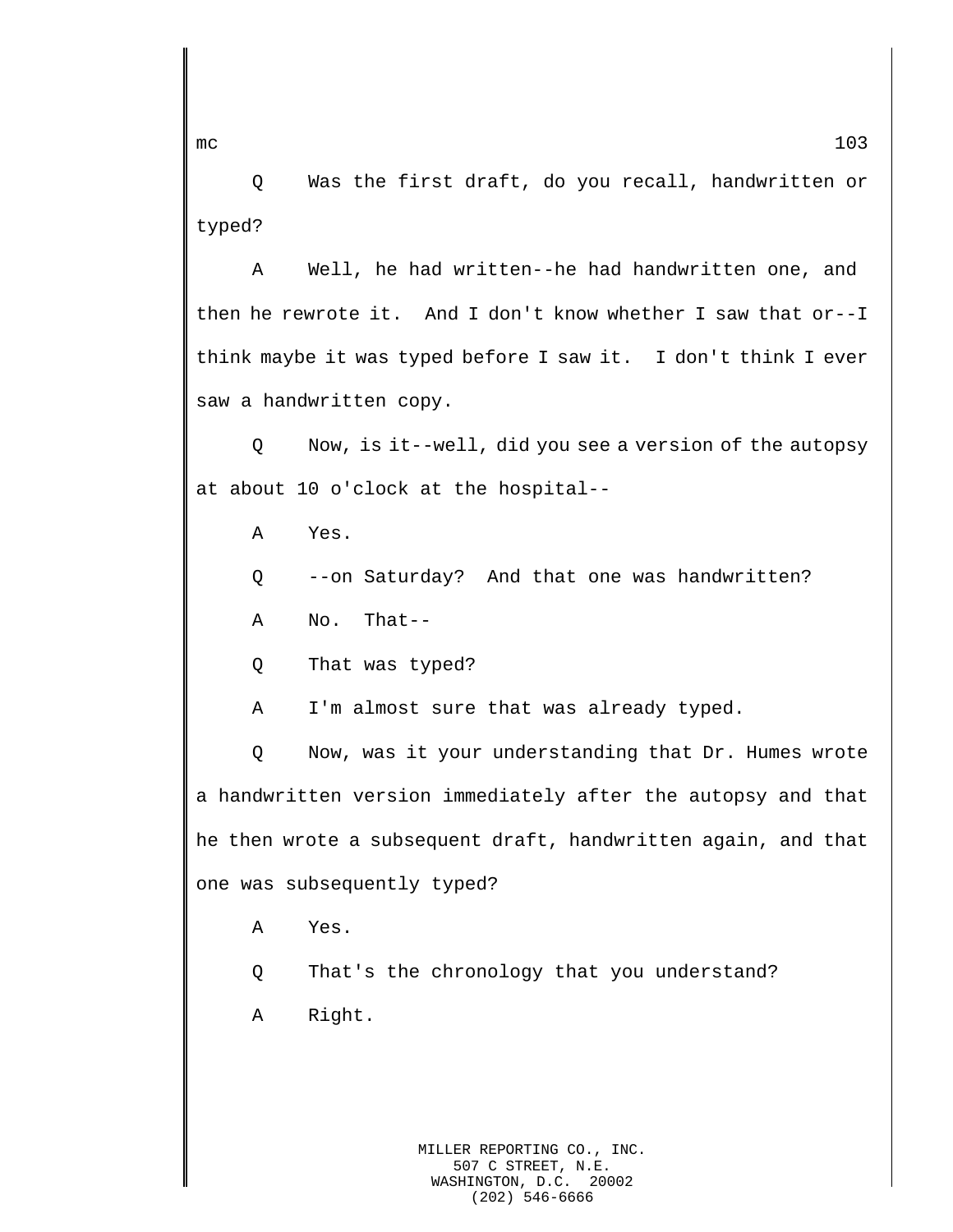Q Was the first draft, do you recall, handwritten or typed?

A Well, he had written--he had handwritten one, and then he rewrote it. And I don't know whether I saw that or--I think maybe it was typed before I saw it. I don't think I ever saw a handwritten copy.

Q Now, is it--well, did you see a version of the autopsy at about 10 o'clock at the hospital--

A Yes.

Q --on Saturday? And that one was handwritten?

A No. That--

Q That was typed?

A I'm almost sure that was already typed.

Q Now, was it your understanding that Dr. Humes wrote a handwritten version immediately after the autopsy and that he then wrote a subsequent draft, handwritten again, and that one was subsequently typed?

A Yes.

Q That's the chronology that you understand?

A Right.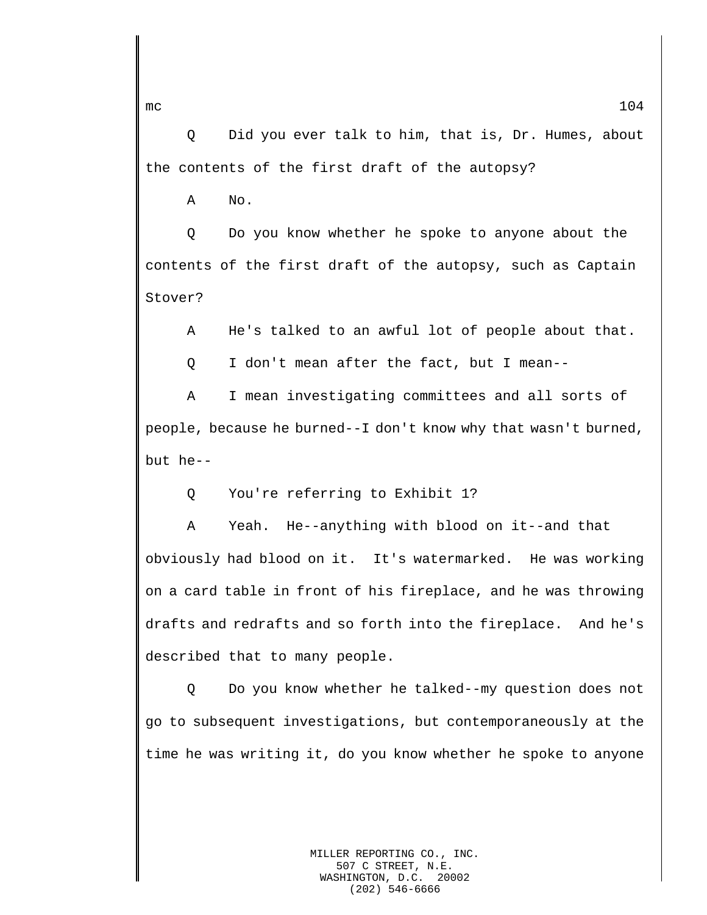Q Did you ever talk to him, that is, Dr. Humes, about the contents of the first draft of the autopsy?

A No.

Q Do you know whether he spoke to anyone about the contents of the first draft of the autopsy, such as Captain Stover?

A He's talked to an awful lot of people about that.

Q I don't mean after the fact, but I mean--

A I mean investigating committees and all sorts of people, because he burned--I don't know why that wasn't burned, but he--

Q You're referring to Exhibit 1?

A Yeah. He--anything with blood on it--and that obviously had blood on it. It's watermarked. He was working on a card table in front of his fireplace, and he was throwing drafts and redrafts and so forth into the fireplace. And he's described that to many people.

Q Do you know whether he talked--my question does not go to subsequent investigations, but contemporaneously at the time he was writing it, do you know whether he spoke to anyone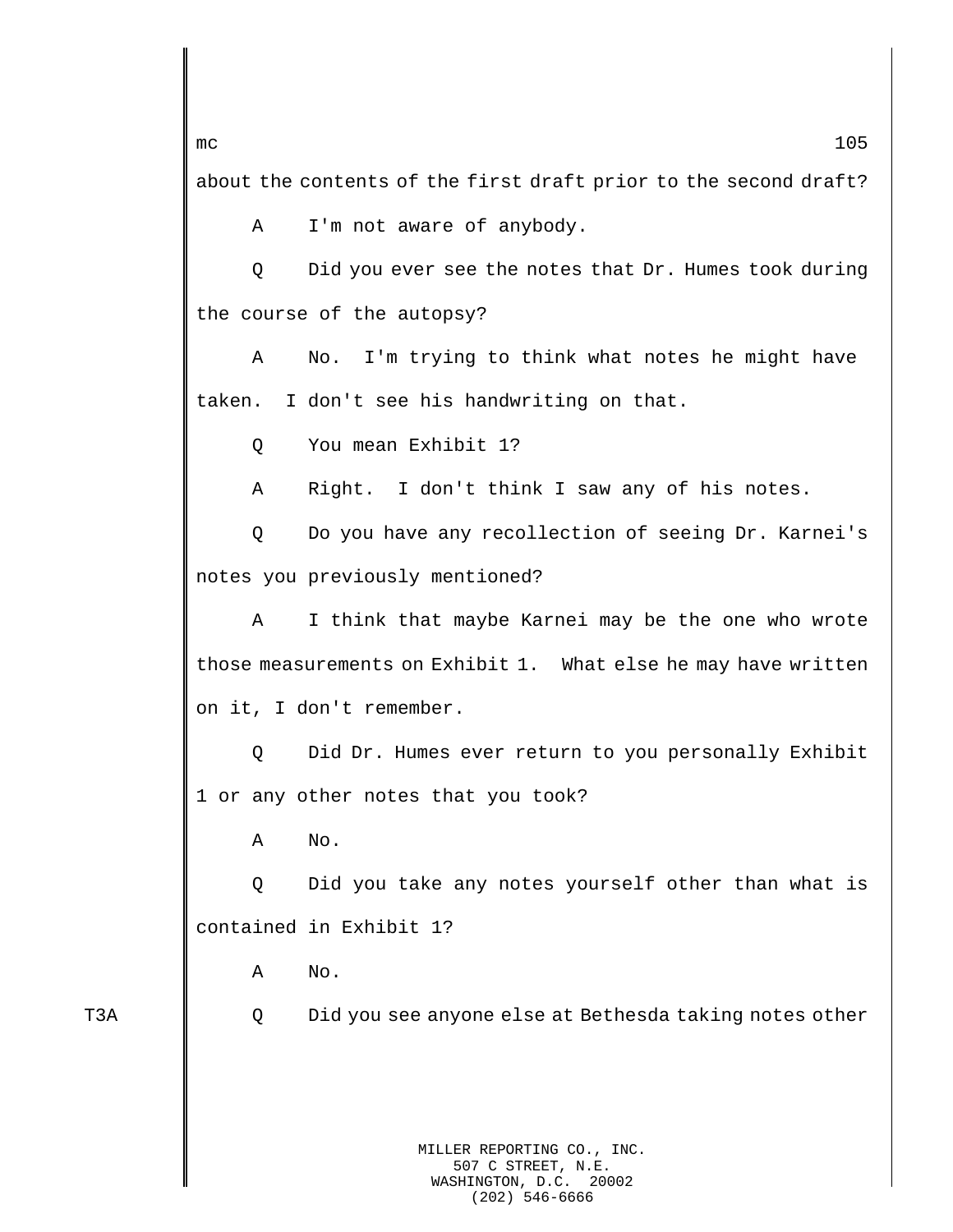about the contents of the first draft prior to the second draft?

A I'm not aware of anybody.

Q Did you ever see the notes that Dr. Humes took during the course of the autopsy?

A No. I'm trying to think what notes he might have taken. I don't see his handwriting on that.

Q You mean Exhibit 1?

A Right. I don't think I saw any of his notes.

Q Do you have any recollection of seeing Dr. Karnei's notes you previously mentioned?

A I think that maybe Karnei may be the one who wrote those measurements on Exhibit 1. What else he may have written on it, I don't remember.

Q Did Dr. Humes ever return to you personally Exhibit 1 or any other notes that you took?

A No.

Q Did you take any notes yourself other than what is contained in Exhibit 1?

A No.

T3A

Q Did you see anyone else at Bethesda taking notes other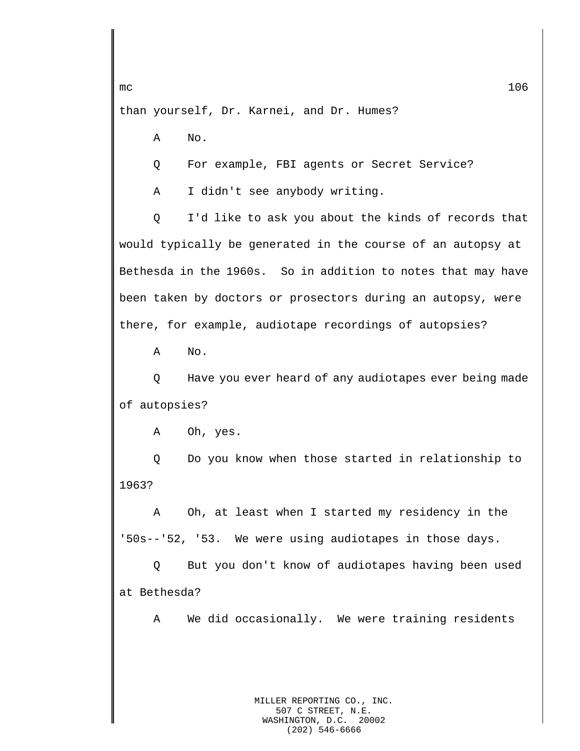than yourself, Dr. Karnei, and Dr. Humes?

A No.

Q For example, FBI agents or Secret Service?

A I didn't see anybody writing.

Q I'd like to ask you about the kinds of records that would typically be generated in the course of an autopsy at Bethesda in the 1960s. So in addition to notes that may have been taken by doctors or prosectors during an autopsy, were there, for example, audiotape recordings of autopsies?

A No.

Q Have you ever heard of any audiotapes ever being made of autopsies?

A Oh, yes.

Q Do you know when those started in relationship to 1963?

A Oh, at least when I started my residency in the '50s--'52, '53. We were using audiotapes in those days.

Q But you don't know of audiotapes having been used at Bethesda?

A We did occasionally. We were training residents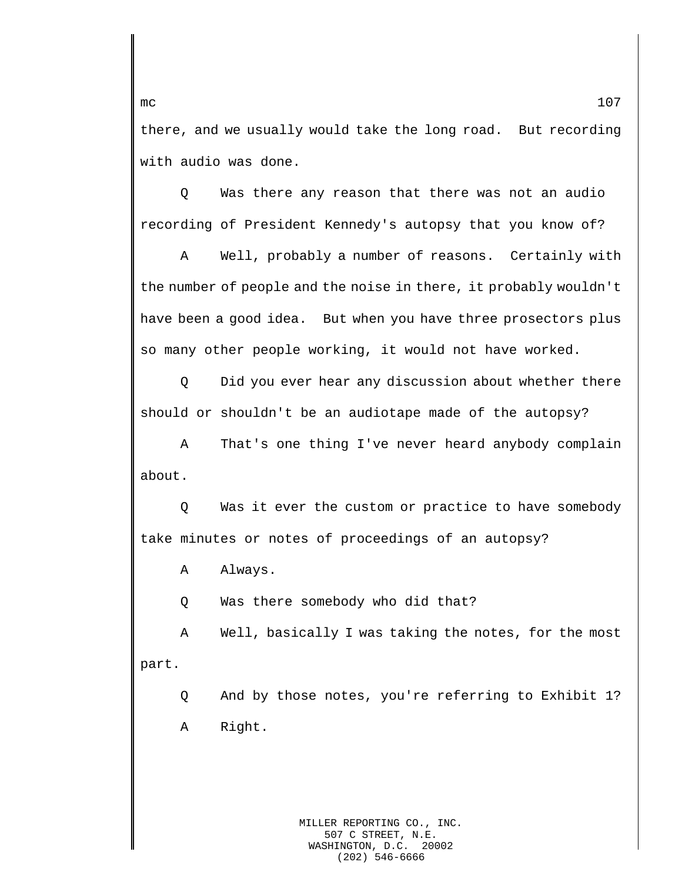there, and we usually would take the long road. But recording with audio was done.

Q Was there any reason that there was not an audio recording of President Kennedy's autopsy that you know of?

A Well, probably a number of reasons. Certainly with the number of people and the noise in there, it probably wouldn't have been a good idea. But when you have three prosectors plus so many other people working, it would not have worked.

Q Did you ever hear any discussion about whether there should or shouldn't be an audiotape made of the autopsy?

A That's one thing I've never heard anybody complain about.

Q Was it ever the custom or practice to have somebody take minutes or notes of proceedings of an autopsy?

A Always.

Q Was there somebody who did that?

A Well, basically I was taking the notes, for the most part.

Q And by those notes, you're referring to Exhibit 1?

A Right.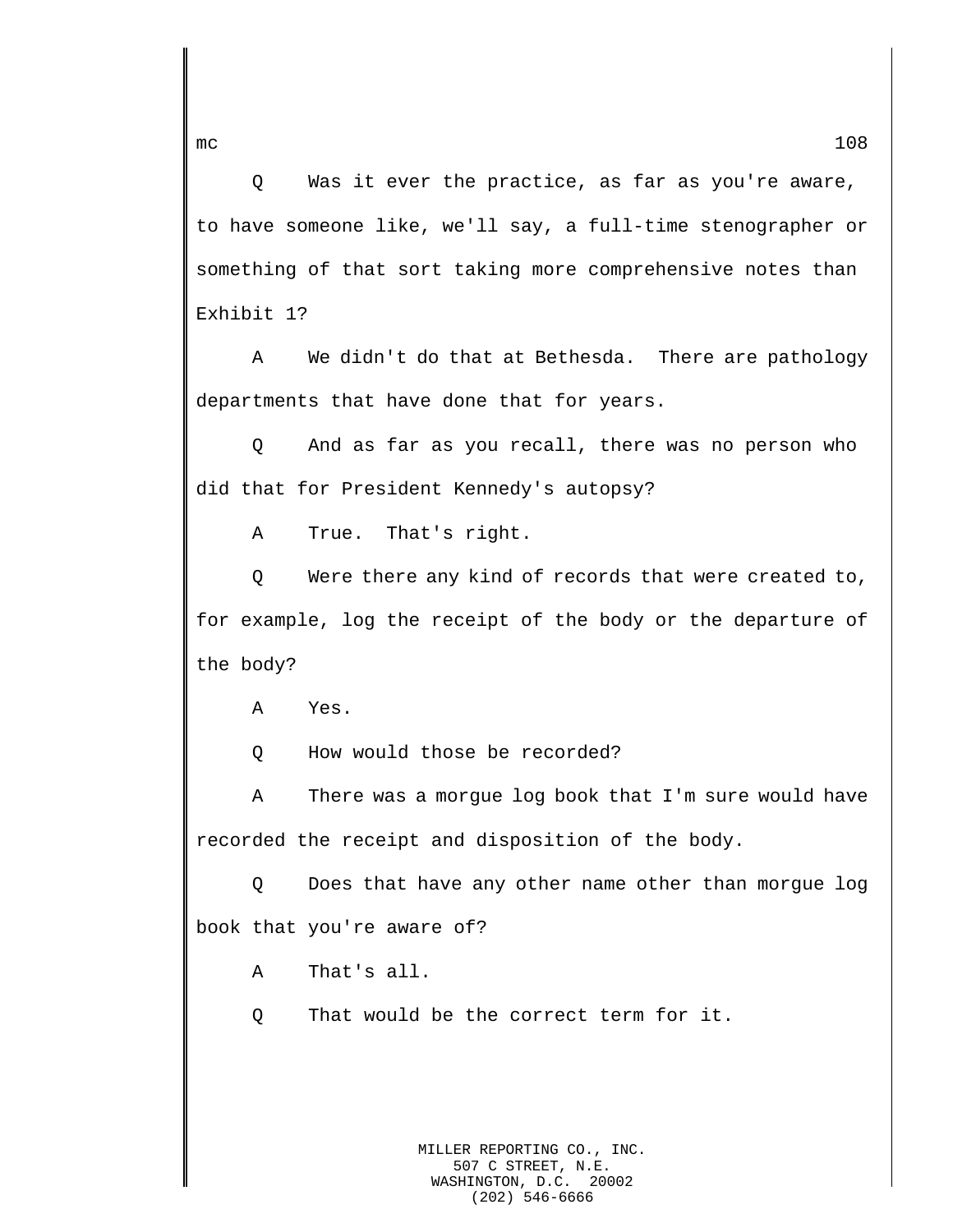Q Was it ever the practice, as far as you're aware, to have someone like, we'll say, a full-time stenographer or something of that sort taking more comprehensive notes than Exhibit 1?

A We didn't do that at Bethesda. There are pathology departments that have done that for years.

Q And as far as you recall, there was no person who did that for President Kennedy's autopsy?

A True. That's right.

Q Were there any kind of records that were created to, for example, log the receipt of the body or the departure of the body?

A Yes.

Q How would those be recorded?

A There was a morgue log book that I'm sure would have recorded the receipt and disposition of the body.

Q Does that have any other name other than morgue log book that you're aware of?

A That's all.

Q That would be the correct term for it.

MILLER REPORTING CO., INC.
507 C STREET, N.E.
WASHINGTON, D.C. 20002
(202) 546-6666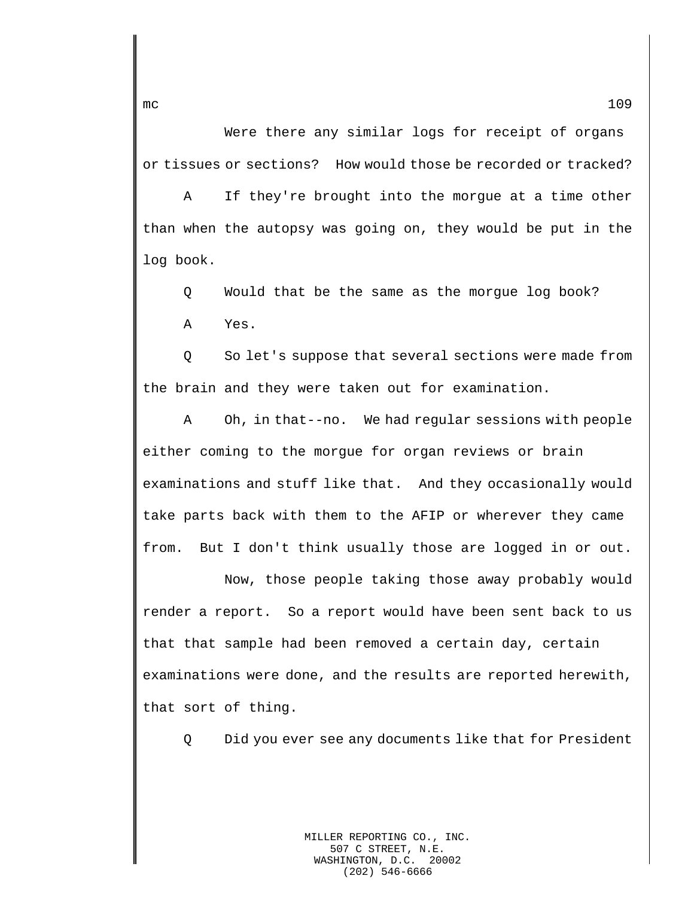Were there any similar logs for receipt of organs or tissues or sections? How would those be recorded or tracked?

A If they're brought into the morgue at a time other than when the autopsy was going on, they would be put in the log book.

Q Would that be the same as the morgue log book?

A Yes.

Q So let's suppose that several sections were made from the brain and they were taken out for examination.

A Oh, in that--no. We had regular sessions with people either coming to the morgue for organ reviews or brain examinations and stuff like that. And they occasionally would take parts back with them to the AFIP or wherever they came from. But I don't think usually those are logged in or out.

Now, those people taking those away probably would render a report. So a report would have been sent back to us that that sample had been removed a certain day, certain examinations were done, and the results are reported herewith, that sort of thing.

Q Did you ever see any documents like that for President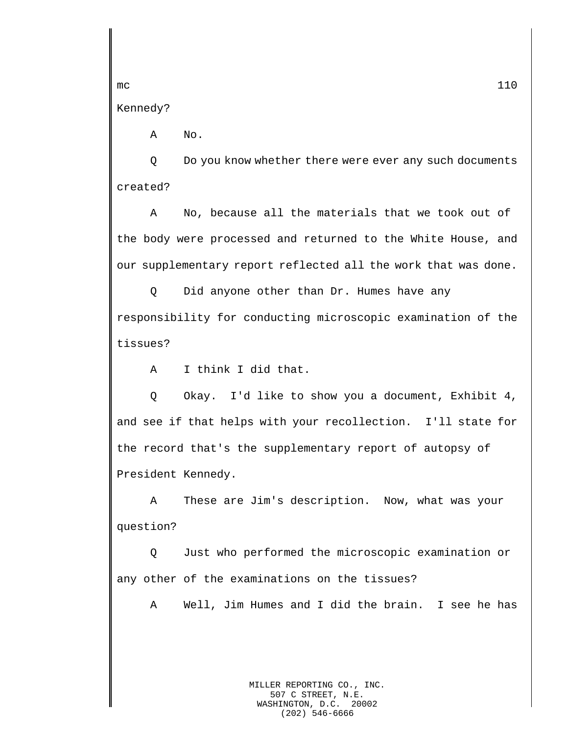Kennedy?

A No.

Q Do you know whether there were ever any such documents created?

A No, because all the materials that we took out of the body were processed and returned to the White House, and our supplementary report reflected all the work that was done.

Q Did anyone other than Dr. Humes have any responsibility for conducting microscopic examination of the tissues?

A I think I did that.

Q Okay. I'd like to show you a document, Exhibit 4, and see if that helps with your recollection. I'll state for the record that's the supplementary report of autopsy of President Kennedy.

A These are Jim's description. Now, what was your question?

Q Just who performed the microscopic examination or any other of the examinations on the tissues?

A Well, Jim Humes and I did the brain. I see he has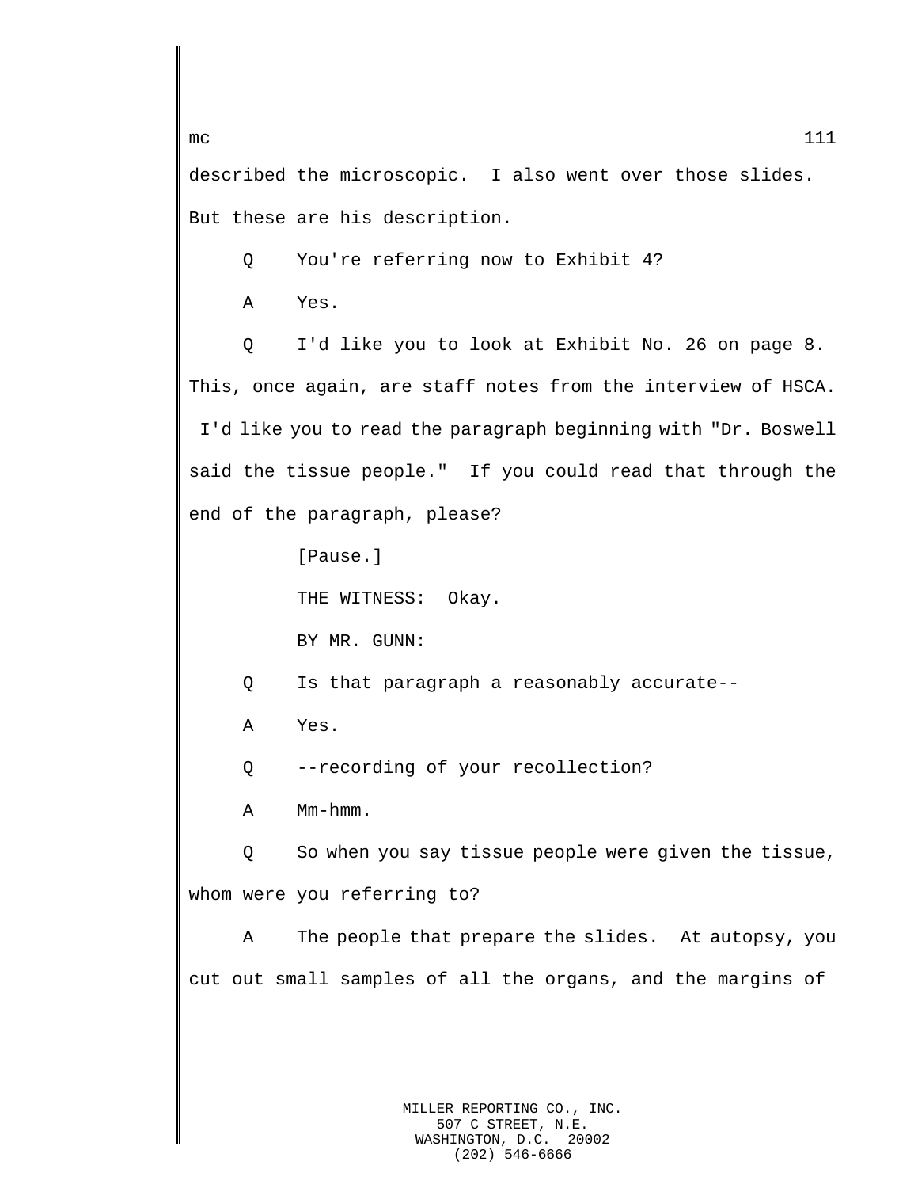described the microscopic. I also went over those slides. But these are his description.

Q You're referring now to Exhibit 4?

A Yes.

Q I'd like you to look at Exhibit No. 26 on page 8. This, once again, are staff notes from the interview of HSCA. I'd like you to read the paragraph beginning with "Dr. Boswell said the tissue people." If you could read that through the end of the paragraph, please?

[Pause.]

THE WITNESS: Okay.

BY MR. GUNN:

Q Is that paragraph a reasonably accurate--

A Yes.

Q --recording of your recollection?

A Mm-hmm.

Q So when you say tissue people were given the tissue, whom were you referring to?

A The people that prepare the slides. At autopsy, you cut out small samples of all the organs, and the margins of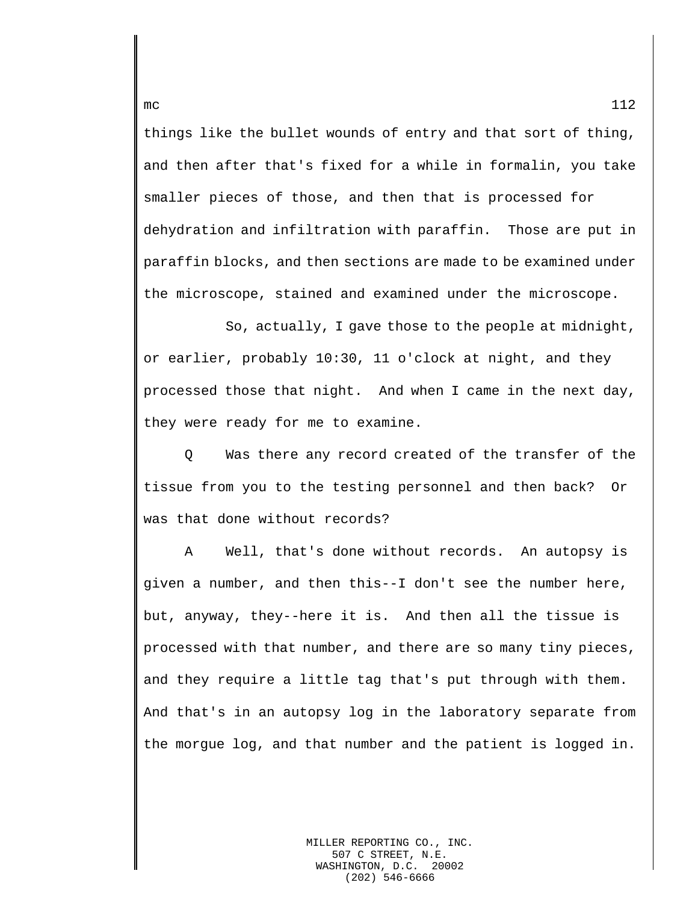things like the bullet wounds of entry and that sort of thing, and then after that's fixed for a while in formalin, you take smaller pieces of those, and then that is processed for dehydration and infiltration with paraffin. Those are put in paraffin blocks, and then sections are made to be examined under the microscope, stained and examined under the microscope.

So, actually, I gave those to the people at midnight, or earlier, probably 10:30, 11 o'clock at night, and they processed those that night. And when I came in the next day, they were ready for me to examine.

Q Was there any record created of the transfer of the tissue from you to the testing personnel and then back? Or was that done without records?

A Well, that's done without records. An autopsy is given a number, and then this--I don't see the number here, but, anyway, they--here it is. And then all the tissue is processed with that number, and there are so many tiny pieces, and they require a little tag that's put through with them. And that's in an autopsy log in the laboratory separate from the morgue log, and that number and the patient is logged in.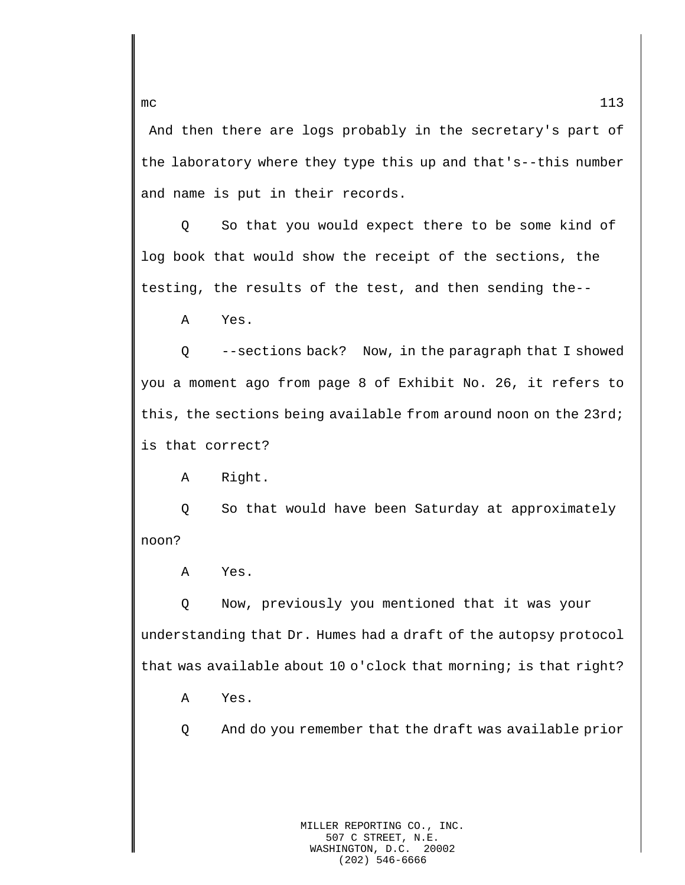And then there are logs probably in the secretary's part of the laboratory where they type this up and that's--this number and name is put in their records.

Q So that you would expect there to be some kind of log book that would show the receipt of the sections, the testing, the results of the test, and then sending the--

A Yes.

Q --sections back? Now, in the paragraph that I showed you a moment ago from page 8 of Exhibit No. 26, it refers to this, the sections being available from around noon on the 23rd; is that correct?

A Right.

Q So that would have been Saturday at approximately noon?

A Yes.

Q Now, previously you mentioned that it was your understanding that Dr. Humes had a draft of the autopsy protocol that was available about 10 o'clock that morning; is that right?

A Yes.

Q And do you remember that the draft was available prior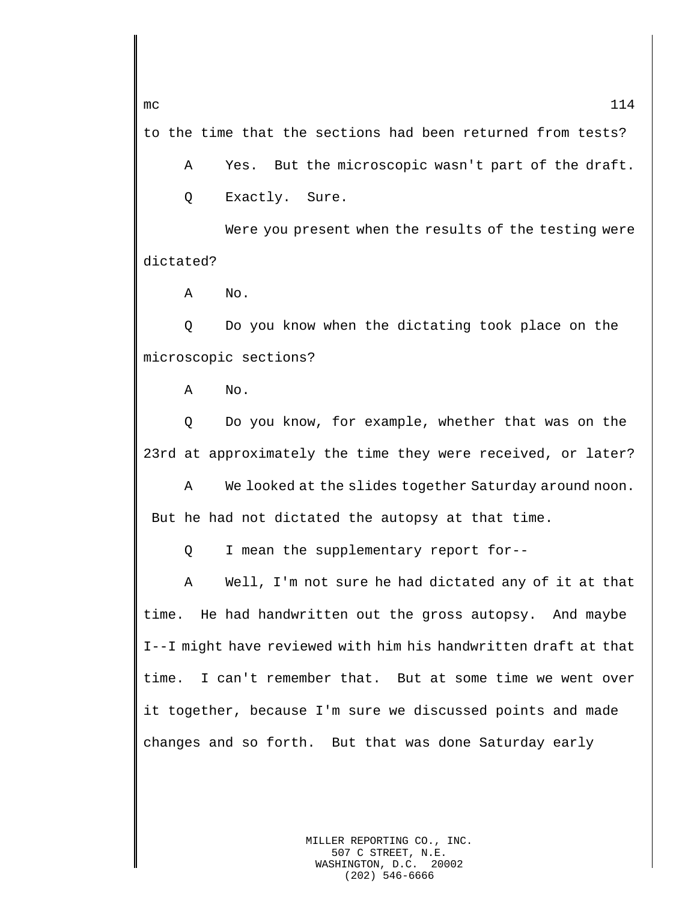to the time that the sections had been returned from tests?

A Yes. But the microscopic wasn't part of the draft.

Q Exactly. Sure.

Were you present when the results of the testing were dictated?

A No.

Q Do you know when the dictating took place on the microscopic sections?

A No.

Q Do you know, for example, whether that was on the 23rd at approximately the time they were received, or later?

A We looked at the slides together Saturday around noon. But he had not dictated the autopsy at that time.

Q I mean the supplementary report for--

A Well, I'm not sure he had dictated any of it at that time. He had handwritten out the gross autopsy. And maybe I--I might have reviewed with him his handwritten draft at that time. I can't remember that. But at some time we went over it together, because I'm sure we discussed points and made changes and so forth. But that was done Saturday early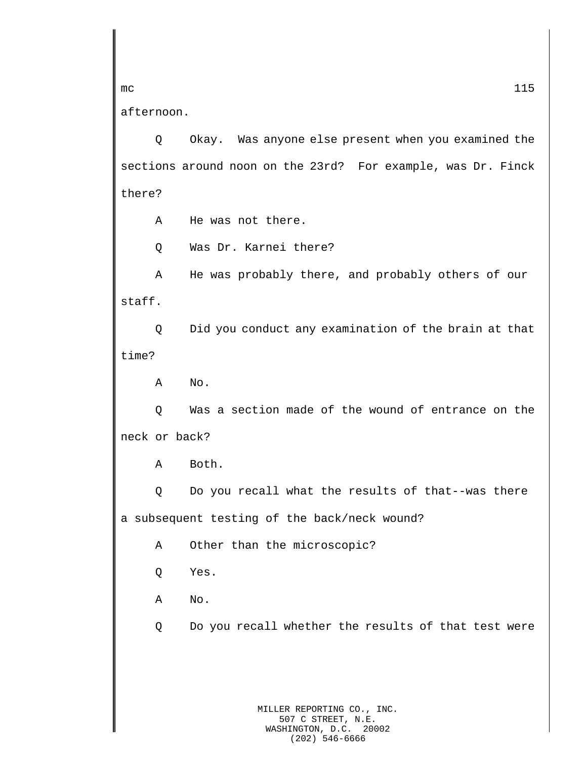afternoon.

Q Okay. Was anyone else present when you examined the sections around noon on the 23rd? For example, was Dr. Finck there?

A He was not there.

Q Was Dr. Karnei there?

A He was probably there, and probably others of our staff.

Q Did you conduct any examination of the brain at that time?

A No.

Q Was a section made of the wound of entrance on the neck or back?

A Both.

Q Do you recall what the results of that--was there a subsequent testing of the back/neck wound?

A Other than the microscopic?

Q Yes.

A No.

Q Do you recall whether the results of that test were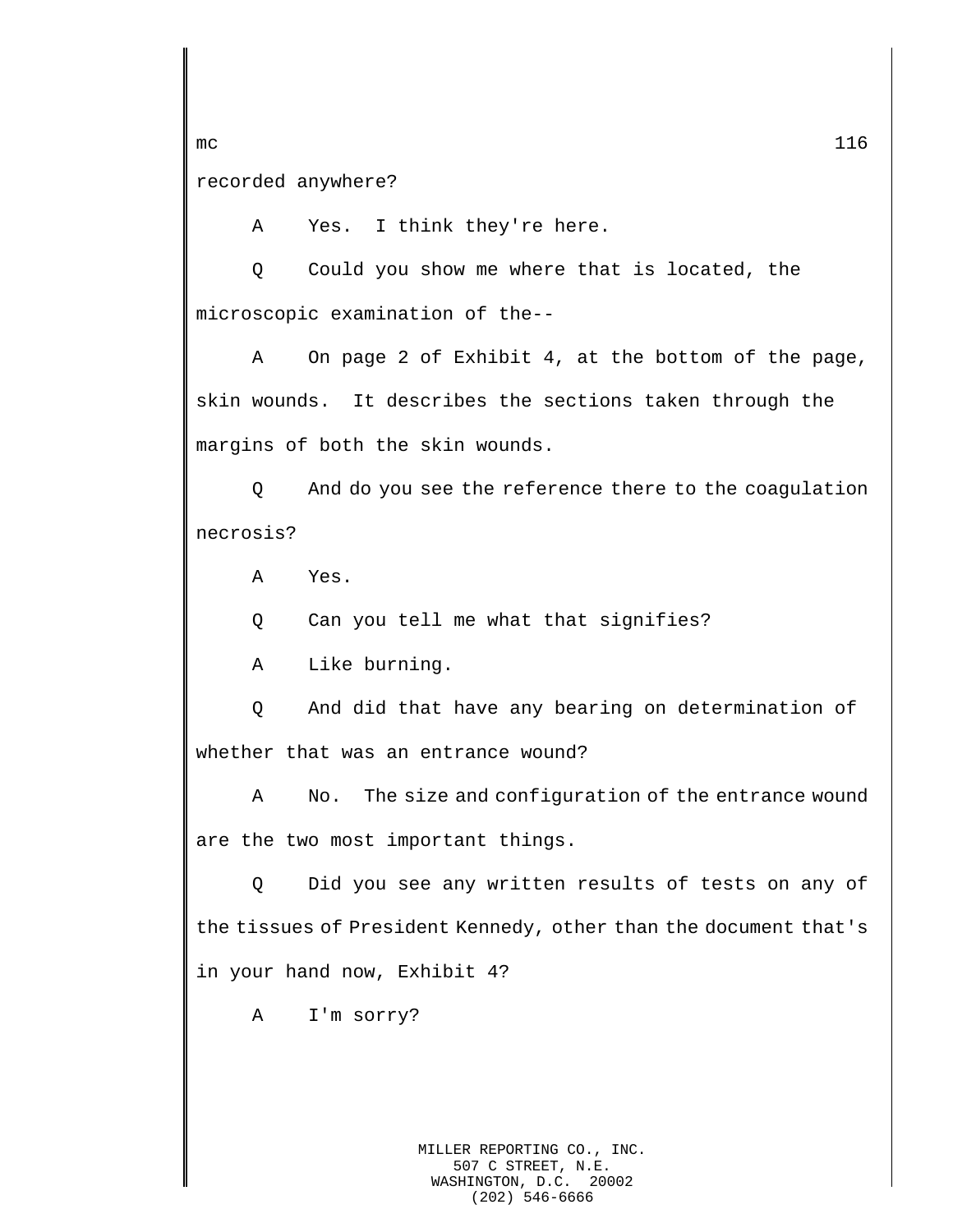recorded anywhere?

A Yes. I think they're here.

Q Could you show me where that is located, the microscopic examination of the--

A On page 2 of Exhibit 4, at the bottom of the page, skin wounds. It describes the sections taken through the margins of both the skin wounds.

Q And do you see the reference there to the coagulation necrosis?

A Yes.

Q Can you tell me what that signifies?

A Like burning.

Q And did that have any bearing on determination of whether that was an entrance wound?

A No. The size and configuration of the entrance wound are the two most important things.

Q Did you see any written results of tests on any of the tissues of President Kennedy, other than the document that's in your hand now, Exhibit 4?

A I'm sorry?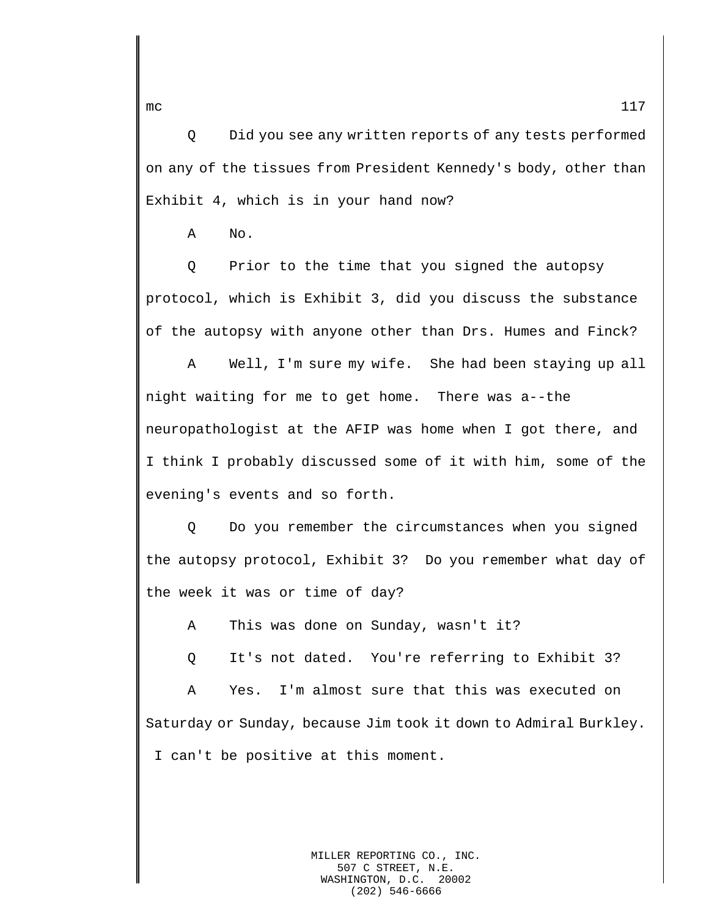Q Did you see any written reports of any tests performed on any of the tissues from President Kennedy's body, other than Exhibit 4, which is in your hand now?

A No.

Q Prior to the time that you signed the autopsy protocol, which is Exhibit 3, did you discuss the substance of the autopsy with anyone other than Drs. Humes and Finck?

A Well, I'm sure my wife. She had been staying up all night waiting for me to get home. There was a--the neuropathologist at the AFIP was home when I got there, and I think I probably discussed some of it with him, some of the evening's events and so forth.

Q Do you remember the circumstances when you signed the autopsy protocol, Exhibit 3? Do you remember what day of the week it was or time of day?

A This was done on Sunday, wasn't it?

Q It's not dated. You're referring to Exhibit 3?

A Yes. I'm almost sure that this was executed on Saturday or Sunday, because Jim took it down to Admiral Burkley. I can't be positive at this moment.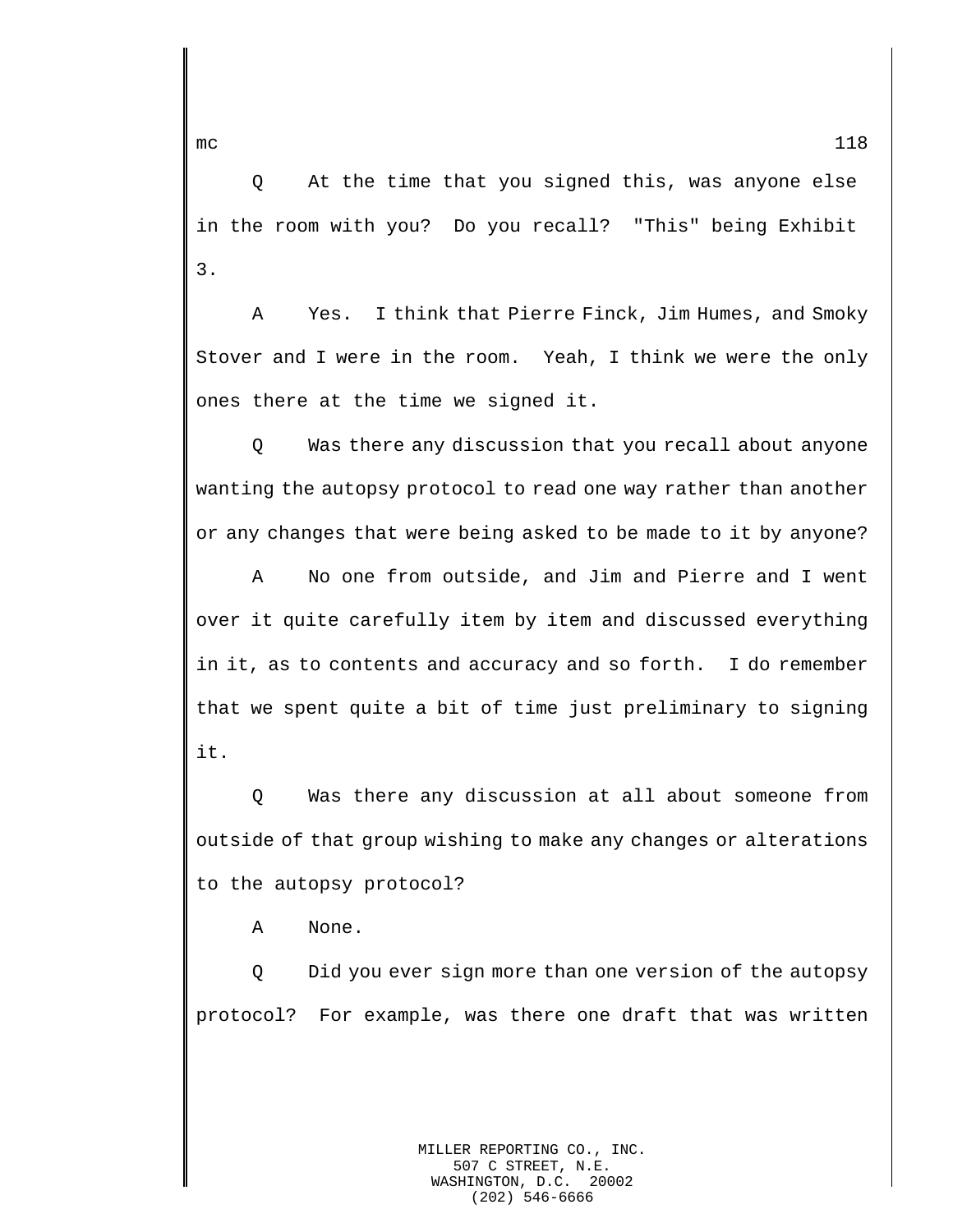Q At the time that you signed this, was anyone else in the room with you? Do you recall? "This" being Exhibit 3.

A Yes. I think that Pierre Finck, Jim Humes, and Smoky Stover and I were in the room. Yeah, I think we were the only ones there at the time we signed it.

Q Was there any discussion that you recall about anyone wanting the autopsy protocol to read one way rather than another or any changes that were being asked to be made to it by anyone?

A No one from outside, and Jim and Pierre and I went over it quite carefully item by item and discussed everything in it, as to contents and accuracy and so forth. I do remember that we spent quite a bit of time just preliminary to signing it.

Q Was there any discussion at all about someone from outside of that group wishing to make any changes or alterations to the autopsy protocol?

A None.

Q Did you ever sign more than one version of the autopsy protocol? For example, was there one draft that was written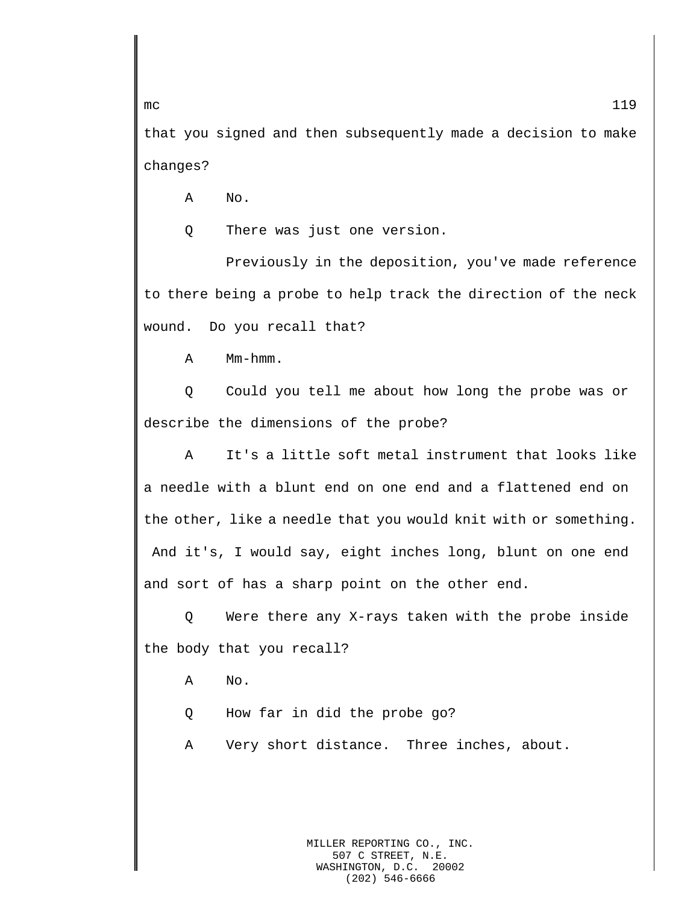that you signed and then subsequently made a decision to make changes?

A No.

Q There was just one version.

Previously in the deposition, you've made reference to there being a probe to help track the direction of the neck wound. Do you recall that?

A Mm-hmm.

Q Could you tell me about how long the probe was or describe the dimensions of the probe?

A It's a little soft metal instrument that looks like a needle with a blunt end on one end and a flattened end on the other, like a needle that you would knit with or something. And it's, I would say, eight inches long, blunt on one end and sort of has a sharp point on the other end.

Q Were there any X-rays taken with the probe inside the body that you recall?

A No.

Q How far in did the probe go?

A Very short distance. Three inches, about.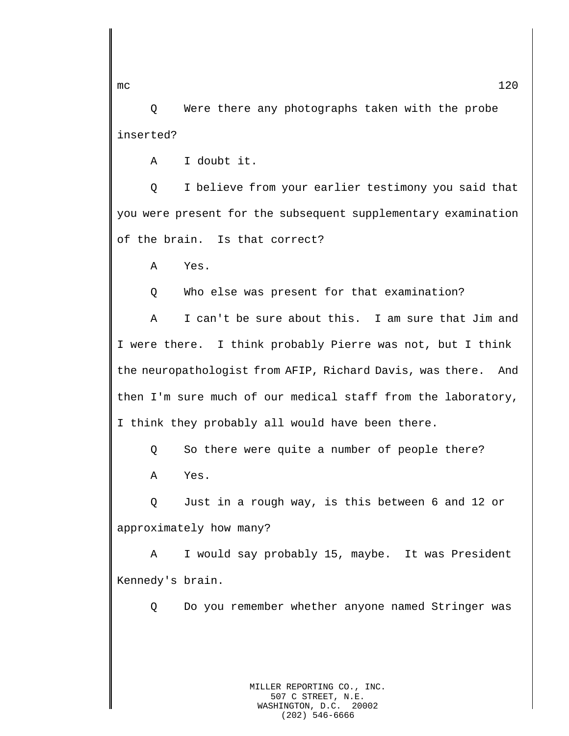Q Were there any photographs taken with the probe inserted?

A I doubt it.

Q I believe from your earlier testimony you said that you were present for the subsequent supplementary examination of the brain. Is that correct?

A Yes.

Q Who else was present for that examination?

A I can't be sure about this. I am sure that Jim and I were there. I think probably Pierre was not, but I think the neuropathologist from AFIP, Richard Davis, was there. And then I'm sure much of our medical staff from the laboratory, I think they probably all would have been there.

Q So there were quite a number of people there?

A Yes.

Q Just in a rough way, is this between 6 and 12 or approximately how many?

A I would say probably 15, maybe. It was President Kennedy's brain.

Q Do you remember whether anyone named Stringer was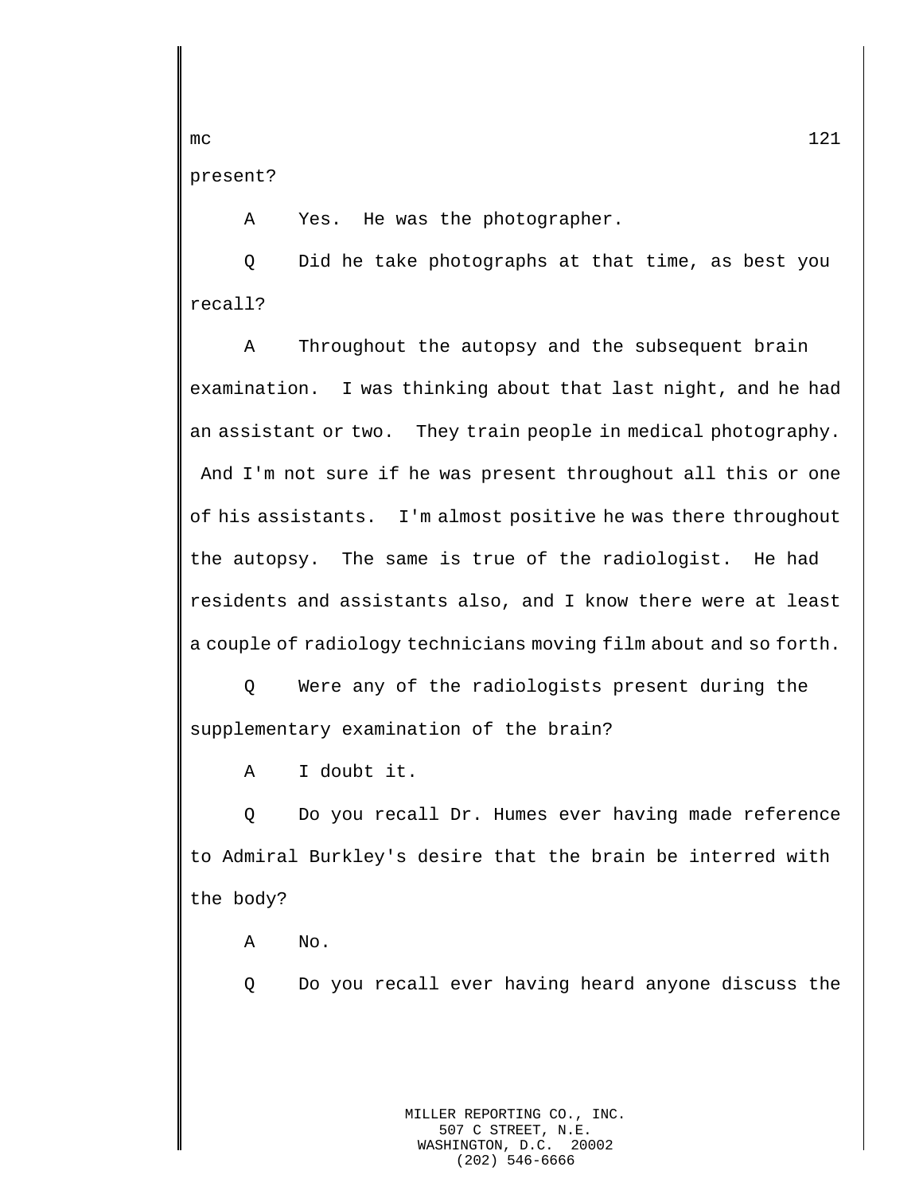present?

A Yes. He was the photographer.

Q Did he take photographs at that time, as best you recall?

A Throughout the autopsy and the subsequent brain examination. I was thinking about that last night, and he had an assistant or two. They train people in medical photography. And I'm not sure if he was present throughout all this or one of his assistants. I'm almost positive he was there throughout the autopsy. The same is true of the radiologist. He had residents and assistants also, and I know there were at least a couple of radiology technicians moving film about and so forth.

Q Were any of the radiologists present during the supplementary examination of the brain?

A I doubt it.

Q Do you recall Dr. Humes ever having made reference to Admiral Burkley's desire that the brain be interred with the body?

A No.

Q Do you recall ever having heard anyone discuss the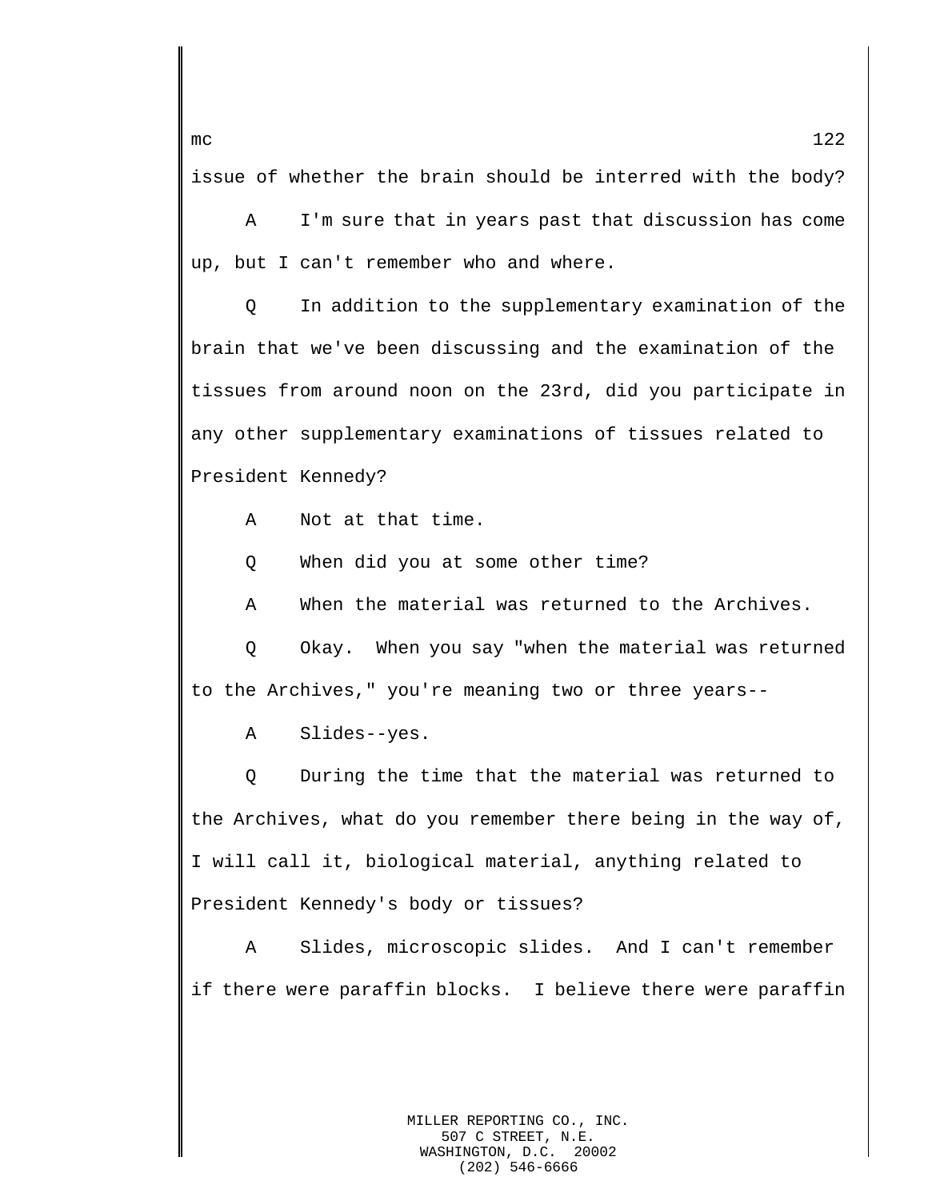issue of whether the brain should be interred with the body?

A I'm sure that in years past that discussion has come up, but I can't remember who and where.

Q In addition to the supplementary examination of the brain that we've been discussing and the examination of the tissues from around noon on the 23rd, did you participate in any other supplementary examinations of tissues related to President Kennedy?

A Not at that time.

Q When did you at some other time?

A When the material was returned to the Archives.

Q Okay. When you say "when the material was returned to the Archives," you're meaning two or three years--

A Slides--yes.

Q During the time that the material was returned to the Archives, what do you remember there being in the way of, I will call it, biological material, anything related to President Kennedy's body or tissues?

A Slides, microscopic slides. And I can't remember if there were paraffin blocks. I believe there were paraffin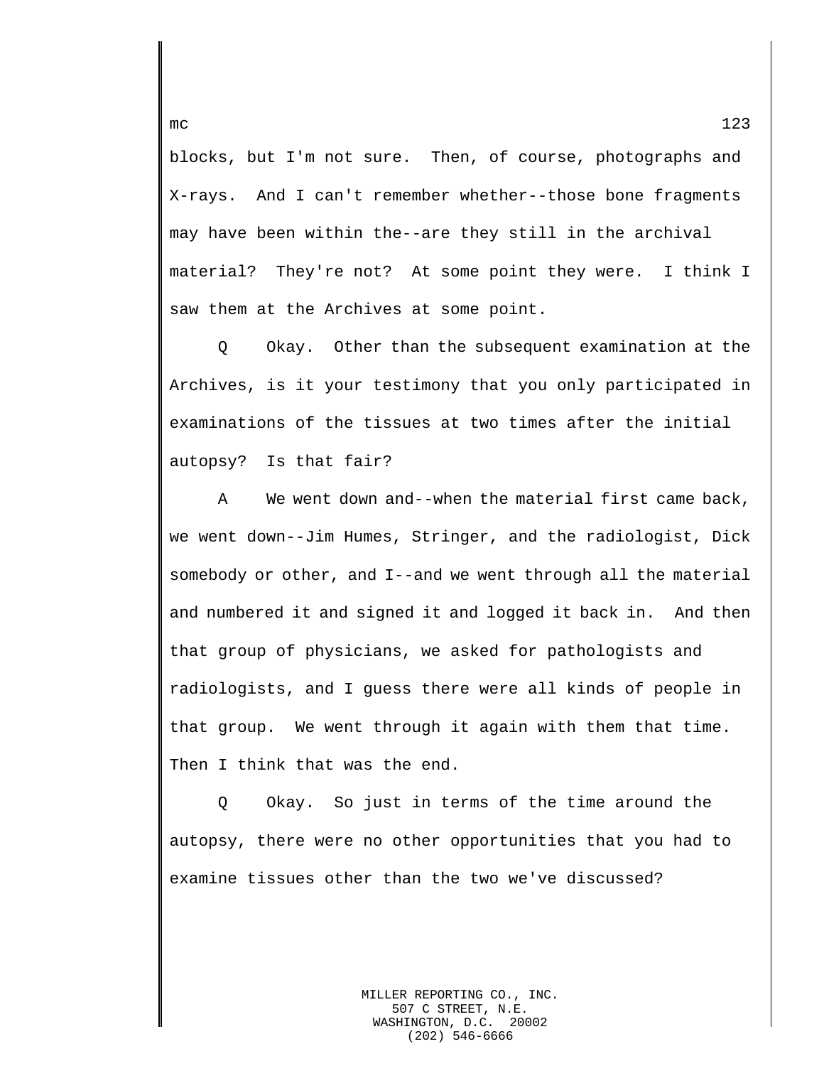blocks, but I'm not sure. Then, of course, photographs and X-rays. And I can't remember whether--those bone fragments may have been within the--are they still in the archival material? They're not? At some point they were. I think I saw them at the Archives at some point.

Q Okay. Other than the subsequent examination at the Archives, is it your testimony that you only participated in examinations of the tissues at two times after the initial autopsy? Is that fair?

A We went down and--when the material first came back, we went down--Jim Humes, Stringer, and the radiologist, Dick somebody or other, and I--and we went through all the material and numbered it and signed it and logged it back in. And then that group of physicians, we asked for pathologists and radiologists, and I guess there were all kinds of people in that group. We went through it again with them that time. Then I think that was the end.

Q Okay. So just in terms of the time around the autopsy, there were no other opportunities that you had to examine tissues other than the two we've discussed?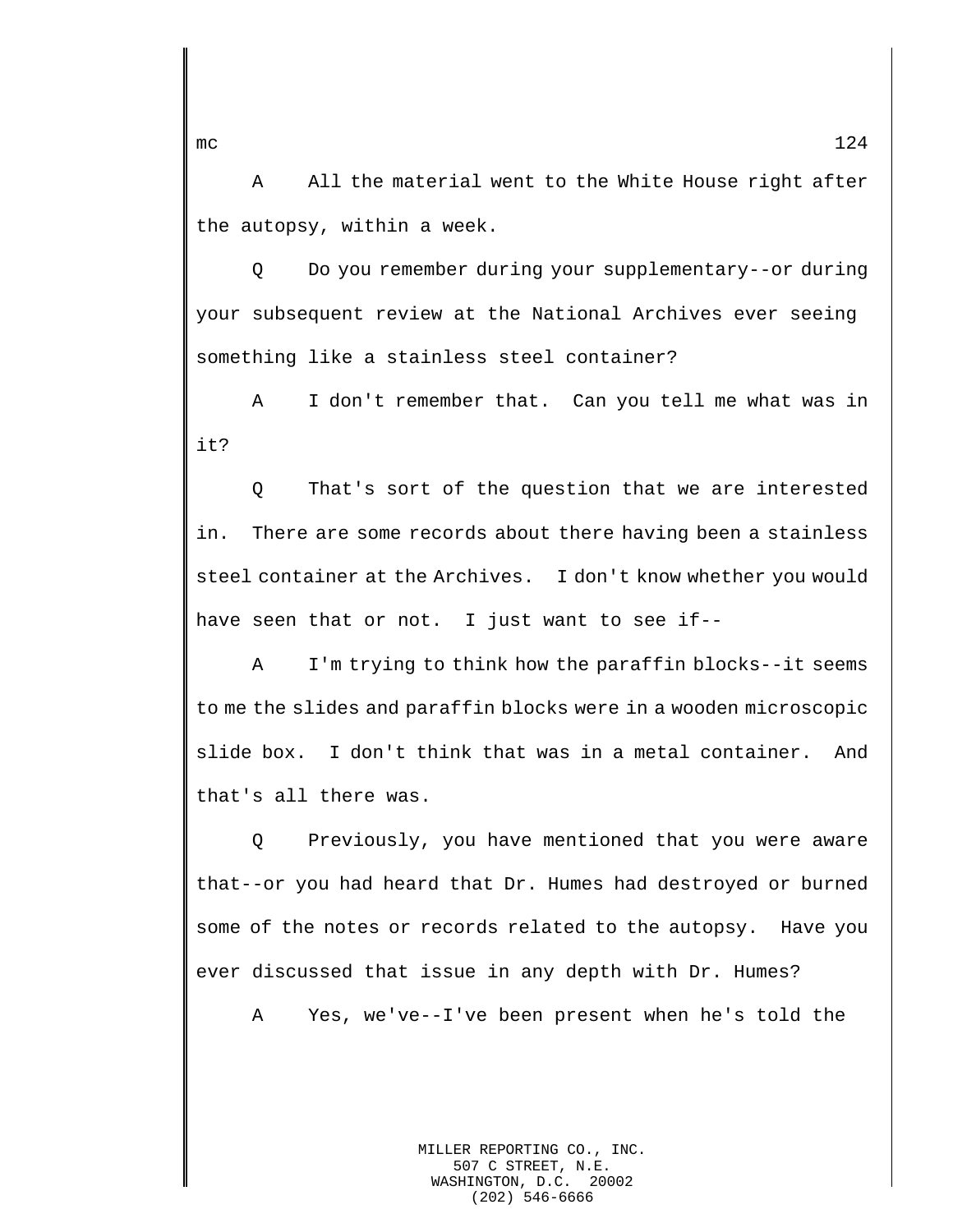A All the material went to the White House right after the autopsy, within a week.

Q Do you remember during your supplementary--or during your subsequent review at the National Archives ever seeing something like a stainless steel container?

A I don't remember that. Can you tell me what was in it?

Q That's sort of the question that we are interested in. There are some records about there having been a stainless steel container at the Archives. I don't know whether you would have seen that or not. I just want to see if--

A I'm trying to think how the paraffin blocks--it seems to me the slides and paraffin blocks were in a wooden microscopic slide box. I don't think that was in a metal container. And that's all there was.

Q Previously, you have mentioned that you were aware that--or you had heard that Dr. Humes had destroyed or burned some of the notes or records related to the autopsy. Have you ever discussed that issue in any depth with Dr. Humes?

A Yes, we've--I've been present when he's told the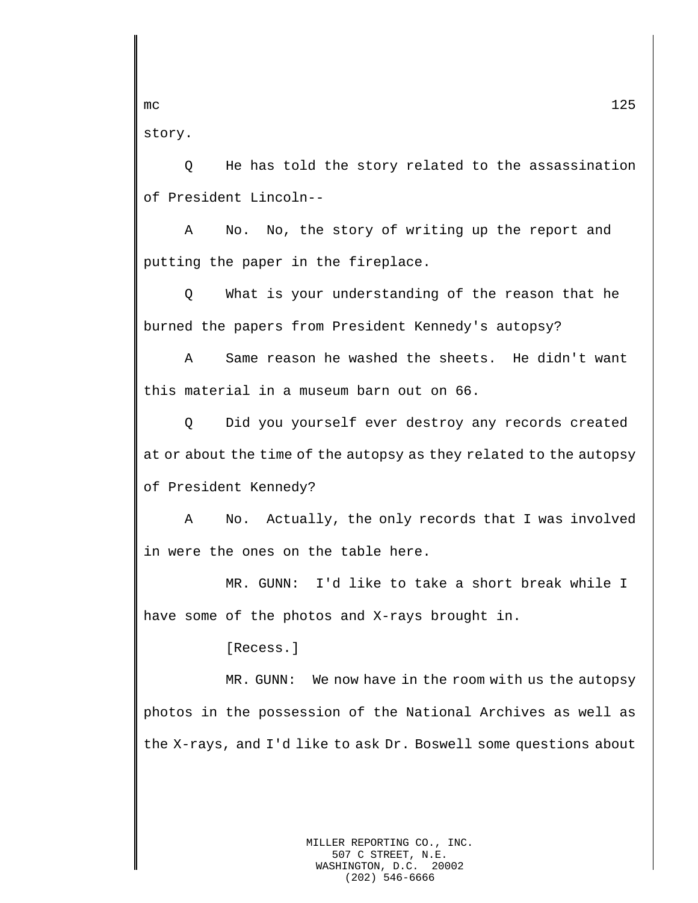story.

Q He has told the story related to the assassination of President Lincoln--

A No. No, the story of writing up the report and putting the paper in the fireplace.

Q What is your understanding of the reason that he burned the papers from President Kennedy's autopsy?

A Same reason he washed the sheets. He didn't want this material in a museum barn out on 66.

Q Did you yourself ever destroy any records created at or about the time of the autopsy as they related to the autopsy of President Kennedy?

A No. Actually, the only records that I was involved in were the ones on the table here.

MR. GUNN: I'd like to take a short break while I have some of the photos and X-rays brought in.

[Recess.]

MR. GUNN: We now have in the room with us the autopsy photos in the possession of the National Archives as well as the X-rays, and I'd like to ask Dr. Boswell some questions about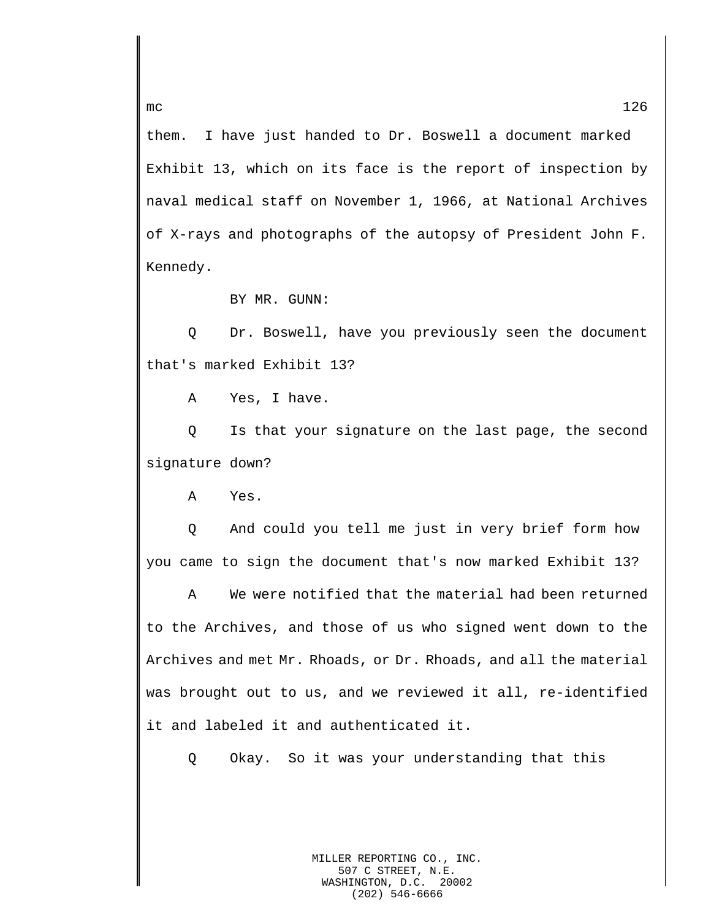them. I have just handed to Dr. Boswell a document marked Exhibit 13, which on its face is the report of inspection by naval medical staff on November 1, 1966, at National Archives of X-rays and photographs of the autopsy of President John F. Kennedy.

BY MR. GUNN:

Q Dr. Boswell, have you previously seen the document that's marked Exhibit 13?

A Yes, I have.

Q Is that your signature on the last page, the second signature down?

A Yes.

Q And could you tell me just in very brief form how you came to sign the document that's now marked Exhibit 13?

A We were notified that the material had been returned to the Archives, and those of us who signed went down to the Archives and met Mr. Rhoads, or Dr. Rhoads, and all the material was brought out to us, and we reviewed it all, re-identified it and labeled it and authenticated it.

Q Okay. So it was your understanding that this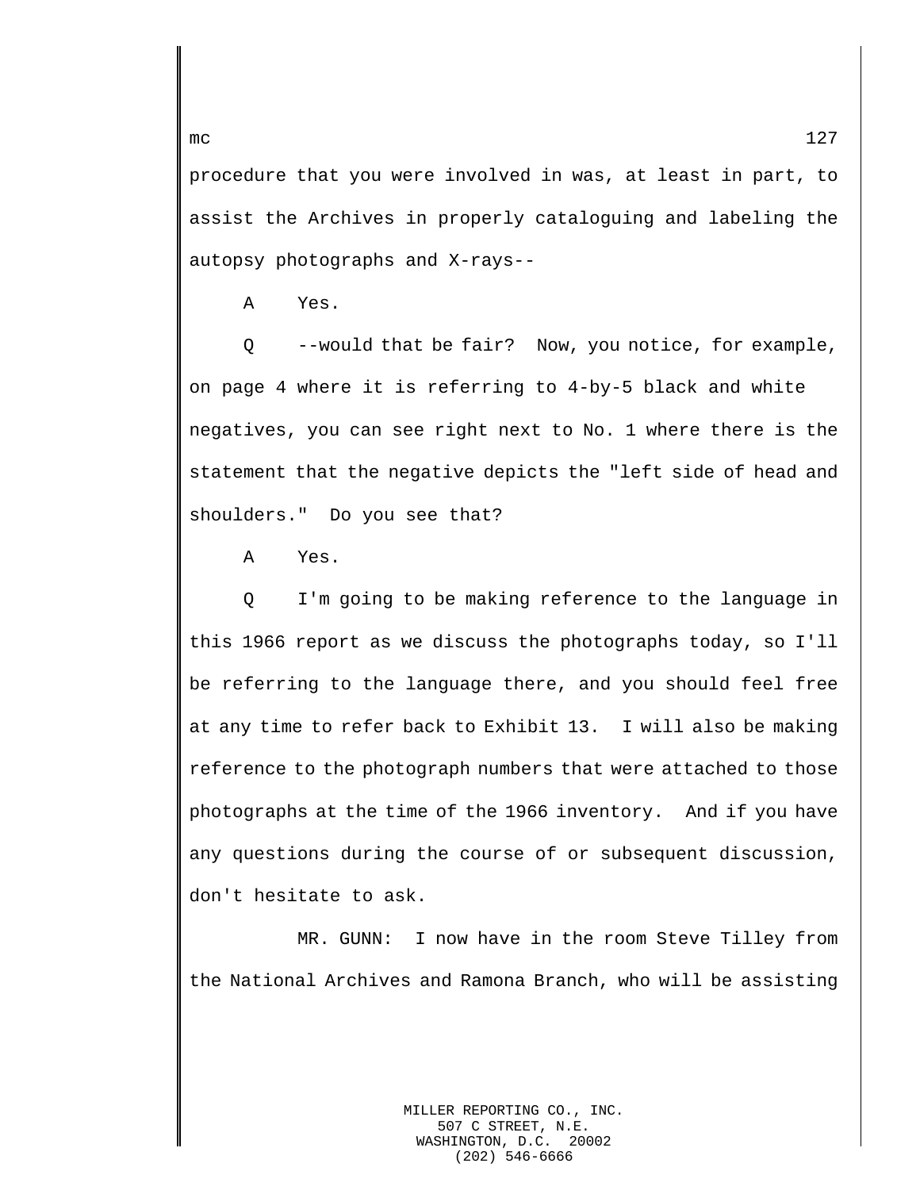procedure that you were involved in was, at least in part, to assist the Archives in properly cataloguing and labeling the autopsy photographs and X-rays--

A Yes.

Q --would that be fair? Now, you notice, for example, on page 4 where it is referring to 4-by-5 black and white negatives, you can see right next to No. 1 where there is the statement that the negative depicts the "left side of head and shoulders." Do you see that?

A Yes.

Q I'm going to be making reference to the language in this 1966 report as we discuss the photographs today, so I'll be referring to the language there, and you should feel free at any time to refer back to Exhibit 13. I will also be making reference to the photograph numbers that were attached to those photographs at the time of the 1966 inventory. And if you have any questions during the course of or subsequent discussion, don't hesitate to ask.

MR. GUNN: I now have in the room Steve Tilley from the National Archives and Ramona Branch, who will be assisting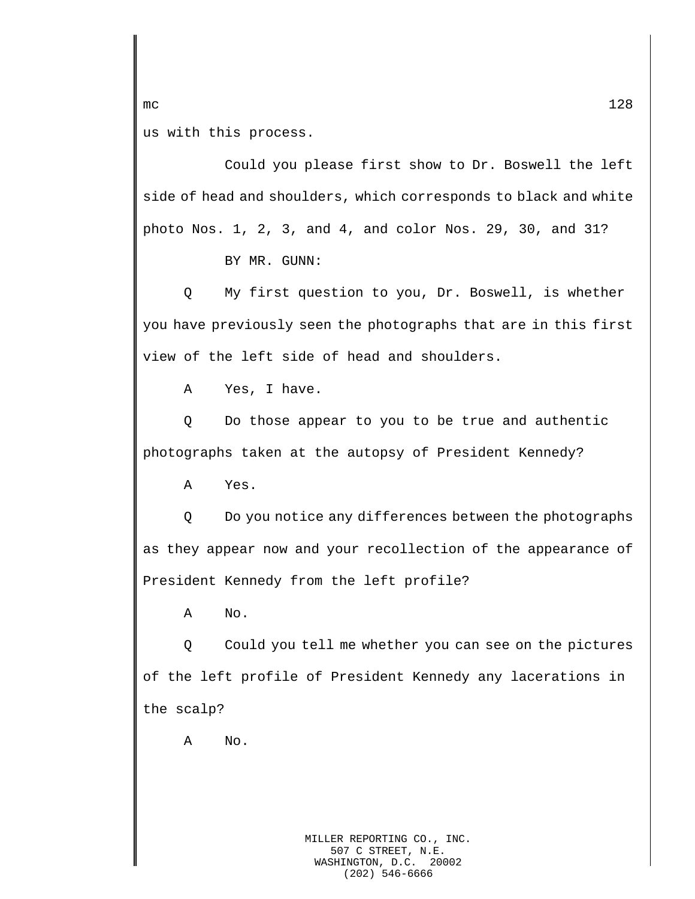us with this process.

Could you please first show to Dr. Boswell the left side of head and shoulders, which corresponds to black and white photo Nos. 1, 2, 3, and 4, and color Nos. 29, 30, and 31?

BY MR. GUNN:

Q My first question to you, Dr. Boswell, is whether you have previously seen the photographs that are in this first view of the left side of head and shoulders.

A Yes, I have.

Q Do those appear to you to be true and authentic photographs taken at the autopsy of President Kennedy?

A Yes.

Q Do you notice any differences between the photographs as they appear now and your recollection of the appearance of President Kennedy from the left profile?

A No.

Q Could you tell me whether you can see on the pictures of the left profile of President Kennedy any lacerations in the scalp?

A No.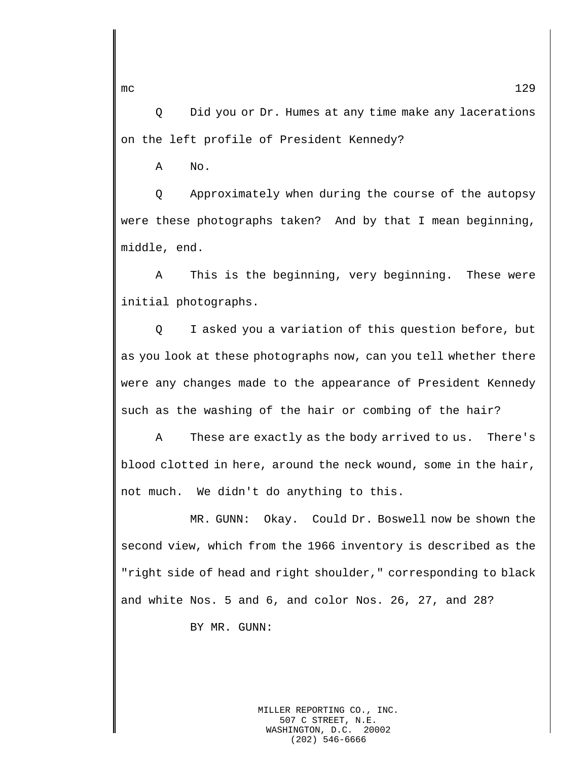Q Did you or Dr. Humes at any time make any lacerations on the left profile of President Kennedy?

A No.

Q Approximately when during the course of the autopsy were these photographs taken? And by that I mean beginning, middle, end.

A This is the beginning, very beginning. These were initial photographs.

Q I asked you a variation of this question before, but as you look at these photographs now, can you tell whether there were any changes made to the appearance of President Kennedy such as the washing of the hair or combing of the hair?

A These are exactly as the body arrived to us. There's blood clotted in here, around the neck wound, some in the hair, not much. We didn't do anything to this.

MR. GUNN: Okay. Could Dr. Boswell now be shown the second view, which from the 1966 inventory is described as the "right side of head and right shoulder," corresponding to black and white Nos. 5 and 6, and color Nos. 26, 27, and 28?

BY MR. GUNN: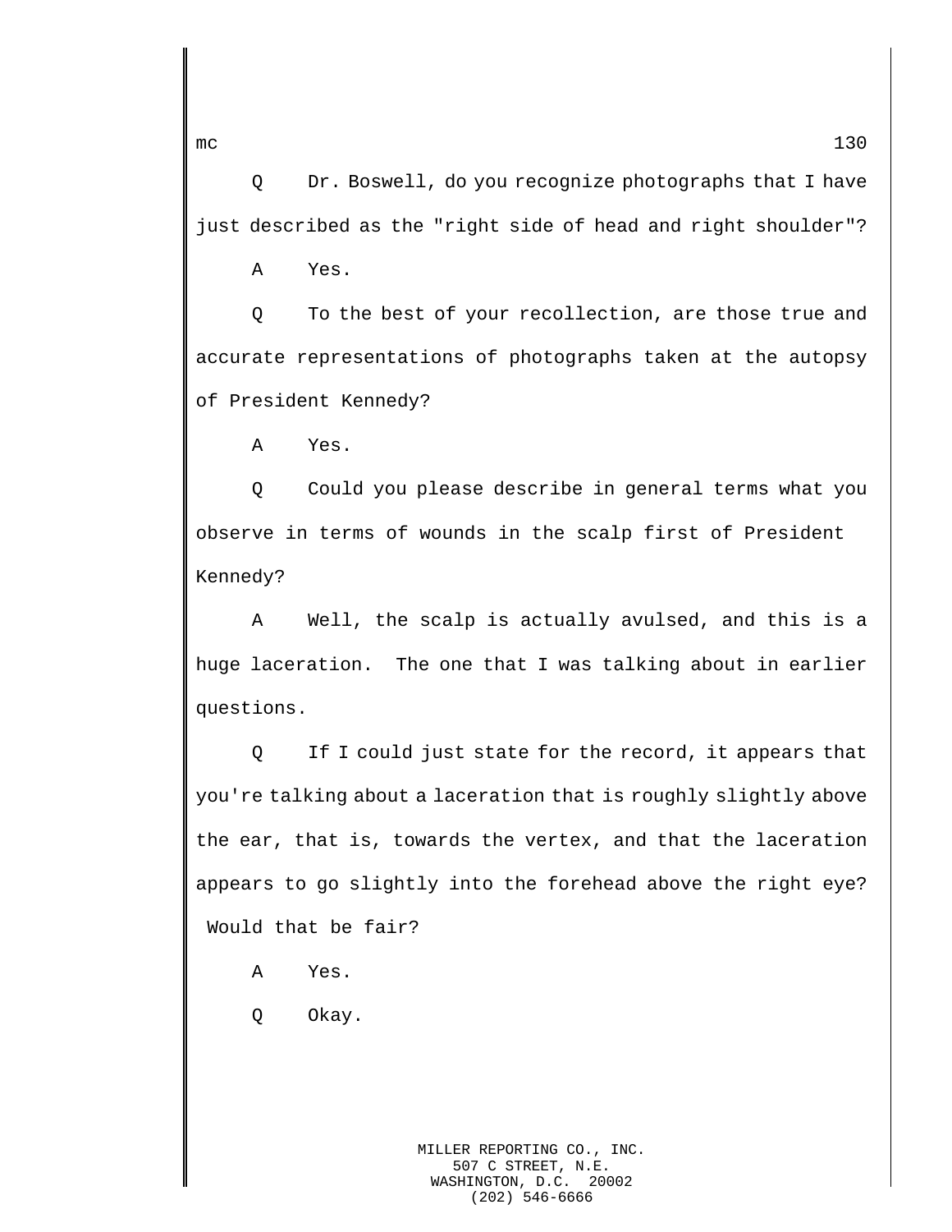Q Dr. Boswell, do you recognize photographs that I have just described as the "right side of head and right shoulder"?

A Yes.

Q To the best of your recollection, are those true and accurate representations of photographs taken at the autopsy of President Kennedy?

A Yes.

Q Could you please describe in general terms what you observe in terms of wounds in the scalp first of President Kennedy?

A Well, the scalp is actually avulsed, and this is a huge laceration. The one that I was talking about in earlier questions.

Q If I could just state for the record, it appears that you're talking about a laceration that is roughly slightly above the ear, that is, towards the vertex, and that the laceration appears to go slightly into the forehead above the right eye? Would that be fair?

A Yes.

Q Okay.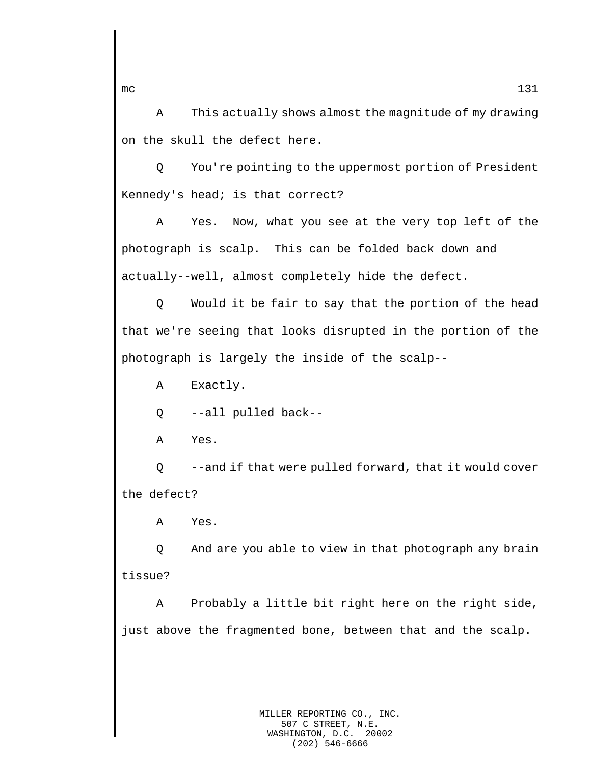A This actually shows almost the magnitude of my drawing on the skull the defect here.

Q You're pointing to the uppermost portion of President Kennedy's head; is that correct?

A Yes. Now, what you see at the very top left of the photograph is scalp. This can be folded back down and actually--well, almost completely hide the defect.

Q Would it be fair to say that the portion of the head that we're seeing that looks disrupted in the portion of the photograph is largely the inside of the scalp--

A Exactly.

Q --all pulled back--

A Yes.

Q --and if that were pulled forward, that it would cover the defect?

A Yes.

Q And are you able to view in that photograph any brain tissue?

A Probably a little bit right here on the right side, just above the fragmented bone, between that and the scalp.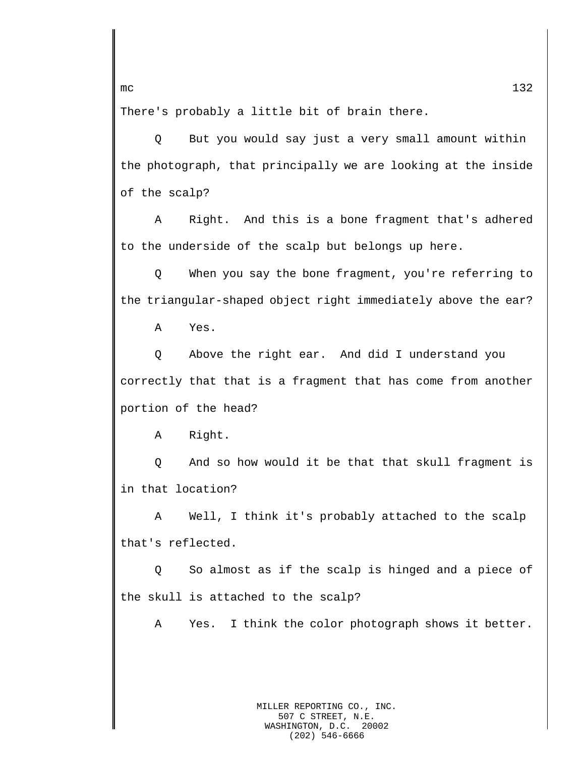There's probably a little bit of brain there.

Q But you would say just a very small amount within the photograph, that principally we are looking at the inside of the scalp?

A Right. And this is a bone fragment that's adhered to the underside of the scalp but belongs up here.

Q When you say the bone fragment, you're referring to the triangular-shaped object right immediately above the ear?

A Yes.

Q Above the right ear. And did I understand you correctly that that is a fragment that has come from another portion of the head?

A Right.

Q And so how would it be that that skull fragment is in that location?

A Well, I think it's probably attached to the scalp that's reflected.

Q So almost as if the scalp is hinged and a piece of the skull is attached to the scalp?

A Yes. I think the color photograph shows it better.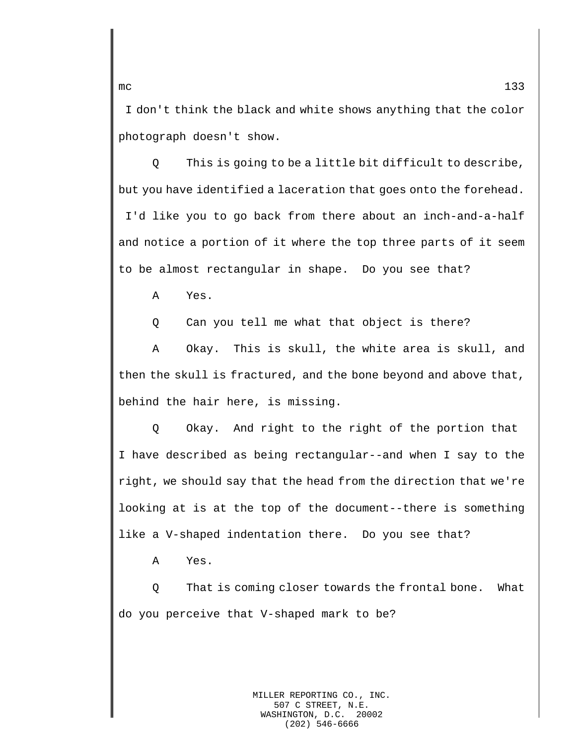I don't think the black and white shows anything that the color photograph doesn't show.

Q This is going to be a little bit difficult to describe, but you have identified a laceration that goes onto the forehead. I'd like you to go back from there about an inch-and-a-half and notice a portion of it where the top three parts of it seem to be almost rectangular in shape. Do you see that?

A Yes.

Q Can you tell me what that object is there?

A Okay. This is skull, the white area is skull, and then the skull is fractured, and the bone beyond and above that, behind the hair here, is missing.

Q Okay. And right to the right of the portion that I have described as being rectangular--and when I say to the right, we should say that the head from the direction that we're looking at is at the top of the document--there is something like a V-shaped indentation there. Do you see that?

A Yes.

Q That is coming closer towards the frontal bone. What do you perceive that V-shaped mark to be?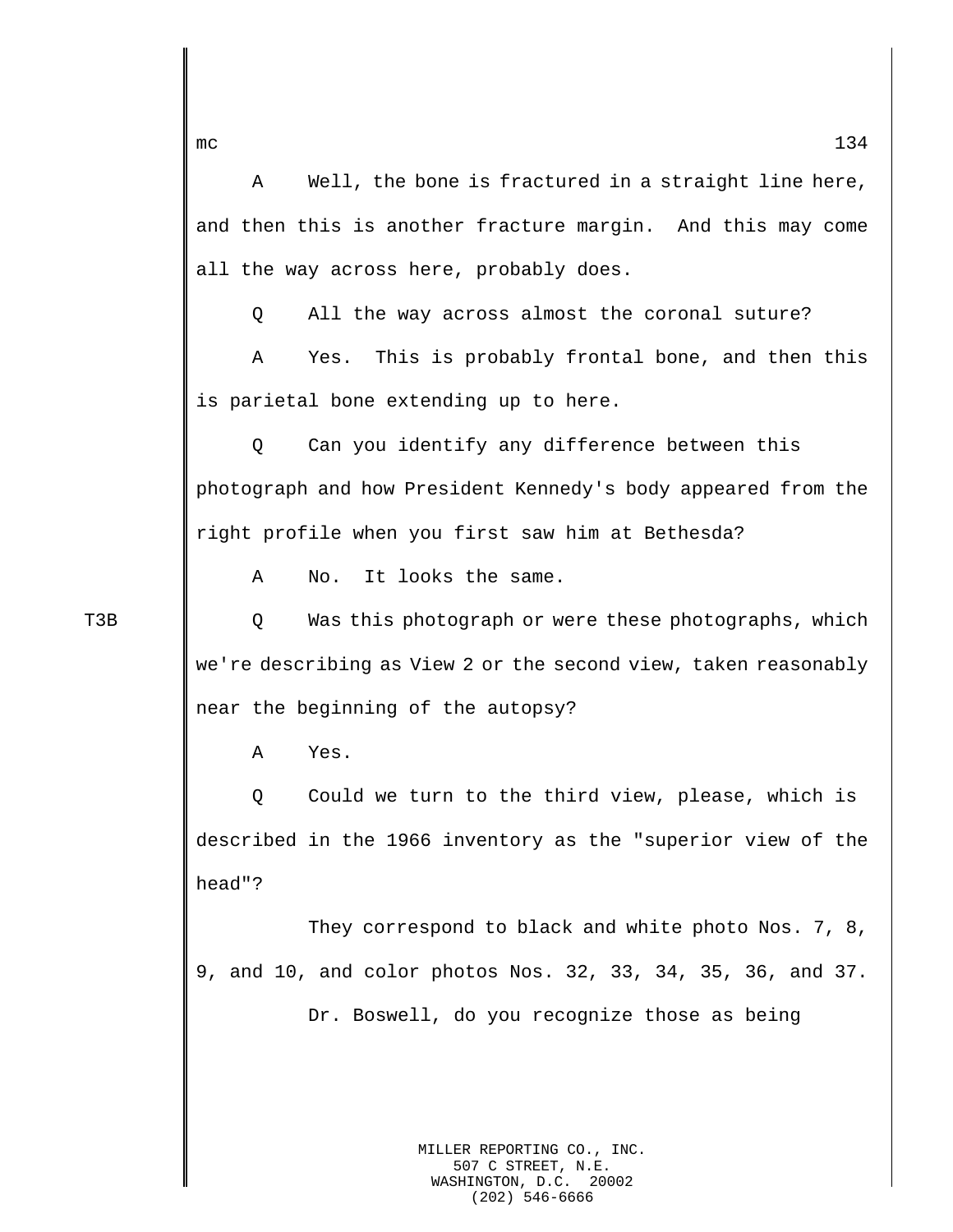A Well, the bone is fractured in a straight line here, and then this is another fracture margin. And this may come all the way across here, probably does.

Q All the way across almost the coronal suture?

A Yes. This is probably frontal bone, and then this is parietal bone extending up to here.

Q Can you identify any difference between this photograph and how President Kennedy's body appeared from the right profile when you first saw him at Bethesda?

A No. It looks the same.

T3B

Q Was this photograph or were these photographs, which we're describing as View 2 or the second view, taken reasonably near the beginning of the autopsy?

A Yes.

Q Could we turn to the third view, please, which is described in the 1966 inventory as the "superior view of the head"?

They correspond to black and white photo Nos. 7, 8, 9, and 10, and color photos Nos. 32, 33, 34, 35, 36, and 37.

Dr. Boswell, do you recognize those as being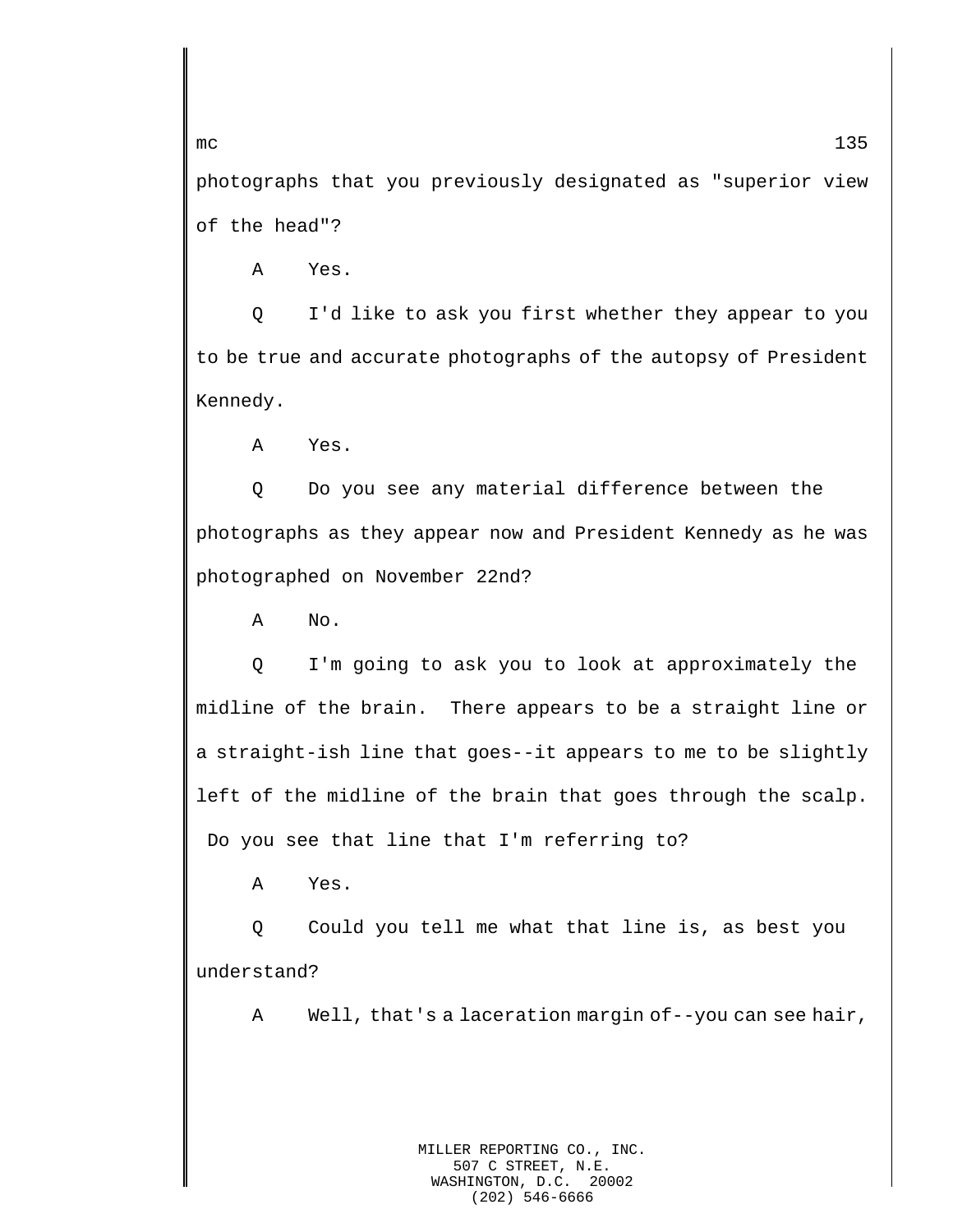photographs that you previously designated as "superior view of the head"?

A Yes.

Q I'd like to ask you first whether they appear to you to be true and accurate photographs of the autopsy of President Kennedy.

A Yes.

Q Do you see any material difference between the photographs as they appear now and President Kennedy as he was photographed on November 22nd?

A No.

Q I'm going to ask you to look at approximately the midline of the brain. There appears to be a straight line or a straight-ish line that goes--it appears to me to be slightly left of the midline of the brain that goes through the scalp. Do you see that line that I'm referring to?

A Yes.

Q Could you tell me what that line is, as best you understand?

A Well, that's a laceration margin of--you can see hair,

MILLER REPORTING CO., INC.
507 C STREET, N.E.
WASHINGTON, D.C. 20002
(202) 546-6666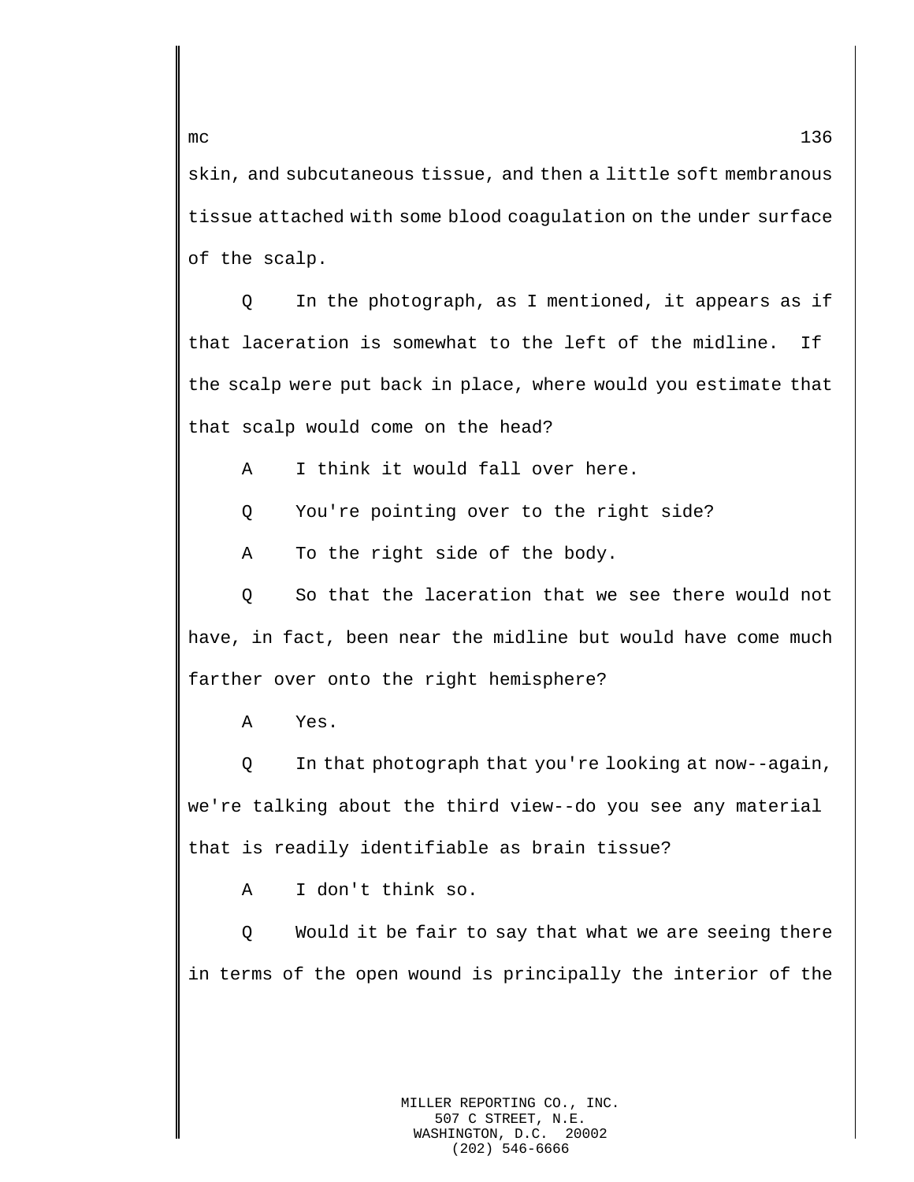skin, and subcutaneous tissue, and then a little soft membranous tissue attached with some blood coagulation on the under surface of the scalp.

Q In the photograph, as I mentioned, it appears as if that laceration is somewhat to the left of the midline. If the scalp were put back in place, where would you estimate that that scalp would come on the head?

A I think it would fall over here.

Q You're pointing over to the right side?

A To the right side of the body.

Q So that the laceration that we see there would not have, in fact, been near the midline but would have come much farther over onto the right hemisphere?

A Yes.

Q In that photograph that you're looking at now--again, we're talking about the third view--do you see any material that is readily identifiable as brain tissue?

A I don't think so.

Q Would it be fair to say that what we are seeing there in terms of the open wound is principally the interior of the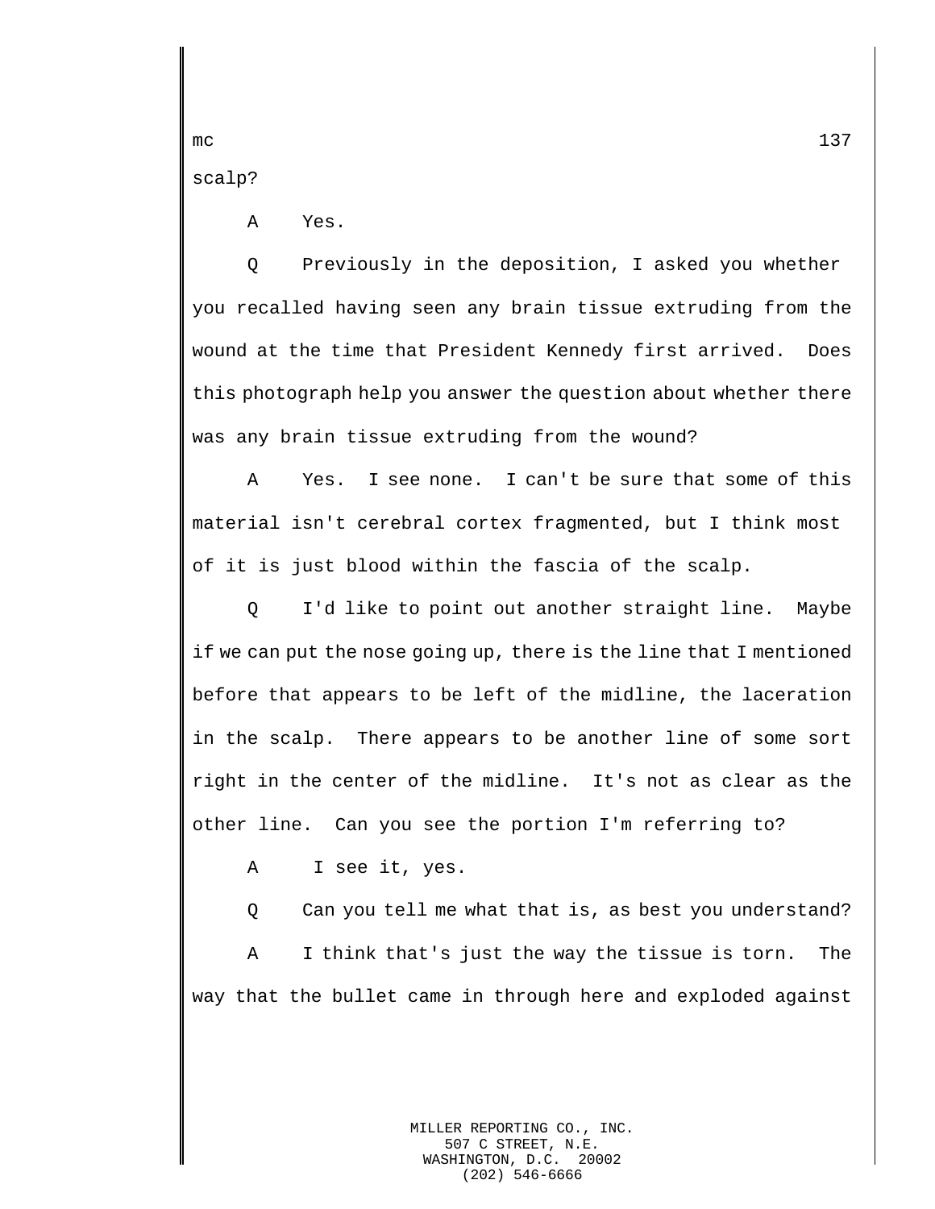scalp?

A Yes.

Q Previously in the deposition, I asked you whether you recalled having seen any brain tissue extruding from the wound at the time that President Kennedy first arrived. Does this photograph help you answer the question about whether there was any brain tissue extruding from the wound?

A Yes. I see none. I can't be sure that some of this material isn't cerebral cortex fragmented, but I think most of it is just blood within the fascia of the scalp.

Q I'd like to point out another straight line. Maybe if we can put the nose going up, there is the line that I mentioned before that appears to be left of the midline, the laceration in the scalp. There appears to be another line of some sort right in the center of the midline. It's not as clear as the other line. Can you see the portion I'm referring to?

A I see it, yes.

Q Can you tell me what that is, as best you understand?

A I think that's just the way the tissue is torn. The way that the bullet came in through here and exploded against

MILLER REPORTING CO., INC.
507 C STREET, N.E.
WASHINGTON, D.C. 20002
(202) 546-6666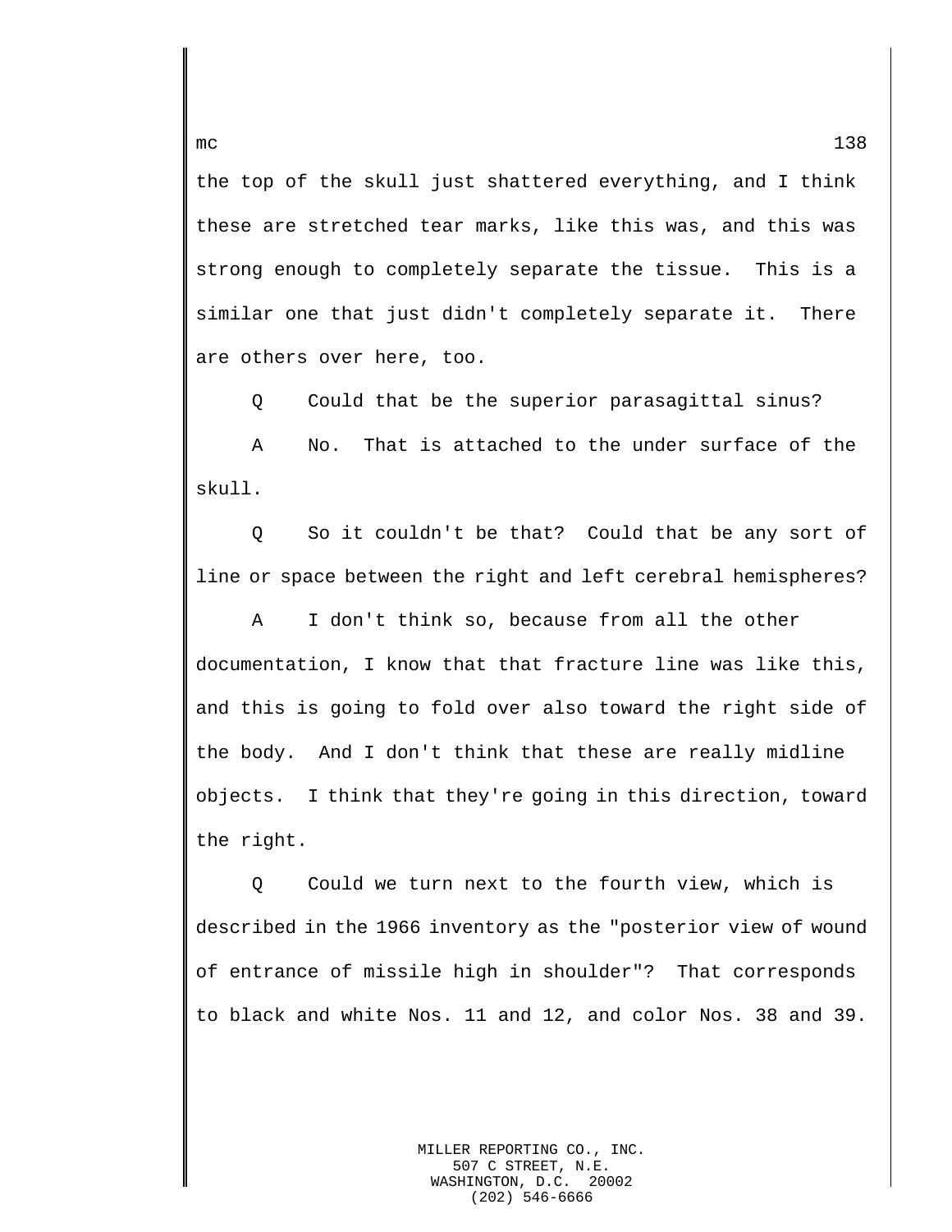the top of the skull just shattered everything, and I think these are stretched tear marks, like this was, and this was strong enough to completely separate the tissue. This is a similar one that just didn't completely separate it. There are others over here, too.

Q Could that be the superior parasagittal sinus?

A No. That is attached to the under surface of the skull.

Q So it couldn't be that? Could that be any sort of line or space between the right and left cerebral hemispheres?

A I don't think so, because from all the other documentation, I know that that fracture line was like this, and this is going to fold over also toward the right side of the body. And I don't think that these are really midline objects. I think that they're going in this direction, toward the right.

Q Could we turn next to the fourth view, which is described in the 1966 inventory as the "posterior view of wound of entrance of missile high in shoulder"? That corresponds to black and white Nos. 11 and 12, and color Nos. 38 and 39.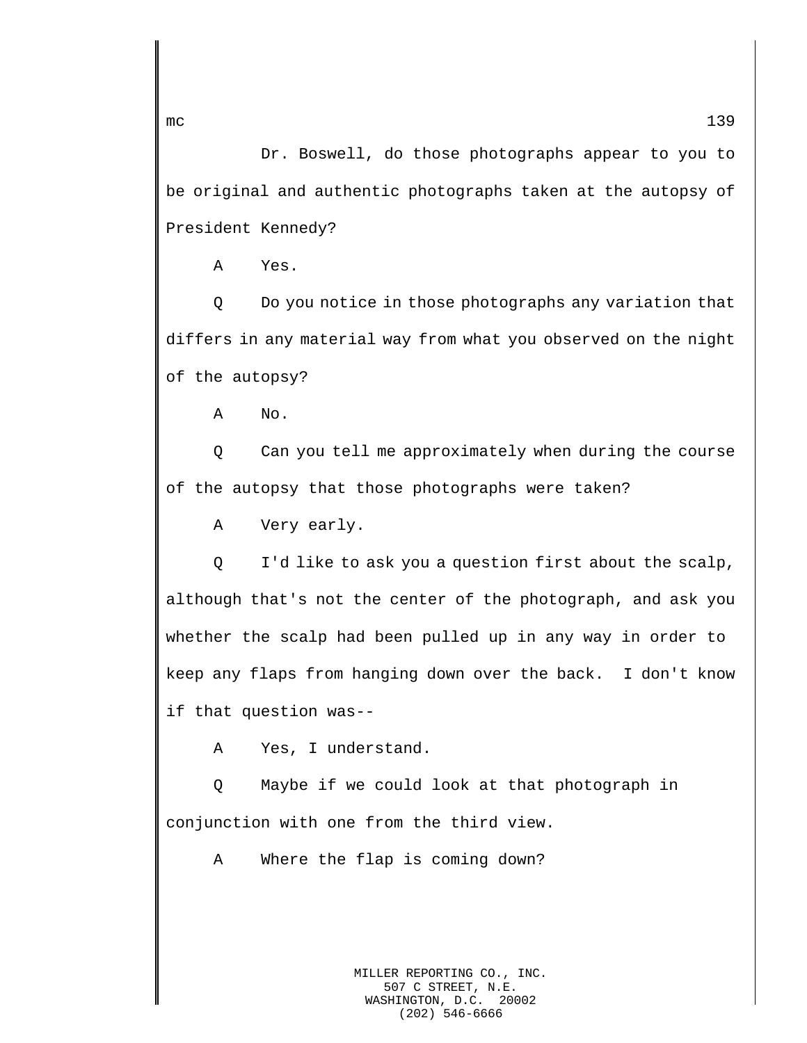Dr. Boswell, do those photographs appear to you to be original and authentic photographs taken at the autopsy of President Kennedy?

A Yes.

Q Do you notice in those photographs any variation that differs in any material way from what you observed on the night of the autopsy?

A No.

Q Can you tell me approximately when during the course of the autopsy that those photographs were taken?

A Very early.

Q I'd like to ask you a question first about the scalp, although that's not the center of the photograph, and ask you whether the scalp had been pulled up in any way in order to keep any flaps from hanging down over the back. I don't know if that question was--

A Yes, I understand.

Q Maybe if we could look at that photograph in conjunction with one from the third view.

A Where the flap is coming down?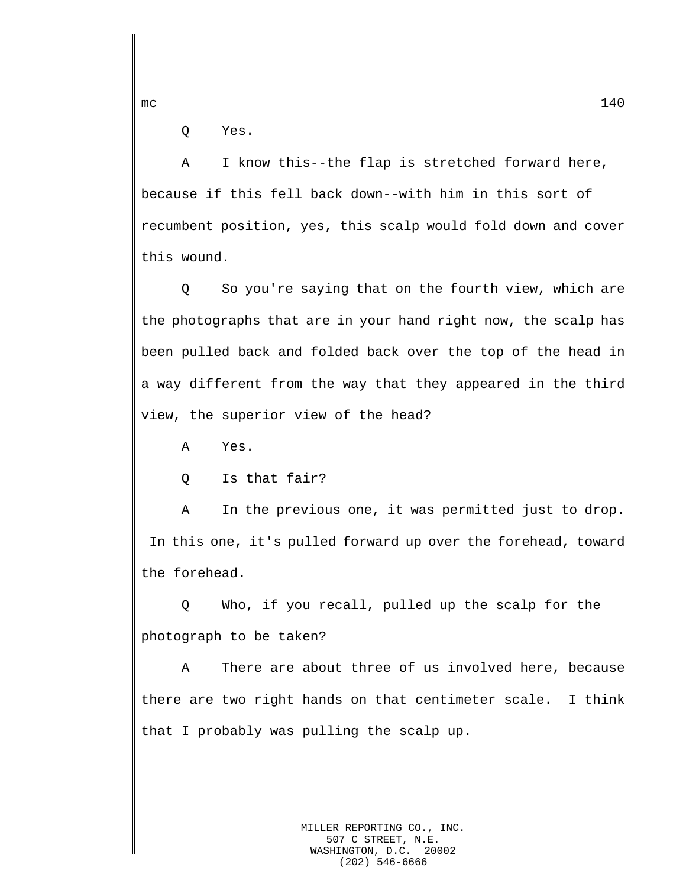Q Yes.

A I know this--the flap is stretched forward here, because if this fell back down--with him in this sort of recumbent position, yes, this scalp would fold down and cover this wound.

Q So you're saying that on the fourth view, which are the photographs that are in your hand right now, the scalp has been pulled back and folded back over the top of the head in a way different from the way that they appeared in the third view, the superior view of the head?

A Yes.

Q Is that fair?

A In the previous one, it was permitted just to drop. In this one, it's pulled forward up over the forehead, toward the forehead.

Q Who, if you recall, pulled up the scalp for the photograph to be taken?

A There are about three of us involved here, because there are two right hands on that centimeter scale. I think that I probably was pulling the scalp up.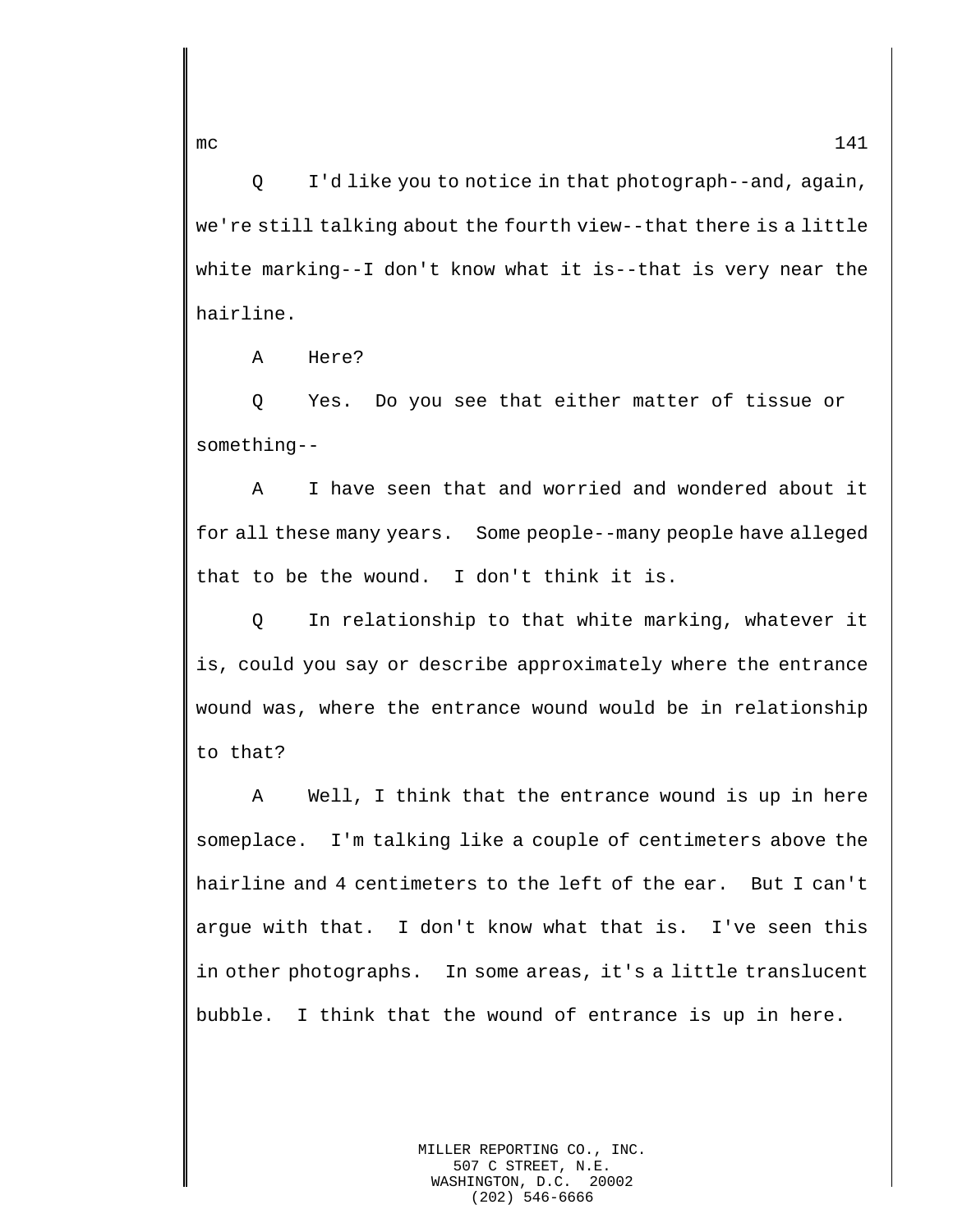Q I'd like you to notice in that photograph--and, again, we're still talking about the fourth view--that there is a little white marking--I don't know what it is--that is very near the hairline.

A Here?

Q Yes. Do you see that either matter of tissue or something--

A I have seen that and worried and wondered about it for all these many years. Some people--many people have alleged that to be the wound. I don't think it is.

Q In relationship to that white marking, whatever it is, could you say or describe approximately where the entrance wound was, where the entrance wound would be in relationship to that?

A Well, I think that the entrance wound is up in here someplace. I'm talking like a couple of centimeters above the hairline and 4 centimeters to the left of the ear. But I can't argue with that. I don't know what that is. I've seen this in other photographs. In some areas, it's a little translucent bubble. I think that the wound of entrance is up in here.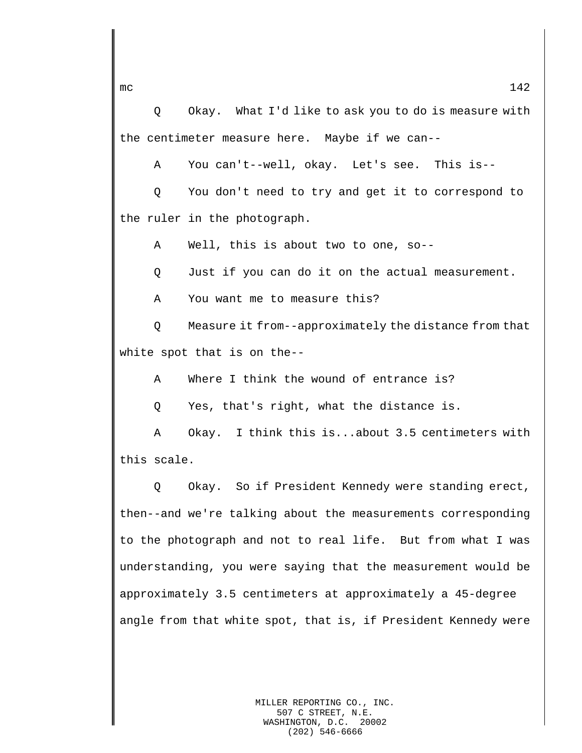Q Okay. What I'd like to ask you to do is measure with the centimeter measure here. Maybe if we can--

A You can't--well, okay. Let's see. This is--

Q You don't need to try and get it to correspond to the ruler in the photograph.

A Well, this is about two to one, so--

Q Just if you can do it on the actual measurement.

A You want me to measure this?

Q Measure it from--approximately the distance from that white spot that is on the--

A Where I think the wound of entrance is?

Q Yes, that's right, what the distance is.

A Okay. I think this is...about 3.5 centimeters with this scale.

Q Okay. So if President Kennedy were standing erect, then--and we're talking about the measurements corresponding to the photograph and not to real life. But from what I was understanding, you were saying that the measurement would be approximately 3.5 centimeters at approximately a 45-degree angle from that white spot, that is, if President Kennedy were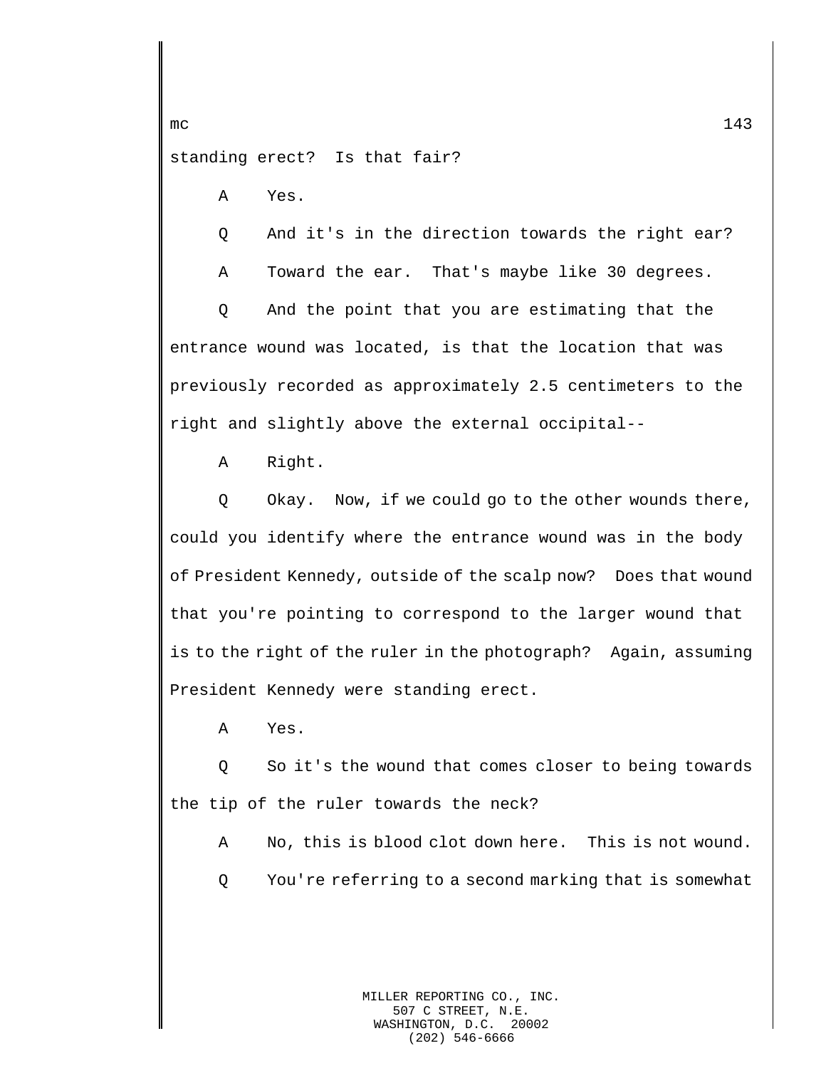standing erect? Is that fair?

A Yes.

Q And it's in the direction towards the right ear?

A Toward the ear. That's maybe like 30 degrees.

Q And the point that you are estimating that the entrance wound was located, is that the location that was previously recorded as approximately 2.5 centimeters to the right and slightly above the external occipital--

A Right.

Q Okay. Now, if we could go to the other wounds there, could you identify where the entrance wound was in the body of President Kennedy, outside of the scalp now? Does that wound that you're pointing to correspond to the larger wound that is to the right of the ruler in the photograph? Again, assuming President Kennedy were standing erect.

A Yes.

Q So it's the wound that comes closer to being towards the tip of the ruler towards the neck?

A No, this is blood clot down here. This is not wound.

Q You're referring to a second marking that is somewhat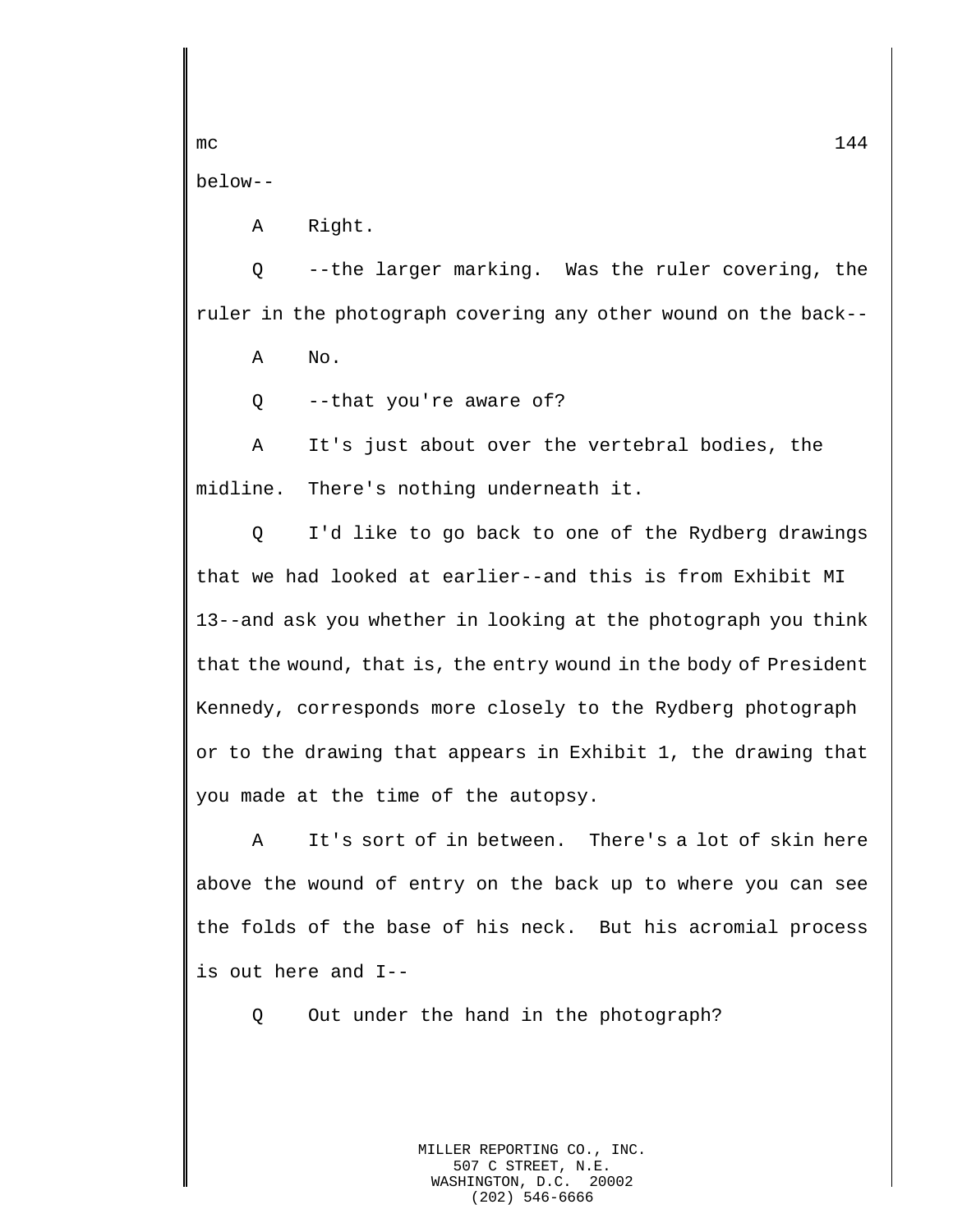below--

A Right.

Q --the larger marking. Was the ruler covering, the ruler in the photograph covering any other wound on the back--

A No.

Q --that you're aware of?

A It's just about over the vertebral bodies, the midline. There's nothing underneath it.

Q I'd like to go back to one of the Rydberg drawings that we had looked at earlier--and this is from Exhibit MI 13--and ask you whether in looking at the photograph you think that the wound, that is, the entry wound in the body of President Kennedy, corresponds more closely to the Rydberg photograph or to the drawing that appears in Exhibit 1, the drawing that you made at the time of the autopsy.

A It's sort of in between. There's a lot of skin here above the wound of entry on the back up to where you can see the folds of the base of his neck. But his acromial process is out here and I--

Q Out under the hand in the photograph?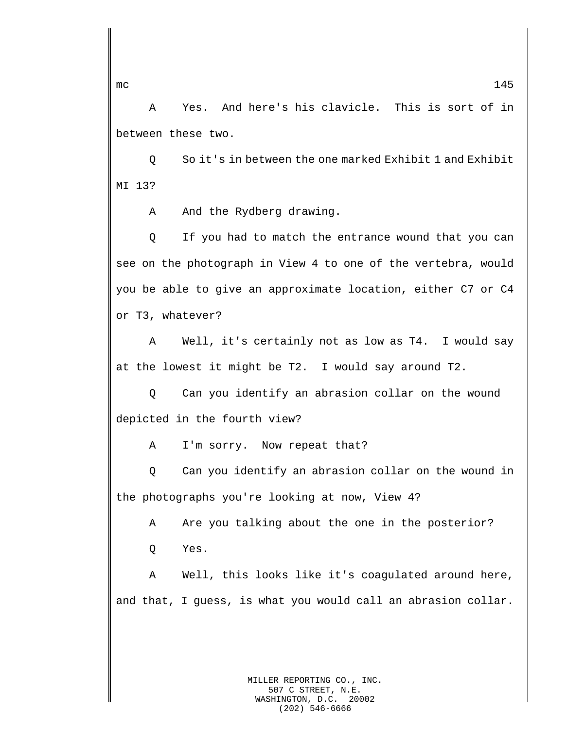A Yes. And here's his clavicle. This is sort of in between these two.

Q So it's in between the one marked Exhibit 1 and Exhibit MI 13?

A And the Rydberg drawing.

Q If you had to match the entrance wound that you can see on the photograph in View 4 to one of the vertebra, would you be able to give an approximate location, either C7 or C4 or T3, whatever?

A Well, it's certainly not as low as T4. I would say at the lowest it might be T2. I would say around T2.

Q Can you identify an abrasion collar on the wound depicted in the fourth view?

A I'm sorry. Now repeat that?

Q Can you identify an abrasion collar on the wound in the photographs you're looking at now, View 4?

A Are you talking about the one in the posterior?

Q Yes.

A Well, this looks like it's coagulated around here, and that, I guess, is what you would call an abrasion collar.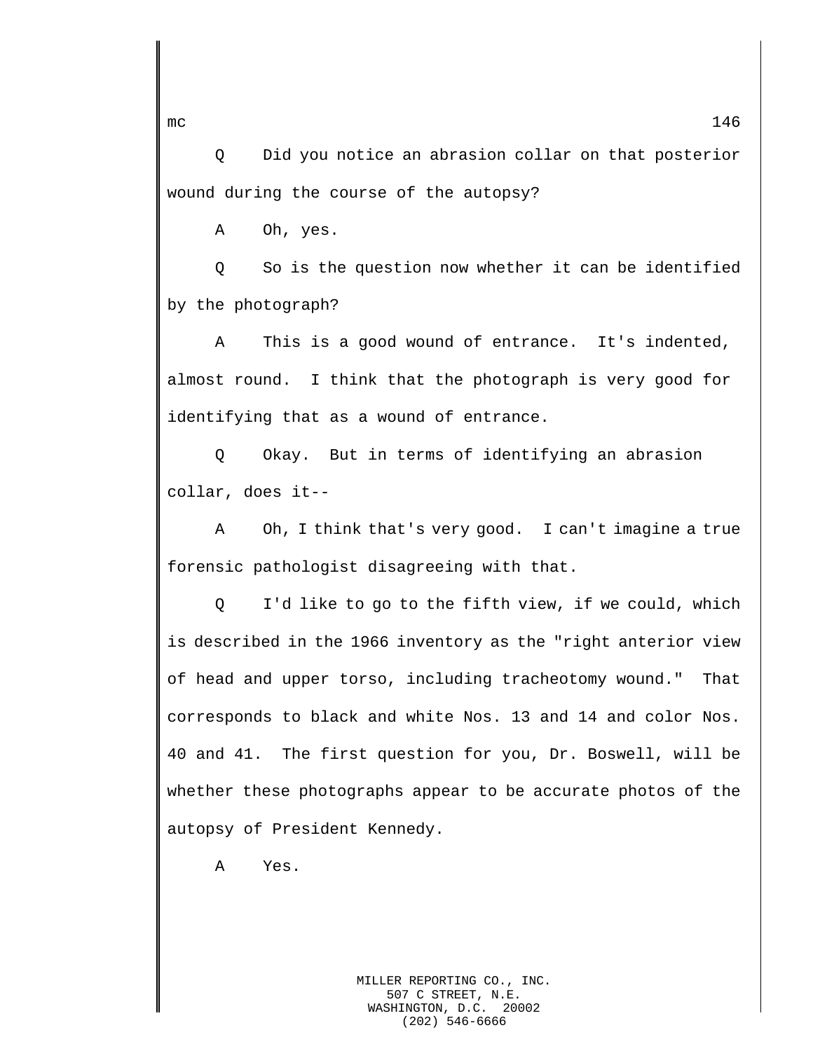Q Did you notice an abrasion collar on that posterior wound during the course of the autopsy?

A Oh, yes.

Q So is the question now whether it can be identified by the photograph?

A This is a good wound of entrance. It's indented, almost round. I think that the photograph is very good for identifying that as a wound of entrance.

Q Okay. But in terms of identifying an abrasion collar, does it--

A Oh, I think that's very good. I can't imagine a true forensic pathologist disagreeing with that.

Q I'd like to go to the fifth view, if we could, which is described in the 1966 inventory as the "right anterior view of head and upper torso, including tracheotomy wound." That corresponds to black and white Nos. 13 and 14 and color Nos. 40 and 41. The first question for you, Dr. Boswell, will be whether these photographs appear to be accurate photos of the autopsy of President Kennedy.

A Yes.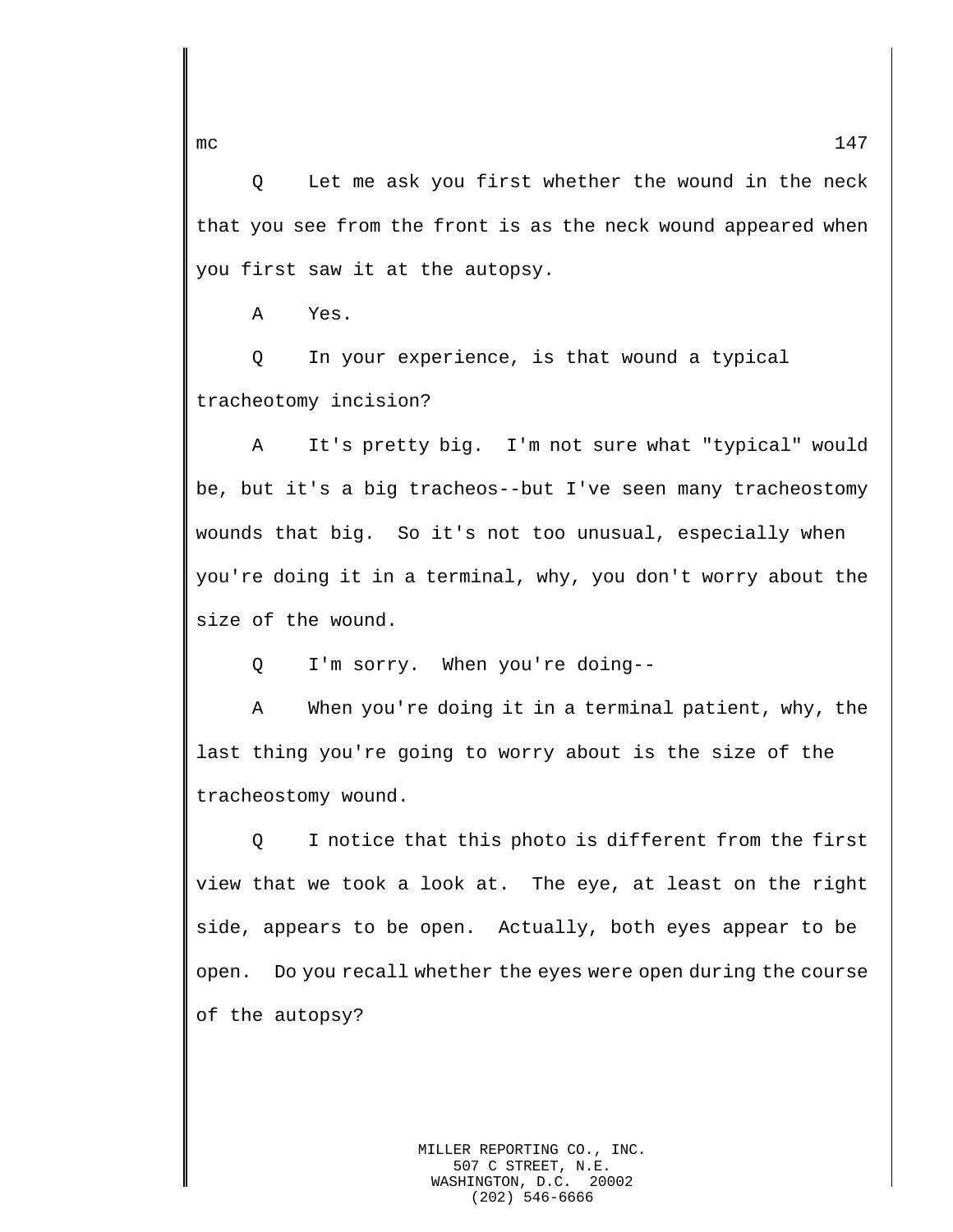Q Let me ask you first whether the wound in the neck that you see from the front is as the neck wound appeared when you first saw it at the autopsy.

A Yes.

Q In your experience, is that wound a typical tracheotomy incision?

A It's pretty big. I'm not sure what "typical" would be, but it's a big tracheos--but I've seen many tracheostomy wounds that big. So it's not too unusual, especially when you're doing it in a terminal, why, you don't worry about the size of the wound.

Q I'm sorry. When you're doing--

A When you're doing it in a terminal patient, why, the last thing you're going to worry about is the size of the tracheostomy wound.

Q I notice that this photo is different from the first view that we took a look at. The eye, at least on the right side, appears to be open. Actually, both eyes appear to be open. Do you recall whether the eyes were open during the course of the autopsy?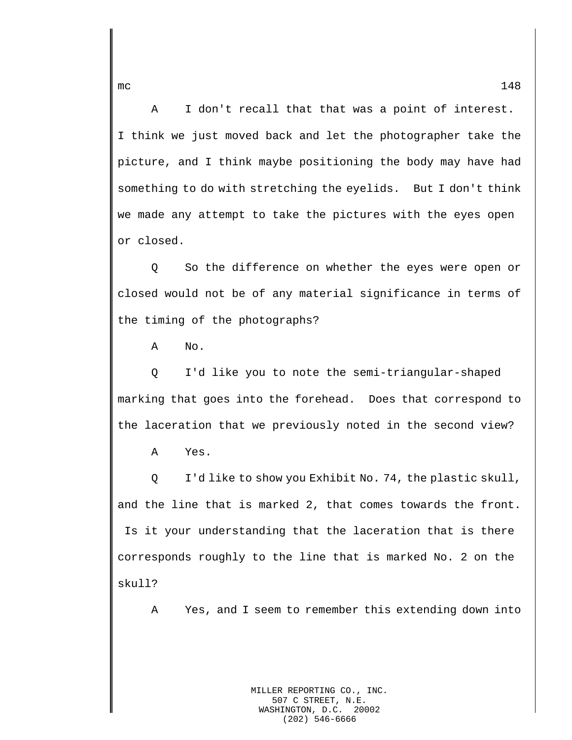A I don't recall that that was a point of interest. I think we just moved back and let the photographer take the picture, and I think maybe positioning the body may have had something to do with stretching the eyelids. But I don't think we made any attempt to take the pictures with the eyes open or closed.

Q So the difference on whether the eyes were open or closed would not be of any material significance in terms of the timing of the photographs?

A No.

Q I'd like you to note the semi-triangular-shaped marking that goes into the forehead. Does that correspond to the laceration that we previously noted in the second view?

A Yes.

Q I'd like to show you Exhibit No. 74, the plastic skull, and the line that is marked 2, that comes towards the front. Is it your understanding that the laceration that is there corresponds roughly to the line that is marked No. 2 on the skull?

A Yes, and I seem to remember this extending down into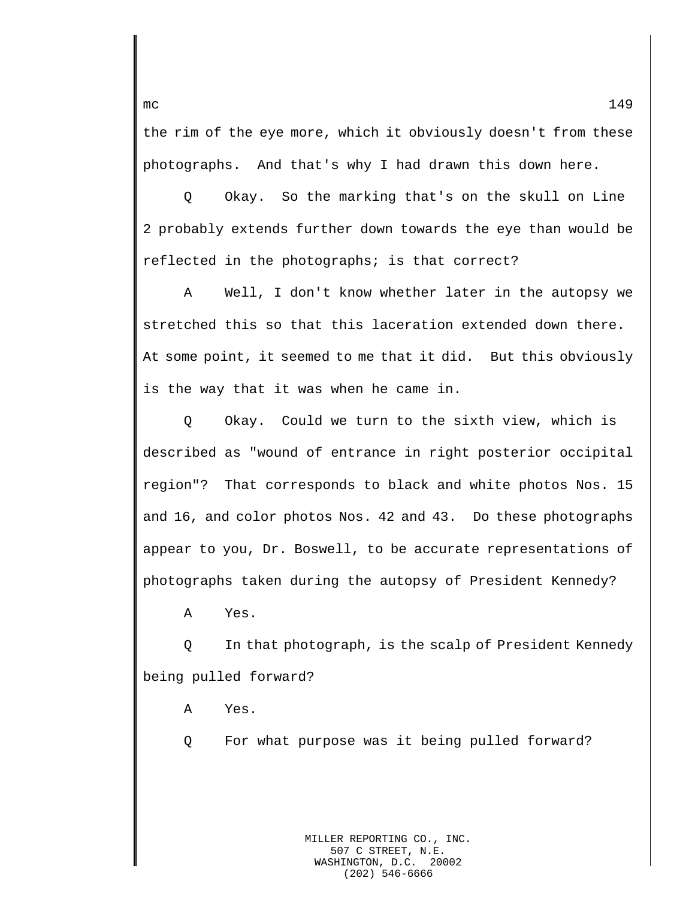the rim of the eye more, which it obviously doesn't from these photographs. And that's why I had drawn this down here.

Q Okay. So the marking that's on the skull on Line 2 probably extends further down towards the eye than would be reflected in the photographs; is that correct?

A Well, I don't know whether later in the autopsy we stretched this so that this laceration extended down there. At some point, it seemed to me that it did. But this obviously is the way that it was when he came in.

Q Okay. Could we turn to the sixth view, which is described as "wound of entrance in right posterior occipital region"? That corresponds to black and white photos Nos. 15 and 16, and color photos Nos. 42 and 43. Do these photographs appear to you, Dr. Boswell, to be accurate representations of photographs taken during the autopsy of President Kennedy?

A Yes.

Q In that photograph, is the scalp of President Kennedy being pulled forward?

A Yes.

Q For what purpose was it being pulled forward?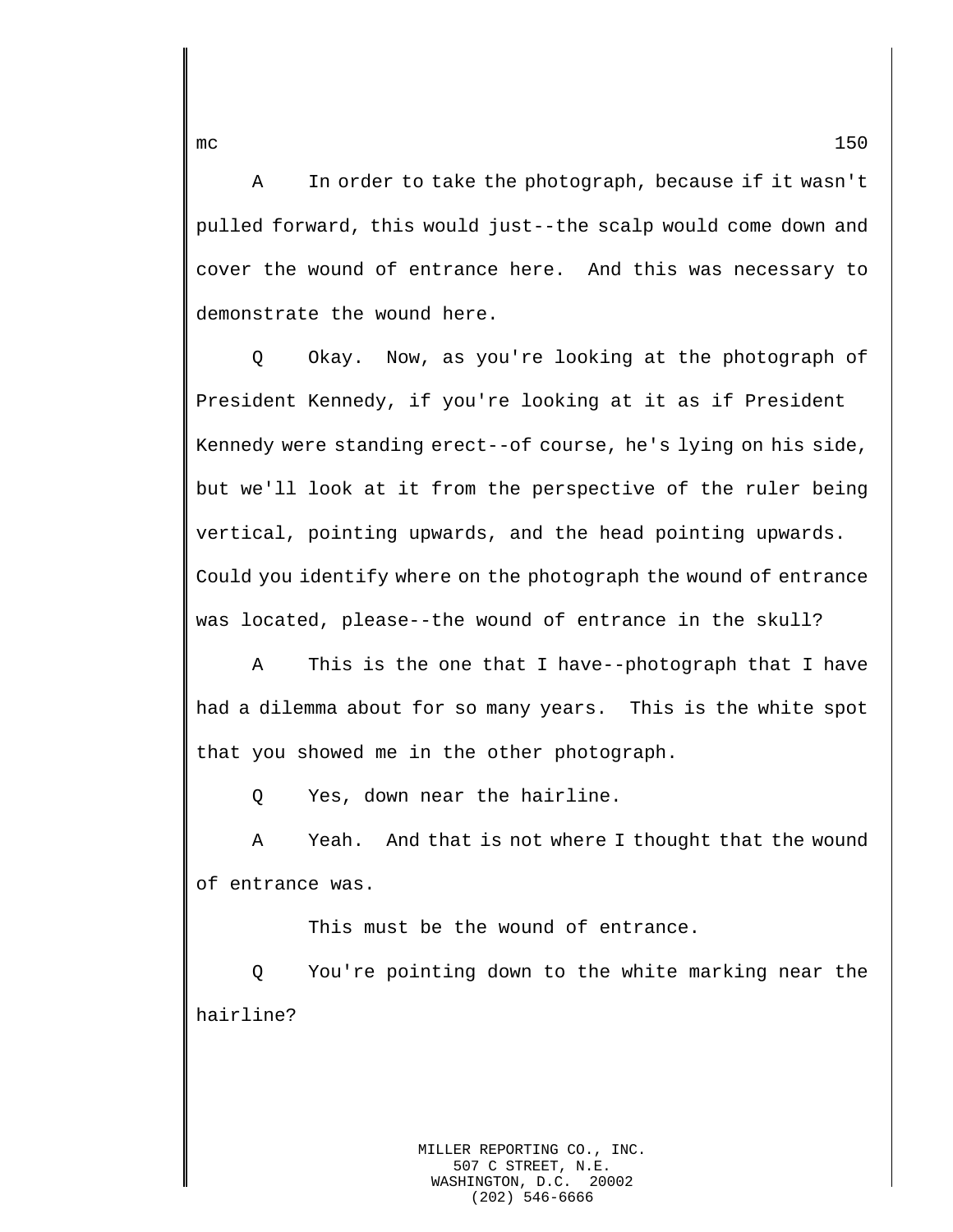A In order to take the photograph, because if it wasn't pulled forward, this would just--the scalp would come down and cover the wound of entrance here. And this was necessary to demonstrate the wound here.

Q Okay. Now, as you're looking at the photograph of President Kennedy, if you're looking at it as if President Kennedy were standing erect--of course, he's lying on his side, but we'll look at it from the perspective of the ruler being vertical, pointing upwards, and the head pointing upwards. Could you identify where on the photograph the wound of entrance was located, please--the wound of entrance in the skull?

A This is the one that I have--photograph that I have had a dilemma about for so many years. This is the white spot that you showed me in the other photograph.

Q Yes, down near the hairline.

A Yeah. And that is not where I thought that the wound of entrance was.

This must be the wound of entrance.

Q You're pointing down to the white marking near the hairline?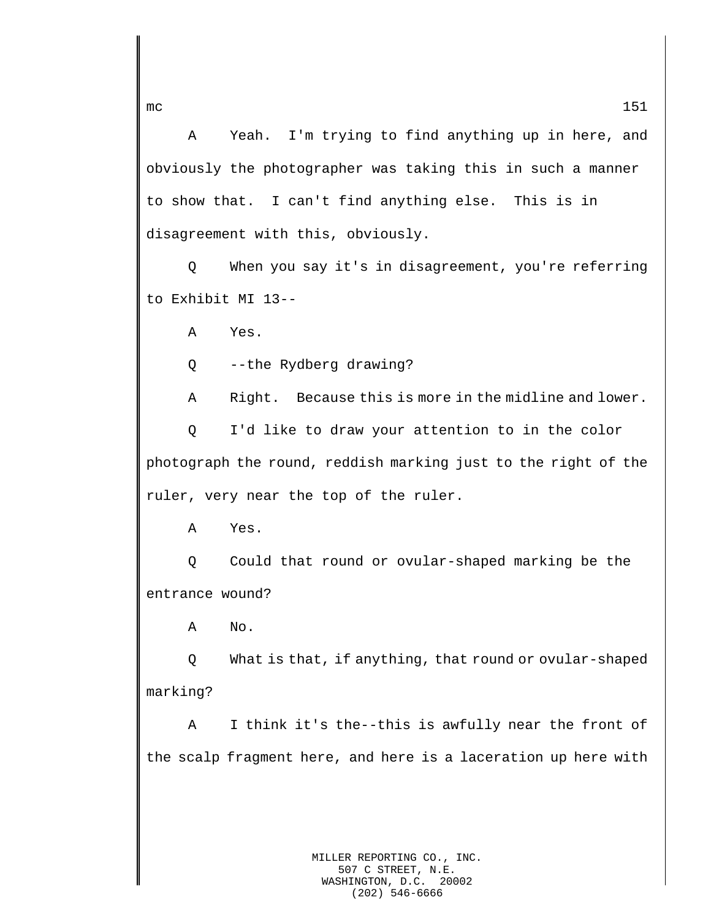A Yeah. I'm trying to find anything up in here, and obviously the photographer was taking this in such a manner to show that. I can't find anything else. This is in disagreement with this, obviously.

Q When you say it's in disagreement, you're referring to Exhibit MI 13--

A Yes.

Q --the Rydberg drawing?

A Right. Because this is more in the midline and lower.

Q I'd like to draw your attention to in the color photograph the round, reddish marking just to the right of the ruler, very near the top of the ruler.

A Yes.

Q Could that round or ovular-shaped marking be the entrance wound?

A No.

Q What is that, if anything, that round or ovular-shaped marking?

A I think it's the--this is awfully near the front of the scalp fragment here, and here is a laceration up here with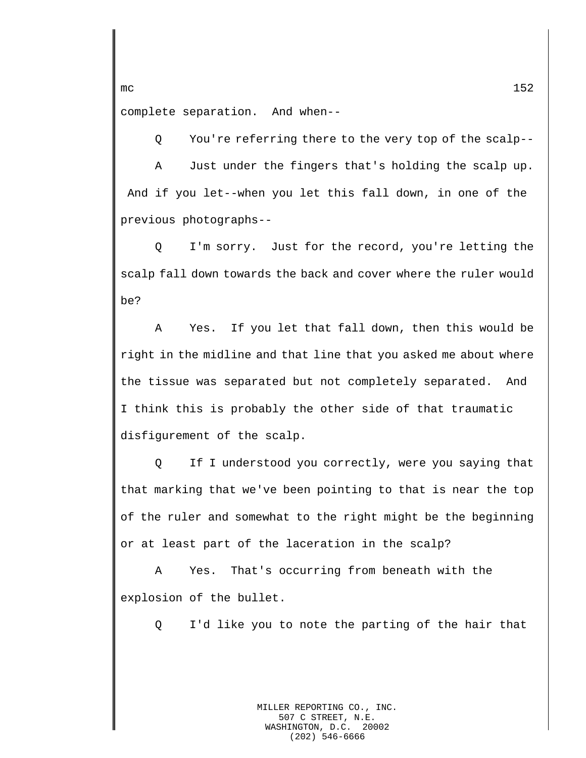complete separation. And when--

Q You're referring there to the very top of the scalp--

A Just under the fingers that's holding the scalp up. And if you let--when you let this fall down, in one of the previous photographs--

Q I'm sorry. Just for the record, you're letting the scalp fall down towards the back and cover where the ruler would be?

A Yes. If you let that fall down, then this would be right in the midline and that line that you asked me about where the tissue was separated but not completely separated. And I think this is probably the other side of that traumatic disfigurement of the scalp.

Q If I understood you correctly, were you saying that that marking that we've been pointing to that is near the top of the ruler and somewhat to the right might be the beginning or at least part of the laceration in the scalp?

A Yes. That's occurring from beneath with the explosion of the bullet.

Q I'd like you to note the parting of the hair that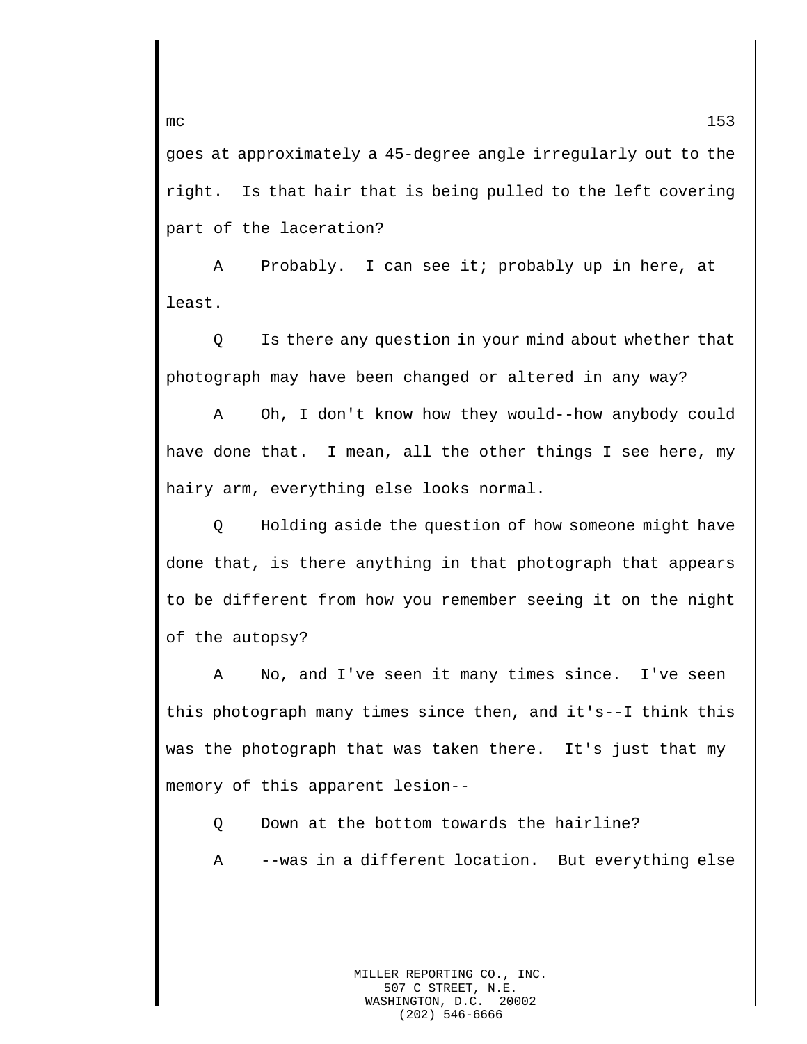goes at approximately a 45-degree angle irregularly out to the right. Is that hair that is being pulled to the left covering part of the laceration?

A     Probably. I can see it; probably up in here, at least.

Q     Is there any question in your mind about whether that photograph may have been changed or altered in any way?

A     Oh, I don't know how they would--how anybody could have done that. I mean, all the other things I see here, my hairy arm, everything else looks normal.

Q     Holding aside the question of how someone might have done that, is there anything in that photograph that appears to be different from how you remember seeing it on the night of the autopsy?

A     No, and I've seen it many times since. I've seen this photograph many times since then, and it's--I think this was the photograph that was taken there. It's just that my memory of this apparent lesion--

Q     Down at the bottom towards the hairline?

A     --was in a different location. But everything else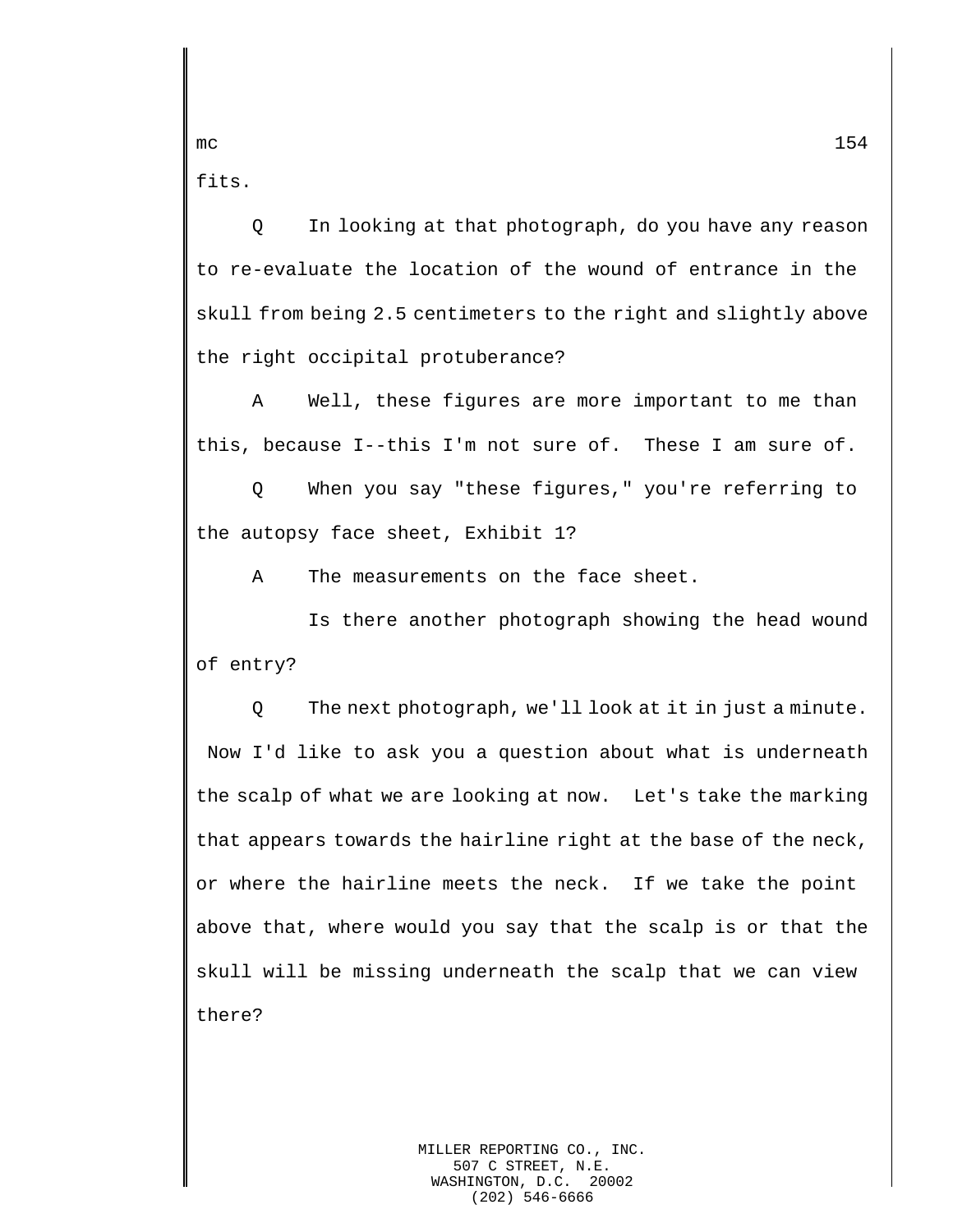fits.

Q In looking at that photograph, do you have any reason to re-evaluate the location of the wound of entrance in the skull from being 2.5 centimeters to the right and slightly above the right occipital protuberance?

A Well, these figures are more important to me than this, because I--this I'm not sure of. These I am sure of.

Q When you say "these figures," you're referring to the autopsy face sheet, Exhibit 1?

A The measurements on the face sheet.

Is there another photograph showing the head wound of entry?

Q The next photograph, we'll look at it in just a minute. Now I'd like to ask you a question about what is underneath the scalp of what we are looking at now. Let's take the marking that appears towards the hairline right at the base of the neck, or where the hairline meets the neck. If we take the point above that, where would you say that the scalp is or that the skull will be missing underneath the scalp that we can view there?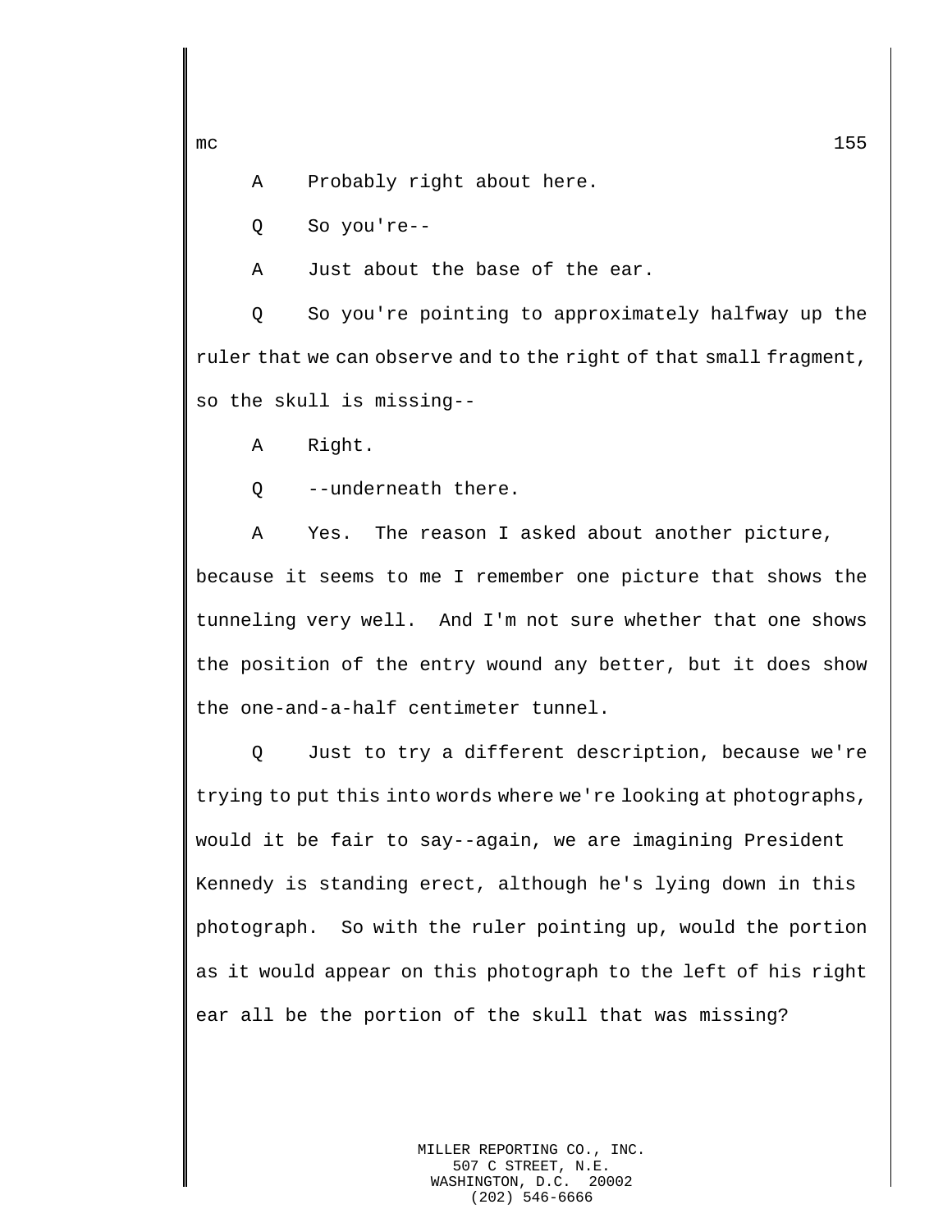A Probably right about here.

Q So you're--

A Just about the base of the ear.

Q So you're pointing to approximately halfway up the ruler that we can observe and to the right of that small fragment, so the skull is missing--

A Right.

Q --underneath there.

A Yes. The reason I asked about another picture, because it seems to me I remember one picture that shows the tunneling very well. And I'm not sure whether that one shows the position of the entry wound any better, but it does show the one-and-a-half centimeter tunnel.

Q Just to try a different description, because we're trying to put this into words where we're looking at photographs, would it be fair to say--again, we are imagining President Kennedy is standing erect, although he's lying down in this photograph. So with the ruler pointing up, would the portion as it would appear on this photograph to the left of his right ear all be the portion of the skull that was missing?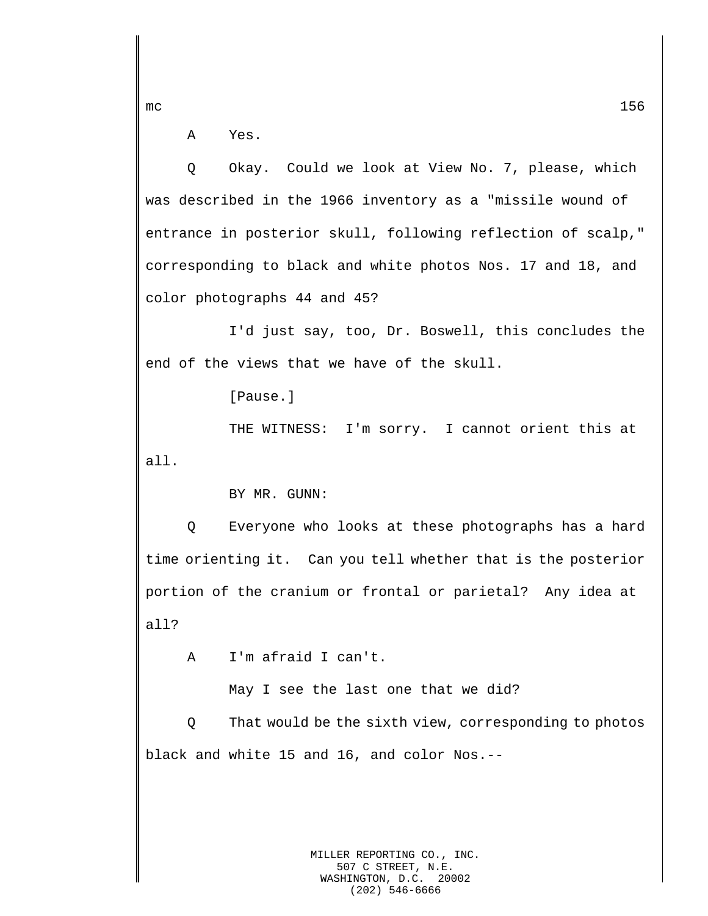A    Yes.

Q    Okay.  Could we look at View No. 7, please, which was described in the 1966 inventory as a "missile wound of entrance in posterior skull, following reflection of scalp," corresponding to black and white photos Nos. 17 and 18, and color photographs 44 and 45?

I'd just say, too, Dr. Boswell, this concludes the end of the views that we have of the skull.

[Pause.]

THE WITNESS:  I'm sorry.  I cannot orient this at all.

BY MR. GUNN:

Q    Everyone who looks at these photographs has a hard time orienting it.  Can you tell whether that is the posterior portion of the cranium or frontal or parietal?  Any idea at all?

A    I'm afraid I can't.

May I see the last one that we did?

Q    That would be the sixth view, corresponding to photos black and white 15 and 16, and color Nos.--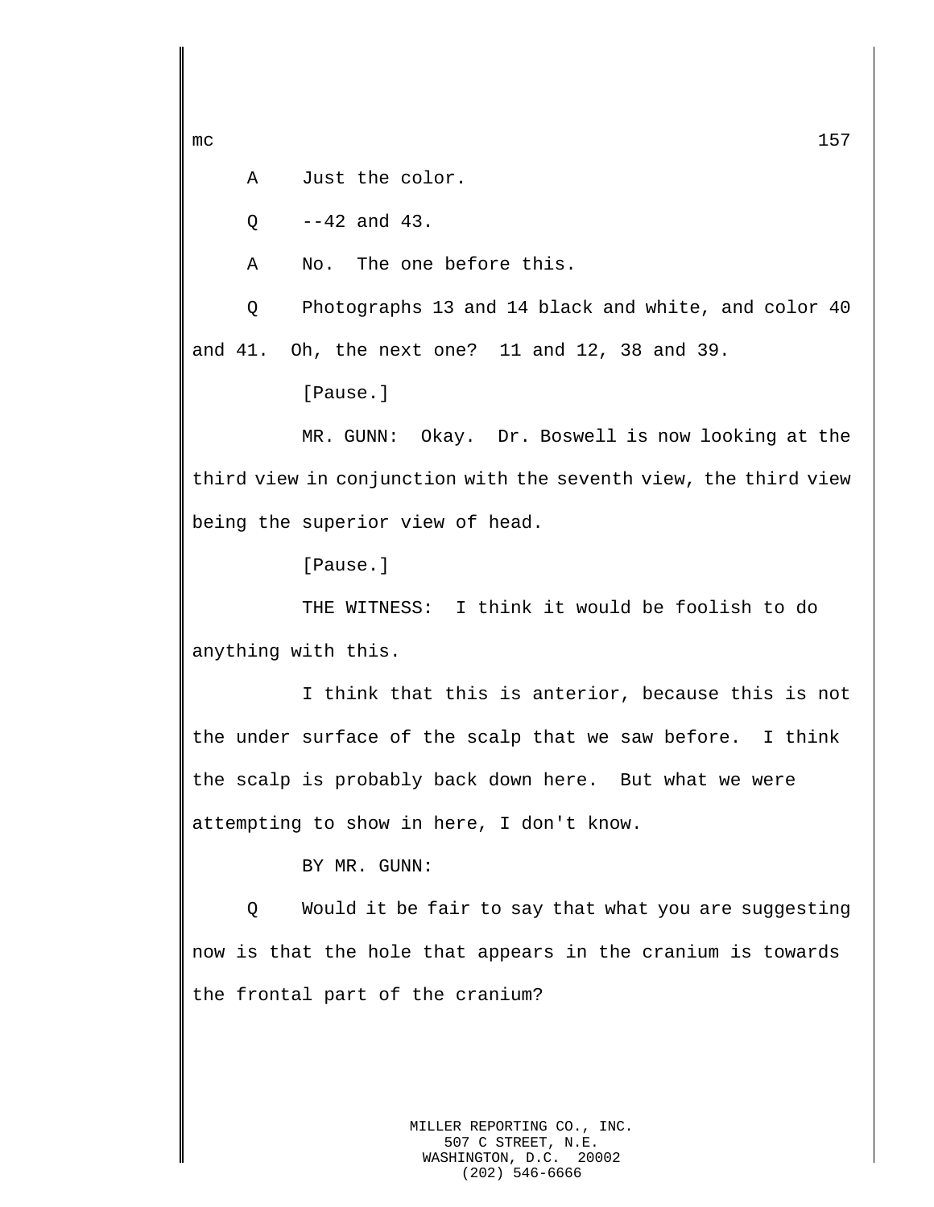A Just the color.

Q --42 and 43.

A No. The one before this.

Q Photographs 13 and 14 black and white, and color 40 and 41. Oh, the next one? 11 and 12, 38 and 39.

[Pause.]

MR. GUNN: Okay. Dr. Boswell is now looking at the third view in conjunction with the seventh view, the third view being the superior view of head.

[Pause.]

THE WITNESS: I think it would be foolish to do anything with this.

I think that this is anterior, because this is not the under surface of the scalp that we saw before. I think the scalp is probably back down here. But what we were attempting to show in here, I don't know.

BY MR. GUNN:

Q Would it be fair to say that what you are suggesting now is that the hole that appears in the cranium is towards the frontal part of the cranium?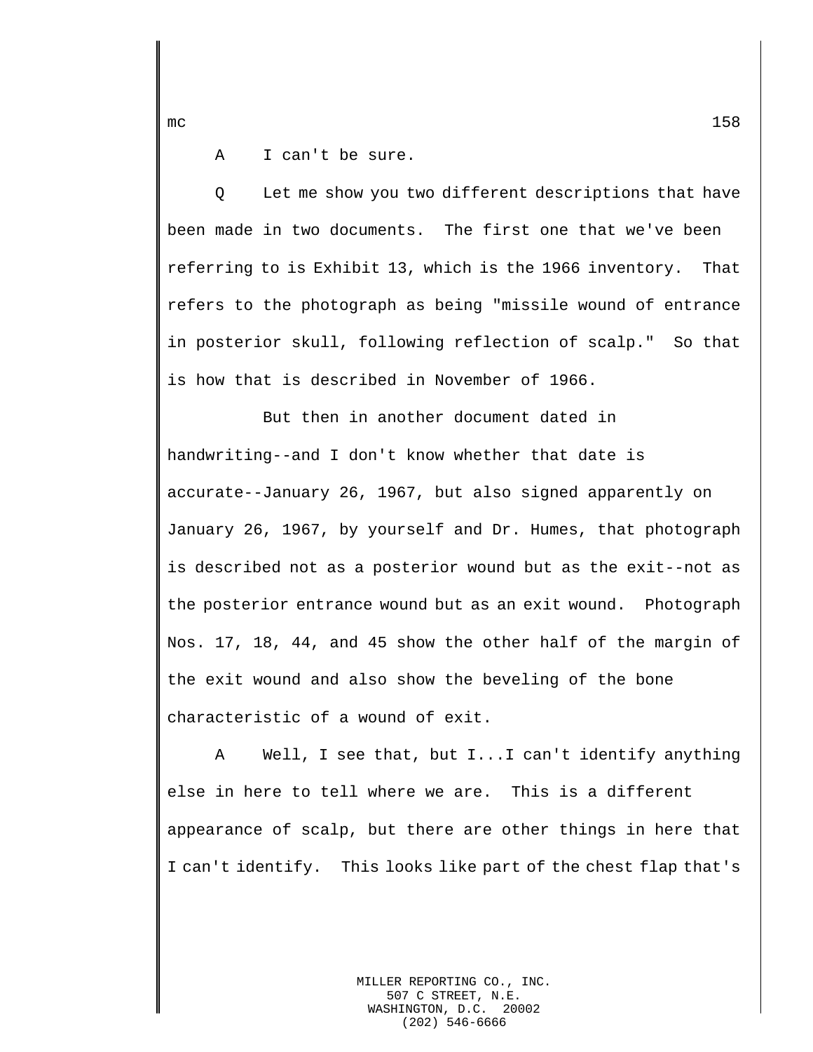A    I can't be sure.

Q    Let me show you two different descriptions that have been made in two documents.  The first one that we've been referring to is Exhibit 13, which is the 1966 inventory.  That refers to the photograph as being "missile wound of entrance in posterior skull, following reflection of scalp."  So that is how that is described in November of 1966.

But then in another document dated in handwriting--and I don't know whether that date is accurate--January 26, 1967, but also signed apparently on January 26, 1967, by yourself and Dr. Humes, that photograph is described not as a posterior wound but as the exit--not as the posterior entrance wound but as an exit wound.  Photograph Nos. 17, 18, 44, and 45 show the other half of the margin of the exit wound and also show the beveling of the bone characteristic of a wound of exit.

A    Well, I see that, but I...I can't identify anything else in here to tell where we are.  This is a different appearance of scalp, but there are other things in here that I can't identify.  This looks like part of the chest flap that's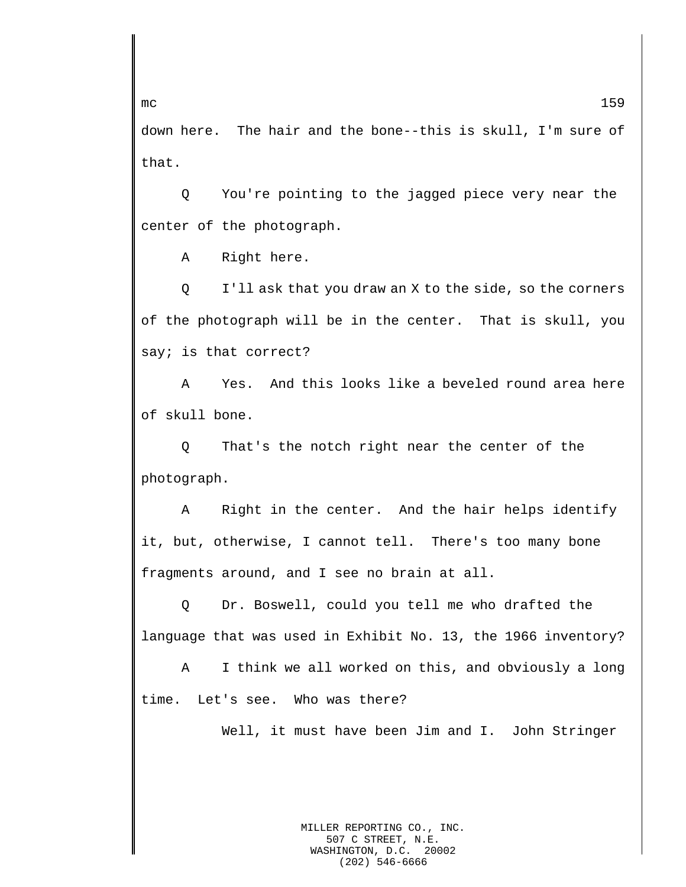down here. The hair and the bone--this is skull, I'm sure of that.

Q You're pointing to the jagged piece very near the center of the photograph.

A Right here.

Q I'll ask that you draw an X to the side, so the corners of the photograph will be in the center. That is skull, you say; is that correct?

A Yes. And this looks like a beveled round area here of skull bone.

Q That's the notch right near the center of the photograph.

A Right in the center. And the hair helps identify it, but, otherwise, I cannot tell. There's too many bone fragments around, and I see no brain at all.

Q Dr. Boswell, could you tell me who drafted the language that was used in Exhibit No. 13, the 1966 inventory?

A I think we all worked on this, and obviously a long time. Let's see. Who was there?

Well, it must have been Jim and I. John Stringer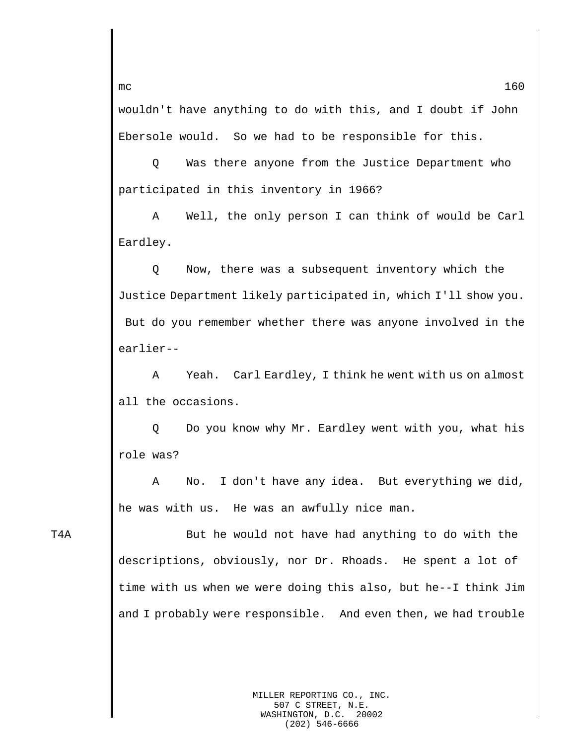wouldn't have anything to do with this, and I doubt if John Ebersole would. So we had to be responsible for this.

Q Was there anyone from the Justice Department who participated in this inventory in 1966?

A Well, the only person I can think of would be Carl Eardley.

Q Now, there was a subsequent inventory which the Justice Department likely participated in, which I'll show you. But do you remember whether there was anyone involved in the earlier--

A Yeah. Carl Eardley, I think he went with us on almost all the occasions.

Q Do you know why Mr. Eardley went with you, what his role was?

A No. I don't have any idea. But everything we did, he was with us. He was an awfully nice man.

T4A

But he would not have had anything to do with the descriptions, obviously, nor Dr. Rhoads. He spent a lot of time with us when we were doing this also, but he--I think Jim and I probably were responsible. And even then, we had trouble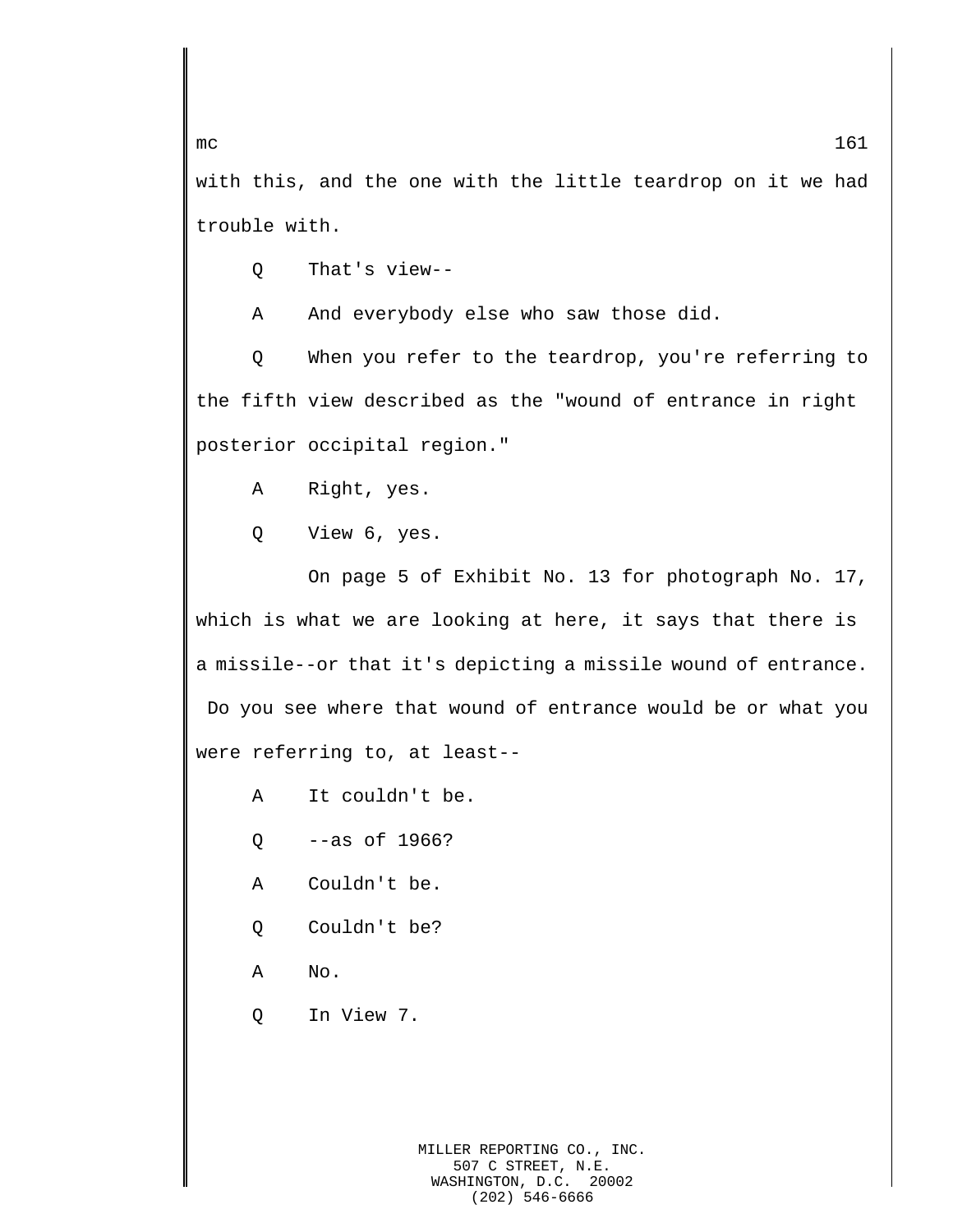with this, and the one with the little teardrop on it we had trouble with.

Q    That's view--

A    And everybody else who saw those did.

Q    When you refer to the teardrop, you're referring to the fifth view described as the "wound of entrance in right posterior occipital region."

A    Right, yes.

Q    View 6, yes.

On page 5 of Exhibit No. 13 for photograph No. 17, which is what we are looking at here, it says that there is a missile--or that it's depicting a missile wound of entrance. Do you see where that wound of entrance would be or what you were referring to, at least--

A    It couldn't be.

Q    --as of 1966?

A    Couldn't be.

Q    Couldn't be?

A    No.

Q    In View 7.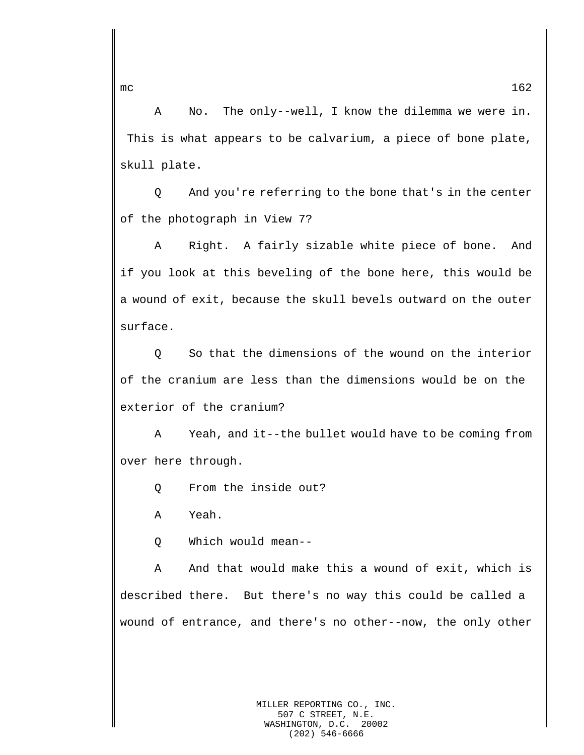A No. The only--well, I know the dilemma we were in. This is what appears to be calvarium, a piece of bone plate, skull plate.

Q And you're referring to the bone that's in the center of the photograph in View 7?

A Right. A fairly sizable white piece of bone. And if you look at this beveling of the bone here, this would be a wound of exit, because the skull bevels outward on the outer surface.

Q So that the dimensions of the wound on the interior of the cranium are less than the dimensions would be on the exterior of the cranium?

A Yeah, and it--the bullet would have to be coming from over here through.

Q From the inside out?

A Yeah.

Q Which would mean--

A And that would make this a wound of exit, which is described there. But there's no way this could be called a wound of entrance, and there's no other--now, the only other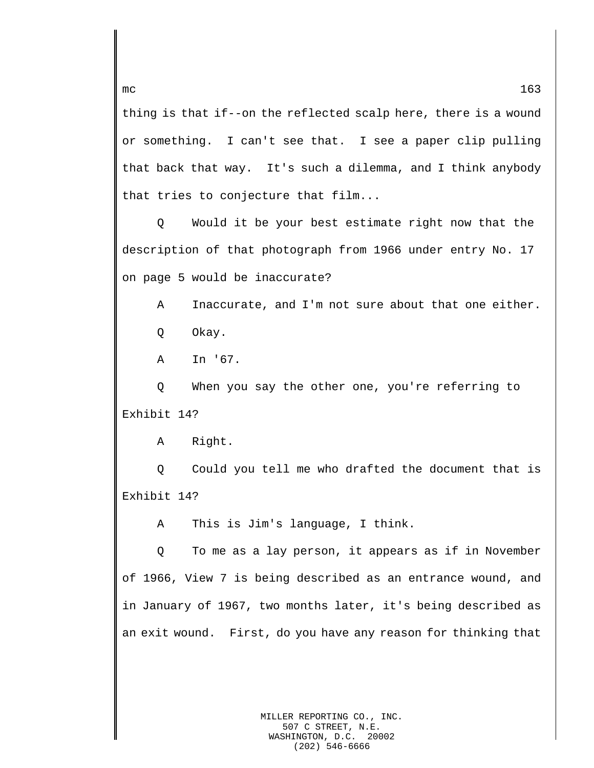thing is that if--on the reflected scalp here, there is a wound or something. I can't see that. I see a paper clip pulling that back that way. It's such a dilemma, and I think anybody that tries to conjecture that film...

Q Would it be your best estimate right now that the description of that photograph from 1966 under entry No. 17 on page 5 would be inaccurate?

A Inaccurate, and I'm not sure about that one either.

Q Okay.

A In '67.

Q When you say the other one, you're referring to Exhibit 14?

A Right.

Q Could you tell me who drafted the document that is Exhibit 14?

A This is Jim's language, I think.

Q To me as a lay person, it appears as if in November of 1966, View 7 is being described as an entrance wound, and in January of 1967, two months later, it's being described as an exit wound. First, do you have any reason for thinking that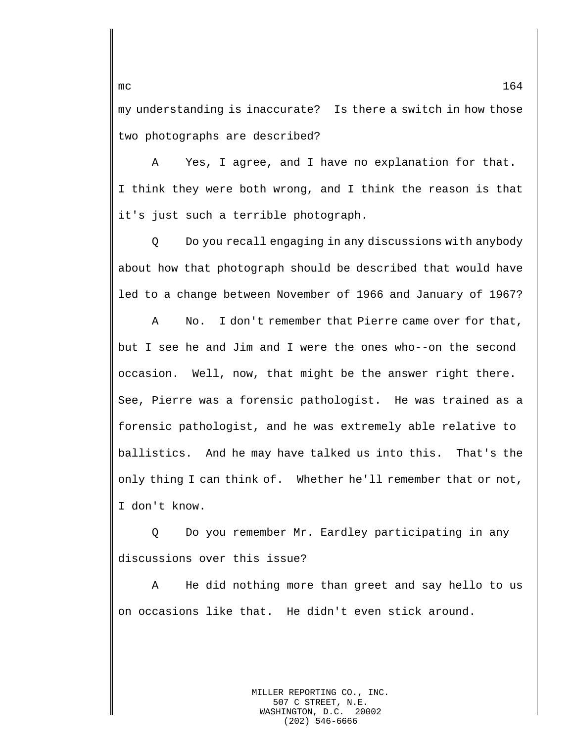my understanding is inaccurate? Is there a switch in how those two photographs are described?

A Yes, I agree, and I have no explanation for that. I think they were both wrong, and I think the reason is that it's just such a terrible photograph.

Q Do you recall engaging in any discussions with anybody about how that photograph should be described that would have led to a change between November of 1966 and January of 1967?

A No. I don't remember that Pierre came over for that, but I see he and Jim and I were the ones who--on the second occasion. Well, now, that might be the answer right there. See, Pierre was a forensic pathologist. He was trained as a forensic pathologist, and he was extremely able relative to ballistics. And he may have talked us into this. That's the only thing I can think of. Whether he'll remember that or not, I don't know.

Q Do you remember Mr. Eardley participating in any discussions over this issue?

A He did nothing more than greet and say hello to us on occasions like that. He didn't even stick around.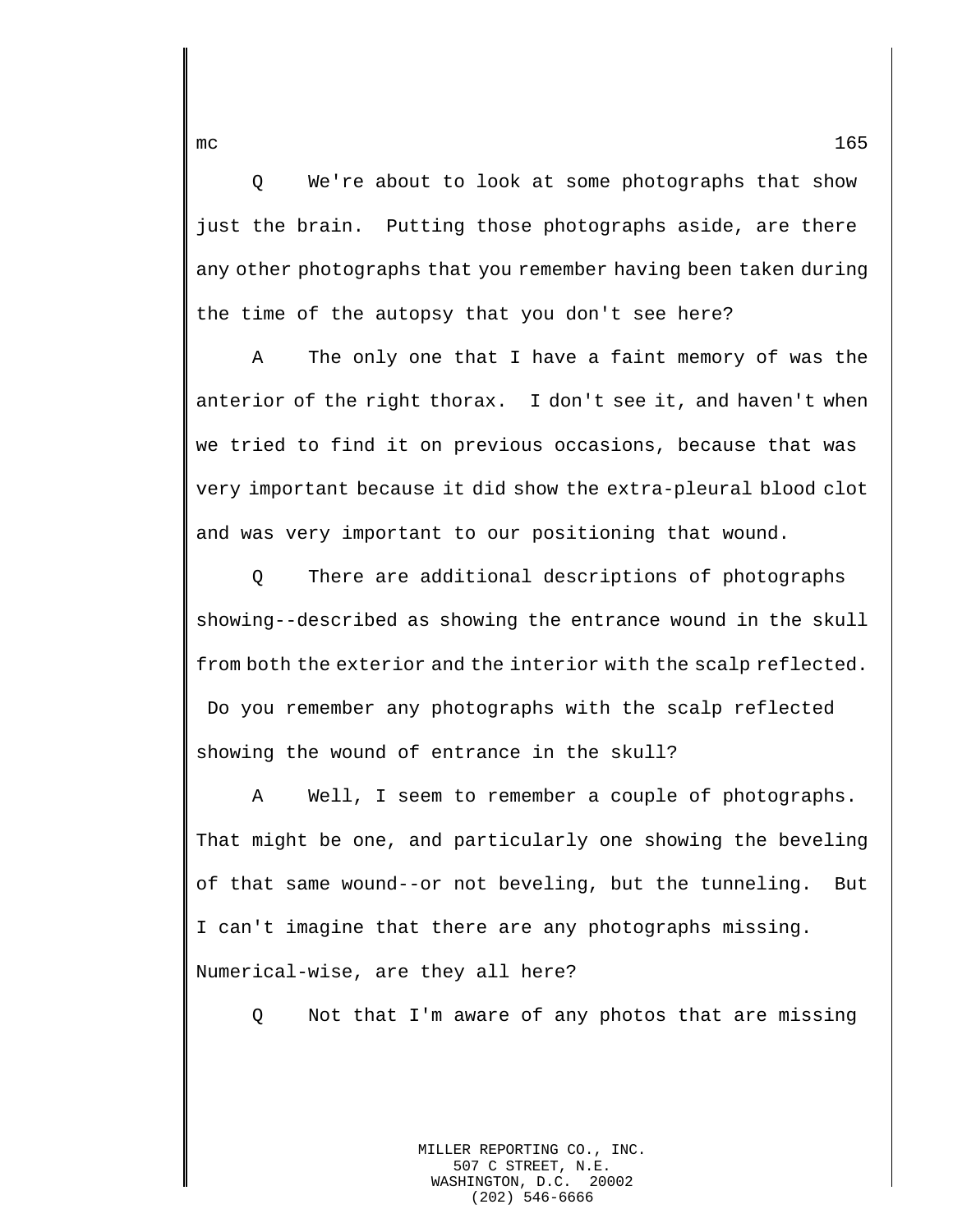Q We're about to look at some photographs that show just the brain. Putting those photographs aside, are there any other photographs that you remember having been taken during the time of the autopsy that you don't see here?

A The only one that I have a faint memory of was the anterior of the right thorax. I don't see it, and haven't when we tried to find it on previous occasions, because that was very important because it did show the extra-pleural blood clot and was very important to our positioning that wound.

Q There are additional descriptions of photographs showing--described as showing the entrance wound in the skull from both the exterior and the interior with the scalp reflected. Do you remember any photographs with the scalp reflected showing the wound of entrance in the skull?

A Well, I seem to remember a couple of photographs. That might be one, and particularly one showing the beveling of that same wound--or not beveling, but the tunneling. But I can't imagine that there are any photographs missing. Numerical-wise, are they all here?

Q Not that I'm aware of any photos that are missing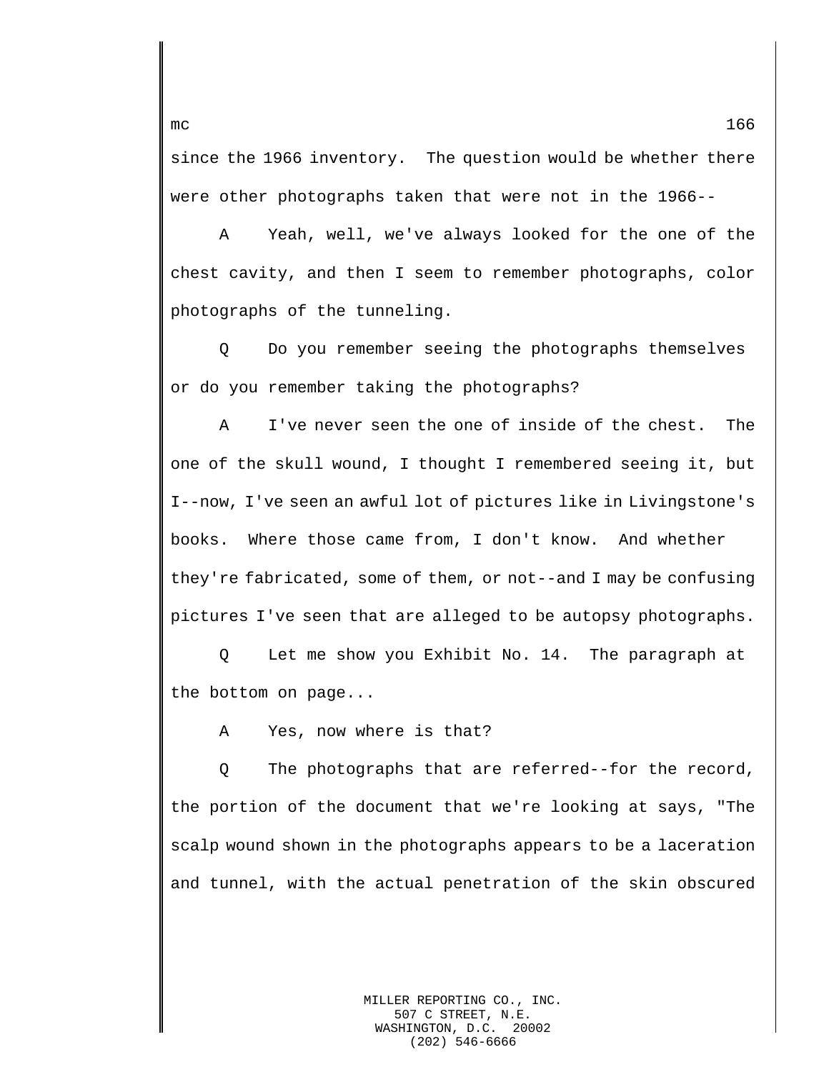since the 1966 inventory. The question would be whether there were other photographs taken that were not in the 1966--

A Yeah, well, we've always looked for the one of the chest cavity, and then I seem to remember photographs, color photographs of the tunneling.

Q Do you remember seeing the photographs themselves or do you remember taking the photographs?

A I've never seen the one of inside of the chest. The one of the skull wound, I thought I remembered seeing it, but I--now, I've seen an awful lot of pictures like in Livingstone's books. Where those came from, I don't know. And whether they're fabricated, some of them, or not--and I may be confusing pictures I've seen that are alleged to be autopsy photographs.

Q Let me show you Exhibit No. 14. The paragraph at the bottom on page...

A Yes, now where is that?

Q The photographs that are referred--for the record, the portion of the document that we're looking at says, "The scalp wound shown in the photographs appears to be a laceration and tunnel, with the actual penetration of the skin obscured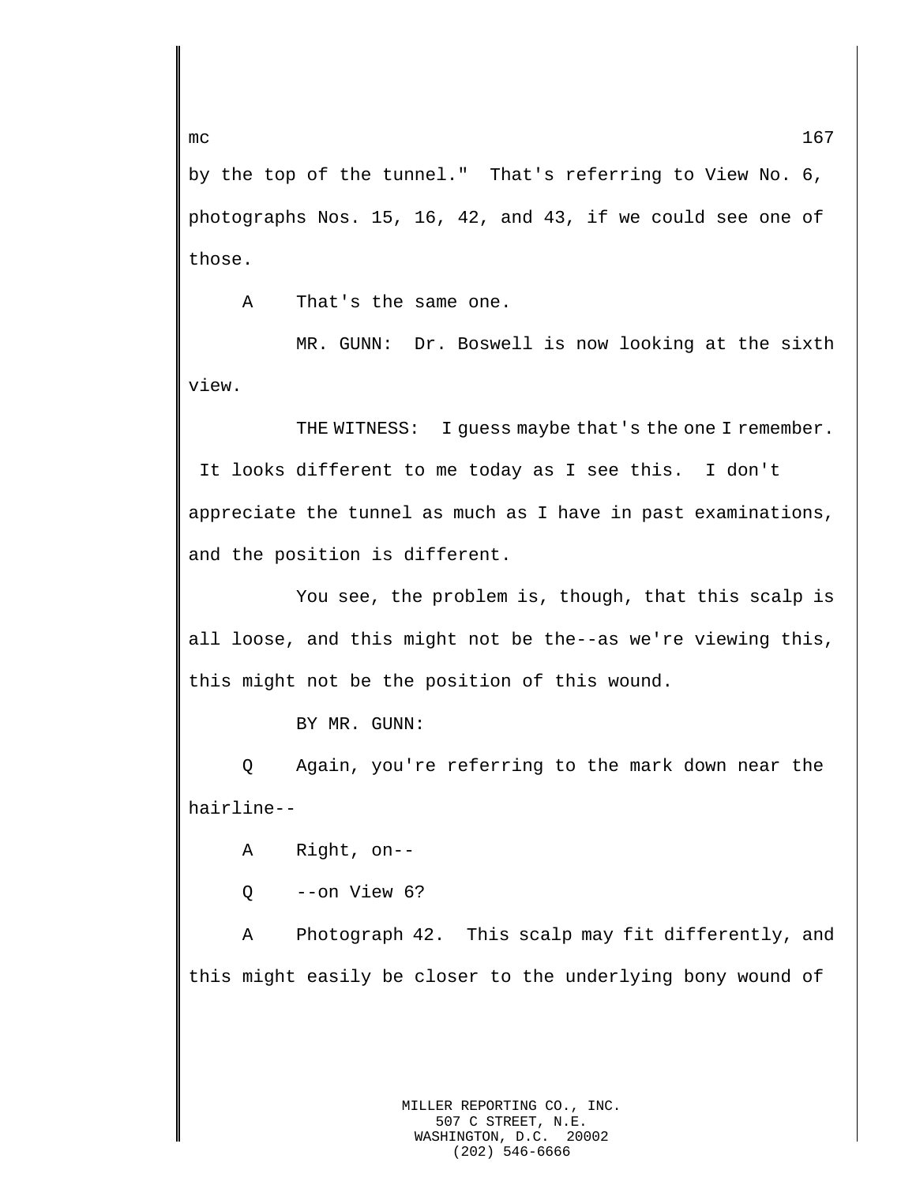by the top of the tunnel." That's referring to View No. 6, photographs Nos. 15, 16, 42, and 43, if we could see one of those.

A    That's the same one.

MR. GUNN: Dr. Boswell is now looking at the sixth view.

THE WITNESS: I guess maybe that's the one I remember. It looks different to me today as I see this. I don't appreciate the tunnel as much as I have in past examinations, and the position is different.

You see, the problem is, though, that this scalp is all loose, and this might not be the--as we're viewing this, this might not be the position of this wound.

BY MR. GUNN:

Q    Again, you're referring to the mark down near the hairline--

A    Right, on--

Q    --on View 6?

A    Photograph 42. This scalp may fit differently, and this might easily be closer to the underlying bony wound of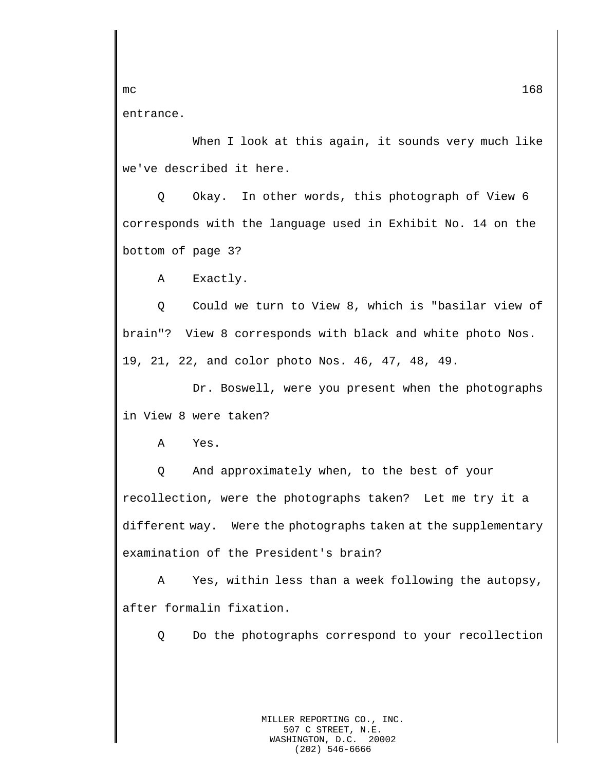entrance.

When I look at this again, it sounds very much like we've described it here.

Q Okay. In other words, this photograph of View 6 corresponds with the language used in Exhibit No. 14 on the bottom of page 3?

A Exactly.

Q Could we turn to View 8, which is "basilar view of brain"? View 8 corresponds with black and white photo Nos. 19, 21, 22, and color photo Nos. 46, 47, 48, 49.

Dr. Boswell, were you present when the photographs in View 8 were taken?

A Yes.

Q And approximately when, to the best of your recollection, were the photographs taken? Let me try it a different way. Were the photographs taken at the supplementary examination of the President's brain?

A Yes, within less than a week following the autopsy, after formalin fixation.

Q Do the photographs correspond to your recollection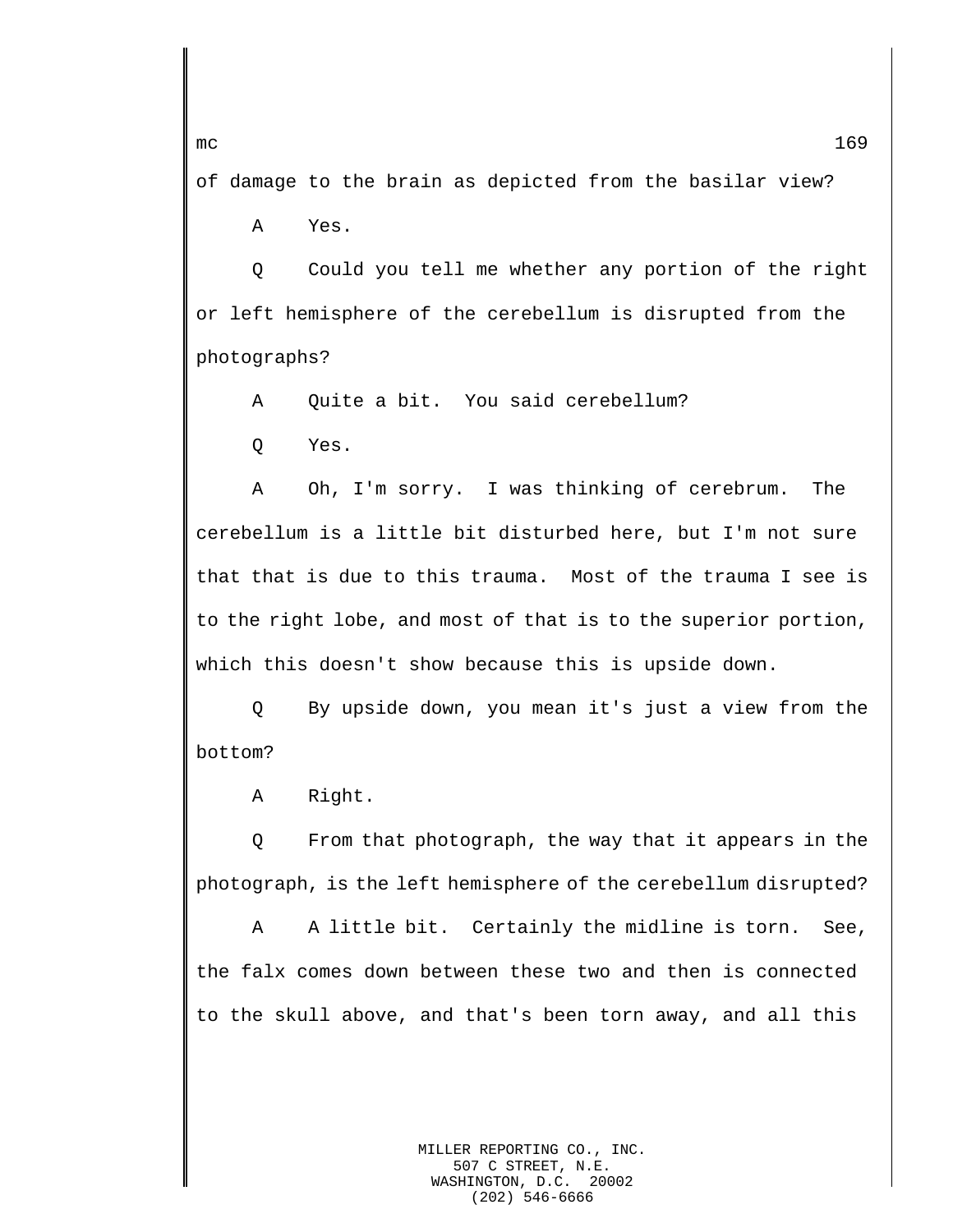of damage to the brain as depicted from the basilar view?

A Yes.

Q Could you tell me whether any portion of the right or left hemisphere of the cerebellum is disrupted from the photographs?

A Quite a bit. You said cerebellum?

Q Yes.

A Oh, I'm sorry. I was thinking of cerebrum. The cerebellum is a little bit disturbed here, but I'm not sure that that is due to this trauma. Most of the trauma I see is to the right lobe, and most of that is to the superior portion, which this doesn't show because this is upside down.

Q By upside down, you mean it's just a view from the bottom?

A Right.

Q From that photograph, the way that it appears in the photograph, is the left hemisphere of the cerebellum disrupted?

A A little bit. Certainly the midline is torn. See, the falx comes down between these two and then is connected to the skull above, and that's been torn away, and all this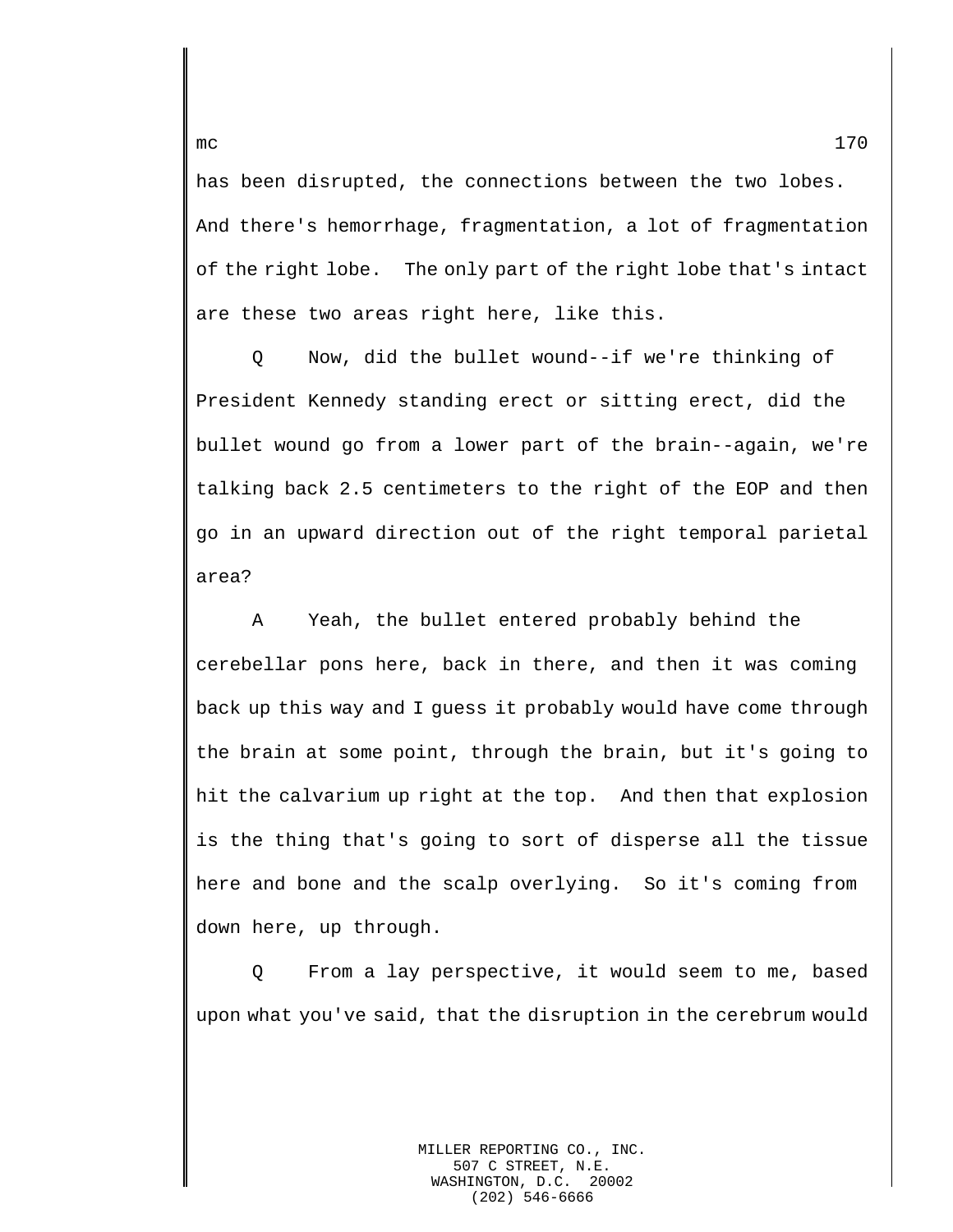has been disrupted, the connections between the two lobes. And there's hemorrhage, fragmentation, a lot of fragmentation of the right lobe. The only part of the right lobe that's intact are these two areas right here, like this.

Q Now, did the bullet wound--if we're thinking of President Kennedy standing erect or sitting erect, did the bullet wound go from a lower part of the brain--again, we're talking back 2.5 centimeters to the right of the EOP and then go in an upward direction out of the right temporal parietal area?

A Yeah, the bullet entered probably behind the cerebellar pons here, back in there, and then it was coming back up this way and I guess it probably would have come through the brain at some point, through the brain, but it's going to hit the calvarium up right at the top. And then that explosion is the thing that's going to sort of disperse all the tissue here and bone and the scalp overlying. So it's coming from down here, up through.

Q From a lay perspective, it would seem to me, based upon what you've said, that the disruption in the cerebrum would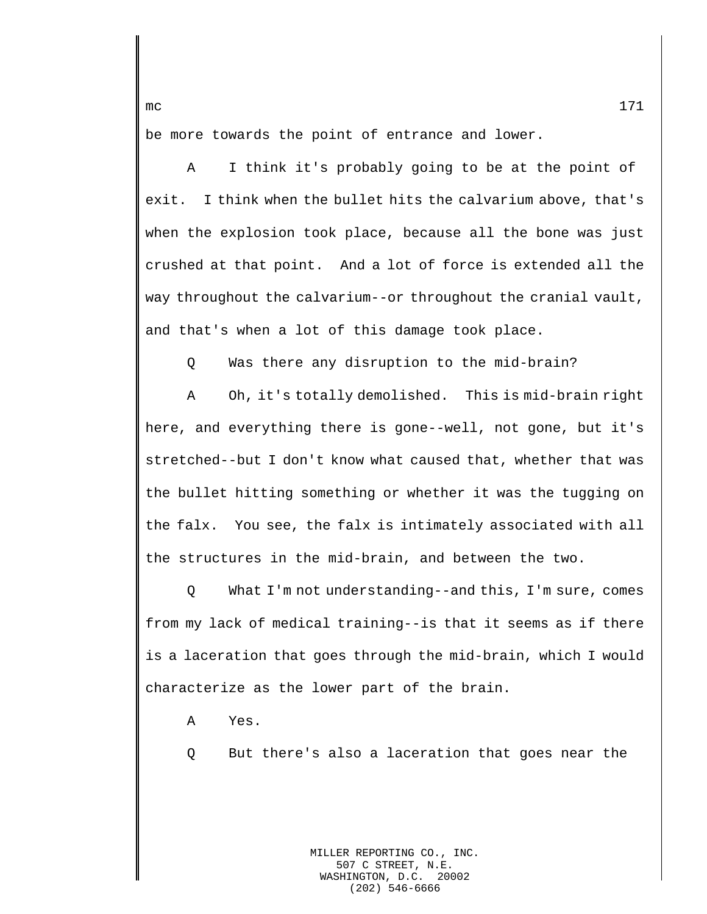be more towards the point of entrance and lower.

A I think it's probably going to be at the point of exit. I think when the bullet hits the calvarium above, that's when the explosion took place, because all the bone was just crushed at that point. And a lot of force is extended all the way throughout the calvarium--or throughout the cranial vault, and that's when a lot of this damage took place.

Q Was there any disruption to the mid-brain?

A Oh, it's totally demolished. This is mid-brain right here, and everything there is gone--well, not gone, but it's stretched--but I don't know what caused that, whether that was the bullet hitting something or whether it was the tugging on the falx. You see, the falx is intimately associated with all the structures in the mid-brain, and between the two.

Q What I'm not understanding--and this, I'm sure, comes from my lack of medical training--is that it seems as if there is a laceration that goes through the mid-brain, which I would characterize as the lower part of the brain.

A Yes.

Q But there's also a laceration that goes near the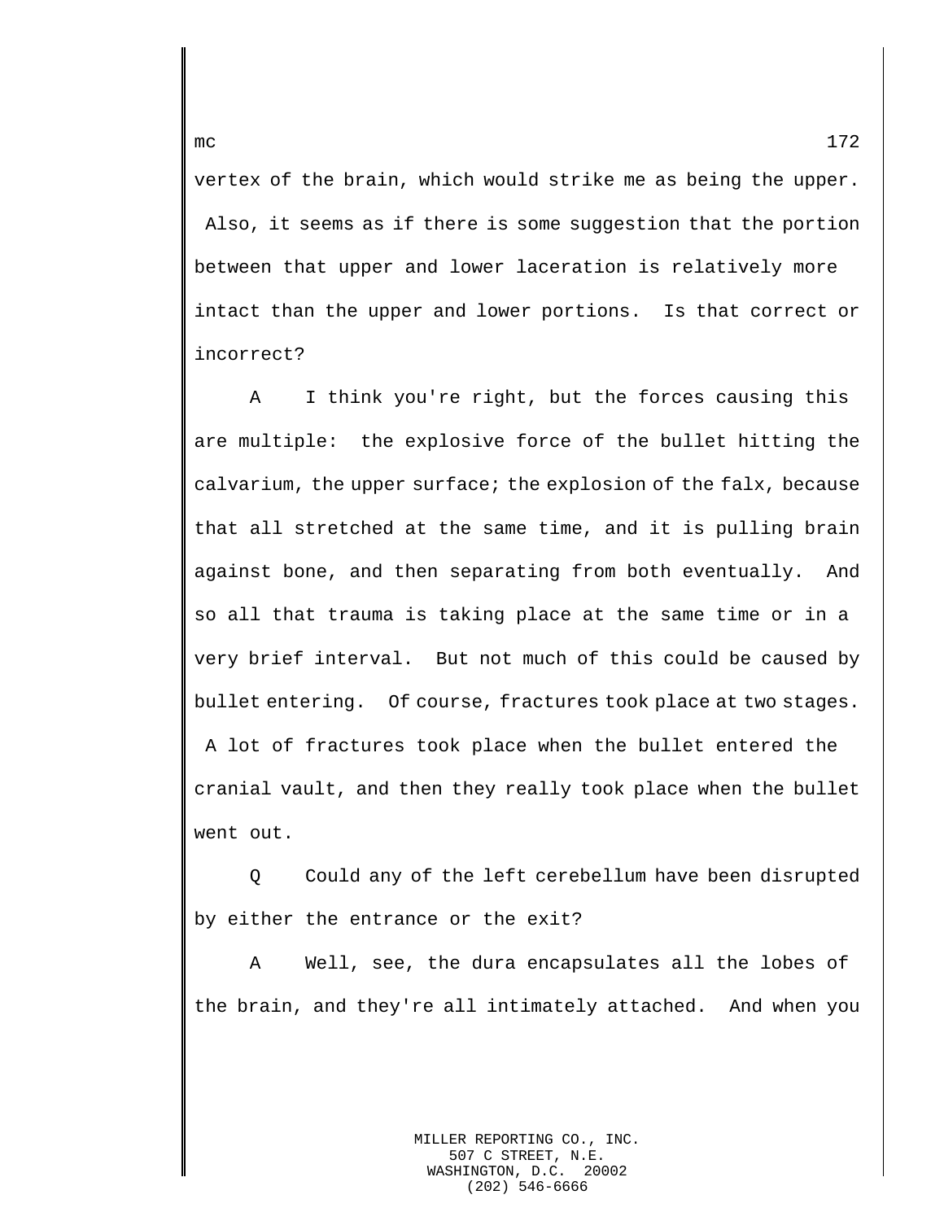vertex of the brain, which would strike me as being the upper. Also, it seems as if there is some suggestion that the portion between that upper and lower laceration is relatively more intact than the upper and lower portions. Is that correct or incorrect?

A I think you're right, but the forces causing this are multiple: the explosive force of the bullet hitting the calvarium, the upper surface; the explosion of the falx, because that all stretched at the same time, and it is pulling brain against bone, and then separating from both eventually. And so all that trauma is taking place at the same time or in a very brief interval. But not much of this could be caused by bullet entering. Of course, fractures took place at two stages. A lot of fractures took place when the bullet entered the cranial vault, and then they really took place when the bullet went out.

Q Could any of the left cerebellum have been disrupted by either the entrance or the exit?

A Well, see, the dura encapsulates all the lobes of the brain, and they're all intimately attached. And when you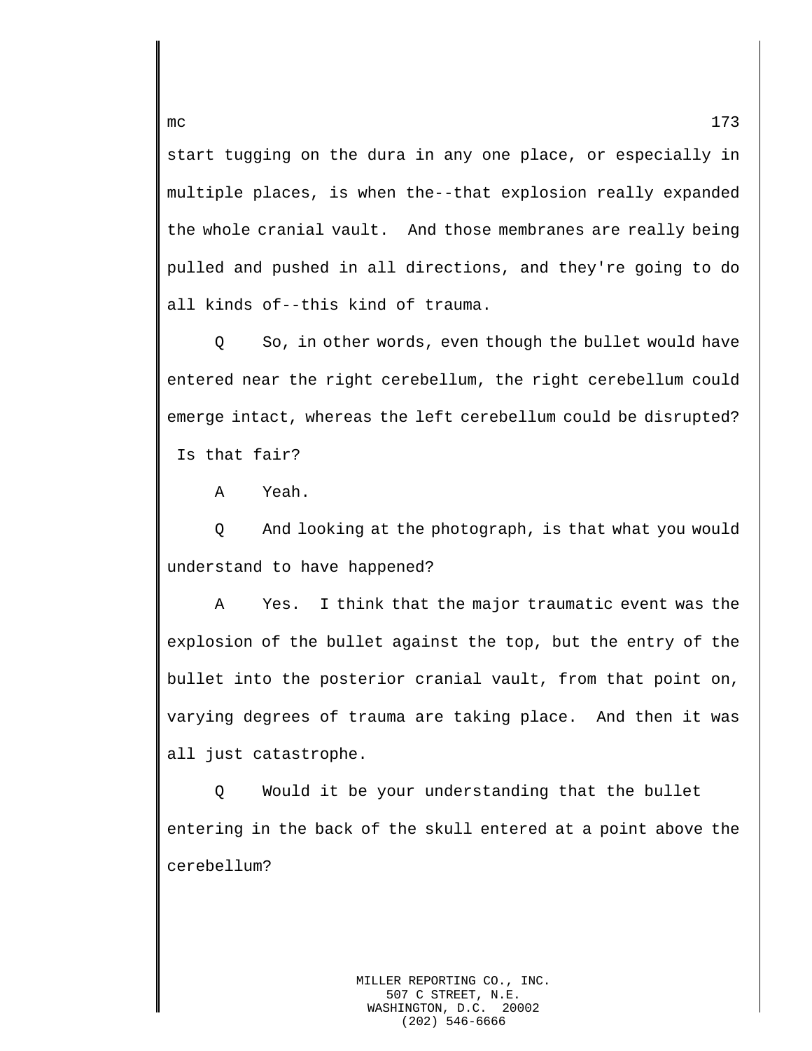start tugging on the dura in any one place, or especially in multiple places, is when the--that explosion really expanded the whole cranial vault. And those membranes are really being pulled and pushed in all directions, and they're going to do all kinds of--this kind of trauma.

Q So, in other words, even though the bullet would have entered near the right cerebellum, the right cerebellum could emerge intact, whereas the left cerebellum could be disrupted? Is that fair?

A Yeah.

Q And looking at the photograph, is that what you would understand to have happened?

A Yes. I think that the major traumatic event was the explosion of the bullet against the top, but the entry of the bullet into the posterior cranial vault, from that point on, varying degrees of trauma are taking place. And then it was all just catastrophe.

Q Would it be your understanding that the bullet entering in the back of the skull entered at a point above the cerebellum?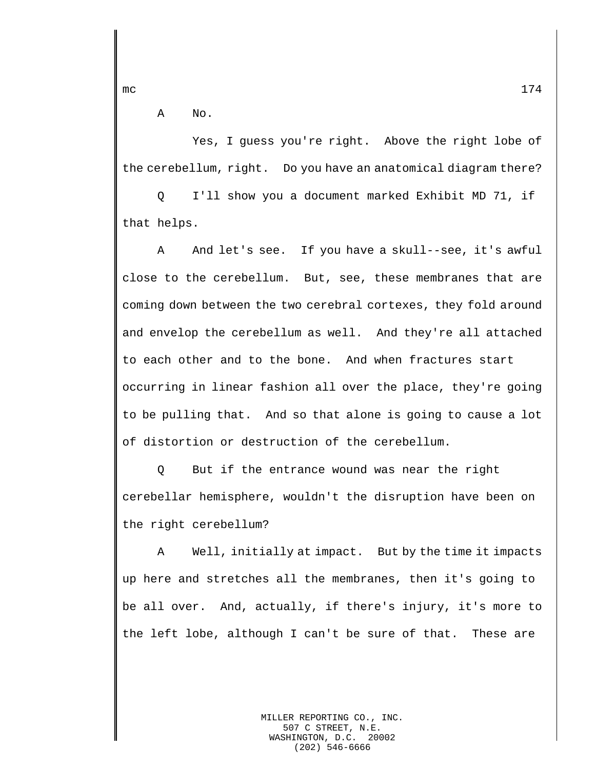A No.

Yes, I guess you're right. Above the right lobe of the cerebellum, right. Do you have an anatomical diagram there?

Q I'll show you a document marked Exhibit MD 71, if that helps.

A And let's see. If you have a skull--see, it's awful close to the cerebellum. But, see, these membranes that are coming down between the two cerebral cortexes, they fold around and envelop the cerebellum as well. And they're all attached to each other and to the bone. And when fractures start occurring in linear fashion all over the place, they're going to be pulling that. And so that alone is going to cause a lot of distortion or destruction of the cerebellum.

Q But if the entrance wound was near the right cerebellar hemisphere, wouldn't the disruption have been on the right cerebellum?

A Well, initially at impact. But by the time it impacts up here and stretches all the membranes, then it's going to be all over. And, actually, if there's injury, it's more to the left lobe, although I can't be sure of that. These are

MILLER REPORTING CO., INC.
507 C STREET, N.E.
WASHINGTON, D.C. 20002
(202) 546-6666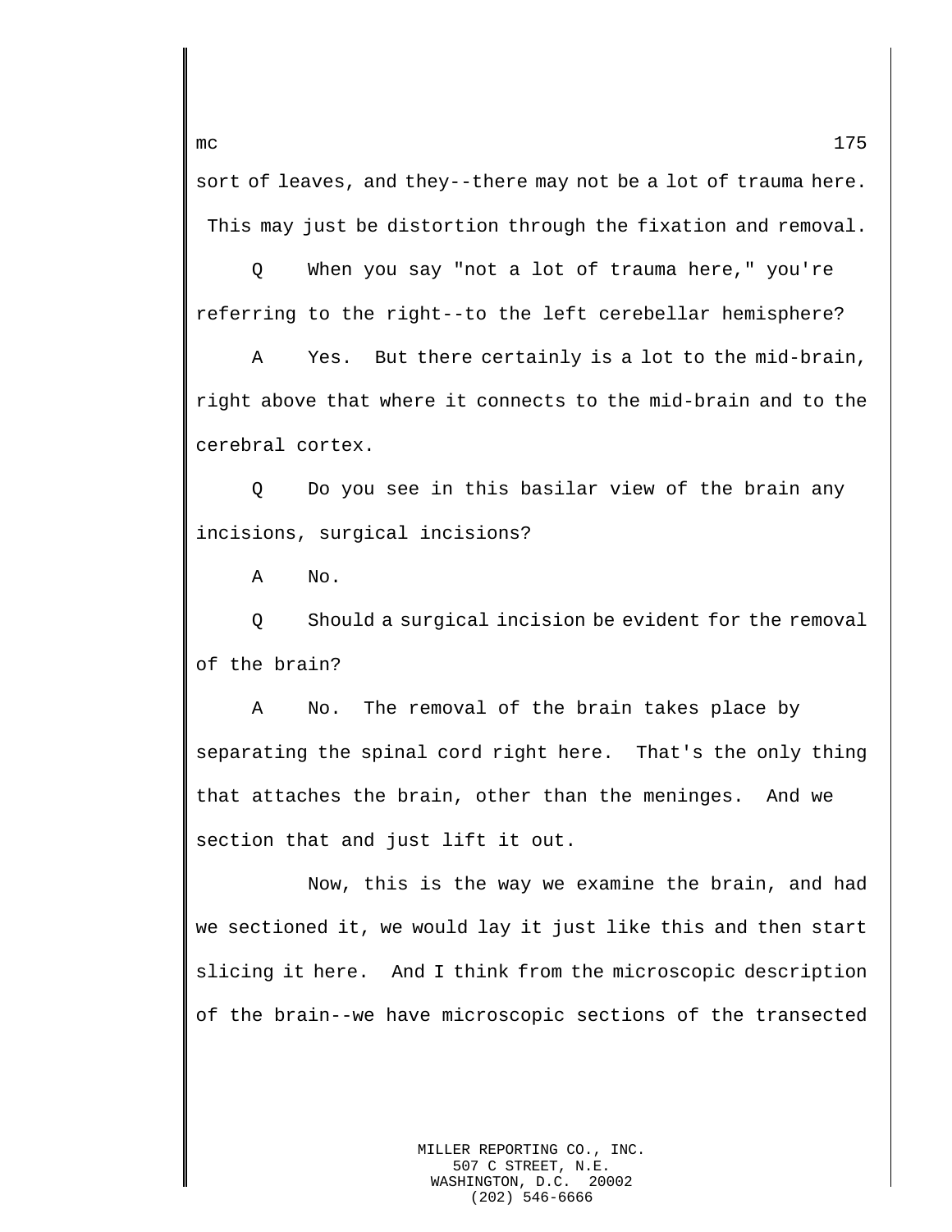sort of leaves, and they--there may not be a lot of trauma here. This may just be distortion through the fixation and removal.

Q When you say "not a lot of trauma here," you're referring to the right--to the left cerebellar hemisphere?

A Yes. But there certainly is a lot to the mid-brain, right above that where it connects to the mid-brain and to the cerebral cortex.

Q Do you see in this basilar view of the brain any incisions, surgical incisions?

A No.

Q Should a surgical incision be evident for the removal of the brain?

A No. The removal of the brain takes place by separating the spinal cord right here. That's the only thing that attaches the brain, other than the meninges. And we section that and just lift it out.

Now, this is the way we examine the brain, and had we sectioned it, we would lay it just like this and then start slicing it here. And I think from the microscopic description of the brain--we have microscopic sections of the transected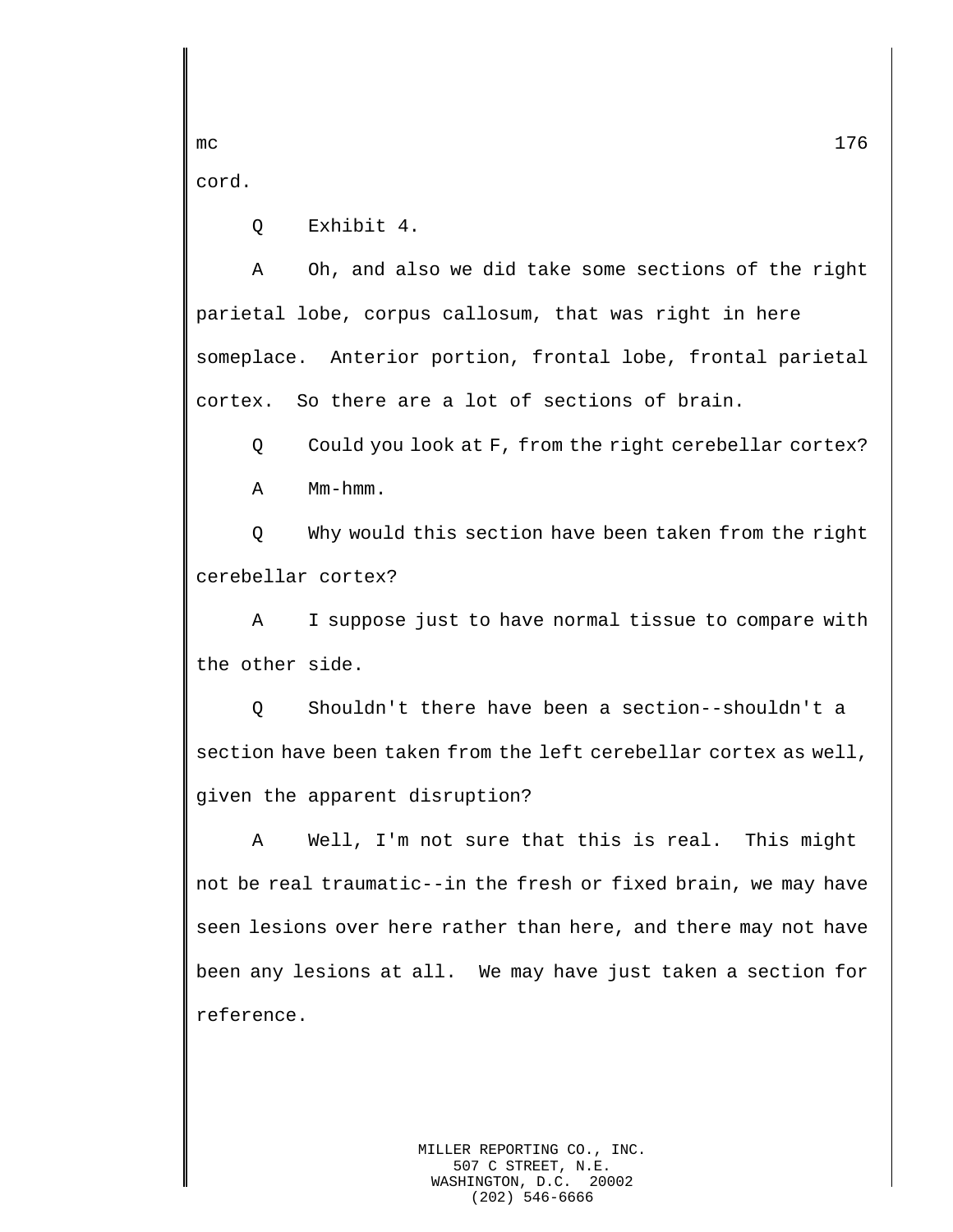cord.

Q Exhibit 4.

A Oh, and also we did take some sections of the right parietal lobe, corpus callosum, that was right in here someplace. Anterior portion, frontal lobe, frontal parietal cortex. So there are a lot of sections of brain.

Q Could you look at F, from the right cerebellar cortex?

A Mm-hmm.

Q Why would this section have been taken from the right cerebellar cortex?

A I suppose just to have normal tissue to compare with the other side.

Q Shouldn't there have been a section--shouldn't a section have been taken from the left cerebellar cortex as well, given the apparent disruption?

A Well, I'm not sure that this is real. This might not be real traumatic--in the fresh or fixed brain, we may have seen lesions over here rather than here, and there may not have been any lesions at all. We may have just taken a section for reference.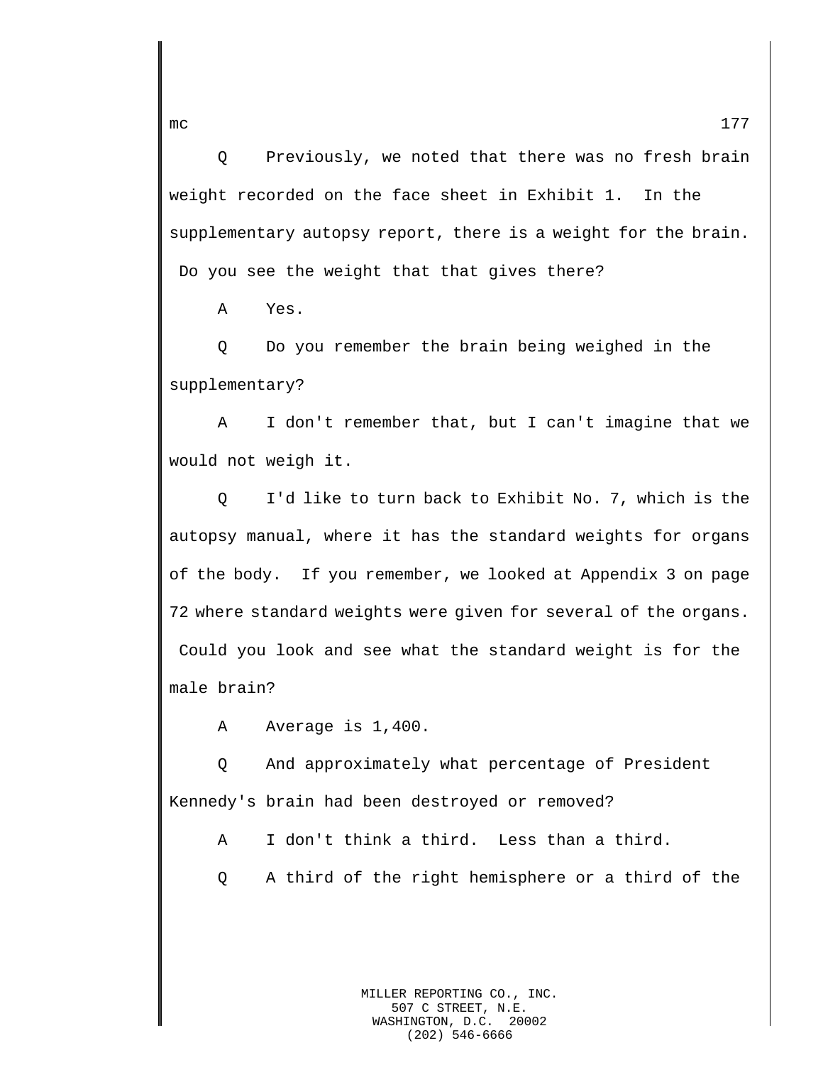Q Previously, we noted that there was no fresh brain weight recorded on the face sheet in Exhibit 1. In the supplementary autopsy report, there is a weight for the brain. Do you see the weight that that gives there?

A Yes.

Q Do you remember the brain being weighed in the supplementary?

A I don't remember that, but I can't imagine that we would not weigh it.

Q I'd like to turn back to Exhibit No. 7, which is the autopsy manual, where it has the standard weights for organs of the body. If you remember, we looked at Appendix 3 on page 72 where standard weights were given for several of the organs. Could you look and see what the standard weight is for the male brain?

A Average is 1,400.

Q And approximately what percentage of President Kennedy's brain had been destroyed or removed?

A I don't think a third. Less than a third.

Q A third of the right hemisphere or a third of the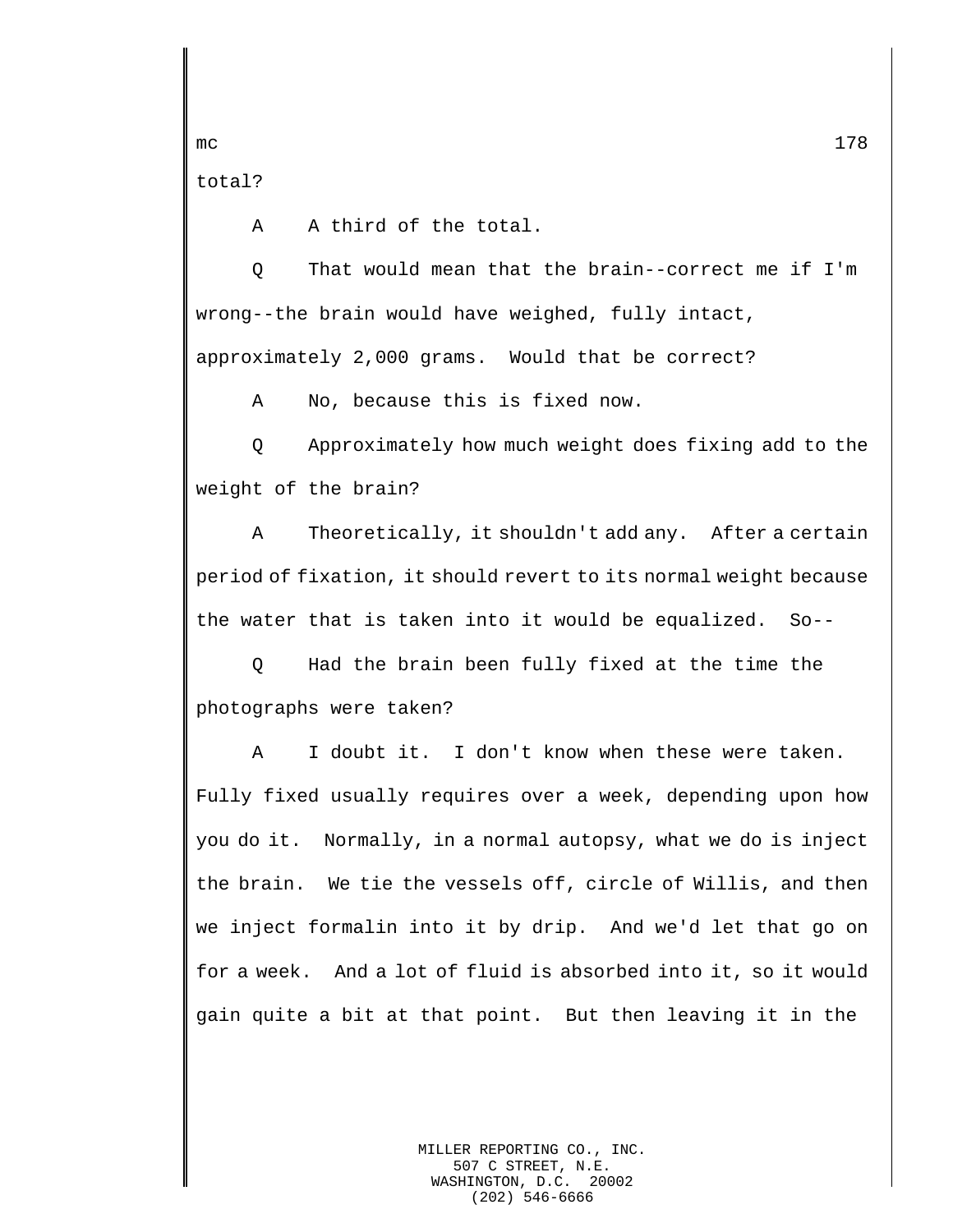total?

A    A third of the total.

Q    That would mean that the brain--correct me if I'm wrong--the brain would have weighed, fully intact, approximately 2,000 grams.  Would that be correct?

A    No, because this is fixed now.

Q    Approximately how much weight does fixing add to the weight of the brain?

A    Theoretically, it shouldn't add any.  After a certain period of fixation, it should revert to its normal weight because the water that is taken into it would be equalized.  So--

Q    Had the brain been fully fixed at the time the photographs were taken?

A    I doubt it.  I don't know when these were taken. Fully fixed usually requires over a week, depending upon how you do it.  Normally, in a normal autopsy, what we do is inject the brain.  We tie the vessels off, circle of Willis, and then we inject formalin into it by drip.  And we'd let that go on for a week.  And a lot of fluid is absorbed into it, so it would gain quite a bit at that point.  But then leaving it in the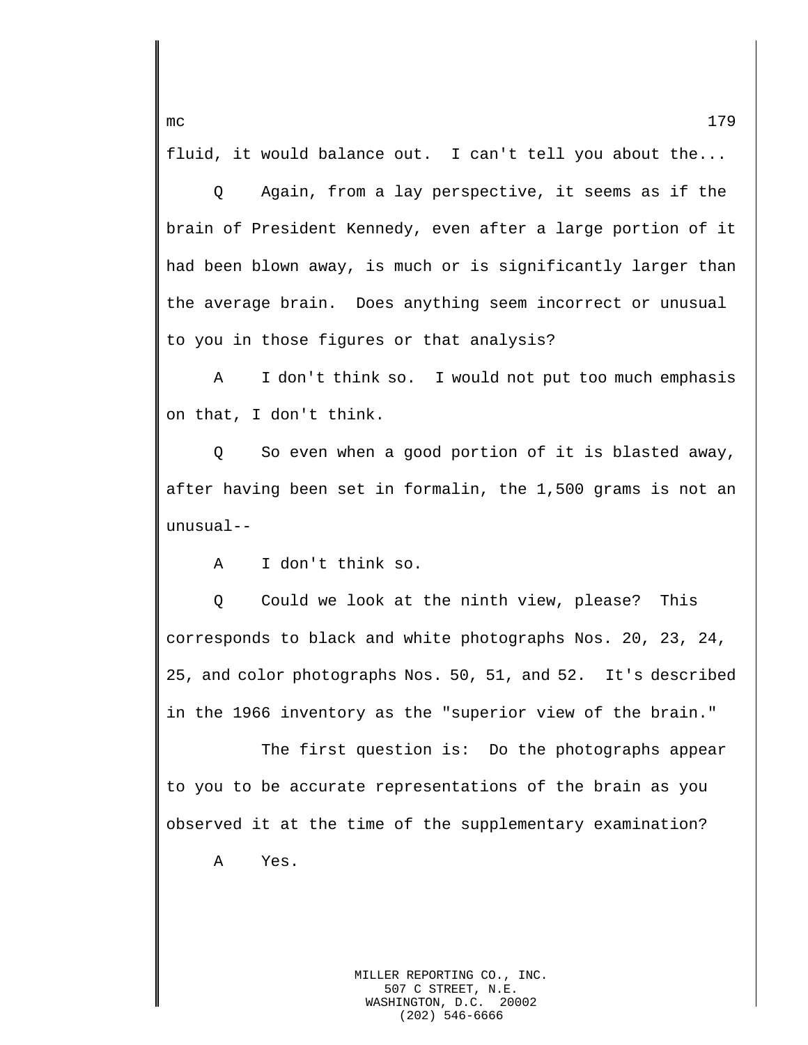fluid, it would balance out. I can't tell you about the...

Q Again, from a lay perspective, it seems as if the brain of President Kennedy, even after a large portion of it had been blown away, is much or is significantly larger than the average brain. Does anything seem incorrect or unusual to you in those figures or that analysis?

A I don't think so. I would not put too much emphasis on that, I don't think.

Q So even when a good portion of it is blasted away, after having been set in formalin, the 1,500 grams is not an unusual--

A I don't think so.

Q Could we look at the ninth view, please? This corresponds to black and white photographs Nos. 20, 23, 24, 25, and color photographs Nos. 50, 51, and 52. It's described in the 1966 inventory as the "superior view of the brain."

The first question is: Do the photographs appear to you to be accurate representations of the brain as you observed it at the time of the supplementary examination?

A Yes.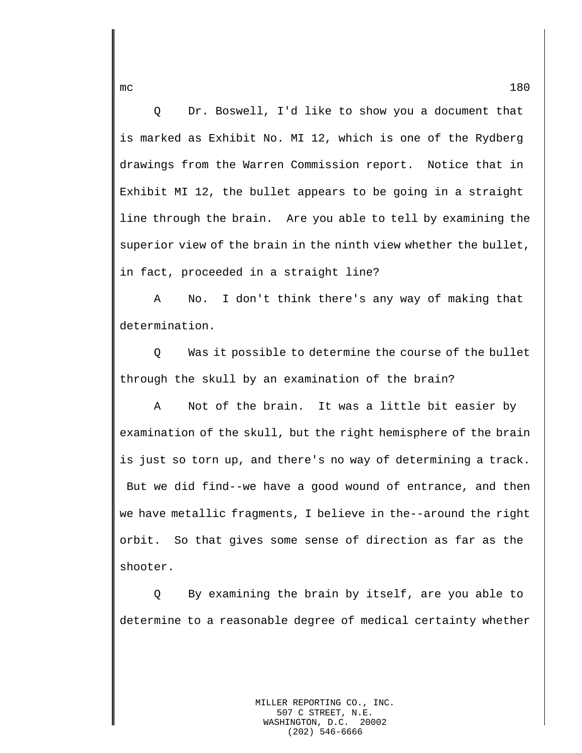Q Dr. Boswell, I'd like to show you a document that is marked as Exhibit No. MI 12, which is one of the Rydberg drawings from the Warren Commission report. Notice that in Exhibit MI 12, the bullet appears to be going in a straight line through the brain. Are you able to tell by examining the superior view of the brain in the ninth view whether the bullet, in fact, proceeded in a straight line?

A No. I don't think there's any way of making that determination.

Q Was it possible to determine the course of the bullet through the skull by an examination of the brain?

A Not of the brain. It was a little bit easier by examination of the skull, but the right hemisphere of the brain is just so torn up, and there's no way of determining a track. But we did find--we have a good wound of entrance, and then we have metallic fragments, I believe in the--around the right orbit. So that gives some sense of direction as far as the shooter.

Q By examining the brain by itself, are you able to determine to a reasonable degree of medical certainty whether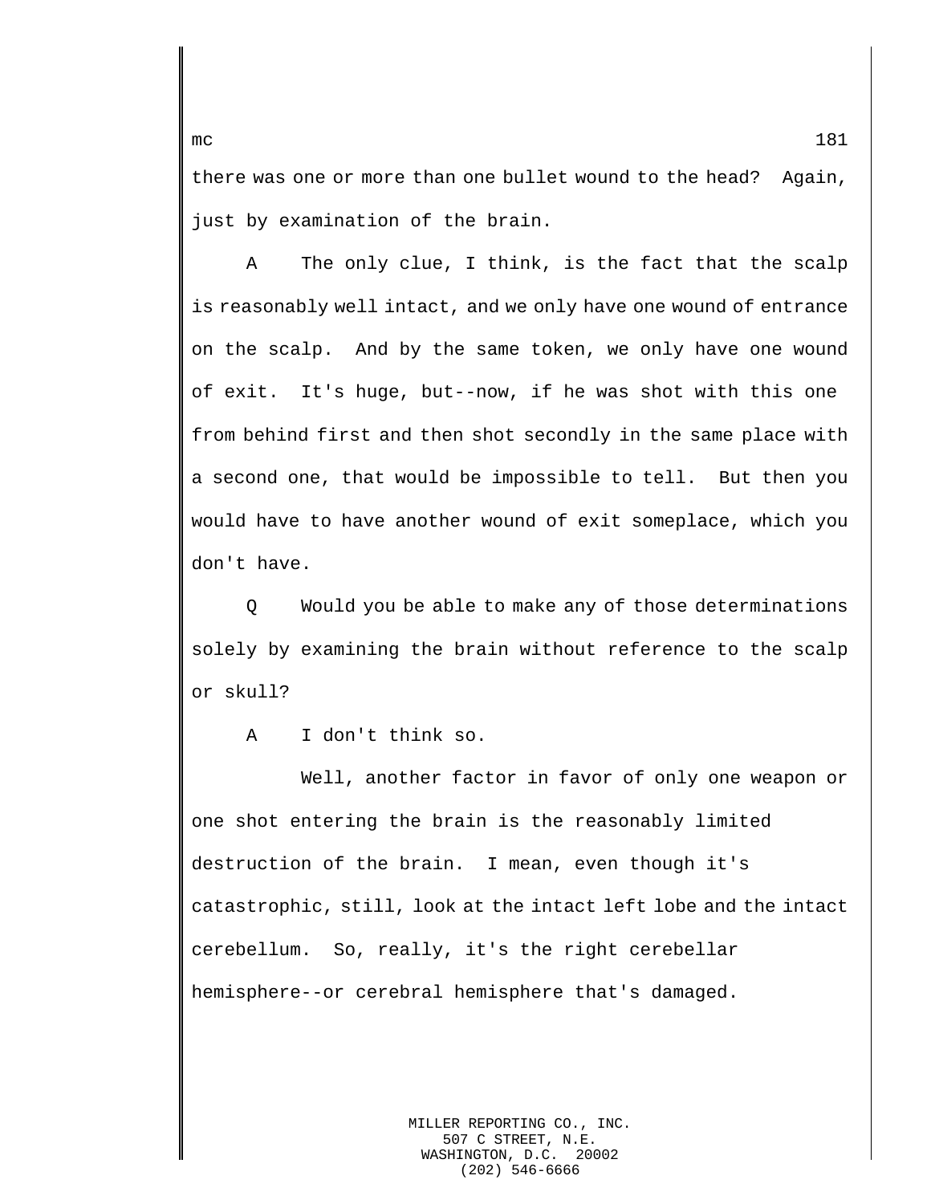there was one or more than one bullet wound to the head? Again, just by examination of the brain.

A The only clue, I think, is the fact that the scalp is reasonably well intact, and we only have one wound of entrance on the scalp. And by the same token, we only have one wound of exit. It's huge, but--now, if he was shot with this one from behind first and then shot secondly in the same place with a second one, that would be impossible to tell. But then you would have to have another wound of exit someplace, which you don't have.

Q Would you be able to make any of those determinations solely by examining the brain without reference to the scalp or skull?

A I don't think so.

Well, another factor in favor of only one weapon or one shot entering the brain is the reasonably limited destruction of the brain. I mean, even though it's catastrophic, still, look at the intact left lobe and the intact cerebellum. So, really, it's the right cerebellar hemisphere--or cerebral hemisphere that's damaged.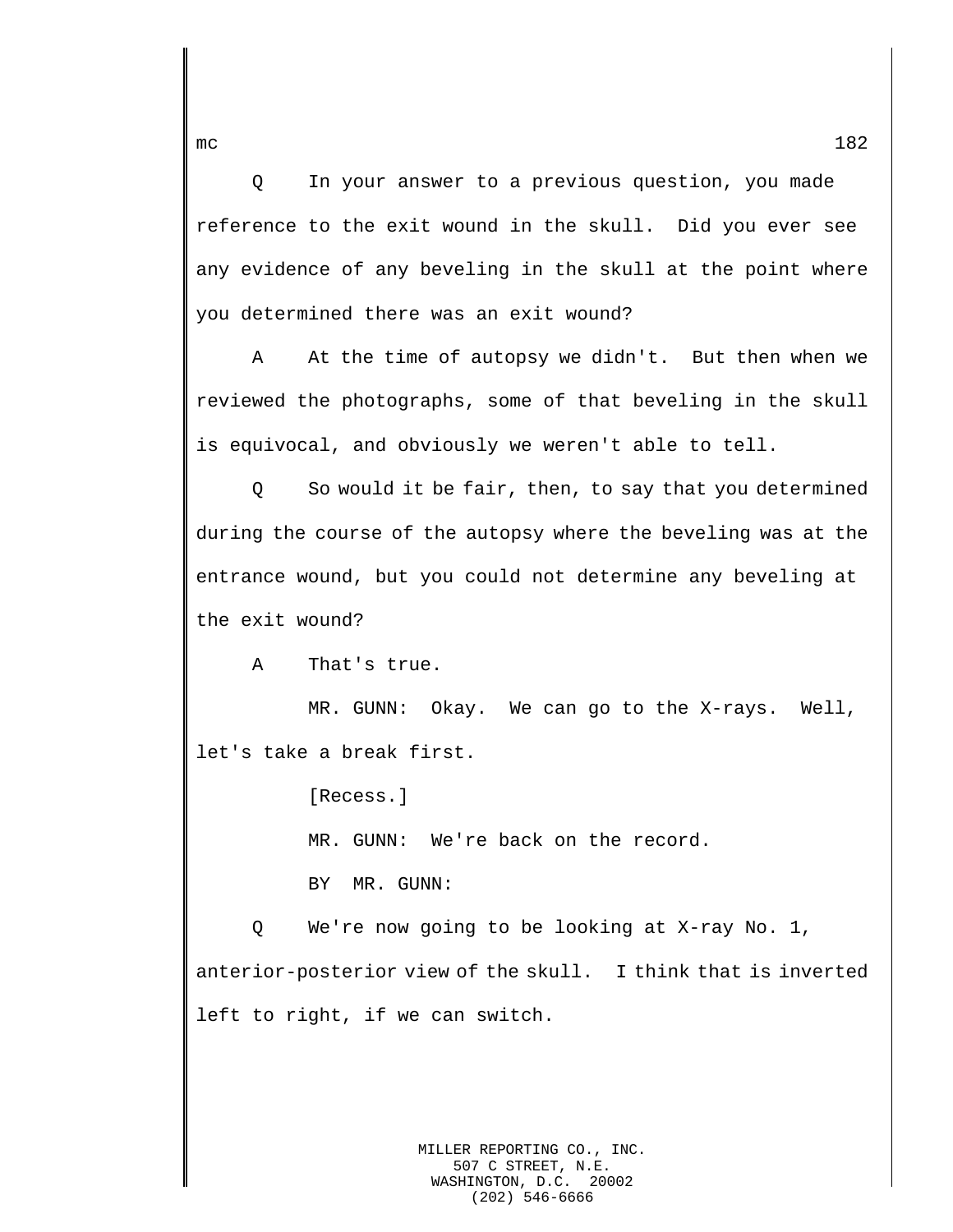Q In your answer to a previous question, you made reference to the exit wound in the skull. Did you ever see any evidence of any beveling in the skull at the point where you determined there was an exit wound?

A At the time of autopsy we didn't. But then when we reviewed the photographs, some of that beveling in the skull is equivocal, and obviously we weren't able to tell.

Q So would it be fair, then, to say that you determined during the course of the autopsy where the beveling was at the entrance wound, but you could not determine any beveling at the exit wound?

A That's true.

MR. GUNN: Okay. We can go to the X-rays. Well, let's take a break first.

[Recess.]

MR. GUNN: We're back on the record.

BY MR. GUNN:

Q We're now going to be looking at X-ray No. 1, anterior-posterior view of the skull. I think that is inverted left to right, if we can switch.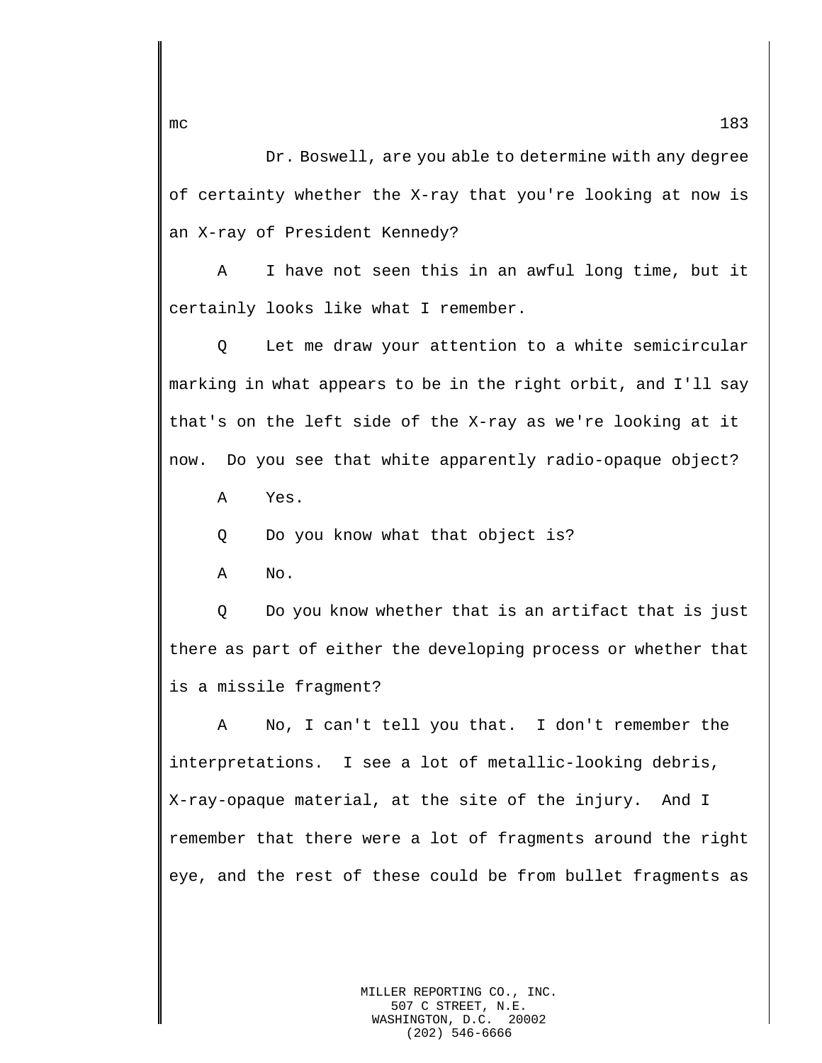Dr. Boswell, are you able to determine with any degree of certainty whether the X-ray that you're looking at now is an X-ray of President Kennedy?

A I have not seen this in an awful long time, but it certainly looks like what I remember.

Q Let me draw your attention to a white semicircular marking in what appears to be in the right orbit, and I'll say that's on the left side of the X-ray as we're looking at it now. Do you see that white apparently radio-opaque object?

A Yes.

Q Do you know what that object is?

A No.

Q Do you know whether that is an artifact that is just there as part of either the developing process or whether that is a missile fragment?

A No, I can't tell you that. I don't remember the interpretations. I see a lot of metallic-looking debris, X-ray-opaque material, at the site of the injury. And I remember that there were a lot of fragments around the right eye, and the rest of these could be from bullet fragments as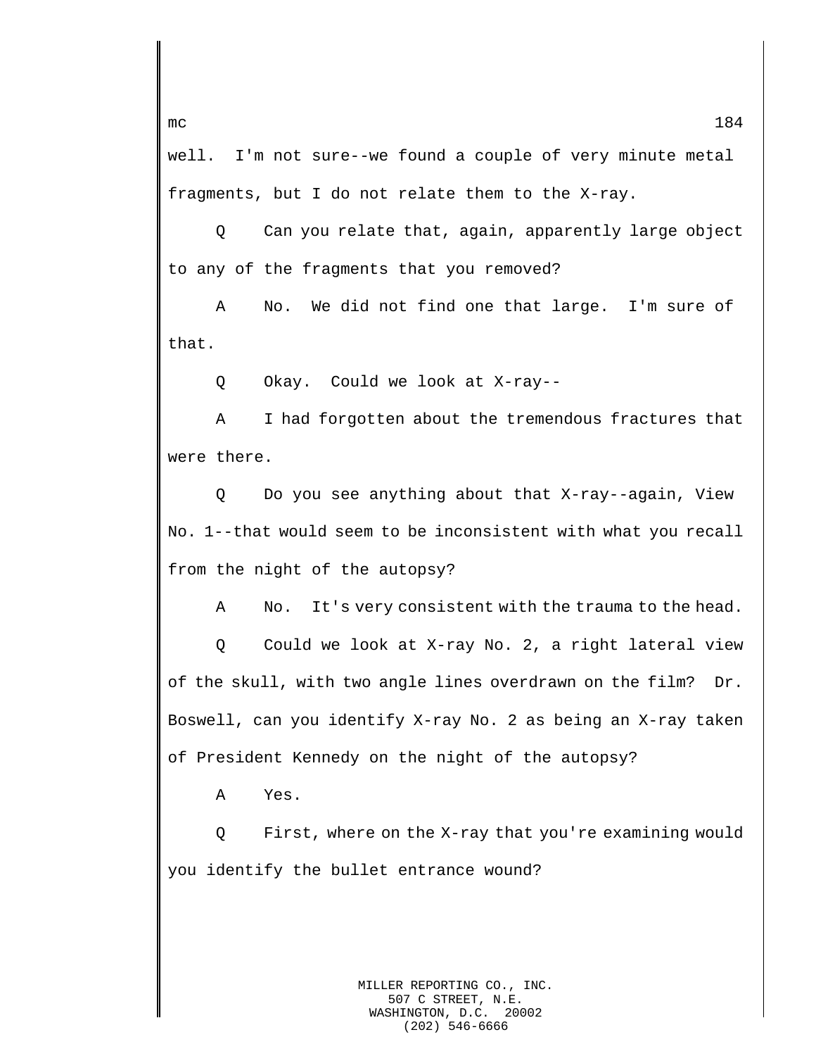well. I'm not sure--we found a couple of very minute metal fragments, but I do not relate them to the X-ray.

Q Can you relate that, again, apparently large object to any of the fragments that you removed?

A No. We did not find one that large. I'm sure of that.

Q Okay. Could we look at X-ray--

A I had forgotten about the tremendous fractures that were there.

Q Do you see anything about that X-ray--again, View No. 1--that would seem to be inconsistent with what you recall from the night of the autopsy?

A No. It's very consistent with the trauma to the head.

Q Could we look at X-ray No. 2, a right lateral view of the skull, with two angle lines overdrawn on the film? Dr. Boswell, can you identify X-ray No. 2 as being an X-ray taken of President Kennedy on the night of the autopsy?

A Yes.

Q First, where on the X-ray that you're examining would you identify the bullet entrance wound?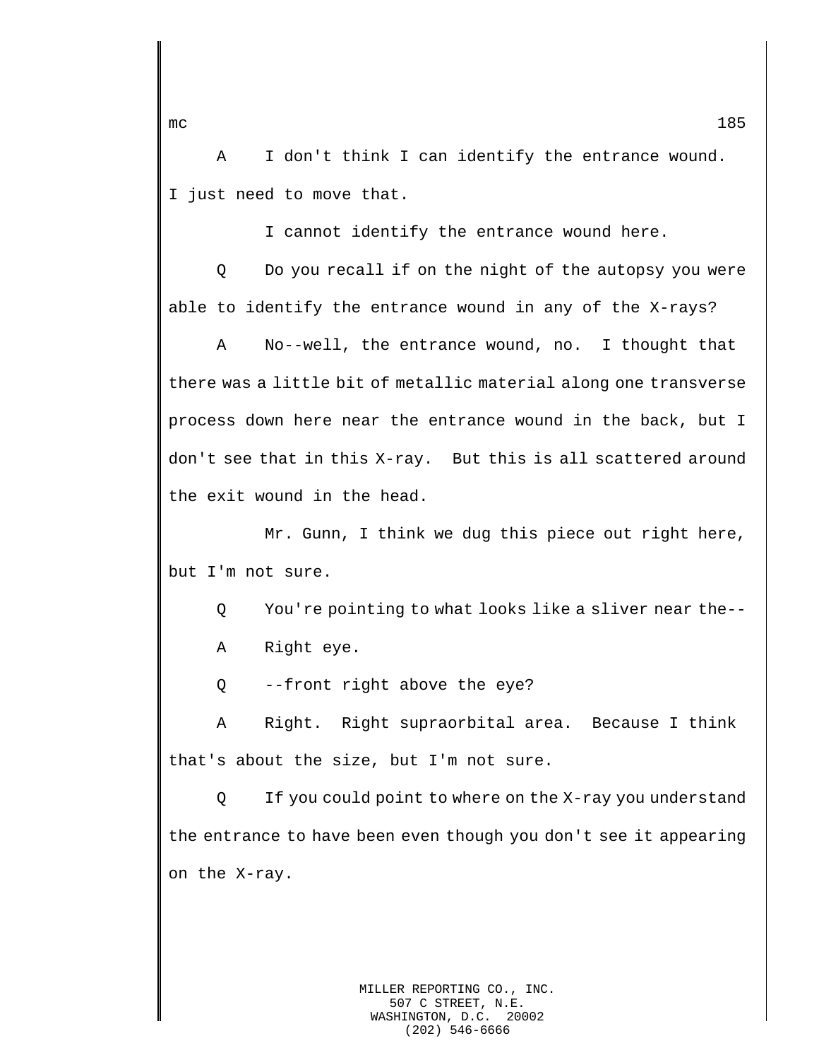A I don't think I can identify the entrance wound. I just need to move that.

I cannot identify the entrance wound here.

Q Do you recall if on the night of the autopsy you were able to identify the entrance wound in any of the X-rays?

A No--well, the entrance wound, no. I thought that there was a little bit of metallic material along one transverse process down here near the entrance wound in the back, but I don't see that in this X-ray. But this is all scattered around the exit wound in the head.

Mr. Gunn, I think we dug this piece out right here, but I'm not sure.

Q You're pointing to what looks like a sliver near the--

A Right eye.

Q --front right above the eye?

A Right. Right supraorbital area. Because I think that's about the size, but I'm not sure.

Q If you could point to where on the X-ray you understand the entrance to have been even though you don't see it appearing on the X-ray.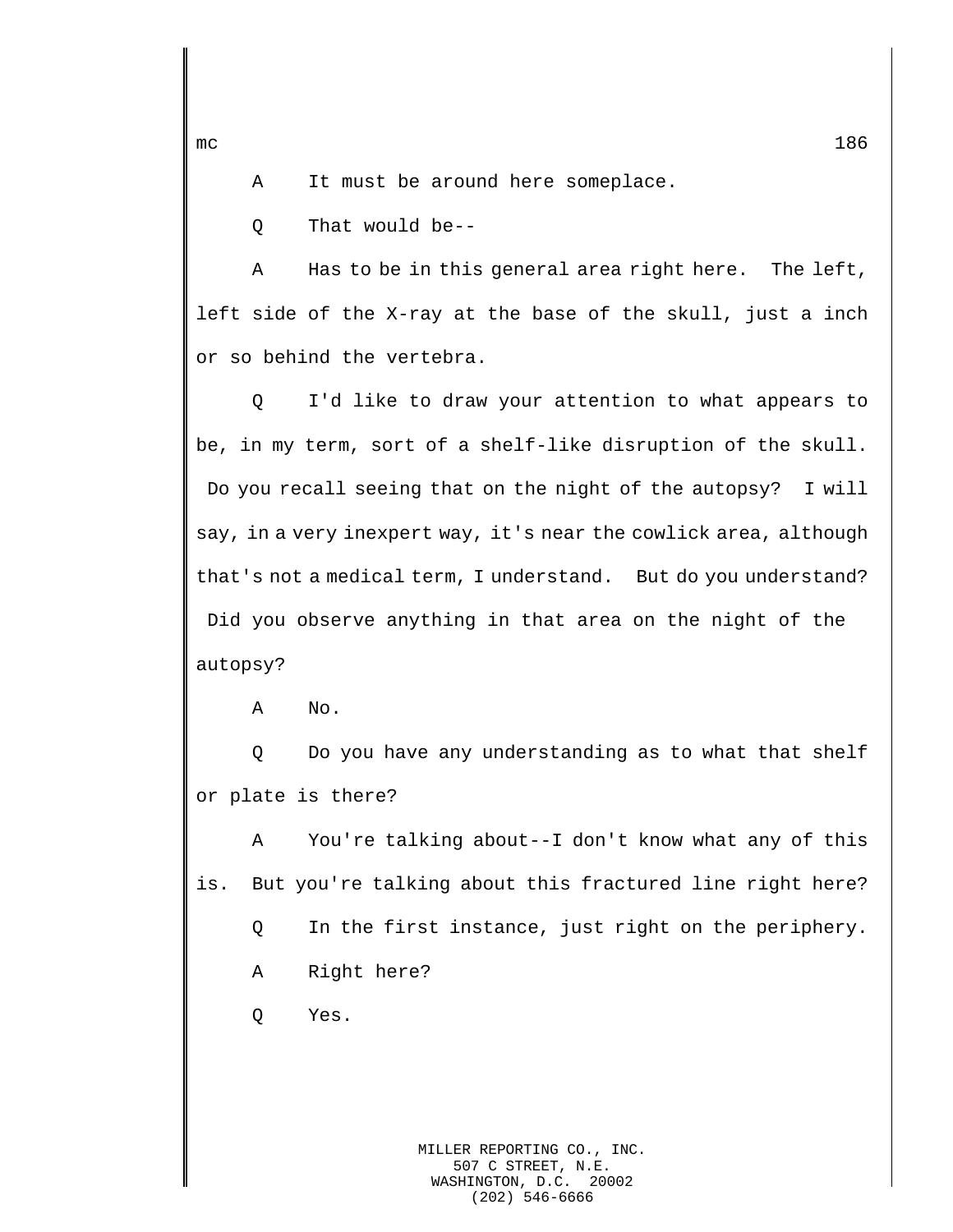A It must be around here someplace.

Q That would be--

A Has to be in this general area right here. The left, left side of the X-ray at the base of the skull, just a inch or so behind the vertebra.

Q I'd like to draw your attention to what appears to be, in my term, sort of a shelf-like disruption of the skull. Do you recall seeing that on the night of the autopsy? I will say, in a very inexpert way, it's near the cowlick area, although that's not a medical term, I understand. But do you understand? Did you observe anything in that area on the night of the autopsy?

A No.

Q Do you have any understanding as to what that shelf or plate is there?

A You're talking about--I don't know what any of this is. But you're talking about this fractured line right here?

Q In the first instance, just right on the periphery.

A Right here?

Q Yes.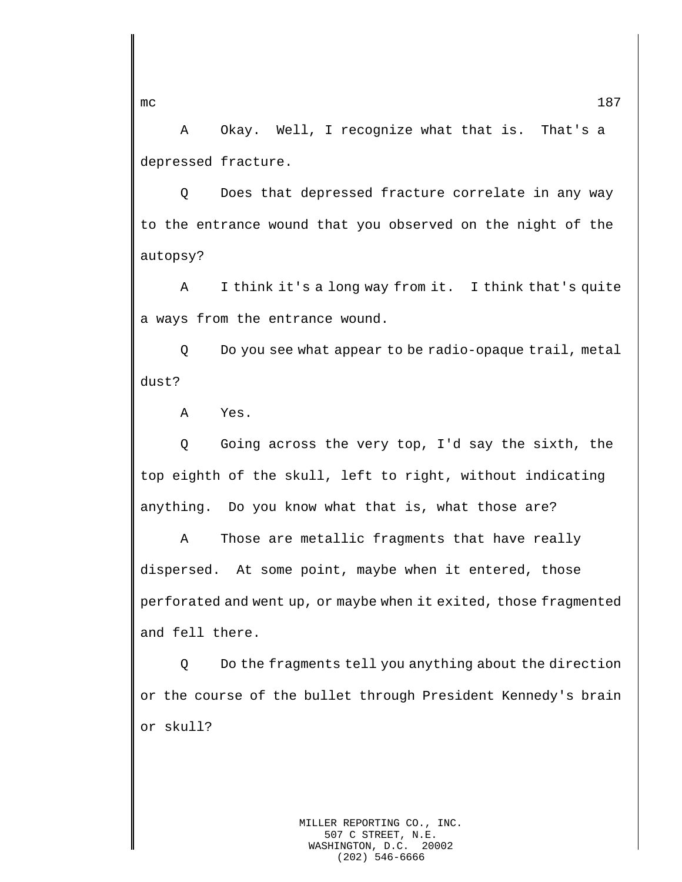A Okay. Well, I recognize what that is. That's a depressed fracture.

Q Does that depressed fracture correlate in any way to the entrance wound that you observed on the night of the autopsy?

A I think it's a long way from it. I think that's quite a ways from the entrance wound.

Q Do you see what appear to be radio-opaque trail, metal dust?

A Yes.

Q Going across the very top, I'd say the sixth, the top eighth of the skull, left to right, without indicating anything. Do you know what that is, what those are?

A Those are metallic fragments that have really dispersed. At some point, maybe when it entered, those perforated and went up, or maybe when it exited, those fragmented and fell there.

Q Do the fragments tell you anything about the direction or the course of the bullet through President Kennedy's brain or skull?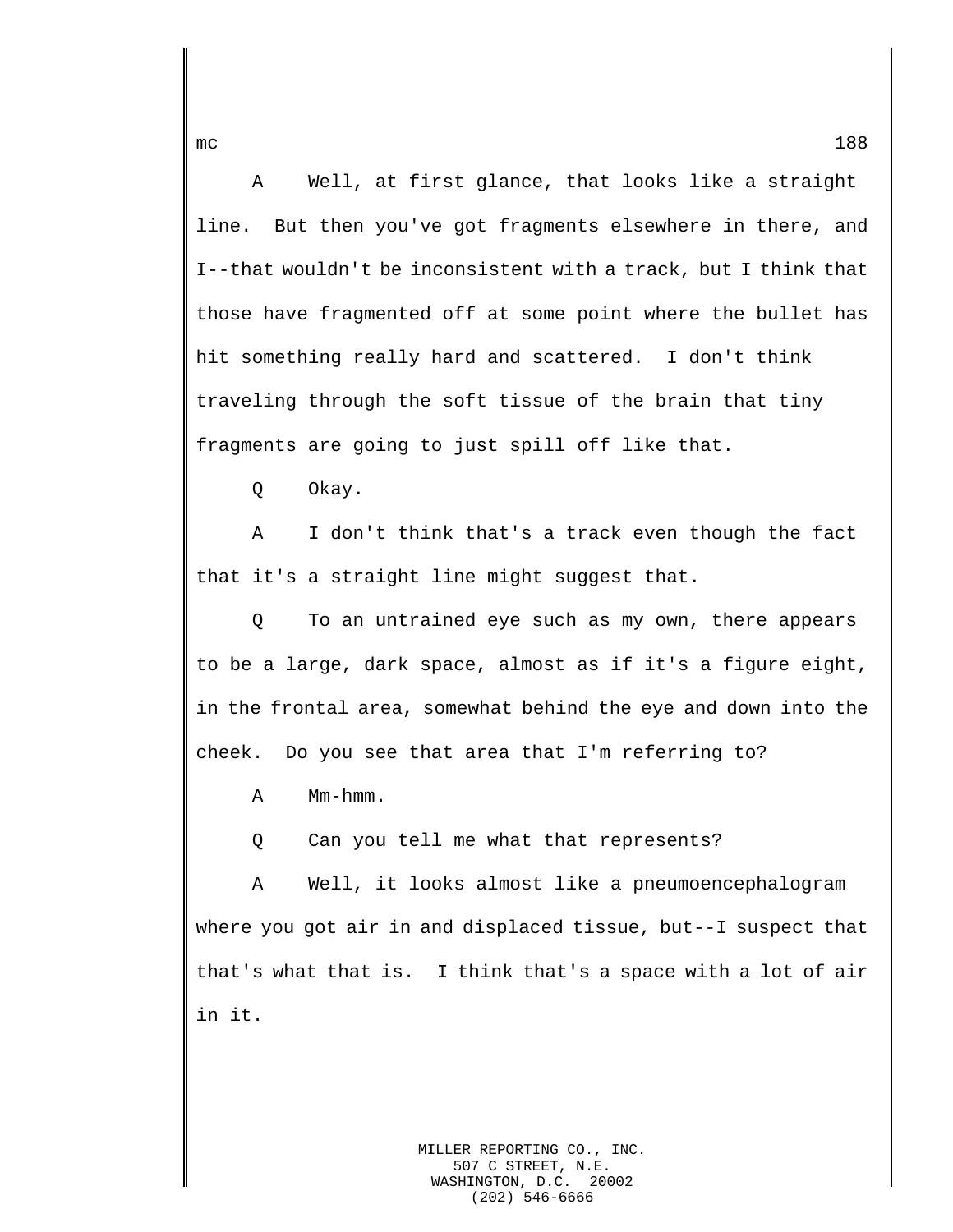A Well, at first glance, that looks like a straight line. But then you've got fragments elsewhere in there, and I--that wouldn't be inconsistent with a track, but I think that those have fragmented off at some point where the bullet has hit something really hard and scattered. I don't think traveling through the soft tissue of the brain that tiny fragments are going to just spill off like that.

Q Okay.

A I don't think that's a track even though the fact that it's a straight line might suggest that.

Q To an untrained eye such as my own, there appears to be a large, dark space, almost as if it's a figure eight, in the frontal area, somewhat behind the eye and down into the cheek. Do you see that area that I'm referring to?

A Mm-hmm.

Q Can you tell me what that represents?

A Well, it looks almost like a pneumoencephalogram where you got air in and displaced tissue, but--I suspect that that's what that is. I think that's a space with a lot of air in it.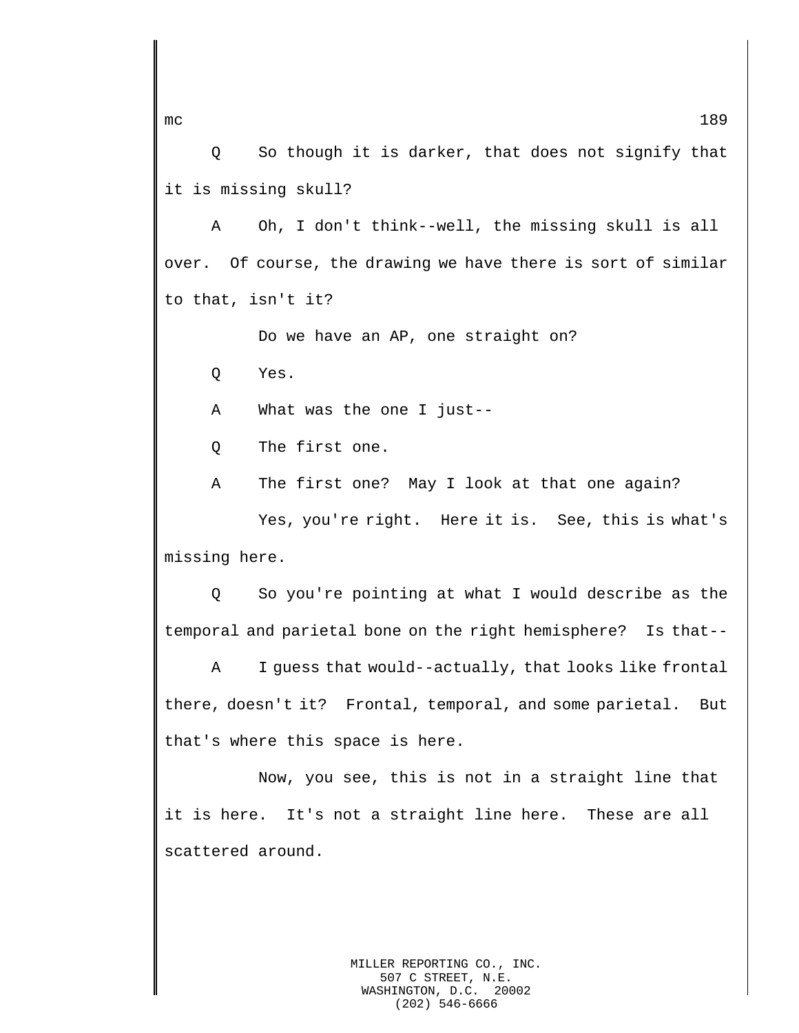Q So though it is darker, that does not signify that it is missing skull?

A Oh, I don't think--well, the missing skull is all over. Of course, the drawing we have there is sort of similar to that, isn't it?

Do we have an AP, one straight on?

Q Yes.

A What was the one I just--

Q The first one.

A The first one? May I look at that one again?

Yes, you're right. Here it is. See, this is what's missing here.

Q So you're pointing at what I would describe as the temporal and parietal bone on the right hemisphere? Is that--

A I guess that would--actually, that looks like frontal there, doesn't it? Frontal, temporal, and some parietal. But that's where this space is here.

Now, you see, this is not in a straight line that it is here. It's not a straight line here. These are all scattered around.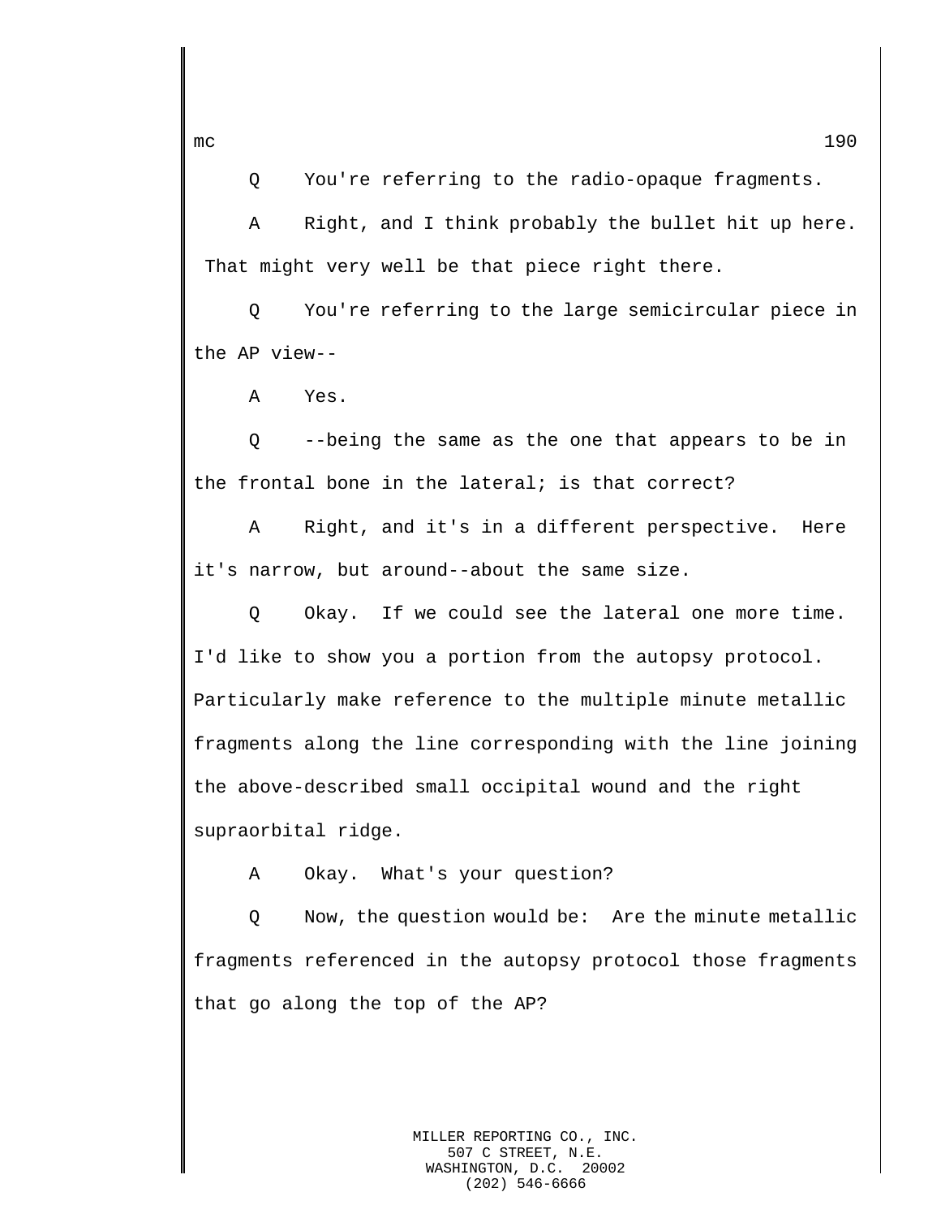Q You're referring to the radio-opaque fragments.

A Right, and I think probably the bullet hit up here. That might very well be that piece right there.

Q You're referring to the large semicircular piece in the AP view--

A Yes.

Q --being the same as the one that appears to be in the frontal bone in the lateral; is that correct?

A Right, and it's in a different perspective. Here it's narrow, but around--about the same size.

Q Okay. If we could see the lateral one more time. I'd like to show you a portion from the autopsy protocol. Particularly make reference to the multiple minute metallic fragments along the line corresponding with the line joining the above-described small occipital wound and the right supraorbital ridge.

A Okay. What's your question?

Q Now, the question would be: Are the minute metallic fragments referenced in the autopsy protocol those fragments that go along the top of the AP?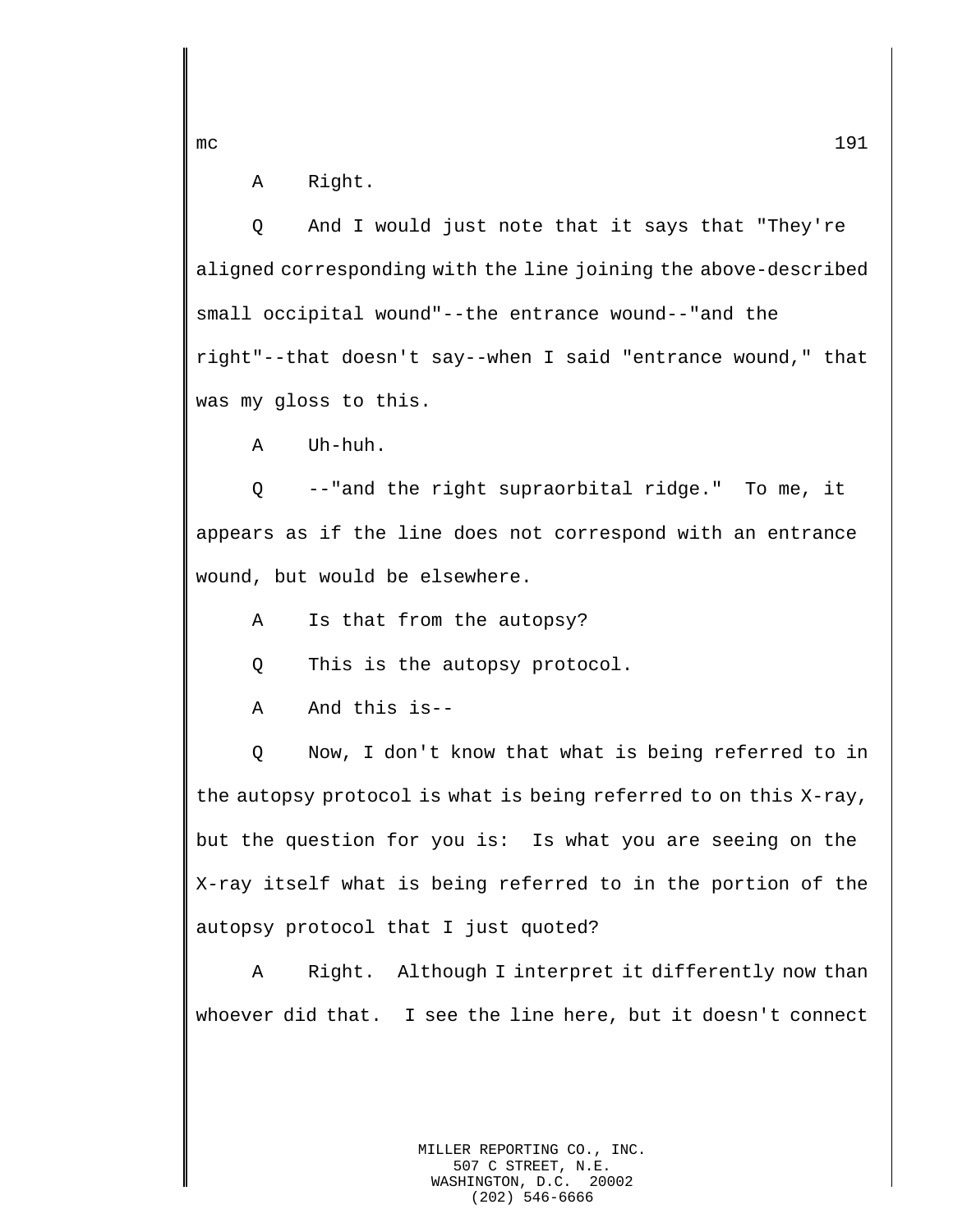A Right.

Q And I would just note that it says that "They're aligned corresponding with the line joining the above-described small occipital wound"--the entrance wound--"and the right"--that doesn't say--when I said "entrance wound," that was my gloss to this.

A Uh-huh.

Q --"and the right supraorbital ridge." To me, it appears as if the line does not correspond with an entrance wound, but would be elsewhere.

A Is that from the autopsy?

Q This is the autopsy protocol.

A And this is--

Q Now, I don't know that what is being referred to in the autopsy protocol is what is being referred to on this X-ray, but the question for you is: Is what you are seeing on the X-ray itself what is being referred to in the portion of the autopsy protocol that I just quoted?

A Right. Although I interpret it differently now than whoever did that. I see the line here, but it doesn't connect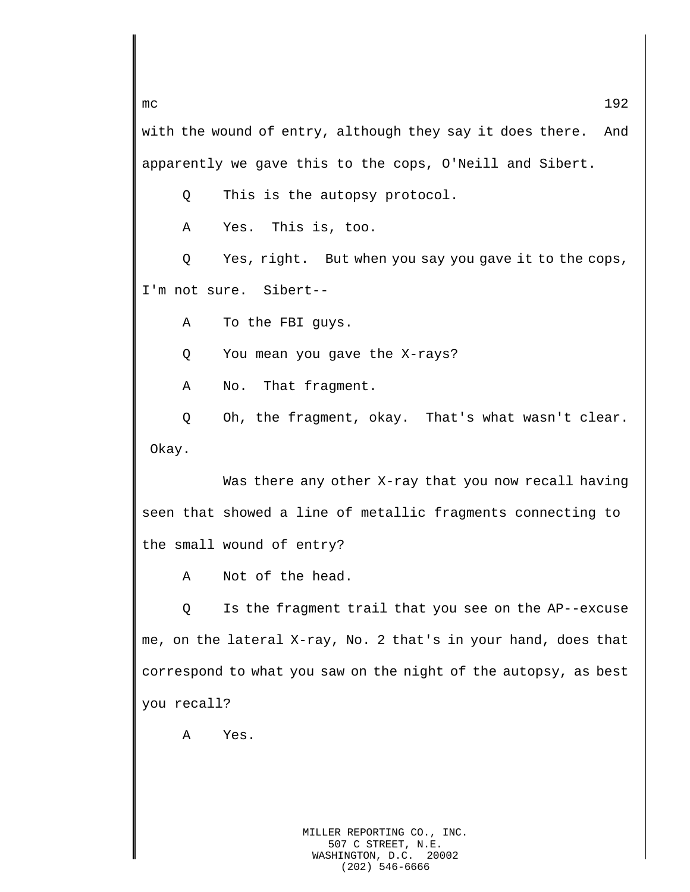with the wound of entry, although they say it does there. And apparently we gave this to the cops, O'Neill and Sibert.

Q This is the autopsy protocol.

A Yes. This is, too.

Q Yes, right. But when you say you gave it to the cops, I'm not sure. Sibert--

A To the FBI guys.

Q You mean you gave the X-rays?

A No. That fragment.

Q Oh, the fragment, okay. That's what wasn't clear. Okay.

Was there any other X-ray that you now recall having seen that showed a line of metallic fragments connecting to the small wound of entry?

A Not of the head.

Q Is the fragment trail that you see on the AP--excuse me, on the lateral X-ray, No. 2 that's in your hand, does that correspond to what you saw on the night of the autopsy, as best you recall?

A Yes.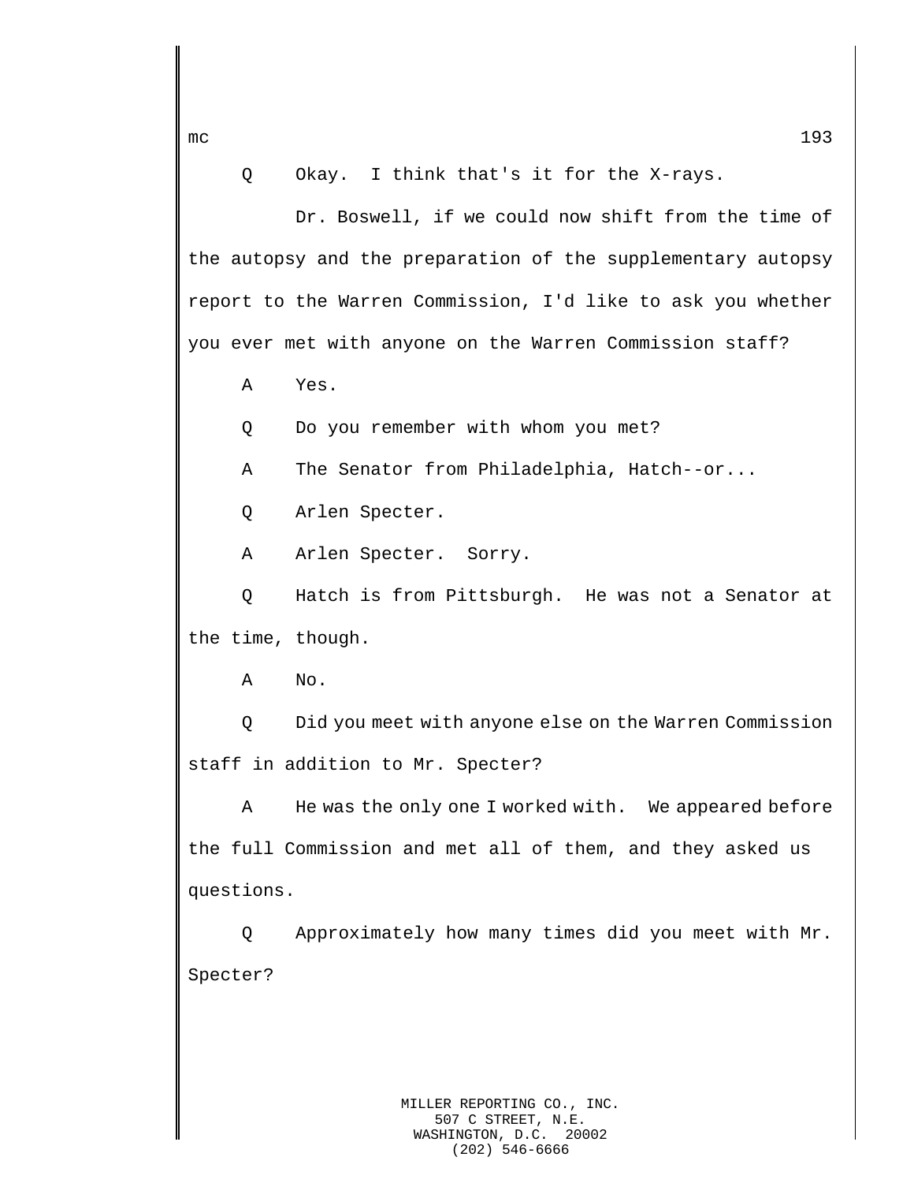Q Okay. I think that's it for the X-rays.

Dr. Boswell, if we could now shift from the time of the autopsy and the preparation of the supplementary autopsy report to the Warren Commission, I'd like to ask you whether you ever met with anyone on the Warren Commission staff?

A Yes.

Q Do you remember with whom you met?

A The Senator from Philadelphia, Hatch--or...

Q Arlen Specter.

A Arlen Specter. Sorry.

Q Hatch is from Pittsburgh. He was not a Senator at the time, though.

A No.

Q Did you meet with anyone else on the Warren Commission staff in addition to Mr. Specter?

A He was the only one I worked with. We appeared before the full Commission and met all of them, and they asked us questions.

Q Approximately how many times did you meet with Mr. Specter?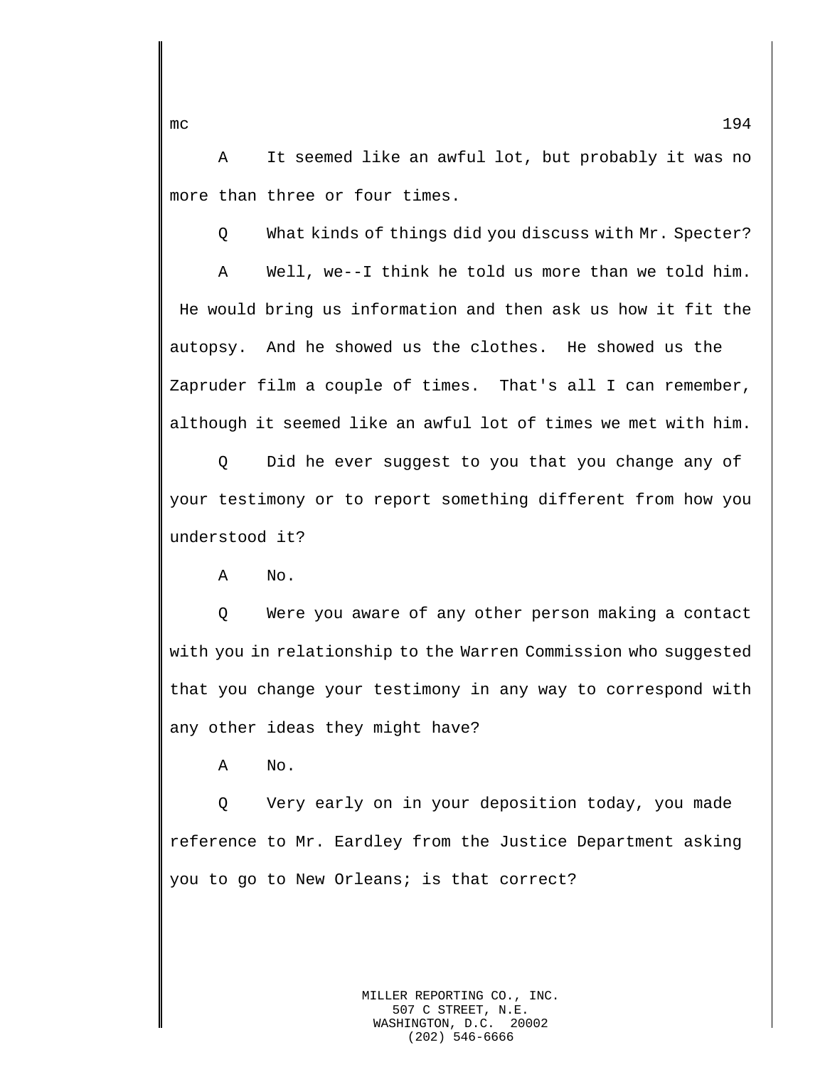A It seemed like an awful lot, but probably it was no more than three or four times.

Q What kinds of things did you discuss with Mr. Specter?

A Well, we--I think he told us more than we told him. He would bring us information and then ask us how it fit the autopsy. And he showed us the clothes. He showed us the Zapruder film a couple of times. That's all I can remember, although it seemed like an awful lot of times we met with him.

Q Did he ever suggest to you that you change any of your testimony or to report something different from how you understood it?

A No.

Q Were you aware of any other person making a contact with you in relationship to the Warren Commission who suggested that you change your testimony in any way to correspond with any other ideas they might have?

A No.

Q Very early on in your deposition today, you made reference to Mr. Eardley from the Justice Department asking you to go to New Orleans; is that correct?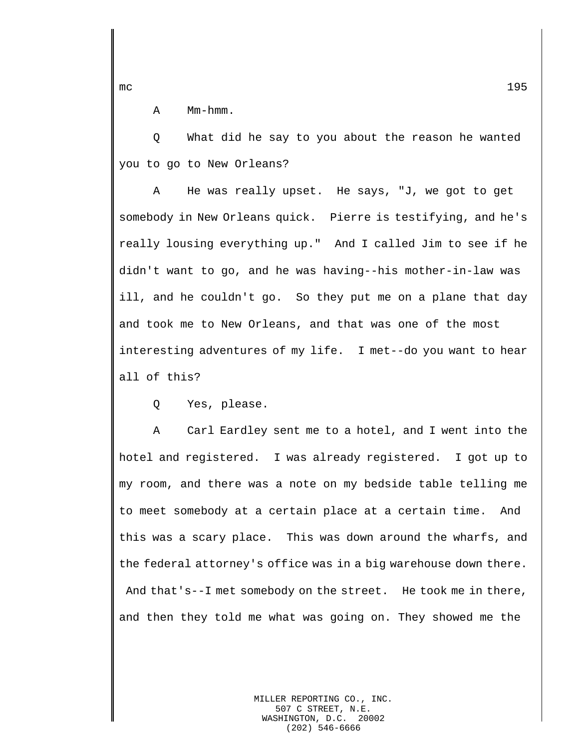A Mm-hmm.

Q What did he say to you about the reason he wanted you to go to New Orleans?

A He was really upset. He says, "J, we got to get somebody in New Orleans quick. Pierre is testifying, and he's really lousing everything up." And I called Jim to see if he didn't want to go, and he was having--his mother-in-law was ill, and he couldn't go. So they put me on a plane that day and took me to New Orleans, and that was one of the most interesting adventures of my life. I met--do you want to hear all of this?

Q Yes, please.

A Carl Eardley sent me to a hotel, and I went into the hotel and registered. I was already registered. I got up to my room, and there was a note on my bedside table telling me to meet somebody at a certain place at a certain time. And this was a scary place. This was down around the wharfs, and the federal attorney's office was in a big warehouse down there. And that's--I met somebody on the street. He took me in there, and then they told me what was going on. They showed me the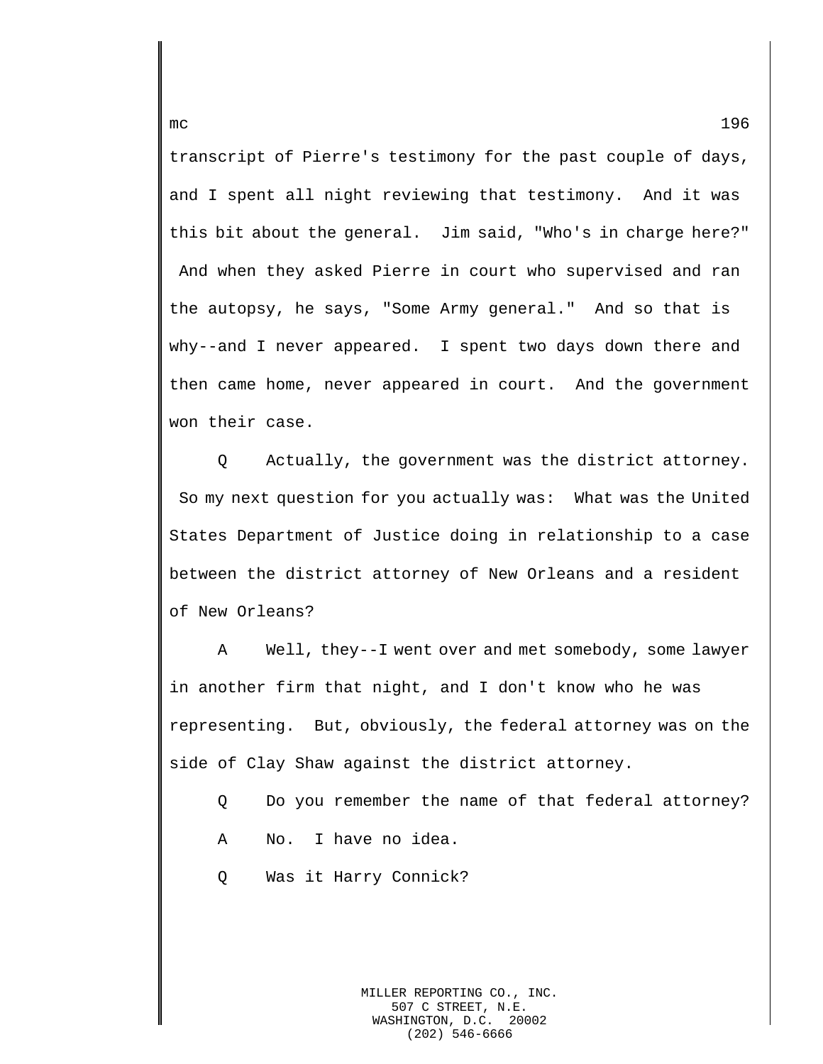transcript of Pierre's testimony for the past couple of days, and I spent all night reviewing that testimony. And it was this bit about the general. Jim said, "Who's in charge here?" And when they asked Pierre in court who supervised and ran the autopsy, he says, "Some Army general." And so that is why--and I never appeared. I spent two days down there and then came home, never appeared in court. And the government won their case.

Q Actually, the government was the district attorney. So my next question for you actually was: What was the United States Department of Justice doing in relationship to a case between the district attorney of New Orleans and a resident of New Orleans?

A Well, they--I went over and met somebody, some lawyer in another firm that night, and I don't know who he was representing. But, obviously, the federal attorney was on the side of Clay Shaw against the district attorney.

Q Do you remember the name of that federal attorney?

A No. I have no idea.

Q Was it Harry Connick?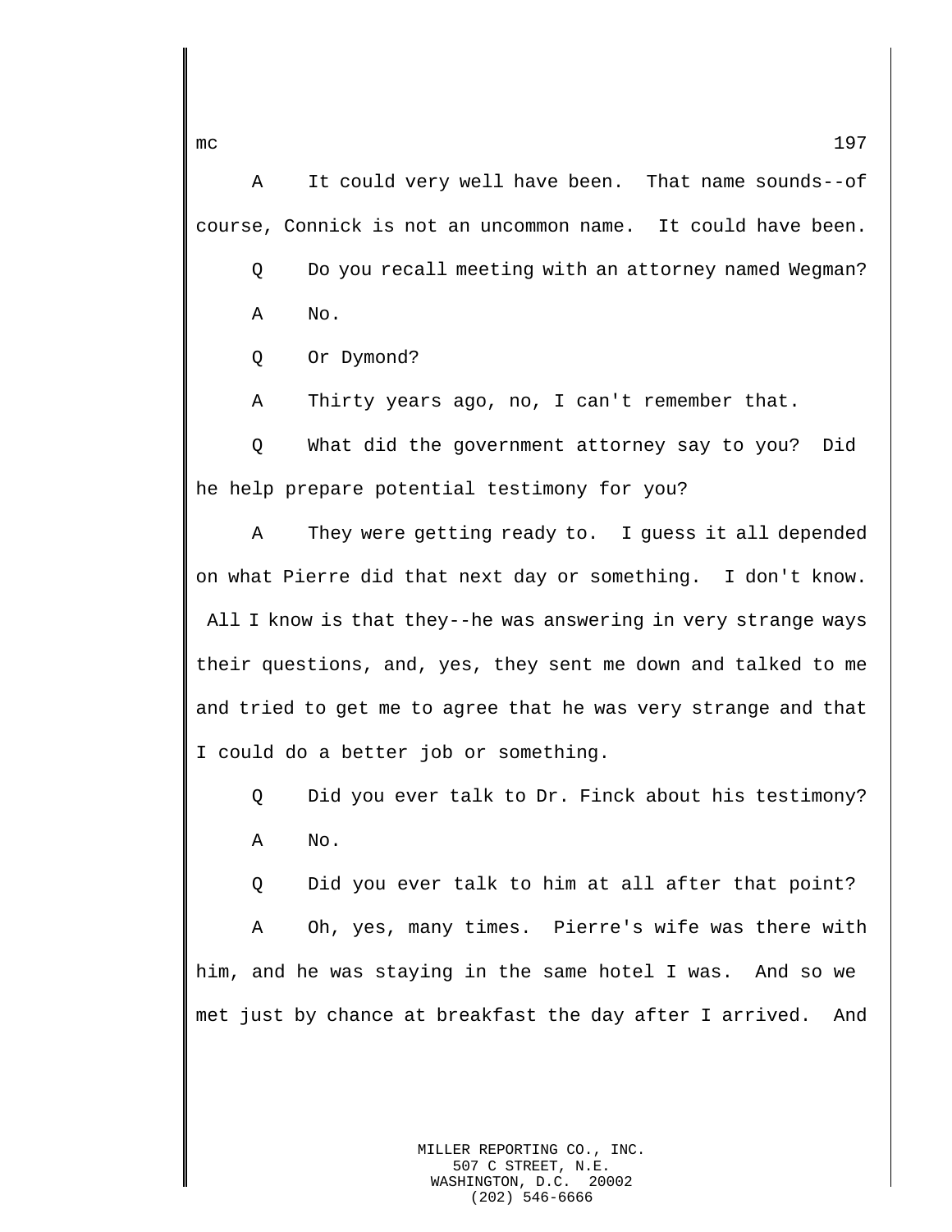A It could very well have been. That name sounds--of course, Connick is not an uncommon name. It could have been.

Q Do you recall meeting with an attorney named Wegman?

A No.

Q Or Dymond?

A Thirty years ago, no, I can't remember that.

Q What did the government attorney say to you? Did he help prepare potential testimony for you?

A They were getting ready to. I guess it all depended on what Pierre did that next day or something. I don't know. All I know is that they--he was answering in very strange ways their questions, and, yes, they sent me down and talked to me and tried to get me to agree that he was very strange and that I could do a better job or something.

Q Did you ever talk to Dr. Finck about his testimony?

A No.

Q Did you ever talk to him at all after that point?

A Oh, yes, many times. Pierre's wife was there with him, and he was staying in the same hotel I was. And so we met just by chance at breakfast the day after I arrived. And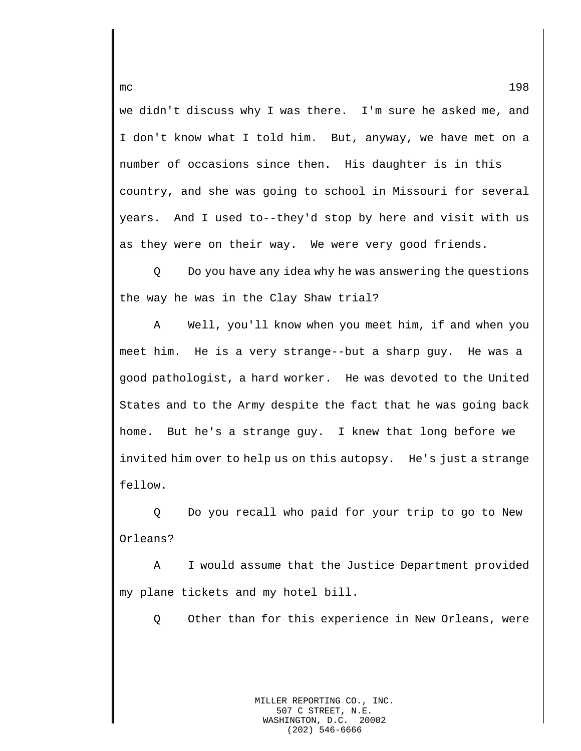we didn't discuss why I was there. I'm sure he asked me, and I don't know what I told him. But, anyway, we have met on a number of occasions since then. His daughter is in this country, and she was going to school in Missouri for several years. And I used to--they'd stop by here and visit with us as they were on their way. We were very good friends.

Q Do you have any idea why he was answering the questions the way he was in the Clay Shaw trial?

A Well, you'll know when you meet him, if and when you meet him. He is a very strange--but a sharp guy. He was a good pathologist, a hard worker. He was devoted to the United States and to the Army despite the fact that he was going back home. But he's a strange guy. I knew that long before we invited him over to help us on this autopsy. He's just a strange fellow.

Q Do you recall who paid for your trip to go to New Orleans?

A I would assume that the Justice Department provided my plane tickets and my hotel bill.

Q Other than for this experience in New Orleans, were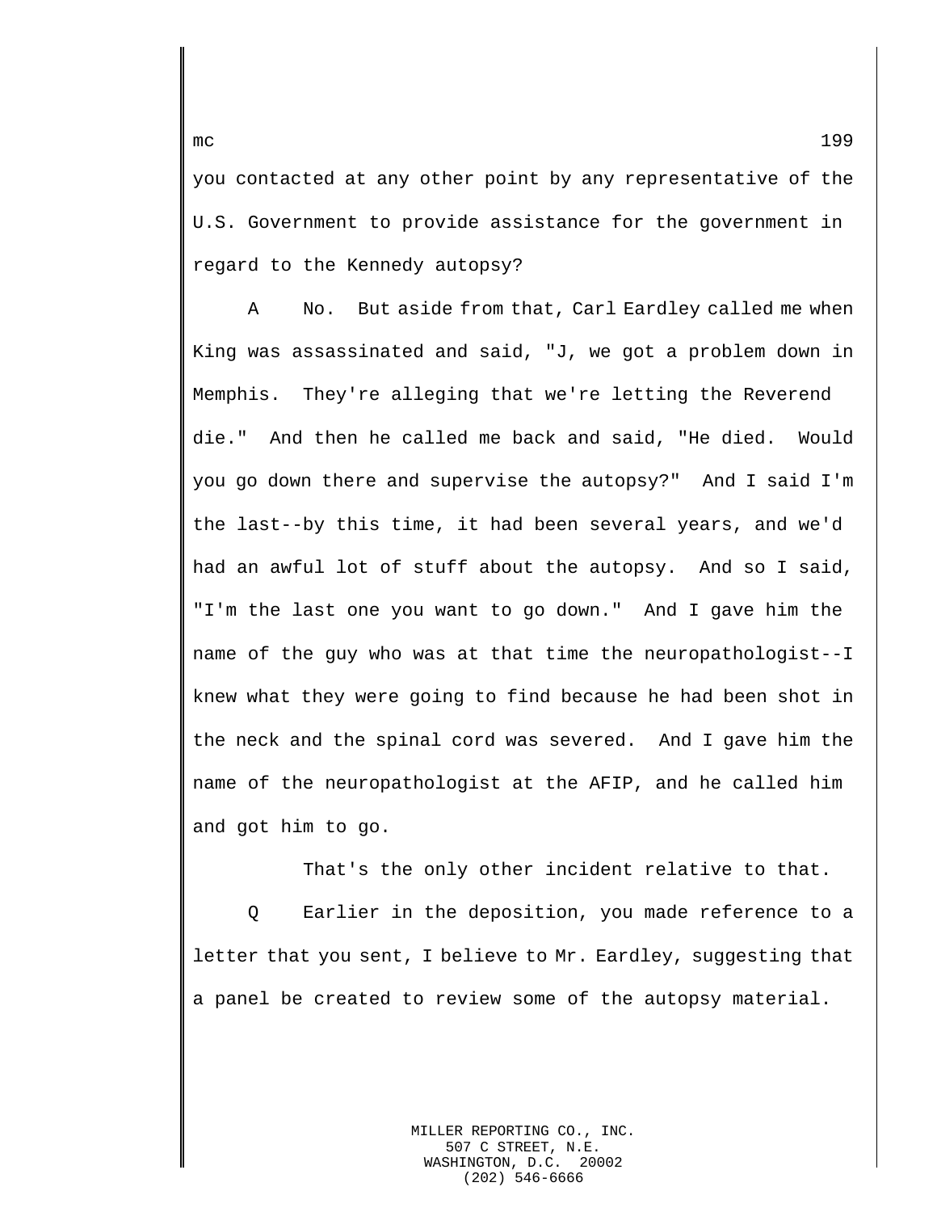you contacted at any other point by any representative of the U.S. Government to provide assistance for the government in regard to the Kennedy autopsy?

A No. But aside from that, Carl Eardley called me when King was assassinated and said, "J, we got a problem down in Memphis. They're alleging that we're letting the Reverend die." And then he called me back and said, "He died. Would you go down there and supervise the autopsy?" And I said I'm the last--by this time, it had been several years, and we'd had an awful lot of stuff about the autopsy. And so I said, "I'm the last one you want to go down." And I gave him the name of the guy who was at that time the neuropathologist--I knew what they were going to find because he had been shot in the neck and the spinal cord was severed. And I gave him the name of the neuropathologist at the AFIP, and he called him and got him to go.

That's the only other incident relative to that.

Q Earlier in the deposition, you made reference to a letter that you sent, I believe to Mr. Eardley, suggesting that a panel be created to review some of the autopsy material.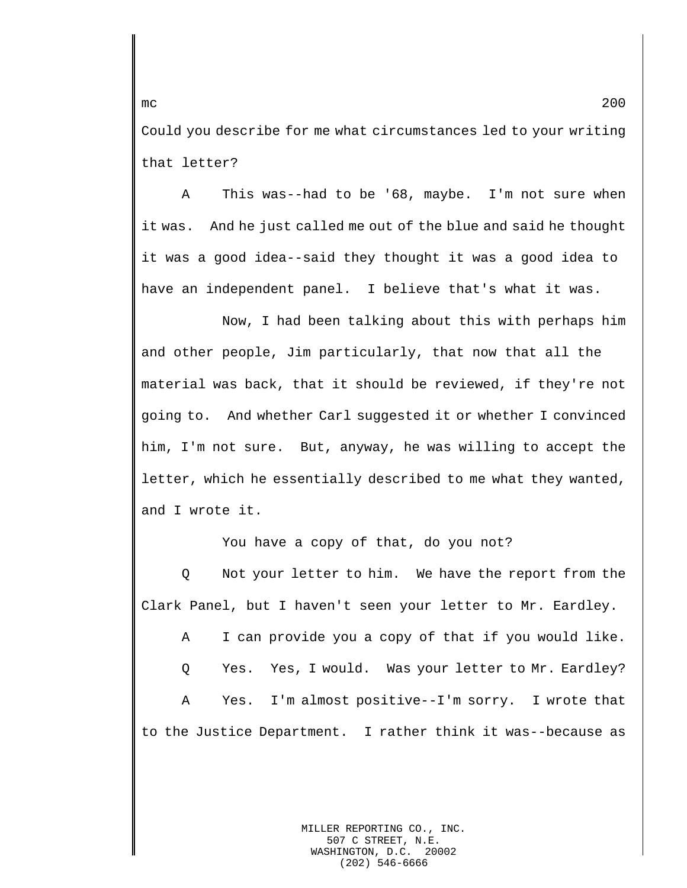Could you describe for me what circumstances led to your writing that letter?

A This was--had to be '68, maybe. I'm not sure when it was. And he just called me out of the blue and said he thought it was a good idea--said they thought it was a good idea to have an independent panel. I believe that's what it was.

Now, I had been talking about this with perhaps him and other people, Jim particularly, that now that all the material was back, that it should be reviewed, if they're not going to. And whether Carl suggested it or whether I convinced him, I'm not sure. But, anyway, he was willing to accept the letter, which he essentially described to me what they wanted, and I wrote it.

You have a copy of that, do you not?

Q Not your letter to him. We have the report from the Clark Panel, but I haven't seen your letter to Mr. Eardley.

A I can provide you a copy of that if you would like.

Q Yes. Yes, I would. Was your letter to Mr. Eardley?

A Yes. I'm almost positive--I'm sorry. I wrote that to the Justice Department. I rather think it was--because as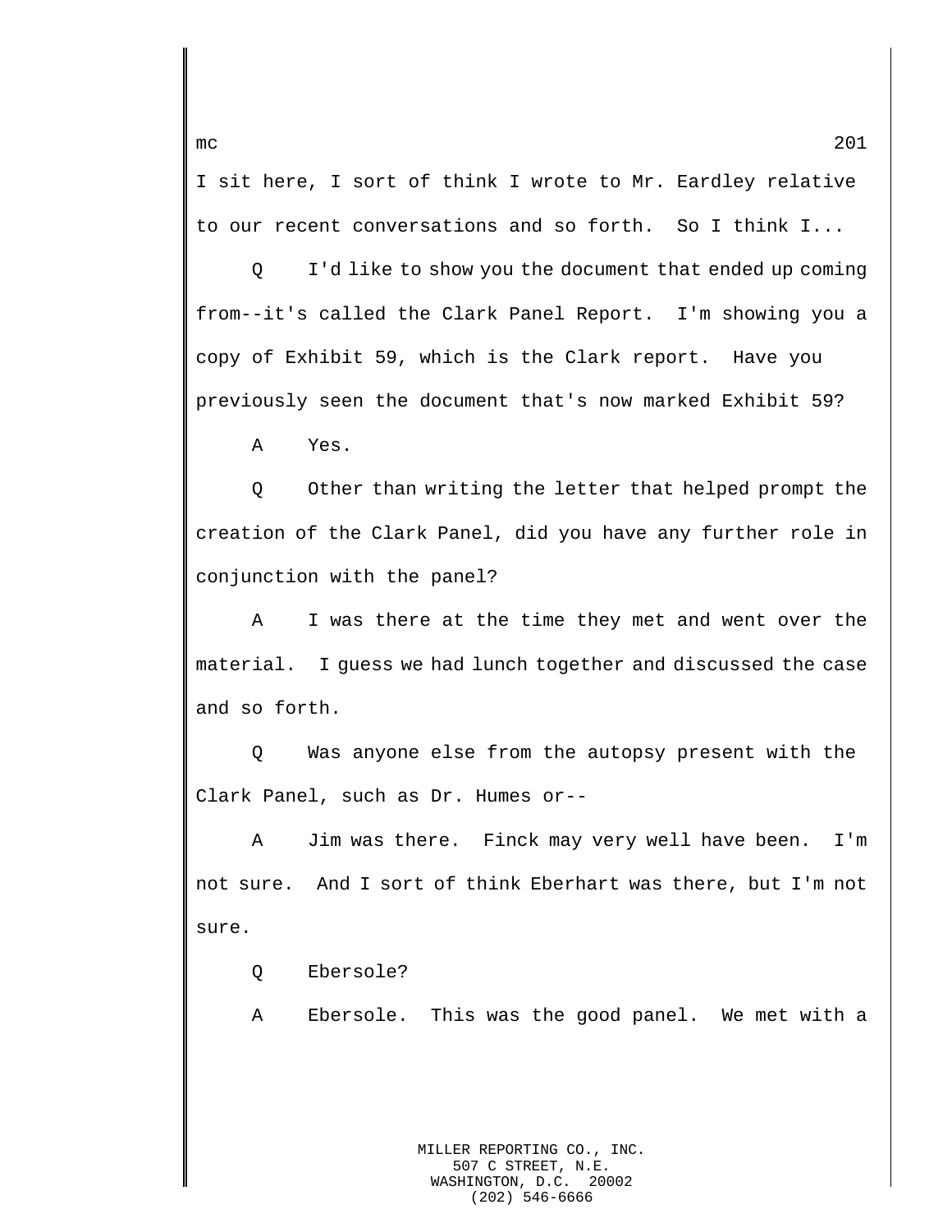I sit here, I sort of think I wrote to Mr. Eardley relative to our recent conversations and so forth. So I think I...

Q I'd like to show you the document that ended up coming from--it's called the Clark Panel Report. I'm showing you a copy of Exhibit 59, which is the Clark report. Have you previously seen the document that's now marked Exhibit 59?

A Yes.

Q Other than writing the letter that helped prompt the creation of the Clark Panel, did you have any further role in conjunction with the panel?

A I was there at the time they met and went over the material. I guess we had lunch together and discussed the case and so forth.

Q Was anyone else from the autopsy present with the Clark Panel, such as Dr. Humes or--

A Jim was there. Finck may very well have been. I'm not sure. And I sort of think Eberhart was there, but I'm not sure.

Q Ebersole?

A Ebersole. This was the good panel. We met with a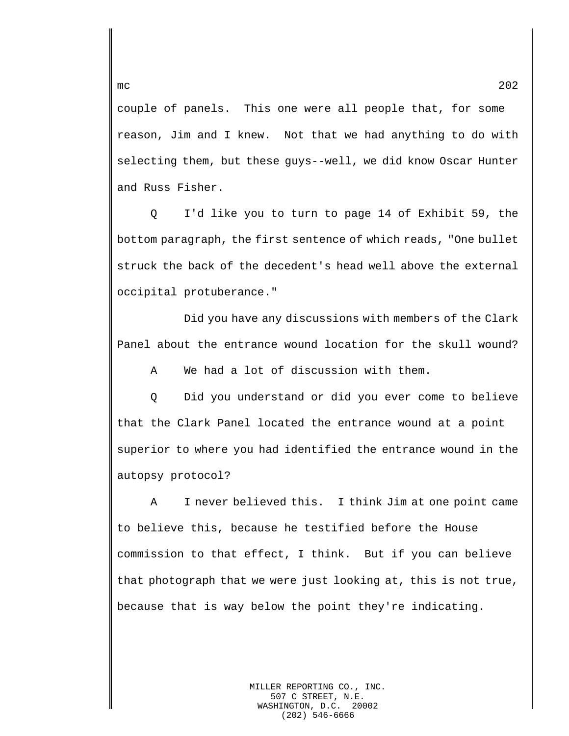couple of panels.  This one were all people that, for some reason, Jim and I knew.  Not that we had anything to do with selecting them, but these guys--well, we did know Oscar Hunter and Russ Fisher.

Q     I'd like you to turn to page 14 of Exhibit 59, the bottom paragraph, the first sentence of which reads, "One bullet struck the back of the decedent's head well above the external occipital protuberance."

Did you have any discussions with members of the Clark Panel about the entrance wound location for the skull wound?

A     We had a lot of discussion with them.

Q     Did you understand or did you ever come to believe that the Clark Panel located the entrance wound at a point superior to where you had identified the entrance wound in the autopsy protocol?

A     I never believed this.  I think Jim at one point came to believe this, because he testified before the House commission to that effect, I think.  But if you can believe that photograph that we were just looking at, this is not true, because that is way below the point they're indicating.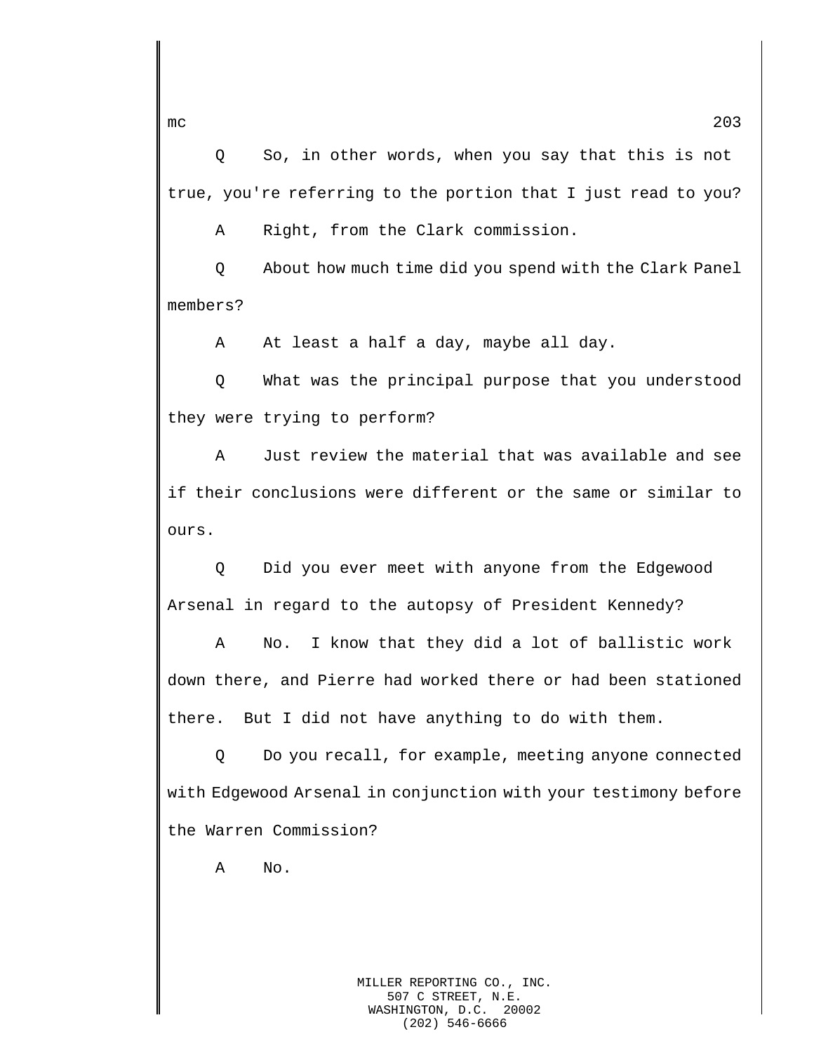Q So, in other words, when you say that this is not true, you're referring to the portion that I just read to you?

A Right, from the Clark commission.

Q About how much time did you spend with the Clark Panel members?

A At least a half a day, maybe all day.

Q What was the principal purpose that you understood they were trying to perform?

A Just review the material that was available and see if their conclusions were different or the same or similar to ours.

Q Did you ever meet with anyone from the Edgewood Arsenal in regard to the autopsy of President Kennedy?

A No. I know that they did a lot of ballistic work down there, and Pierre had worked there or had been stationed there. But I did not have anything to do with them.

Q Do you recall, for example, meeting anyone connected with Edgewood Arsenal in conjunction with your testimony before the Warren Commission?

A No.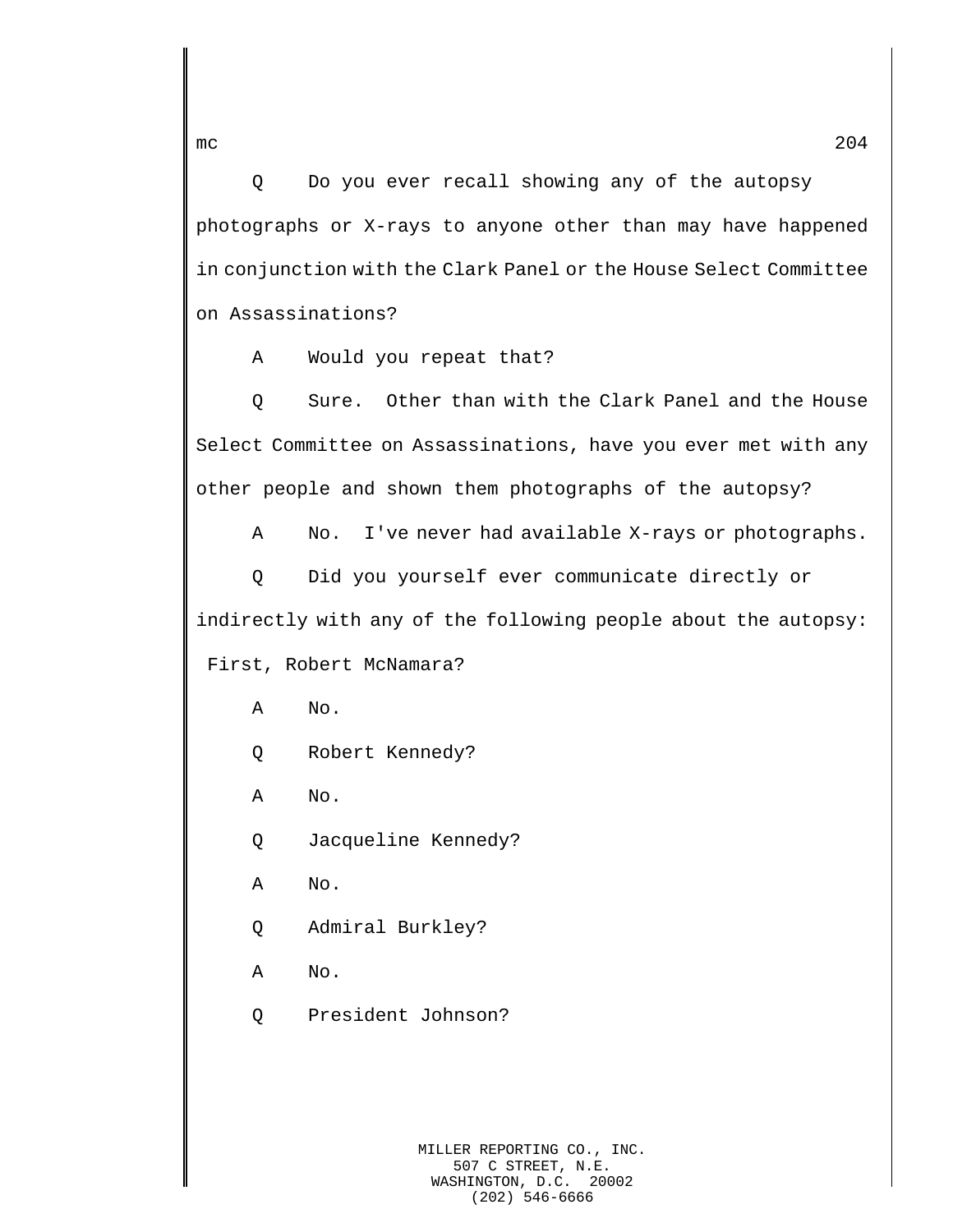Q Do you ever recall showing any of the autopsy photographs or X-rays to anyone other than may have happened in conjunction with the Clark Panel or the House Select Committee on Assassinations?

A Would you repeat that?

Q Sure. Other than with the Clark Panel and the House Select Committee on Assassinations, have you ever met with any other people and shown them photographs of the autopsy?

A No. I've never had available X-rays or photographs.

Q Did you yourself ever communicate directly or indirectly with any of the following people about the autopsy: First, Robert McNamara?

A No.

Q Robert Kennedy?

A No.

Q Jacqueline Kennedy?

A No.

Q Admiral Burkley?

A No.

Q President Johnson?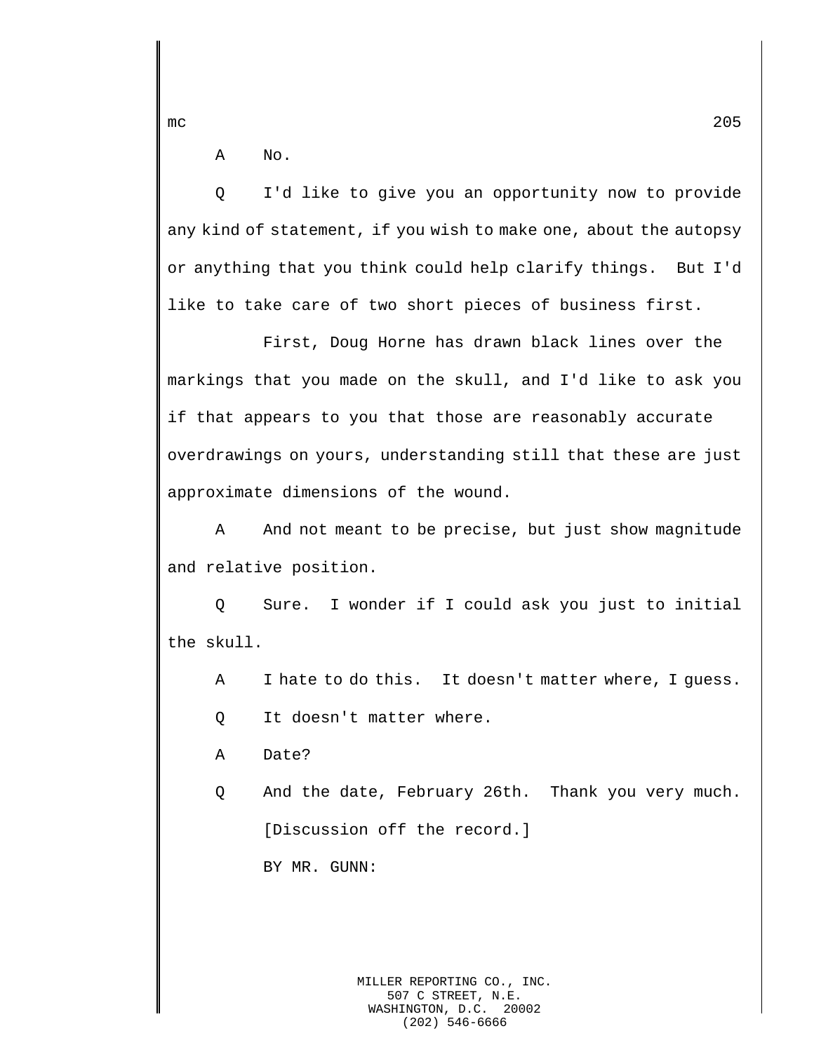A No.

Q I'd like to give you an opportunity now to provide any kind of statement, if you wish to make one, about the autopsy or anything that you think could help clarify things. But I'd like to take care of two short pieces of business first.

First, Doug Horne has drawn black lines over the markings that you made on the skull, and I'd like to ask you if that appears to you that those are reasonably accurate overdrawings on yours, understanding still that these are just approximate dimensions of the wound.

A And not meant to be precise, but just show magnitude and relative position.

Q Sure. I wonder if I could ask you just to initial the skull.

A I hate to do this. It doesn't matter where, I guess.

Q It doesn't matter where.

A Date?

Q And the date, February 26th. Thank you very much.

[Discussion off the record.]

BY MR. GUNN: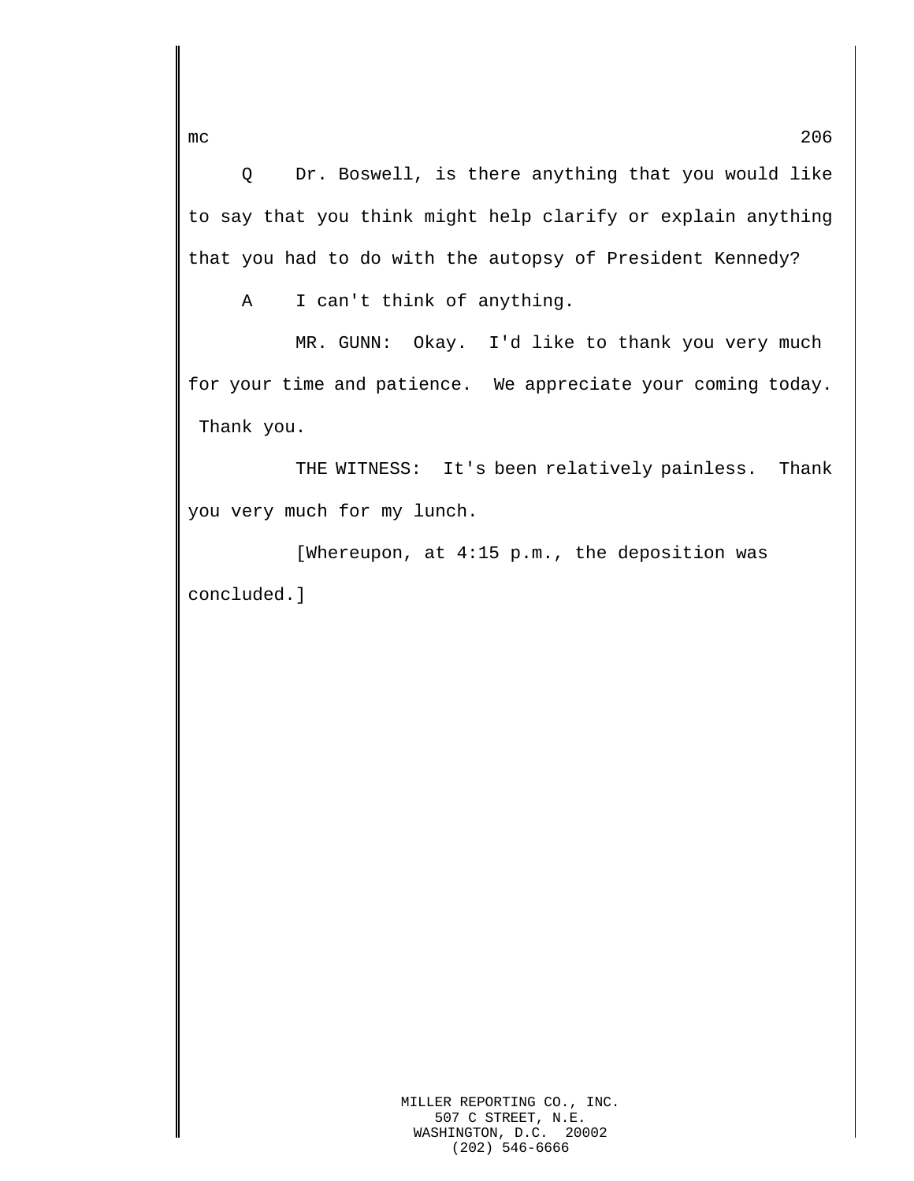Q Dr. Boswell, is there anything that you would like to say that you think might help clarify or explain anything that you had to do with the autopsy of President Kennedy?

A I can't think of anything.

MR. GUNN: Okay. I'd like to thank you very much for your time and patience. We appreciate your coming today. Thank you.

THE WITNESS: It's been relatively painless. Thank you very much for my lunch.

[Whereupon, at 4:15 p.m., the deposition was concluded.]